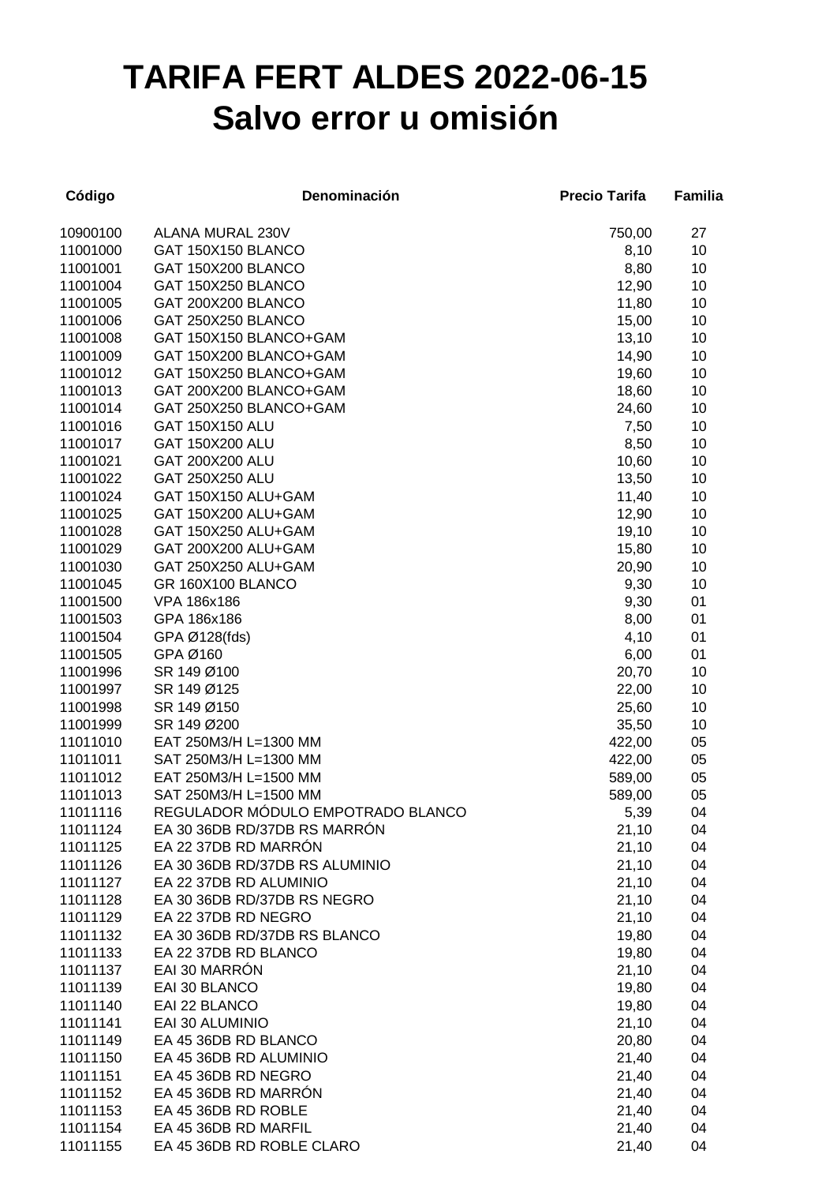# TARIFA FERT ALDES 2022-06-15
# Salvo error u omisión

| Código | Denominación | Precio Tarifa | Familia |
|---|---|---|---|
| 10900100 | ALANA MURAL 230V | 750,00 | 27 |
| 11001000 | GAT 150X150 BLANCO | 8,10 | 10 |
| 11001001 | GAT 150X200 BLANCO | 8,80 | 10 |
| 11001004 | GAT 150X250 BLANCO | 12,90 | 10 |
| 11001005 | GAT 200X200 BLANCO | 11,80 | 10 |
| 11001006 | GAT 250X250 BLANCO | 15,00 | 10 |
| 11001008 | GAT 150X150 BLANCO+GAM | 13,10 | 10 |
| 11001009 | GAT 150X200 BLANCO+GAM | 14,90 | 10 |
| 11001012 | GAT 150X250 BLANCO+GAM | 19,60 | 10 |
| 11001013 | GAT 200X200 BLANCO+GAM | 18,60 | 10 |
| 11001014 | GAT 250X250 BLANCO+GAM | 24,60 | 10 |
| 11001016 | GAT 150X150 ALU | 7,50 | 10 |
| 11001017 | GAT 150X200 ALU | 8,50 | 10 |
| 11001021 | GAT 200X200 ALU | 10,60 | 10 |
| 11001022 | GAT 250X250 ALU | 13,50 | 10 |
| 11001024 | GAT 150X150 ALU+GAM | 11,40 | 10 |
| 11001025 | GAT 150X200 ALU+GAM | 12,90 | 10 |
| 11001028 | GAT 150X250 ALU+GAM | 19,10 | 10 |
| 11001029 | GAT 200X200 ALU+GAM | 15,80 | 10 |
| 11001030 | GAT 250X250 ALU+GAM | 20,90 | 10 |
| 11001045 | GR 160X100 BLANCO | 9,30 | 10 |
| 11001500 | VPA 186x186 | 9,30 | 01 |
| 11001503 | GPA 186x186 | 8,00 | 01 |
| 11001504 | GPA Ø128(fds) | 4,10 | 01 |
| 11001505 | GPA Ø160 | 6,00 | 01 |
| 11001996 | SR 149 Ø100 | 20,70 | 10 |
| 11001997 | SR 149 Ø125 | 22,00 | 10 |
| 11001998 | SR 149 Ø150 | 25,60 | 10 |
| 11001999 | SR 149 Ø200 | 35,50 | 10 |
| 11011010 | EAT 250M3/H L=1300 MM | 422,00 | 05 |
| 11011011 | SAT 250M3/H L=1300 MM | 422,00 | 05 |
| 11011012 | EAT 250M3/H L=1500 MM | 589,00 | 05 |
| 11011013 | SAT 250M3/H L=1500 MM | 589,00 | 05 |
| 11011116 | REGULADOR MÓDULO EMPOTRADO BLANCO | 5,39 | 04 |
| 11011124 | EA 30 36DB RD/37DB RS MARRÓN | 21,10 | 04 |
| 11011125 | EA 22 37DB RD MARRÓN | 21,10 | 04 |
| 11011126 | EA 30 36DB RD/37DB RS ALUMINIO | 21,10 | 04 |
| 11011127 | EA 22 37DB RD ALUMINIO | 21,10 | 04 |
| 11011128 | EA 30 36DB RD/37DB RS NEGRO | 21,10 | 04 |
| 11011129 | EA 22 37DB RD NEGRO | 21,10 | 04 |
| 11011132 | EA 30 36DB RD/37DB RS BLANCO | 19,80 | 04 |
| 11011133 | EA 22 37DB RD BLANCO | 19,80 | 04 |
| 11011137 | EAI 30 MARRÓN | 21,10 | 04 |
| 11011139 | EAI 30 BLANCO | 19,80 | 04 |
| 11011140 | EAI 22 BLANCO | 19,80 | 04 |
| 11011141 | EAI 30 ALUMINIO | 21,10 | 04 |
| 11011149 | EA 45 36DB RD BLANCO | 20,80 | 04 |
| 11011150 | EA 45 36DB RD ALUMINIO | 21,40 | 04 |
| 11011151 | EA 45 36DB RD NEGRO | 21,40 | 04 |
| 11011152 | EA 45 36DB RD MARRÓN | 21,40 | 04 |
| 11011153 | EA 45 36DB RD ROBLE | 21,40 | 04 |
| 11011154 | EA 45 36DB RD MARFIL | 21,40 | 04 |
| 11011155 | EA 45 36DB RD ROBLE CLARO | 21,40 | 04 |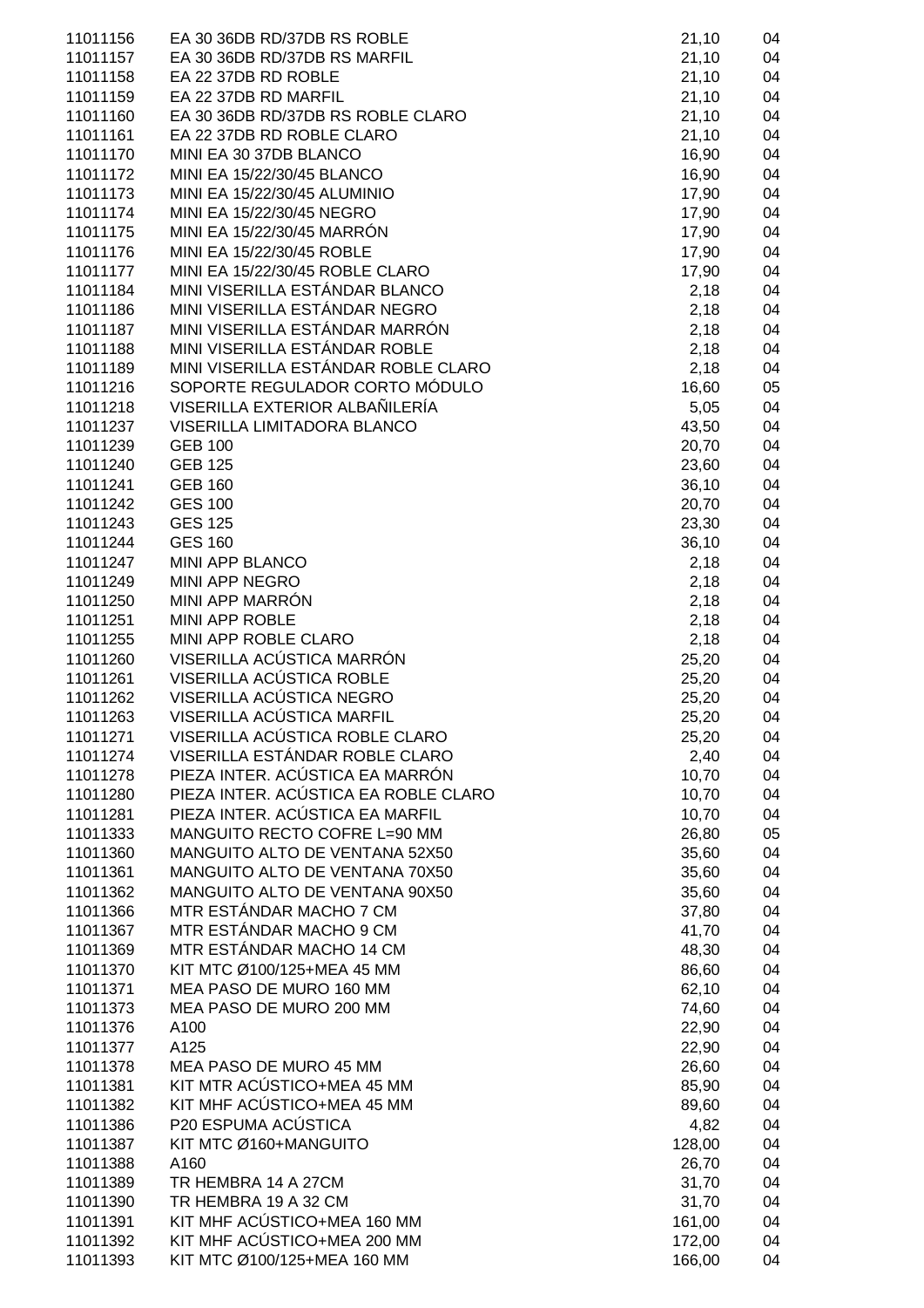| | | | |
|---|---|---|---|
| 11011156 | EA 30 36DB RD/37DB RS ROBLE | 21,10 | 04 |
| 11011157 | EA 30 36DB RD/37DB RS MARFIL | 21,10 | 04 |
| 11011158 | EA 22 37DB RD ROBLE | 21,10 | 04 |
| 11011159 | EA 22 37DB RD MARFIL | 21,10 | 04 |
| 11011160 | EA 30 36DB RD/37DB RS ROBLE CLARO | 21,10 | 04 |
| 11011161 | EA 22 37DB RD ROBLE CLARO | 21,10 | 04 |
| 11011170 | MINI EA 30 37DB BLANCO | 16,90 | 04 |
| 11011172 | MINI EA 15/22/30/45 BLANCO | 16,90 | 04 |
| 11011173 | MINI EA 15/22/30/45 ALUMINIO | 17,90 | 04 |
| 11011174 | MINI EA 15/22/30/45 NEGRO | 17,90 | 04 |
| 11011175 | MINI EA 15/22/30/45 MARRÓN | 17,90 | 04 |
| 11011176 | MINI EA 15/22/30/45 ROBLE | 17,90 | 04 |
| 11011177 | MINI EA 15/22/30/45 ROBLE CLARO | 17,90 | 04 |
| 11011184 | MINI VISERILLA ESTÁNDAR BLANCO | 2,18 | 04 |
| 11011186 | MINI VISERILLA ESTÁNDAR NEGRO | 2,18 | 04 |
| 11011187 | MINI VISERILLA ESTÁNDAR MARRÓN | 2,18 | 04 |
| 11011188 | MINI VISERILLA ESTÁNDAR ROBLE | 2,18 | 04 |
| 11011189 | MINI VISERILLA ESTÁNDAR ROBLE CLARO | 2,18 | 04 |
| 11011216 | SOPORTE REGULADOR CORTO MÓDULO | 16,60 | 05 |
| 11011218 | VISERILLA EXTERIOR ALBAÑILERÍA | 5,05 | 04 |
| 11011237 | VISERILLA LIMITADORA BLANCO | 43,50 | 04 |
| 11011239 | GEB 100 | 20,70 | 04 |
| 11011240 | GEB 125 | 23,60 | 04 |
| 11011241 | GEB 160 | 36,10 | 04 |
| 11011242 | GES 100 | 20,70 | 04 |
| 11011243 | GES 125 | 23,30 | 04 |
| 11011244 | GES 160 | 36,10 | 04 |
| 11011247 | MINI APP BLANCO | 2,18 | 04 |
| 11011249 | MINI APP NEGRO | 2,18 | 04 |
| 11011250 | MINI APP MARRÓN | 2,18 | 04 |
| 11011251 | MINI APP ROBLE | 2,18 | 04 |
| 11011255 | MINI APP ROBLE CLARO | 2,18 | 04 |
| 11011260 | VISERILLA ACÚSTICA MARRÓN | 25,20 | 04 |
| 11011261 | VISERILLA ACÚSTICA ROBLE | 25,20 | 04 |
| 11011262 | VISERILLA ACÚSTICA NEGRO | 25,20 | 04 |
| 11011263 | VISERILLA ACÚSTICA MARFIL | 25,20 | 04 |
| 11011271 | VISERILLA ACÚSTICA ROBLE CLARO | 25,20 | 04 |
| 11011274 | VISERILLA ESTÁNDAR ROBLE CLARO | 2,40 | 04 |
| 11011278 | PIEZA INTER. ACÚSTICA EA MARRÓN | 10,70 | 04 |
| 11011280 | PIEZA INTER. ACÚSTICA EA ROBLE CLARO | 10,70 | 04 |
| 11011281 | PIEZA INTER. ACÚSTICA EA MARFIL | 10,70 | 04 |
| 11011333 | MANGUITO RECTO COFRE L=90 MM | 26,80 | 05 |
| 11011360 | MANGUITO ALTO DE VENTANA 52X50 | 35,60 | 04 |
| 11011361 | MANGUITO ALTO DE VENTANA 70X50 | 35,60 | 04 |
| 11011362 | MANGUITO ALTO DE VENTANA 90X50 | 35,60 | 04 |
| 11011366 | MTR ESTÁNDAR MACHO 7 CM | 37,80 | 04 |
| 11011367 | MTR ESTÁNDAR MACHO 9 CM | 41,70 | 04 |
| 11011369 | MTR ESTÁNDAR MACHO 14 CM | 48,30 | 04 |
| 11011370 | KIT MTC Ø100/125+MEA 45 MM | 86,60 | 04 |
| 11011371 | MEA PASO DE MURO 160 MM | 62,10 | 04 |
| 11011373 | MEA PASO DE MURO 200 MM | 74,60 | 04 |
| 11011376 | A100 | 22,90 | 04 |
| 11011377 | A125 | 22,90 | 04 |
| 11011378 | MEA PASO DE MURO 45 MM | 26,60 | 04 |
| 11011381 | KIT MTR ACÚSTICO+MEA 45 MM | 85,90 | 04 |
| 11011382 | KIT MHF ACÚSTICO+MEA 45 MM | 89,60 | 04 |
| 11011386 | P20 ESPUMA ACÚSTICA | 4,82 | 04 |
| 11011387 | KIT MTC Ø160+MANGUITO | 128,00 | 04 |
| 11011388 | A160 | 26,70 | 04 |
| 11011389 | TR HEMBRA 14 A 27CM | 31,70 | 04 |
| 11011390 | TR HEMBRA 19 A 32 CM | 31,70 | 04 |
| 11011391 | KIT MHF ACÚSTICO+MEA 160 MM | 161,00 | 04 |
| 11011392 | KIT MHF ACÚSTICO+MEA 200 MM | 172,00 | 04 |
| 11011393 | KIT MTC Ø100/125+MEA 160 MM | 166,00 | 04 |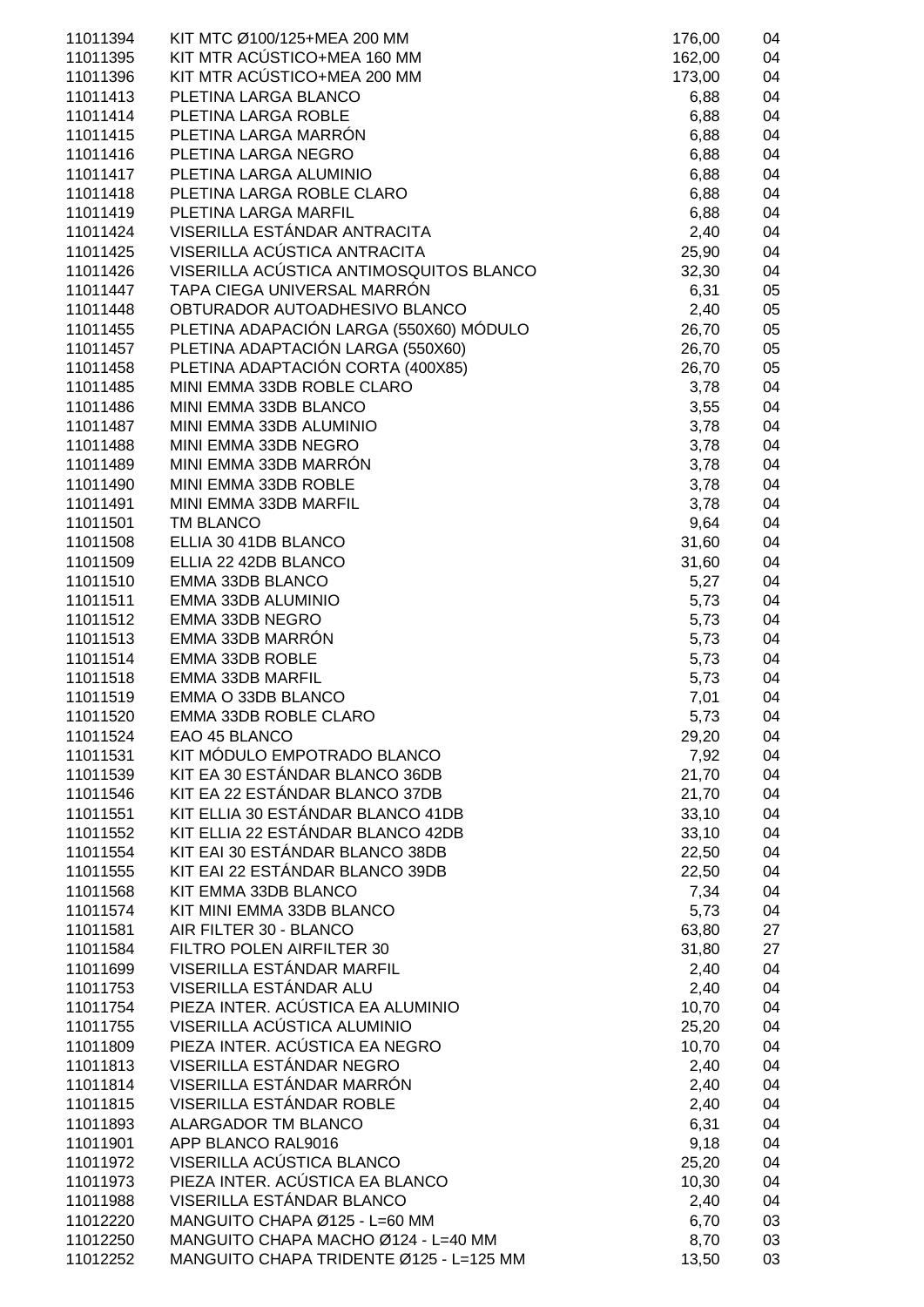| | | | |
|---|---|---|---|
| 11011394 | KIT MTC Ø100/125+MEA 200 MM | 176,00 | 04 |
| 11011395 | KIT MTR ACÚSTICO+MEA 160 MM | 162,00 | 04 |
| 11011396 | KIT MTR ACÚSTICO+MEA 200 MM | 173,00 | 04 |
| 11011413 | PLETINA LARGA BLANCO | 6,88 | 04 |
| 11011414 | PLETINA LARGA ROBLE | 6,88 | 04 |
| 11011415 | PLETINA LARGA MARRÓN | 6,88 | 04 |
| 11011416 | PLETINA LARGA NEGRO | 6,88 | 04 |
| 11011417 | PLETINA LARGA ALUMINIO | 6,88 | 04 |
| 11011418 | PLETINA LARGA ROBLE CLARO | 6,88 | 04 |
| 11011419 | PLETINA LARGA MARFIL | 6,88 | 04 |
| 11011424 | VISERILLA ESTÁNDAR ANTRACITA | 2,40 | 04 |
| 11011425 | VISERILLA ACÚSTICA ANTRACITA | 25,90 | 04 |
| 11011426 | VISERILLA ACÚSTICA ANTIMOSQUITOS BLANCO | 32,30 | 04 |
| 11011447 | TAPA CIEGA UNIVERSAL MARRÓN | 6,31 | 05 |
| 11011448 | OBTURADOR AUTOADHESIVO BLANCO | 2,40 | 05 |
| 11011455 | PLETINA ADAPACIÓN LARGA (550X60) MÓDULO | 26,70 | 05 |
| 11011457 | PLETINA ADAPTACIÓN LARGA (550X60) | 26,70 | 05 |
| 11011458 | PLETINA ADAPTACIÓN CORTA (400X85) | 26,70 | 05 |
| 11011485 | MINI EMMA 33DB ROBLE CLARO | 3,78 | 04 |
| 11011486 | MINI EMMA 33DB BLANCO | 3,55 | 04 |
| 11011487 | MINI EMMA 33DB ALUMINIO | 3,78 | 04 |
| 11011488 | MINI EMMA 33DB NEGRO | 3,78 | 04 |
| 11011489 | MINI EMMA 33DB MARRÓN | 3,78 | 04 |
| 11011490 | MINI EMMA 33DB ROBLE | 3,78 | 04 |
| 11011491 | MINI EMMA 33DB MARFIL | 3,78 | 04 |
| 11011501 | TM BLANCO | 9,64 | 04 |
| 11011508 | ELLIA 30 41DB BLANCO | 31,60 | 04 |
| 11011509 | ELLIA 22 42DB BLANCO | 31,60 | 04 |
| 11011510 | EMMA 33DB BLANCO | 5,27 | 04 |
| 11011511 | EMMA 33DB ALUMINIO | 5,73 | 04 |
| 11011512 | EMMA 33DB NEGRO | 5,73 | 04 |
| 11011513 | EMMA 33DB MARRÓN | 5,73 | 04 |
| 11011514 | EMMA 33DB ROBLE | 5,73 | 04 |
| 11011518 | EMMA 33DB MARFIL | 5,73 | 04 |
| 11011519 | EMMA O 33DB BLANCO | 7,01 | 04 |
| 11011520 | EMMA 33DB ROBLE CLARO | 5,73 | 04 |
| 11011524 | EAO 45 BLANCO | 29,20 | 04 |
| 11011531 | KIT MÓDULO EMPOTRADO BLANCO | 7,92 | 04 |
| 11011539 | KIT EA 30 ESTÁNDAR BLANCO 36DB | 21,70 | 04 |
| 11011546 | KIT EA 22 ESTÁNDAR BLANCO 37DB | 21,70 | 04 |
| 11011551 | KIT ELLIA 30 ESTÁNDAR BLANCO 41DB | 33,10 | 04 |
| 11011552 | KIT ELLIA 22 ESTÁNDAR BLANCO 42DB | 33,10 | 04 |
| 11011554 | KIT EAI 30 ESTÁNDAR BLANCO 38DB | 22,50 | 04 |
| 11011555 | KIT EAI 22 ESTÁNDAR BLANCO 39DB | 22,50 | 04 |
| 11011568 | KIT EMMA 33DB BLANCO | 7,34 | 04 |
| 11011574 | KIT MINI EMMA 33DB BLANCO | 5,73 | 04 |
| 11011581 | AIR FILTER 30 - BLANCO | 63,80 | 27 |
| 11011584 | FILTRO POLEN AIRFILTER 30 | 31,80 | 27 |
| 11011699 | VISERILLA ESTÁNDAR MARFIL | 2,40 | 04 |
| 11011753 | VISERILLA ESTÁNDAR ALU | 2,40 | 04 |
| 11011754 | PIEZA INTER. ACÚSTICA EA ALUMINIO | 10,70 | 04 |
| 11011755 | VISERILLA ACÚSTICA ALUMINIO | 25,20 | 04 |
| 11011809 | PIEZA INTER. ACÚSTICA EA NEGRO | 10,70 | 04 |
| 11011813 | VISERILLA ESTÁNDAR NEGRO | 2,40 | 04 |
| 11011814 | VISERILLA ESTÁNDAR MARRÓN | 2,40 | 04 |
| 11011815 | VISERILLA ESTÁNDAR ROBLE | 2,40 | 04 |
| 11011893 | ALARGADOR TM BLANCO | 6,31 | 04 |
| 11011901 | APP BLANCO RAL9016 | 9,18 | 04 |
| 11011972 | VISERILLA ACÚSTICA BLANCO | 25,20 | 04 |
| 11011973 | PIEZA INTER. ACÚSTICA EA BLANCO | 10,30 | 04 |
| 11011988 | VISERILLA ESTÁNDAR BLANCO | 2,40 | 04 |
| 11012220 | MANGUITO CHAPA Ø125 - L=60 MM | 6,70 | 03 |
| 11012250 | MANGUITO CHAPA MACHO Ø124 - L=40 MM | 8,70 | 03 |
| 11012252 | MANGUITO CHAPA TRIDENTE Ø125 - L=125 MM | 13,50 | 03 |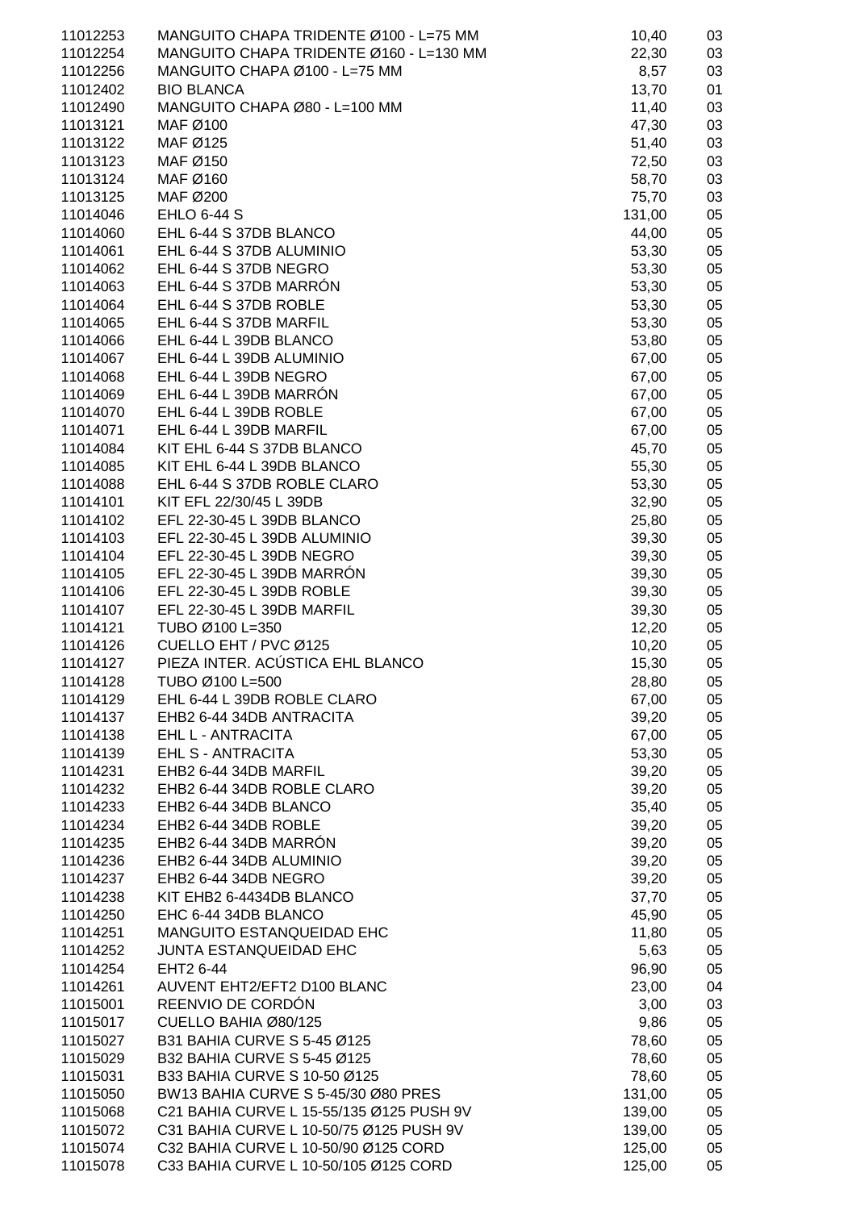| | | | |
|---|---|---|---|
| 11012253 | MANGUITO CHAPA TRIDENTE Ø100 - L=75 MM | 10,40 | 03 |
| 11012254 | MANGUITO CHAPA TRIDENTE Ø160 - L=130 MM | 22,30 | 03 |
| 11012256 | MANGUITO CHAPA Ø100 - L=75 MM | 8,57 | 03 |
| 11012402 | BIO BLANCA | 13,70 | 01 |
| 11012490 | MANGUITO CHAPA Ø80 - L=100 MM | 11,40 | 03 |
| 11013121 | MAF Ø100 | 47,30 | 03 |
| 11013122 | MAF Ø125 | 51,40 | 03 |
| 11013123 | MAF Ø150 | 72,50 | 03 |
| 11013124 | MAF Ø160 | 58,70 | 03 |
| 11013125 | MAF Ø200 | 75,70 | 03 |
| 11014046 | EHLO 6-44 S | 131,00 | 05 |
| 11014060 | EHL 6-44 S 37DB BLANCO | 44,00 | 05 |
| 11014061 | EHL 6-44 S 37DB ALUMINIO | 53,30 | 05 |
| 11014062 | EHL 6-44 S 37DB NEGRO | 53,30 | 05 |
| 11014063 | EHL 6-44 S 37DB MARRÓN | 53,30 | 05 |
| 11014064 | EHL 6-44 S 37DB ROBLE | 53,30 | 05 |
| 11014065 | EHL 6-44 S 37DB MARFIL | 53,30 | 05 |
| 11014066 | EHL 6-44 L 39DB BLANCO | 53,80 | 05 |
| 11014067 | EHL 6-44 L 39DB ALUMINIO | 67,00 | 05 |
| 11014068 | EHL 6-44 L 39DB NEGRO | 67,00 | 05 |
| 11014069 | EHL 6-44 L 39DB MARRÓN | 67,00 | 05 |
| 11014070 | EHL 6-44 L 39DB ROBLE | 67,00 | 05 |
| 11014071 | EHL 6-44 L 39DB MARFIL | 67,00 | 05 |
| 11014084 | KIT EHL 6-44 S 37DB BLANCO | 45,70 | 05 |
| 11014085 | KIT EHL 6-44 L 39DB BLANCO | 55,30 | 05 |
| 11014088 | EHL 6-44 S 37DB ROBLE CLARO | 53,30 | 05 |
| 11014101 | KIT EFL 22/30/45 L 39DB | 32,90 | 05 |
| 11014102 | EFL 22-30-45 L 39DB BLANCO | 25,80 | 05 |
| 11014103 | EFL 22-30-45 L 39DB ALUMINIO | 39,30 | 05 |
| 11014104 | EFL 22-30-45 L 39DB NEGRO | 39,30 | 05 |
| 11014105 | EFL 22-30-45 L 39DB MARRÓN | 39,30 | 05 |
| 11014106 | EFL 22-30-45 L 39DB ROBLE | 39,30 | 05 |
| 11014107 | EFL 22-30-45 L 39DB MARFIL | 39,30 | 05 |
| 11014121 | TUBO Ø100 L=350 | 12,20 | 05 |
| 11014126 | CUELLO EHT / PVC Ø125 | 10,20 | 05 |
| 11014127 | PIEZA INTER. ACÚSTICA EHL BLANCO | 15,30 | 05 |
| 11014128 | TUBO Ø100 L=500 | 28,80 | 05 |
| 11014129 | EHL 6-44 L 39DB ROBLE CLARO | 67,00 | 05 |
| 11014137 | EHB2 6-44 34DB ANTRACITA | 39,20 | 05 |
| 11014138 | EHL L - ANTRACITA | 67,00 | 05 |
| 11014139 | EHL S - ANTRACITA | 53,30 | 05 |
| 11014231 | EHB2 6-44 34DB MARFIL | 39,20 | 05 |
| 11014232 | EHB2 6-44 34DB ROBLE CLARO | 39,20 | 05 |
| 11014233 | EHB2 6-44 34DB BLANCO | 35,40 | 05 |
| 11014234 | EHB2 6-44 34DB ROBLE | 39,20 | 05 |
| 11014235 | EHB2 6-44 34DB MARRÓN | 39,20 | 05 |
| 11014236 | EHB2 6-44 34DB ALUMINIO | 39,20 | 05 |
| 11014237 | EHB2 6-44 34DB NEGRO | 39,20 | 05 |
| 11014238 | KIT EHB2 6-4434DB BLANCO | 37,70 | 05 |
| 11014250 | EHC 6-44 34DB BLANCO | 45,90 | 05 |
| 11014251 | MANGUITO ESTANQUEIDAD EHC | 11,80 | 05 |
| 11014252 | JUNTA ESTANQUEIDAD EHC | 5,63 | 05 |
| 11014254 | EHT2 6-44 | 96,90 | 05 |
| 11014261 | AUVENT EHT2/EFT2 D100 BLANC | 23,00 | 04 |
| 11015001 | REENVIO DE CORDÓN | 3,00 | 03 |
| 11015017 | CUELLO BAHIA Ø80/125 | 9,86 | 05 |
| 11015027 | B31 BAHIA CURVE S 5-45 Ø125 | 78,60 | 05 |
| 11015029 | B32 BAHIA CURVE S 5-45 Ø125 | 78,60 | 05 |
| 11015031 | B33 BAHIA CURVE S 10-50 Ø125 | 78,60 | 05 |
| 11015050 | BW13 BAHIA CURVE S 5-45/30 Ø80 PRES | 131,00 | 05 |
| 11015068 | C21 BAHIA CURVE L 15-55/135 Ø125 PUSH 9V | 139,00 | 05 |
| 11015072 | C31 BAHIA CURVE L 10-50/75 Ø125 PUSH 9V | 139,00 | 05 |
| 11015074 | C32 BAHIA CURVE L 10-50/90 Ø125 CORD | 125,00 | 05 |
| 11015078 | C33 BAHIA CURVE L 10-50/105 Ø125 CORD | 125,00 | 05 |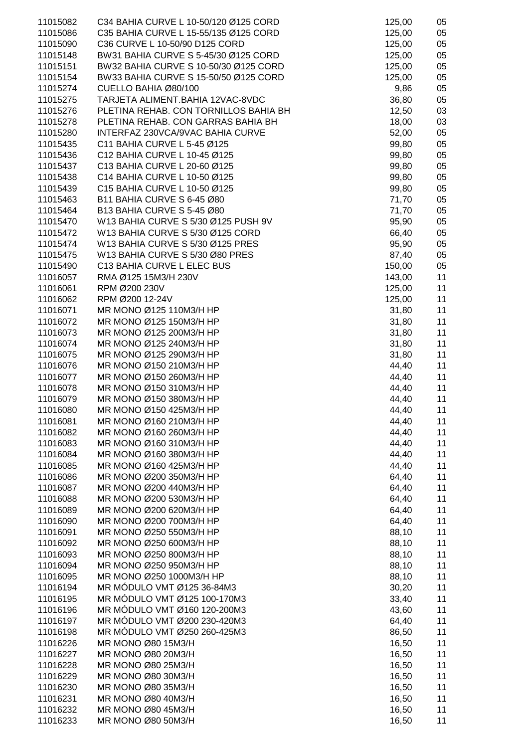| | | | |
|---|---|---|---|
| 11015082 | C34 BAHIA CURVE L 10-50/120 Ø125 CORD | 125,00 | 05 |
| 11015086 | C35 BAHIA CURVE L 15-55/135 Ø125 CORD | 125,00 | 05 |
| 11015090 | C36 CURVE L 10-50/90 D125 CORD | 125,00 | 05 |
| 11015148 | BW31 BAHIA CURVE S 5-45/30 Ø125 CORD | 125,00 | 05 |
| 11015151 | BW32 BAHIA CURVE S 10-50/30 Ø125 CORD | 125,00 | 05 |
| 11015154 | BW33 BAHIA CURVE S 15-50/50 Ø125 CORD | 125,00 | 05 |
| 11015274 | CUELLO BAHIA Ø80/100 | 9,86 | 05 |
| 11015275 | TARJETA ALIMENT.BAHIA 12VAC-8VDC | 36,80 | 05 |
| 11015276 | PLETINA REHAB. CON TORNILLOS BAHIA BH | 12,50 | 03 |
| 11015278 | PLETINA REHAB. CON GARRAS BAHIA BH | 18,00 | 03 |
| 11015280 | INTERFAZ 230VCA/9VAC BAHIA CURVE | 52,00 | 05 |
| 11015435 | C11 BAHIA CURVE L 5-45 Ø125 | 99,80 | 05 |
| 11015436 | C12 BAHIA CURVE L 10-45 Ø125 | 99,80 | 05 |
| 11015437 | C13 BAHIA CURVE L 20-60 Ø125 | 99,80 | 05 |
| 11015438 | C14 BAHIA CURVE L 10-50 Ø125 | 99,80 | 05 |
| 11015439 | C15 BAHIA CURVE L 10-50 Ø125 | 99,80 | 05 |
| 11015463 | B11 BAHIA CURVE S 6-45 Ø80 | 71,70 | 05 |
| 11015464 | B13 BAHIA CURVE S 5-45 Ø80 | 71,70 | 05 |
| 11015470 | W13 BAHIA CURVE S 5/30 Ø125 PUSH 9V | 95,90 | 05 |
| 11015472 | W13 BAHIA CURVE S 5/30 Ø125 CORD | 66,40 | 05 |
| 11015474 | W13 BAHIA CURVE S 5/30 Ø125 PRES | 95,90 | 05 |
| 11015475 | W13 BAHIA CURVE S 5/30 Ø80 PRES | 87,40 | 05 |
| 11015490 | C13 BAHIA CURVE L ELEC BUS | 150,00 | 05 |
| 11016057 | RMA Ø125 15M3/H 230V | 143,00 | 11 |
| 11016061 | RPM Ø200 230V | 125,00 | 11 |
| 11016062 | RPM Ø200 12-24V | 125,00 | 11 |
| 11016071 | MR MONO Ø125 110M3/H HP | 31,80 | 11 |
| 11016072 | MR MONO Ø125 150M3/H HP | 31,80 | 11 |
| 11016073 | MR MONO Ø125 200M3/H HP | 31,80 | 11 |
| 11016074 | MR MONO Ø125 240M3/H HP | 31,80 | 11 |
| 11016075 | MR MONO Ø125 290M3/H HP | 31,80 | 11 |
| 11016076 | MR MONO Ø150 210M3/H HP | 44,40 | 11 |
| 11016077 | MR MONO Ø150 260M3/H HP | 44,40 | 11 |
| 11016078 | MR MONO Ø150 310M3/H HP | 44,40 | 11 |
| 11016079 | MR MONO Ø150 380M3/H HP | 44,40 | 11 |
| 11016080 | MR MONO Ø150 425M3/H HP | 44,40 | 11 |
| 11016081 | MR MONO Ø160 210M3/H HP | 44,40 | 11 |
| 11016082 | MR MONO Ø160 260M3/H HP | 44,40 | 11 |
| 11016083 | MR MONO Ø160 310M3/H HP | 44,40 | 11 |
| 11016084 | MR MONO Ø160 380M3/H HP | 44,40 | 11 |
| 11016085 | MR MONO Ø160 425M3/H HP | 44,40 | 11 |
| 11016086 | MR MONO Ø200 350M3/H HP | 64,40 | 11 |
| 11016087 | MR MONO Ø200 440M3/H HP | 64,40 | 11 |
| 11016088 | MR MONO Ø200 530M3/H HP | 64,40 | 11 |
| 11016089 | MR MONO Ø200 620M3/H HP | 64,40 | 11 |
| 11016090 | MR MONO Ø200 700M3/H HP | 64,40 | 11 |
| 11016091 | MR MONO Ø250 550M3/H HP | 88,10 | 11 |
| 11016092 | MR MONO Ø250 600M3/H HP | 88,10 | 11 |
| 11016093 | MR MONO Ø250 800M3/H HP | 88,10 | 11 |
| 11016094 | MR MONO Ø250 950M3/H HP | 88,10 | 11 |
| 11016095 | MR MONO Ø250 1000M3/H HP | 88,10 | 11 |
| 11016194 | MR MÓDULO VMT Ø125 36-84M3 | 30,20 | 11 |
| 11016195 | MR MÓDULO VMT Ø125 100-170M3 | 33,40 | 11 |
| 11016196 | MR MÓDULO VMT Ø160 120-200M3 | 43,60 | 11 |
| 11016197 | MR MÓDULO VMT Ø200 230-420M3 | 64,40 | 11 |
| 11016198 | MR MÓDULO VMT Ø250 260-425M3 | 86,50 | 11 |
| 11016226 | MR MONO Ø80 15M3/H | 16,50 | 11 |
| 11016227 | MR MONO Ø80 20M3/H | 16,50 | 11 |
| 11016228 | MR MONO Ø80 25M3/H | 16,50 | 11 |
| 11016229 | MR MONO Ø80 30M3/H | 16,50 | 11 |
| 11016230 | MR MONO Ø80 35M3/H | 16,50 | 11 |
| 11016231 | MR MONO Ø80 40M3/H | 16,50 | 11 |
| 11016232 | MR MONO Ø80 45M3/H | 16,50 | 11 |
| 11016233 | MR MONO Ø80 50M3/H | 16,50 | 11 |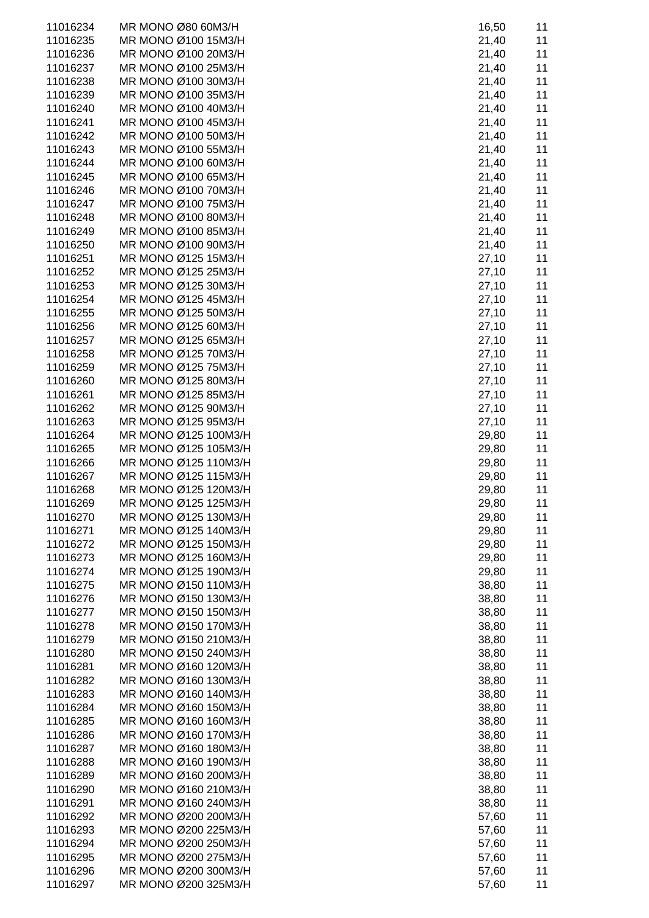| | | | |
|---|---|---|---|
| 11016234 | MR MONO Ø80 60M3/H | 16,50 | 11 |
| 11016235 | MR MONO Ø100 15M3/H | 21,40 | 11 |
| 11016236 | MR MONO Ø100 20M3/H | 21,40 | 11 |
| 11016237 | MR MONO Ø100 25M3/H | 21,40 | 11 |
| 11016238 | MR MONO Ø100 30M3/H | 21,40 | 11 |
| 11016239 | MR MONO Ø100 35M3/H | 21,40 | 11 |
| 11016240 | MR MONO Ø100 40M3/H | 21,40 | 11 |
| 11016241 | MR MONO Ø100 45M3/H | 21,40 | 11 |
| 11016242 | MR MONO Ø100 50M3/H | 21,40 | 11 |
| 11016243 | MR MONO Ø100 55M3/H | 21,40 | 11 |
| 11016244 | MR MONO Ø100 60M3/H | 21,40 | 11 |
| 11016245 | MR MONO Ø100 65M3/H | 21,40 | 11 |
| 11016246 | MR MONO Ø100 70M3/H | 21,40 | 11 |
| 11016247 | MR MONO Ø100 75M3/H | 21,40 | 11 |
| 11016248 | MR MONO Ø100 80M3/H | 21,40 | 11 |
| 11016249 | MR MONO Ø100 85M3/H | 21,40 | 11 |
| 11016250 | MR MONO Ø100 90M3/H | 21,40 | 11 |
| 11016251 | MR MONO Ø125 15M3/H | 27,10 | 11 |
| 11016252 | MR MONO Ø125 25M3/H | 27,10 | 11 |
| 11016253 | MR MONO Ø125 30M3/H | 27,10 | 11 |
| 11016254 | MR MONO Ø125 45M3/H | 27,10 | 11 |
| 11016255 | MR MONO Ø125 50M3/H | 27,10 | 11 |
| 11016256 | MR MONO Ø125 60M3/H | 27,10 | 11 |
| 11016257 | MR MONO Ø125 65M3/H | 27,10 | 11 |
| 11016258 | MR MONO Ø125 70M3/H | 27,10 | 11 |
| 11016259 | MR MONO Ø125 75M3/H | 27,10 | 11 |
| 11016260 | MR MONO Ø125 80M3/H | 27,10 | 11 |
| 11016261 | MR MONO Ø125 85M3/H | 27,10 | 11 |
| 11016262 | MR MONO Ø125 90M3/H | 27,10 | 11 |
| 11016263 | MR MONO Ø125 95M3/H | 27,10 | 11 |
| 11016264 | MR MONO Ø125 100M3/H | 29,80 | 11 |
| 11016265 | MR MONO Ø125 105M3/H | 29,80 | 11 |
| 11016266 | MR MONO Ø125 110M3/H | 29,80 | 11 |
| 11016267 | MR MONO Ø125 115M3/H | 29,80 | 11 |
| 11016268 | MR MONO Ø125 120M3/H | 29,80 | 11 |
| 11016269 | MR MONO Ø125 125M3/H | 29,80 | 11 |
| 11016270 | MR MONO Ø125 130M3/H | 29,80 | 11 |
| 11016271 | MR MONO Ø125 140M3/H | 29,80 | 11 |
| 11016272 | MR MONO Ø125 150M3/H | 29,80 | 11 |
| 11016273 | MR MONO Ø125 160M3/H | 29,80 | 11 |
| 11016274 | MR MONO Ø125 190M3/H | 29,80 | 11 |
| 11016275 | MR MONO Ø150 110M3/H | 38,80 | 11 |
| 11016276 | MR MONO Ø150 130M3/H | 38,80 | 11 |
| 11016277 | MR MONO Ø150 150M3/H | 38,80 | 11 |
| 11016278 | MR MONO Ø150 170M3/H | 38,80 | 11 |
| 11016279 | MR MONO Ø150 210M3/H | 38,80 | 11 |
| 11016280 | MR MONO Ø150 240M3/H | 38,80 | 11 |
| 11016281 | MR MONO Ø160 120M3/H | 38,80 | 11 |
| 11016282 | MR MONO Ø160 130M3/H | 38,80 | 11 |
| 11016283 | MR MONO Ø160 140M3/H | 38,80 | 11 |
| 11016284 | MR MONO Ø160 150M3/H | 38,80 | 11 |
| 11016285 | MR MONO Ø160 160M3/H | 38,80 | 11 |
| 11016286 | MR MONO Ø160 170M3/H | 38,80 | 11 |
| 11016287 | MR MONO Ø160 180M3/H | 38,80 | 11 |
| 11016288 | MR MONO Ø160 190M3/H | 38,80 | 11 |
| 11016289 | MR MONO Ø160 200M3/H | 38,80 | 11 |
| 11016290 | MR MONO Ø160 210M3/H | 38,80 | 11 |
| 11016291 | MR MONO Ø160 240M3/H | 38,80 | 11 |
| 11016292 | MR MONO Ø200 200M3/H | 57,60 | 11 |
| 11016293 | MR MONO Ø200 225M3/H | 57,60 | 11 |
| 11016294 | MR MONO Ø200 250M3/H | 57,60 | 11 |
| 11016295 | MR MONO Ø200 275M3/H | 57,60 | 11 |
| 11016296 | MR MONO Ø200 300M3/H | 57,60 | 11 |
| 11016297 | MR MONO Ø200 325M3/H | 57,60 | 11 |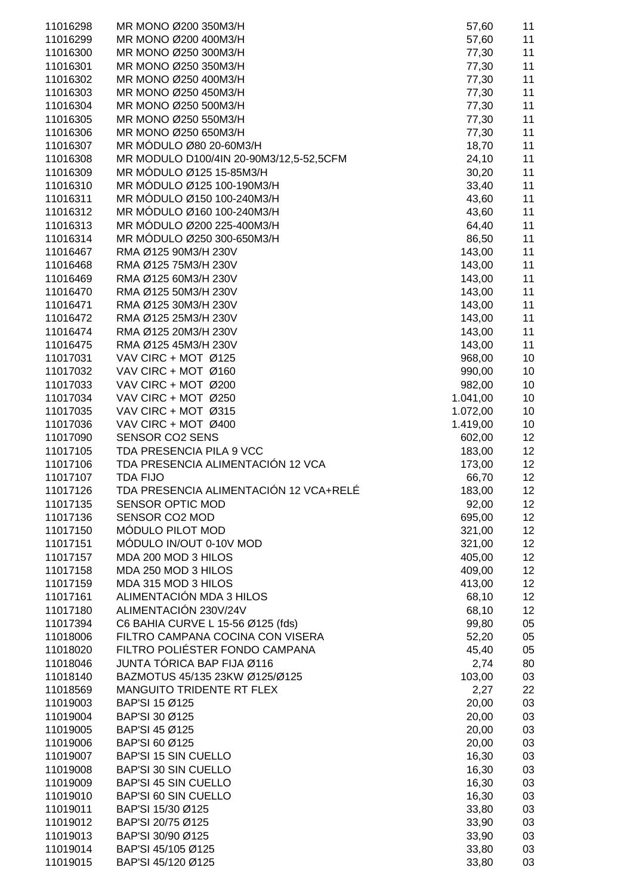| | | | |
|---|---|---|---|
| 11016298 | MR MONO Ø200 350M3/H | 57,60 | 11 |
| 11016299 | MR MONO Ø200 400M3/H | 57,60 | 11 |
| 11016300 | MR MONO Ø250 300M3/H | 77,30 | 11 |
| 11016301 | MR MONO Ø250 350M3/H | 77,30 | 11 |
| 11016302 | MR MONO Ø250 400M3/H | 77,30 | 11 |
| 11016303 | MR MONO Ø250 450M3/H | 77,30 | 11 |
| 11016304 | MR MONO Ø250 500M3/H | 77,30 | 11 |
| 11016305 | MR MONO Ø250 550M3/H | 77,30 | 11 |
| 11016306 | MR MONO Ø250 650M3/H | 77,30 | 11 |
| 11016307 | MR MÓDULO Ø80 20-60M3/H | 18,70 | 11 |
| 11016308 | MR MODULO D100/4IN 20-90M3/12,5-52,5CFM | 24,10 | 11 |
| 11016309 | MR MÓDULO Ø125 15-85M3/H | 30,20 | 11 |
| 11016310 | MR MÓDULO Ø125 100-190M3/H | 33,40 | 11 |
| 11016311 | MR MÓDULO Ø150 100-240M3/H | 43,60 | 11 |
| 11016312 | MR MÓDULO Ø160 100-240M3/H | 43,60 | 11 |
| 11016313 | MR MÓDULO Ø200 225-400M3/H | 64,40 | 11 |
| 11016314 | MR MÓDULO Ø250 300-650M3/H | 86,50 | 11 |
| 11016467 | RMA Ø125 90M3/H 230V | 143,00 | 11 |
| 11016468 | RMA Ø125 75M3/H 230V | 143,00 | 11 |
| 11016469 | RMA Ø125 60M3/H 230V | 143,00 | 11 |
| 11016470 | RMA Ø125 50M3/H 230V | 143,00 | 11 |
| 11016471 | RMA Ø125 30M3/H 230V | 143,00 | 11 |
| 11016472 | RMA Ø125 25M3/H 230V | 143,00 | 11 |
| 11016474 | RMA Ø125 20M3/H 230V | 143,00 | 11 |
| 11016475 | RMA Ø125 45M3/H 230V | 143,00 | 11 |
| 11017031 | VAV CIRC + MOT Ø125 | 968,00 | 10 |
| 11017032 | VAV CIRC + MOT Ø160 | 990,00 | 10 |
| 11017033 | VAV CIRC + MOT Ø200 | 982,00 | 10 |
| 11017034 | VAV CIRC + MOT Ø250 | 1.041,00 | 10 |
| 11017035 | VAV CIRC + MOT Ø315 | 1.072,00 | 10 |
| 11017036 | VAV CIRC + MOT Ø400 | 1.419,00 | 10 |
| 11017090 | SENSOR CO2 SENS | 602,00 | 12 |
| 11017105 | TDA PRESENCIA PILA 9 VCC | 183,00 | 12 |
| 11017106 | TDA PRESENCIA ALIMENTACIÓN 12 VCA | 173,00 | 12 |
| 11017107 | TDA FIJO | 66,70 | 12 |
| 11017126 | TDA PRESENCIA ALIMENTACIÓN 12 VCA+RELÉ | 183,00 | 12 |
| 11017135 | SENSOR OPTIC MOD | 92,00 | 12 |
| 11017136 | SENSOR CO2 MOD | 695,00 | 12 |
| 11017150 | MÓDULO PILOT MOD | 321,00 | 12 |
| 11017151 | MÓDULO IN/OUT 0-10V MOD | 321,00 | 12 |
| 11017157 | MDA 200 MOD 3 HILOS | 405,00 | 12 |
| 11017158 | MDA 250 MOD 3 HILOS | 409,00 | 12 |
| 11017159 | MDA 315 MOD 3 HILOS | 413,00 | 12 |
| 11017161 | ALIMENTACIÓN MDA 3 HILOS | 68,10 | 12 |
| 11017180 | ALIMENTACIÓN 230V/24V | 68,10 | 12 |
| 11017394 | C6 BAHIA CURVE L 15-56 Ø125 (fds) | 99,80 | 05 |
| 11018006 | FILTRO CAMPANA COCINA CON VISERA | 52,20 | 05 |
| 11018020 | FILTRO POLIÉSTER FONDO CAMPANA | 45,40 | 05 |
| 11018046 | JUNTA TÓRICA BAP FIJA Ø116 | 2,74 | 80 |
| 11018140 | BAZMOTUS 45/135 23KW Ø125/Ø125 | 103,00 | 03 |
| 11018569 | MANGUITO TRIDENTE RT FLEX | 2,27 | 22 |
| 11019003 | BAP'SI 15 Ø125 | 20,00 | 03 |
| 11019004 | BAP'SI 30 Ø125 | 20,00 | 03 |
| 11019005 | BAP'SI 45 Ø125 | 20,00 | 03 |
| 11019006 | BAP'SI 60 Ø125 | 20,00 | 03 |
| 11019007 | BAP'SI 15 SIN CUELLO | 16,30 | 03 |
| 11019008 | BAP'SI 30 SIN CUELLO | 16,30 | 03 |
| 11019009 | BAP'SI 45 SIN CUELLO | 16,30 | 03 |
| 11019010 | BAP'SI 60 SIN CUELLO | 16,30 | 03 |
| 11019011 | BAP'SI 15/30 Ø125 | 33,80 | 03 |
| 11019012 | BAP'SI 20/75 Ø125 | 33,90 | 03 |
| 11019013 | BAP'SI 30/90 Ø125 | 33,90 | 03 |
| 11019014 | BAP'SI 45/105 Ø125 | 33,80 | 03 |
| 11019015 | BAP'SI 45/120 Ø125 | 33,80 | 03 |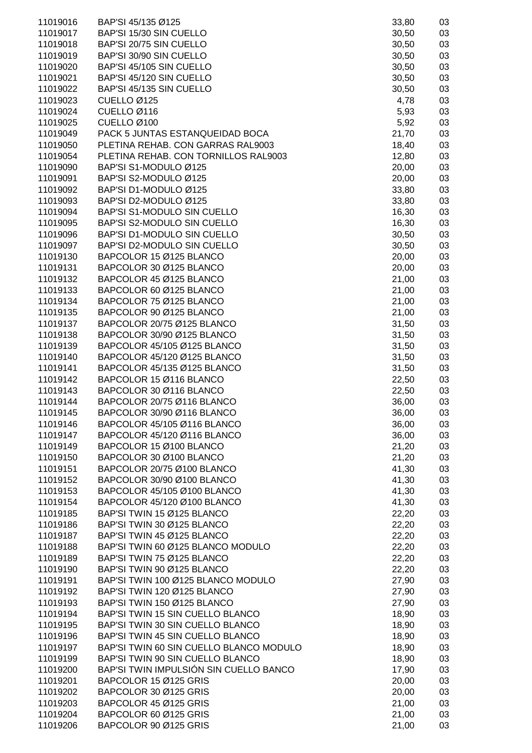| | | | |
|---|---|---|---|
| 11019016 | BAP'SI 45/135 Ø125 | 33,80 | 03 |
| 11019017 | BAP'SI 15/30 SIN CUELLO | 30,50 | 03 |
| 11019018 | BAP'SI 20/75 SIN CUELLO | 30,50 | 03 |
| 11019019 | BAP'SI 30/90 SIN CUELLO | 30,50 | 03 |
| 11019020 | BAP'SI 45/105 SIN CUELLO | 30,50 | 03 |
| 11019021 | BAP'SI 45/120 SIN CUELLO | 30,50 | 03 |
| 11019022 | BAP'SI 45/135 SIN CUELLO | 30,50 | 03 |
| 11019023 | CUELLO Ø125 | 4,78 | 03 |
| 11019024 | CUELLO Ø116 | 5,93 | 03 |
| 11019025 | CUELLO Ø100 | 5,92 | 03 |
| 11019049 | PACK 5 JUNTAS ESTANQUEIDAD BOCA | 21,70 | 03 |
| 11019050 | PLETINA REHAB. CON GARRAS RAL9003 | 18,40 | 03 |
| 11019054 | PLETINA REHAB. CON TORNILLOS RAL9003 | 12,80 | 03 |
| 11019090 | BAP'SI S1-MODULO Ø125 | 20,00 | 03 |
| 11019091 | BAP'SI S2-MODULO Ø125 | 20,00 | 03 |
| 11019092 | BAP'SI D1-MODULO Ø125 | 33,80 | 03 |
| 11019093 | BAP'SI D2-MODULO Ø125 | 33,80 | 03 |
| 11019094 | BAP'SI S1-MODULO SIN CUELLO | 16,30 | 03 |
| 11019095 | BAP'SI S2-MODULO SIN CUELLO | 16,30 | 03 |
| 11019096 | BAP'SI D1-MODULO SIN CUELLO | 30,50 | 03 |
| 11019097 | BAP'SI D2-MODULO SIN CUELLO | 30,50 | 03 |
| 11019130 | BAPCOLOR 15 Ø125 BLANCO | 20,00 | 03 |
| 11019131 | BAPCOLOR 30 Ø125 BLANCO | 20,00 | 03 |
| 11019132 | BAPCOLOR 45 Ø125 BLANCO | 21,00 | 03 |
| 11019133 | BAPCOLOR 60 Ø125 BLANCO | 21,00 | 03 |
| 11019134 | BAPCOLOR 75 Ø125 BLANCO | 21,00 | 03 |
| 11019135 | BAPCOLOR 90 Ø125 BLANCO | 21,00 | 03 |
| 11019137 | BAPCOLOR 20/75 Ø125 BLANCO | 31,50 | 03 |
| 11019138 | BAPCOLOR 30/90 Ø125 BLANCO | 31,50 | 03 |
| 11019139 | BAPCOLOR 45/105 Ø125 BLANCO | 31,50 | 03 |
| 11019140 | BAPCOLOR 45/120 Ø125 BLANCO | 31,50 | 03 |
| 11019141 | BAPCOLOR 45/135 Ø125 BLANCO | 31,50 | 03 |
| 11019142 | BAPCOLOR 15 Ø116 BLANCO | 22,50 | 03 |
| 11019143 | BAPCOLOR 30 Ø116 BLANCO | 22,50 | 03 |
| 11019144 | BAPCOLOR 20/75 Ø116 BLANCO | 36,00 | 03 |
| 11019145 | BAPCOLOR 30/90 Ø116 BLANCO | 36,00 | 03 |
| 11019146 | BAPCOLOR 45/105 Ø116 BLANCO | 36,00 | 03 |
| 11019147 | BAPCOLOR 45/120 Ø116 BLANCO | 36,00 | 03 |
| 11019149 | BAPCOLOR 15 Ø100 BLANCO | 21,20 | 03 |
| 11019150 | BAPCOLOR 30 Ø100 BLANCO | 21,20 | 03 |
| 11019151 | BAPCOLOR 20/75 Ø100 BLANCO | 41,30 | 03 |
| 11019152 | BAPCOLOR 30/90 Ø100 BLANCO | 41,30 | 03 |
| 11019153 | BAPCOLOR 45/105 Ø100 BLANCO | 41,30 | 03 |
| 11019154 | BAPCOLOR 45/120 Ø100 BLANCO | 41,30 | 03 |
| 11019185 | BAP'SI TWIN 15 Ø125 BLANCO | 22,20 | 03 |
| 11019186 | BAP'SI TWIN 30 Ø125 BLANCO | 22,20 | 03 |
| 11019187 | BAP'SI TWIN 45 Ø125 BLANCO | 22,20 | 03 |
| 11019188 | BAP'SI TWIN 60 Ø125 BLANCO MODULO | 22,20 | 03 |
| 11019189 | BAP'SI TWIN 75 Ø125 BLANCO | 22,20 | 03 |
| 11019190 | BAP'SI TWIN 90 Ø125 BLANCO | 22,20 | 03 |
| 11019191 | BAP'SI TWIN 100 Ø125 BLANCO MODULO | 27,90 | 03 |
| 11019192 | BAP'SI TWIN 120 Ø125 BLANCO | 27,90 | 03 |
| 11019193 | BAP'SI TWIN 150 Ø125 BLANCO | 27,90 | 03 |
| 11019194 | BAP'SI TWIN 15 SIN CUELLO BLANCO | 18,90 | 03 |
| 11019195 | BAP'SI TWIN 30 SIN CUELLO BLANCO | 18,90 | 03 |
| 11019196 | BAP'SI TWIN 45 SIN CUELLO BLANCO | 18,90 | 03 |
| 11019197 | BAP'SI TWIN 60 SIN CUELLO BLANCO MODULO | 18,90 | 03 |
| 11019199 | BAP'SI TWIN 90 SIN CUELLO BLANCO | 18,90 | 03 |
| 11019200 | BAP'SI TWIN IMPULSIÓN SIN CUELLO BANCO | 17,90 | 03 |
| 11019201 | BAPCOLOR 15 Ø125 GRIS | 20,00 | 03 |
| 11019202 | BAPCOLOR 30 Ø125 GRIS | 20,00 | 03 |
| 11019203 | BAPCOLOR 45 Ø125 GRIS | 21,00 | 03 |
| 11019204 | BAPCOLOR 60 Ø125 GRIS | 21,00 | 03 |
| 11019206 | BAPCOLOR 90 Ø125 GRIS | 21,00 | 03 |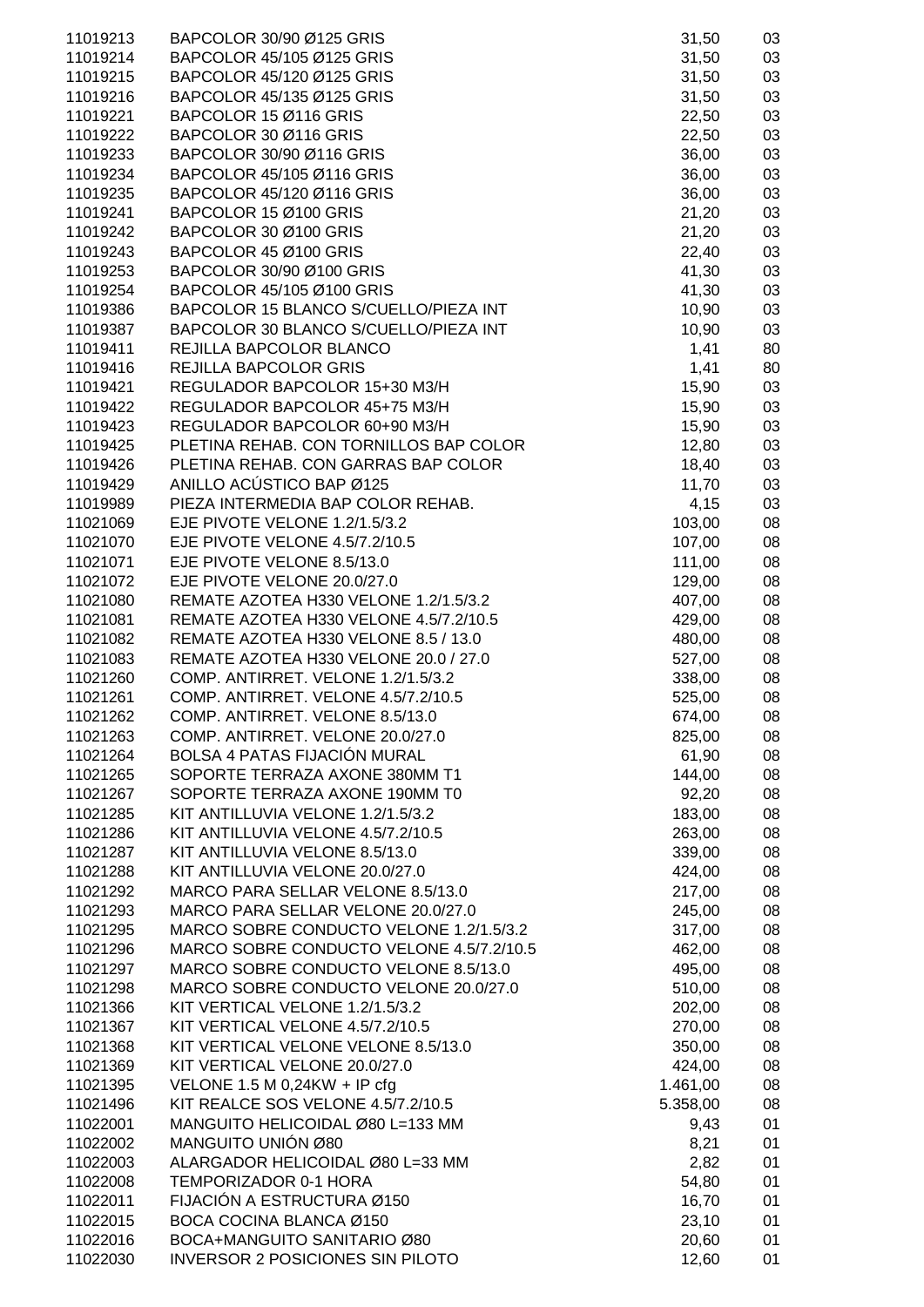| | | | |
|---|---|---|---|
| 11019213 | BAPCOLOR 30/90 Ø125 GRIS | 31,50 | 03 |
| 11019214 | BAPCOLOR 45/105 Ø125 GRIS | 31,50 | 03 |
| 11019215 | BAPCOLOR 45/120 Ø125 GRIS | 31,50 | 03 |
| 11019216 | BAPCOLOR 45/135 Ø125 GRIS | 31,50 | 03 |
| 11019221 | BAPCOLOR 15 Ø116 GRIS | 22,50 | 03 |
| 11019222 | BAPCOLOR 30 Ø116 GRIS | 22,50 | 03 |
| 11019233 | BAPCOLOR 30/90 Ø116 GRIS | 36,00 | 03 |
| 11019234 | BAPCOLOR 45/105 Ø116 GRIS | 36,00 | 03 |
| 11019235 | BAPCOLOR 45/120 Ø116 GRIS | 36,00 | 03 |
| 11019241 | BAPCOLOR 15 Ø100 GRIS | 21,20 | 03 |
| 11019242 | BAPCOLOR 30 Ø100 GRIS | 21,20 | 03 |
| 11019243 | BAPCOLOR 45 Ø100 GRIS | 22,40 | 03 |
| 11019253 | BAPCOLOR 30/90 Ø100 GRIS | 41,30 | 03 |
| 11019254 | BAPCOLOR 45/105 Ø100 GRIS | 41,30 | 03 |
| 11019386 | BAPCOLOR 15 BLANCO S/CUELLO/PIEZA INT | 10,90 | 03 |
| 11019387 | BAPCOLOR 30 BLANCO S/CUELLO/PIEZA INT | 10,90 | 03 |
| 11019411 | REJILLA BAPCOLOR BLANCO | 1,41 | 80 |
| 11019416 | REJILLA BAPCOLOR GRIS | 1,41 | 80 |
| 11019421 | REGULADOR BAPCOLOR 15+30 M3/H | 15,90 | 03 |
| 11019422 | REGULADOR BAPCOLOR 45+75 M3/H | 15,90 | 03 |
| 11019423 | REGULADOR BAPCOLOR 60+90 M3/H | 15,90 | 03 |
| 11019425 | PLETINA REHAB. CON TORNILLOS BAP COLOR | 12,80 | 03 |
| 11019426 | PLETINA REHAB. CON GARRAS BAP COLOR | 18,40 | 03 |
| 11019429 | ANILLO ACÚSTICO BAP Ø125 | 11,70 | 03 |
| 11019989 | PIEZA INTERMEDIA BAP COLOR REHAB. | 4,15 | 03 |
| 11021069 | EJE PIVOTE VELONE 1.2/1.5/3.2 | 103,00 | 08 |
| 11021070 | EJE PIVOTE VELONE 4.5/7.2/10.5 | 107,00 | 08 |
| 11021071 | EJE PIVOTE VELONE 8.5/13.0 | 111,00 | 08 |
| 11021072 | EJE PIVOTE VELONE 20.0/27.0 | 129,00 | 08 |
| 11021080 | REMATE AZOTEA H330 VELONE 1.2/1.5/3.2 | 407,00 | 08 |
| 11021081 | REMATE AZOTEA H330 VELONE 4.5/7.2/10.5 | 429,00 | 08 |
| 11021082 | REMATE AZOTEA H330 VELONE 8.5 / 13.0 | 480,00 | 08 |
| 11021083 | REMATE AZOTEA H330 VELONE 20.0 / 27.0 | 527,00 | 08 |
| 11021260 | COMP. ANTIRRET. VELONE 1.2/1.5/3.2 | 338,00 | 08 |
| 11021261 | COMP. ANTIRRET. VELONE 4.5/7.2/10.5 | 525,00 | 08 |
| 11021262 | COMP. ANTIRRET. VELONE 8.5/13.0 | 674,00 | 08 |
| 11021263 | COMP. ANTIRRET. VELONE 20.0/27.0 | 825,00 | 08 |
| 11021264 | BOLSA 4 PATAS FIJACIÓN MURAL | 61,90 | 08 |
| 11021265 | SOPORTE TERRAZA AXONE 380MM T1 | 144,00 | 08 |
| 11021267 | SOPORTE TERRAZA AXONE 190MM T0 | 92,20 | 08 |
| 11021285 | KIT ANTILLUVIA VELONE 1.2/1.5/3.2 | 183,00 | 08 |
| 11021286 | KIT ANTILLUVIA VELONE 4.5/7.2/10.5 | 263,00 | 08 |
| 11021287 | KIT ANTILLUVIA VELONE 8.5/13.0 | 339,00 | 08 |
| 11021288 | KIT ANTILLUVIA VELONE 20.0/27.0 | 424,00 | 08 |
| 11021292 | MARCO PARA SELLAR VELONE 8.5/13.0 | 217,00 | 08 |
| 11021293 | MARCO PARA SELLAR VELONE 20.0/27.0 | 245,00 | 08 |
| 11021295 | MARCO SOBRE CONDUCTO VELONE 1.2/1.5/3.2 | 317,00 | 08 |
| 11021296 | MARCO SOBRE CONDUCTO VELONE 4.5/7.2/10.5 | 462,00 | 08 |
| 11021297 | MARCO SOBRE CONDUCTO VELONE 8.5/13.0 | 495,00 | 08 |
| 11021298 | MARCO SOBRE CONDUCTO VELONE 20.0/27.0 | 510,00 | 08 |
| 11021366 | KIT VERTICAL VELONE 1.2/1.5/3.2 | 202,00 | 08 |
| 11021367 | KIT VERTICAL VELONE 4.5/7.2/10.5 | 270,00 | 08 |
| 11021368 | KIT VERTICAL VELONE VELONE 8.5/13.0 | 350,00 | 08 |
| 11021369 | KIT VERTICAL VELONE 20.0/27.0 | 424,00 | 08 |
| 11021395 | VELONE 1.5 M 0,24KW + IP cfg | 1.461,00 | 08 |
| 11021496 | KIT REALCE SOS VELONE 4.5/7.2/10.5 | 5.358,00 | 08 |
| 11022001 | MANGUITO HELICOIDAL Ø80 L=133 MM | 9,43 | 01 |
| 11022002 | MANGUITO UNIÓN Ø80 | 8,21 | 01 |
| 11022003 | ALARGADOR HELICOIDAL Ø80 L=33 MM | 2,82 | 01 |
| 11022008 | TEMPORIZADOR 0-1 HORA | 54,80 | 01 |
| 11022011 | FIJACIÓN A ESTRUCTURA Ø150 | 16,70 | 01 |
| 11022015 | BOCA COCINA BLANCA Ø150 | 23,10 | 01 |
| 11022016 | BOCA+MANGUITO SANITARIO Ø80 | 20,60 | 01 |
| 11022030 | INVERSOR 2 POSICIONES SIN PILOTO | 12,60 | 01 |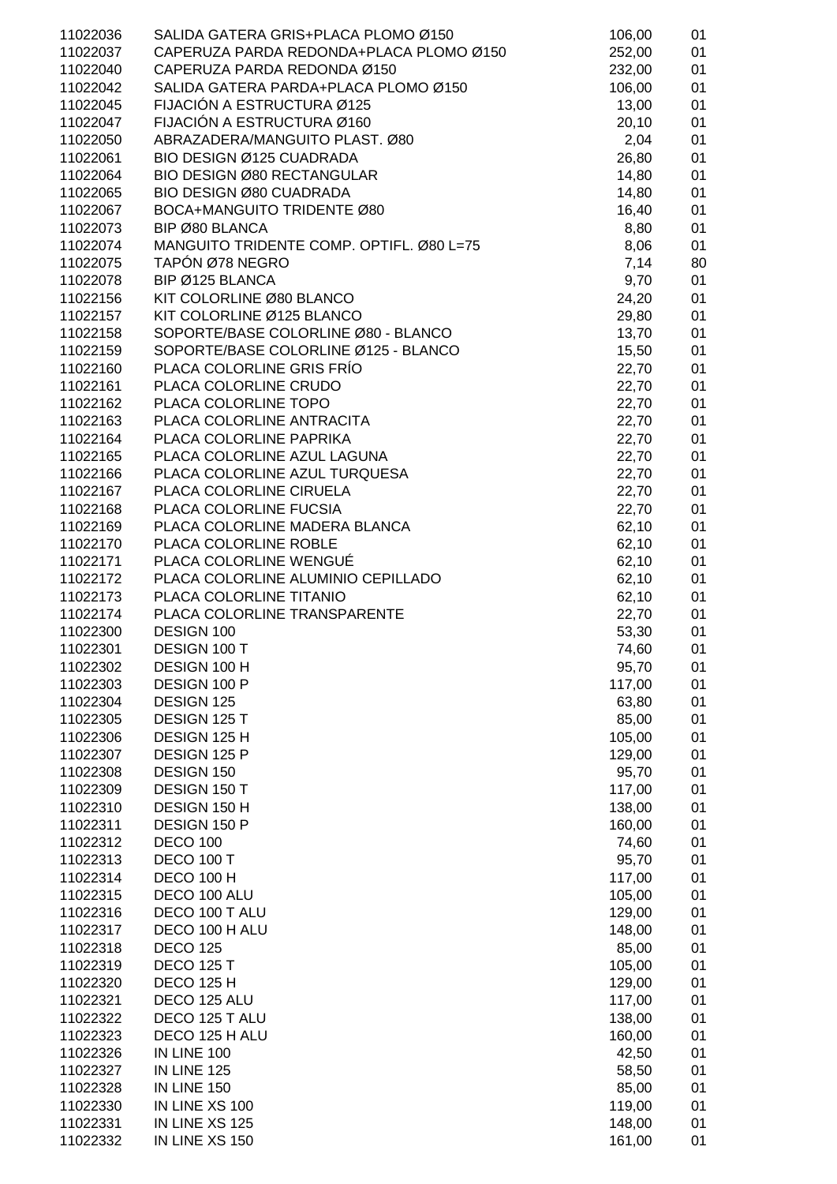| | | | |
|---|---|---|---|
| 11022036 | SALIDA GATERA GRIS+PLACA PLOMO Ø150 | 106,00 | 01 |
| 11022037 | CAPERUZA PARDA REDONDA+PLACA PLOMO Ø150 | 252,00 | 01 |
| 11022040 | CAPERUZA PARDA REDONDA Ø150 | 232,00 | 01 |
| 11022042 | SALIDA GATERA PARDA+PLACA PLOMO Ø150 | 106,00 | 01 |
| 11022045 | FIJACIÓN A ESTRUCTURA Ø125 | 13,00 | 01 |
| 11022047 | FIJACIÓN A ESTRUCTURA Ø160 | 20,10 | 01 |
| 11022050 | ABRAZADERA/MANGUITO PLAST. Ø80 | 2,04 | 01 |
| 11022061 | BIO DESIGN Ø125 CUADRADA | 26,80 | 01 |
| 11022064 | BIO DESIGN Ø80 RECTANGULAR | 14,80 | 01 |
| 11022065 | BIO DESIGN Ø80 CUADRADA | 14,80 | 01 |
| 11022067 | BOCA+MANGUITO TRIDENTE Ø80 | 16,40 | 01 |
| 11022073 | BIP Ø80 BLANCA | 8,80 | 01 |
| 11022074 | MANGUITO TRIDENTE COMP. OPTIFL. Ø80 L=75 | 8,06 | 01 |
| 11022075 | TAPÓN Ø78 NEGRO | 7,14 | 80 |
| 11022078 | BIP Ø125 BLANCA | 9,70 | 01 |
| 11022156 | KIT COLORLINE Ø80 BLANCO | 24,20 | 01 |
| 11022157 | KIT COLORLINE Ø125 BLANCO | 29,80 | 01 |
| 11022158 | SOPORTE/BASE COLORLINE Ø80 - BLANCO | 13,70 | 01 |
| 11022159 | SOPORTE/BASE COLORLINE Ø125 - BLANCO | 15,50 | 01 |
| 11022160 | PLACA COLORLINE GRIS FRÍO | 22,70 | 01 |
| 11022161 | PLACA COLORLINE CRUDO | 22,70 | 01 |
| 11022162 | PLACA COLORLINE TOPO | 22,70 | 01 |
| 11022163 | PLACA COLORLINE ANTRACITA | 22,70 | 01 |
| 11022164 | PLACA COLORLINE PAPRIKA | 22,70 | 01 |
| 11022165 | PLACA COLORLINE AZUL LAGUNA | 22,70 | 01 |
| 11022166 | PLACA COLORLINE AZUL TURQUESA | 22,70 | 01 |
| 11022167 | PLACA COLORLINE CIRUELA | 22,70 | 01 |
| 11022168 | PLACA COLORLINE FUCSIA | 22,70 | 01 |
| 11022169 | PLACA COLORLINE MADERA BLANCA | 62,10 | 01 |
| 11022170 | PLACA COLORLINE ROBLE | 62,10 | 01 |
| 11022171 | PLACA COLORLINE WENGUÉ | 62,10 | 01 |
| 11022172 | PLACA COLORLINE ALUMINIO CEPILLADO | 62,10 | 01 |
| 11022173 | PLACA COLORLINE TITANIO | 62,10 | 01 |
| 11022174 | PLACA COLORLINE TRANSPARENTE | 22,70 | 01 |
| 11022300 | DESIGN 100 | 53,30 | 01 |
| 11022301 | DESIGN 100 T | 74,60 | 01 |
| 11022302 | DESIGN 100 H | 95,70 | 01 |
| 11022303 | DESIGN 100 P | 117,00 | 01 |
| 11022304 | DESIGN 125 | 63,80 | 01 |
| 11022305 | DESIGN 125 T | 85,00 | 01 |
| 11022306 | DESIGN 125 H | 105,00 | 01 |
| 11022307 | DESIGN 125 P | 129,00 | 01 |
| 11022308 | DESIGN 150 | 95,70 | 01 |
| 11022309 | DESIGN 150 T | 117,00 | 01 |
| 11022310 | DESIGN 150 H | 138,00 | 01 |
| 11022311 | DESIGN 150 P | 160,00 | 01 |
| 11022312 | DECO 100 | 74,60 | 01 |
| 11022313 | DECO 100 T | 95,70 | 01 |
| 11022314 | DECO 100 H | 117,00 | 01 |
| 11022315 | DECO 100 ALU | 105,00 | 01 |
| 11022316 | DECO 100 T ALU | 129,00 | 01 |
| 11022317 | DECO 100 H ALU | 148,00 | 01 |
| 11022318 | DECO 125 | 85,00 | 01 |
| 11022319 | DECO 125 T | 105,00 | 01 |
| 11022320 | DECO 125 H | 129,00 | 01 |
| 11022321 | DECO 125 ALU | 117,00 | 01 |
| 11022322 | DECO 125 T ALU | 138,00 | 01 |
| 11022323 | DECO 125 H ALU | 160,00 | 01 |
| 11022326 | IN LINE 100 | 42,50 | 01 |
| 11022327 | IN LINE 125 | 58,50 | 01 |
| 11022328 | IN LINE 150 | 85,00 | 01 |
| 11022330 | IN LINE XS 100 | 119,00 | 01 |
| 11022331 | IN LINE XS 125 | 148,00 | 01 |
| 11022332 | IN LINE XS 150 | 161,00 | 01 |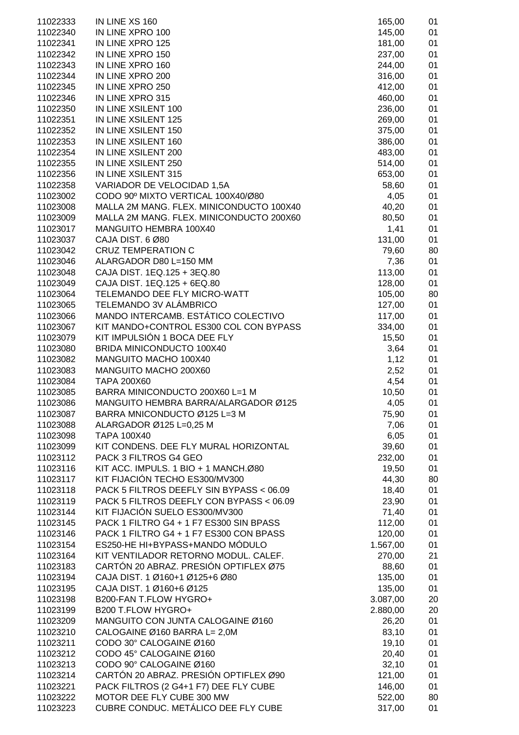| | | | |
|---|---|---|---|
| 11022333 | IN LINE XS 160 | 165,00 | 01 |
| 11022340 | IN LINE XPRO 100 | 145,00 | 01 |
| 11022341 | IN LINE XPRO 125 | 181,00 | 01 |
| 11022342 | IN LINE XPRO 150 | 237,00 | 01 |
| 11022343 | IN LINE XPRO 160 | 244,00 | 01 |
| 11022344 | IN LINE XPRO 200 | 316,00 | 01 |
| 11022345 | IN LINE XPRO 250 | 412,00 | 01 |
| 11022346 | IN LINE XPRO 315 | 460,00 | 01 |
| 11022350 | IN LINE XSILENT 100 | 236,00 | 01 |
| 11022351 | IN LINE XSILENT 125 | 269,00 | 01 |
| 11022352 | IN LINE XSILENT 150 | 375,00 | 01 |
| 11022353 | IN LINE XSILENT 160 | 386,00 | 01 |
| 11022354 | IN LINE XSILENT 200 | 483,00 | 01 |
| 11022355 | IN LINE XSILENT 250 | 514,00 | 01 |
| 11022356 | IN LINE XSILENT 315 | 653,00 | 01 |
| 11022358 | VARIADOR DE VELOCIDAD 1,5A | 58,60 | 01 |
| 11023002 | CODO 90º MIXTO VERTICAL 100X40/Ø80 | 4,05 | 01 |
| 11023008 | MALLA 2M MANG. FLEX. MINICONDUCTO 100X40 | 40,20 | 01 |
| 11023009 | MALLA 2M MANG. FLEX. MINICONDUCTO 200X60 | 80,50 | 01 |
| 11023017 | MANGUITO HEMBRA 100X40 | 1,41 | 01 |
| 11023037 | CAJA DIST. 6 Ø80 | 131,00 | 01 |
| 11023042 | CRUZ TEMPERATION C | 79,60 | 80 |
| 11023046 | ALARGADOR D80 L=150 MM | 7,36 | 01 |
| 11023048 | CAJA DIST. 1EQ.125 + 3EQ.80 | 113,00 | 01 |
| 11023049 | CAJA DIST. 1EQ.125 + 6EQ.80 | 128,00 | 01 |
| 11023064 | TELEMANDO DEE FLY MICRO-WATT | 105,00 | 80 |
| 11023065 | TELEMANDO 3V ALÁMBRICO | 127,00 | 01 |
| 11023066 | MANDO INTERCAMB. ESTÁTICO COLECTIVO | 117,00 | 01 |
| 11023067 | KIT MANDO+CONTROL ES300 COL CON BYPASS | 334,00 | 01 |
| 11023079 | KIT IMPULSIÓN 1 BOCA DEE FLY | 15,50 | 01 |
| 11023080 | BRIDA MINICONDUCTO 100X40 | 3,64 | 01 |
| 11023082 | MANGUITO MACHO 100X40 | 1,12 | 01 |
| 11023083 | MANGUITO MACHO 200X60 | 2,52 | 01 |
| 11023084 | TAPA 200X60 | 4,54 | 01 |
| 11023085 | BARRA MINICONDUCTO 200X60 L=1 M | 10,50 | 01 |
| 11023086 | MANGUITO HEMBRA BARRA/ALARGADOR Ø125 | 4,05 | 01 |
| 11023087 | BARRA MNICONDUCTO Ø125 L=3 M | 75,90 | 01 |
| 11023088 | ALARGADOR Ø125 L=0,25 M | 7,06 | 01 |
| 11023098 | TAPA 100X40 | 6,05 | 01 |
| 11023099 | KIT CONDENS. DEE FLY MURAL HORIZONTAL | 39,60 | 01 |
| 11023112 | PACK 3 FILTROS G4 GEO | 232,00 | 01 |
| 11023116 | KIT ACC. IMPULS. 1 BIO + 1 MANCH.Ø80 | 19,50 | 01 |
| 11023117 | KIT FIJACIÓN TECHO ES300/MV300 | 44,30 | 80 |
| 11023118 | PACK 5 FILTROS DEEFLY SIN BYPASS < 06.09 | 18,40 | 01 |
| 11023119 | PACK 5 FILTROS DEEFLY CON BYPASS < 06.09 | 23,90 | 01 |
| 11023144 | KIT FIJACIÓN SUELO ES300/MV300 | 71,40 | 01 |
| 11023145 | PACK 1 FILTRO G4 + 1 F7 ES300 SIN BPASS | 112,00 | 01 |
| 11023146 | PACK 1 FILTRO G4 + 1 F7 ES300 CON BPASS | 120,00 | 01 |
| 11023154 | ES250-HE HI+BYPASS+MANDO MÓDULO | 1.567,00 | 01 |
| 11023164 | KIT VENTILADOR RETORNO MODUL. CALEF. | 270,00 | 21 |
| 11023183 | CARTÓN 20 ABRAZ. PRESIÓN OPTIFLEX Ø75 | 88,60 | 01 |
| 11023194 | CAJA DIST. 1 Ø160+1 Ø125+6 Ø80 | 135,00 | 01 |
| 11023195 | CAJA DIST. 1 Ø160+6 Ø125 | 135,00 | 01 |
| 11023198 | B200-FAN T.FLOW HYGRO+ | 3.087,00 | 20 |
| 11023199 | B200 T.FLOW HYGRO+ | 2.880,00 | 20 |
| 11023209 | MANGUITO CON JUNTA CALOGAINE Ø160 | 26,20 | 01 |
| 11023210 | CALOGAINE Ø160 BARRA L= 2,0M | 83,10 | 01 |
| 11023211 | CODO 30° CALOGAINE Ø160 | 19,10 | 01 |
| 11023212 | CODO 45° CALOGAINE Ø160 | 20,40 | 01 |
| 11023213 | CODO 90° CALOGAINE Ø160 | 32,10 | 01 |
| 11023214 | CARTÓN 20 ABRAZ. PRESIÓN OPTIFLEX Ø90 | 121,00 | 01 |
| 11023221 | PACK FILTROS (2 G4+1 F7) DEE FLY CUBE | 146,00 | 01 |
| 11023222 | MOTOR DEE FLY CUBE 300 MW | 522,00 | 80 |
| 11023223 | CUBRE CONDUC. METÁLICO DEE FLY CUBE | 317,00 | 01 |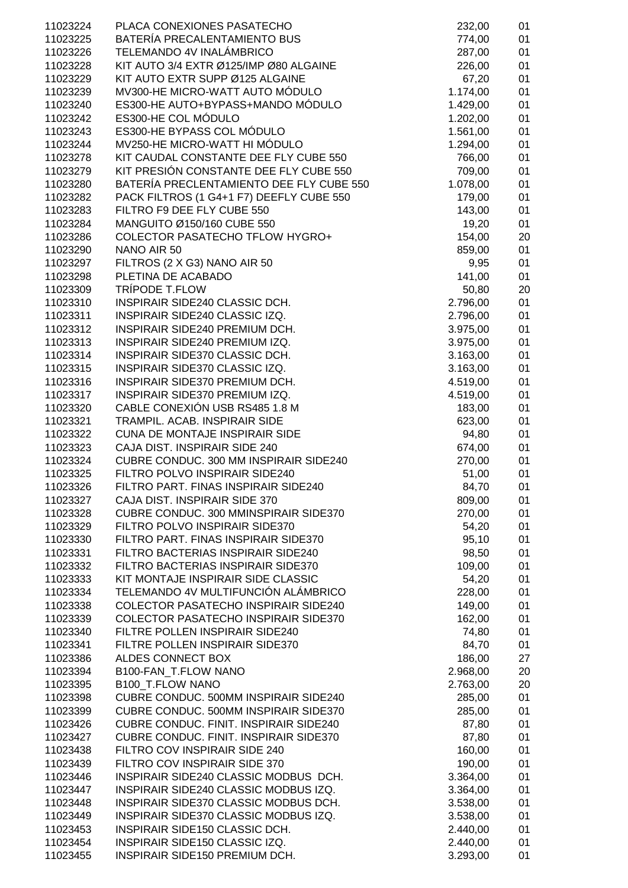| | | | |
|---|---|---|---|
| 11023224 | PLACA CONEXIONES PASATECHO | 232,00 | 01 |
| 11023225 | BATERÍA PRECALENTAMIENTO BUS | 774,00 | 01 |
| 11023226 | TELEMANDO 4V INALÁMBRICO | 287,00 | 01 |
| 11023228 | KIT AUTO 3/4 EXTR Ø125/IMP Ø80 ALGAINE | 226,00 | 01 |
| 11023229 | KIT AUTO EXTR SUPP Ø125 ALGAINE | 67,20 | 01 |
| 11023239 | MV300-HE MICRO-WATT AUTO MÓDULO | 1.174,00 | 01 |
| 11023240 | ES300-HE AUTO+BYPASS+MANDO MÓDULO | 1.429,00 | 01 |
| 11023242 | ES300-HE COL MÓDULO | 1.202,00 | 01 |
| 11023243 | ES300-HE BYPASS COL MÓDULO | 1.561,00 | 01 |
| 11023244 | MV250-HE MICRO-WATT HI MÓDULO | 1.294,00 | 01 |
| 11023278 | KIT CAUDAL CONSTANTE DEE FLY CUBE 550 | 766,00 | 01 |
| 11023279 | KIT PRESIÓN CONSTANTE DEE FLY CUBE 550 | 709,00 | 01 |
| 11023280 | BATERÍA PRECLENTAMIENTO DEE FLY CUBE 550 | 1.078,00 | 01 |
| 11023282 | PACK FILTROS (1 G4+1 F7) DEEFLY CUBE 550 | 179,00 | 01 |
| 11023283 | FILTRO F9 DEE FLY CUBE 550 | 143,00 | 01 |
| 11023284 | MANGUITO Ø150/160 CUBE 550 | 19,20 | 01 |
| 11023286 | COLECTOR PASATECHO TFLOW HYGRO+ | 154,00 | 20 |
| 11023290 | NANO AIR 50 | 859,00 | 01 |
| 11023297 | FILTROS (2 X G3) NANO AIR 50 | 9,95 | 01 |
| 11023298 | PLETINA DE ACABADO | 141,00 | 01 |
| 11023309 | TRÍPODE T.FLOW | 50,80 | 20 |
| 11023310 | INSPIRAIR SIDE240 CLASSIC DCH. | 2.796,00 | 01 |
| 11023311 | INSPIRAIR SIDE240 CLASSIC IZQ. | 2.796,00 | 01 |
| 11023312 | INSPIRAIR SIDE240 PREMIUM DCH. | 3.975,00 | 01 |
| 11023313 | INSPIRAIR SIDE240 PREMIUM IZQ. | 3.975,00 | 01 |
| 11023314 | INSPIRAIR SIDE370 CLASSIC DCH. | 3.163,00 | 01 |
| 11023315 | INSPIRAIR SIDE370 CLASSIC IZQ. | 3.163,00 | 01 |
| 11023316 | INSPIRAIR SIDE370 PREMIUM DCH. | 4.519,00 | 01 |
| 11023317 | INSPIRAIR SIDE370 PREMIUM IZQ. | 4.519,00 | 01 |
| 11023320 | CABLE CONEXIÓN USB RS485 1.8 M | 183,00 | 01 |
| 11023321 | TRAMPIL. ACAB. INSPIRAIR SIDE | 623,00 | 01 |
| 11023322 | CUNA DE MONTAJE INSPIRAIR SIDE | 94,80 | 01 |
| 11023323 | CAJA DIST. INSPIRAIR SIDE 240 | 674,00 | 01 |
| 11023324 | CUBRE CONDUC. 300 MM INSPIRAIR SIDE240 | 270,00 | 01 |
| 11023325 | FILTRO POLVO INSPIRAIR SIDE240 | 51,00 | 01 |
| 11023326 | FILTRO PART. FINAS INSPIRAIR SIDE240 | 84,70 | 01 |
| 11023327 | CAJA DIST. INSPIRAIR SIDE 370 | 809,00 | 01 |
| 11023328 | CUBRE CONDUC. 300 MMINSPIRAIR SIDE370 | 270,00 | 01 |
| 11023329 | FILTRO POLVO INSPIRAIR SIDE370 | 54,20 | 01 |
| 11023330 | FILTRO PART. FINAS INSPIRAIR SIDE370 | 95,10 | 01 |
| 11023331 | FILTRO BACTERIAS INSPIRAIR SIDE240 | 98,50 | 01 |
| 11023332 | FILTRO BACTERIAS INSPIRAIR SIDE370 | 109,00 | 01 |
| 11023333 | KIT MONTAJE INSPIRAIR SIDE CLASSIC | 54,20 | 01 |
| 11023334 | TELEMANDO 4V MULTIFUNCIÓN ALÁMBRICO | 228,00 | 01 |
| 11023338 | COLECTOR PASATECHO INSPIRAIR SIDE240 | 149,00 | 01 |
| 11023339 | COLECTOR PASATECHO INSPIRAIR SIDE370 | 162,00 | 01 |
| 11023340 | FILTRE POLLEN INSPIRAIR SIDE240 | 74,80 | 01 |
| 11023341 | FILTRE POLLEN INSPIRAIR SIDE370 | 84,70 | 01 |
| 11023386 | ALDES CONNECT BOX | 186,00 | 27 |
| 11023394 | B100-FAN_T.FLOW NANO | 2.968,00 | 20 |
| 11023395 | B100_T.FLOW NANO | 2.763,00 | 20 |
| 11023398 | CUBRE CONDUC. 500MM INSPIRAIR SIDE240 | 285,00 | 01 |
| 11023399 | CUBRE CONDUC. 500MM INSPIRAIR SIDE370 | 285,00 | 01 |
| 11023426 | CUBRE CONDUC. FINIT. INSPIRAIR SIDE240 | 87,80 | 01 |
| 11023427 | CUBRE CONDUC. FINIT. INSPIRAIR SIDE370 | 87,80 | 01 |
| 11023438 | FILTRO COV INSPIRAIR SIDE 240 | 160,00 | 01 |
| 11023439 | FILTRO COV INSPIRAIR SIDE 370 | 190,00 | 01 |
| 11023446 | INSPIRAIR SIDE240 CLASSIC MODBUS DCH. | 3.364,00 | 01 |
| 11023447 | INSPIRAIR SIDE240 CLASSIC MODBUS IZQ. | 3.364,00 | 01 |
| 11023448 | INSPIRAIR SIDE370 CLASSIC MODBUS DCH. | 3.538,00 | 01 |
| 11023449 | INSPIRAIR SIDE370 CLASSIC MODBUS IZQ. | 3.538,00 | 01 |
| 11023453 | INSPIRAIR SIDE150 CLASSIC DCH. | 2.440,00 | 01 |
| 11023454 | INSPIRAIR SIDE150 CLASSIC IZQ. | 2.440,00 | 01 |
| 11023455 | INSPIRAIR SIDE150 PREMIUM DCH. | 3.293,00 | 01 |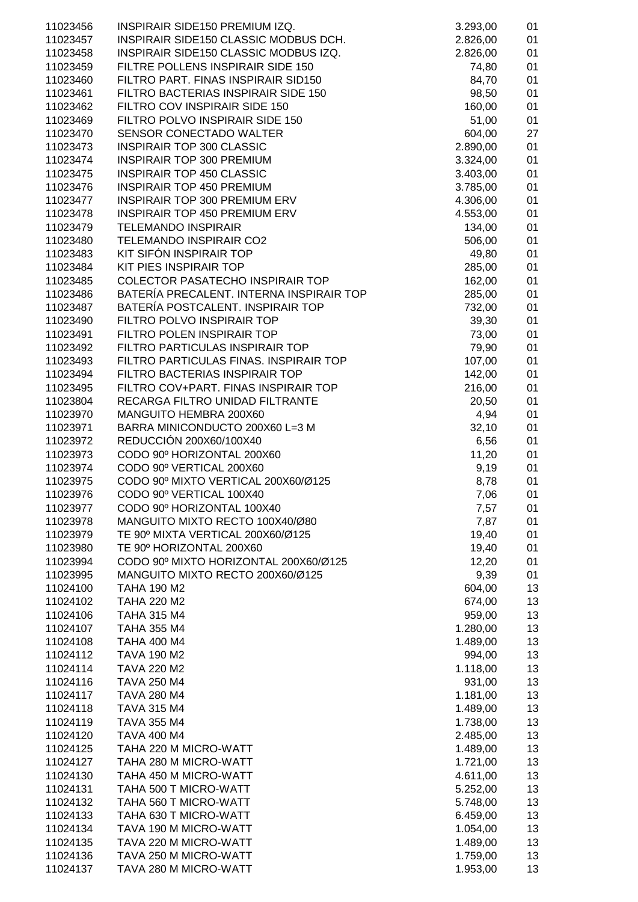| | | | |
|---|---|---|---|
| 11023456 | INSPIRAIR SIDE150 PREMIUM IZQ. | 3.293,00 | 01 |
| 11023457 | INSPIRAIR SIDE150 CLASSIC MODBUS DCH. | 2.826,00 | 01 |
| 11023458 | INSPIRAIR SIDE150 CLASSIC MODBUS IZQ. | 2.826,00 | 01 |
| 11023459 | FILTRE POLLENS INSPIRAIR SIDE 150 | 74,80 | 01 |
| 11023460 | FILTRO PART. FINAS INSPIRAIR SID150 | 84,70 | 01 |
| 11023461 | FILTRO BACTERIAS INSPIRAIR SIDE 150 | 98,50 | 01 |
| 11023462 | FILTRO COV INSPIRAIR SIDE 150 | 160,00 | 01 |
| 11023469 | FILTRO POLVO INSPIRAIR SIDE 150 | 51,00 | 01 |
| 11023470 | SENSOR CONECTADO WALTER | 604,00 | 27 |
| 11023473 | INSPIRAIR TOP 300 CLASSIC | 2.890,00 | 01 |
| 11023474 | INSPIRAIR TOP 300 PREMIUM | 3.324,00 | 01 |
| 11023475 | INSPIRAIR TOP 450 CLASSIC | 3.403,00 | 01 |
| 11023476 | INSPIRAIR TOP 450 PREMIUM | 3.785,00 | 01 |
| 11023477 | INSPIRAIR TOP 300 PREMIUM ERV | 4.306,00 | 01 |
| 11023478 | INSPIRAIR TOP 450 PREMIUM ERV | 4.553,00 | 01 |
| 11023479 | TELEMANDO INSPIRAIR | 134,00 | 01 |
| 11023480 | TELEMANDO INSPIRAIR CO2 | 506,00 | 01 |
| 11023483 | KIT SIFÓN INSPIRAIR TOP | 49,80 | 01 |
| 11023484 | KIT PIES INSPIRAIR TOP | 285,00 | 01 |
| 11023485 | COLECTOR PASATECHO INSPIRAIR TOP | 162,00 | 01 |
| 11023486 | BATERÍA PRECALENT. INTERNA INSPIRAIR TOP | 285,00 | 01 |
| 11023487 | BATERÍA POSTCALENT. INSPIRAIR TOP | 732,00 | 01 |
| 11023490 | FILTRO POLVO INSPIRAIR TOP | 39,30 | 01 |
| 11023491 | FILTRO POLEN INSPIRAIR TOP | 73,00 | 01 |
| 11023492 | FILTRO PARTICULAS INSPIRAIR TOP | 79,90 | 01 |
| 11023493 | FILTRO PARTICULAS FINAS. INSPIRAIR TOP | 107,00 | 01 |
| 11023494 | FILTRO BACTERIAS INSPIRAIR TOP | 142,00 | 01 |
| 11023495 | FILTRO COV+PART. FINAS INSPIRAIR TOP | 216,00 | 01 |
| 11023804 | RECARGA FILTRO UNIDAD FILTRANTE | 20,50 | 01 |
| 11023970 | MANGUITO HEMBRA 200X60 | 4,94 | 01 |
| 11023971 | BARRA MINICONDUCTO 200X60 L=3 M | 32,10 | 01 |
| 11023972 | REDUCCIÓN 200X60/100X40 | 6,56 | 01 |
| 11023973 | CODO 90º HORIZONTAL 200X60 | 11,20 | 01 |
| 11023974 | CODO 90º VERTICAL 200X60 | 9,19 | 01 |
| 11023975 | CODO 90º MIXTO VERTICAL 200X60/Ø125 | 8,78 | 01 |
| 11023976 | CODO 90º VERTICAL 100X40 | 7,06 | 01 |
| 11023977 | CODO 90º HORIZONTAL 100X40 | 7,57 | 01 |
| 11023978 | MANGUITO MIXTO RECTO 100X40/Ø80 | 7,87 | 01 |
| 11023979 | TE 90º MIXTA VERTICAL 200X60/Ø125 | 19,40 | 01 |
| 11023980 | TE 90º HORIZONTAL 200X60 | 19,40 | 01 |
| 11023994 | CODO 90º MIXTO HORIZONTAL 200X60/Ø125 | 12,20 | 01 |
| 11023995 | MANGUITO MIXTO RECTO 200X60/Ø125 | 9,39 | 01 |
| 11024100 | TAHA 190 M2 | 604,00 | 13 |
| 11024102 | TAHA 220 M2 | 674,00 | 13 |
| 11024106 | TAHA 315 M4 | 959,00 | 13 |
| 11024107 | TAHA 355 M4 | 1.280,00 | 13 |
| 11024108 | TAHA 400 M4 | 1.489,00 | 13 |
| 11024112 | TAVA 190 M2 | 994,00 | 13 |
| 11024114 | TAVA 220 M2 | 1.118,00 | 13 |
| 11024116 | TAVA 250 M4 | 931,00 | 13 |
| 11024117 | TAVA 280 M4 | 1.181,00 | 13 |
| 11024118 | TAVA 315 M4 | 1.489,00 | 13 |
| 11024119 | TAVA 355 M4 | 1.738,00 | 13 |
| 11024120 | TAVA 400 M4 | 2.485,00 | 13 |
| 11024125 | TAHA 220 M MICRO-WATT | 1.489,00 | 13 |
| 11024127 | TAHA 280 M MICRO-WATT | 1.721,00 | 13 |
| 11024130 | TAHA 450 M MICRO-WATT | 4.611,00 | 13 |
| 11024131 | TAHA 500 T MICRO-WATT | 5.252,00 | 13 |
| 11024132 | TAHA 560 T MICRO-WATT | 5.748,00 | 13 |
| 11024133 | TAHA 630 T MICRO-WATT | 6.459,00 | 13 |
| 11024134 | TAVA 190 M MICRO-WATT | 1.054,00 | 13 |
| 11024135 | TAVA 220 M MICRO-WATT | 1.489,00 | 13 |
| 11024136 | TAVA 250 M MICRO-WATT | 1.759,00 | 13 |
| 11024137 | TAVA 280 M MICRO-WATT | 1.953,00 | 13 |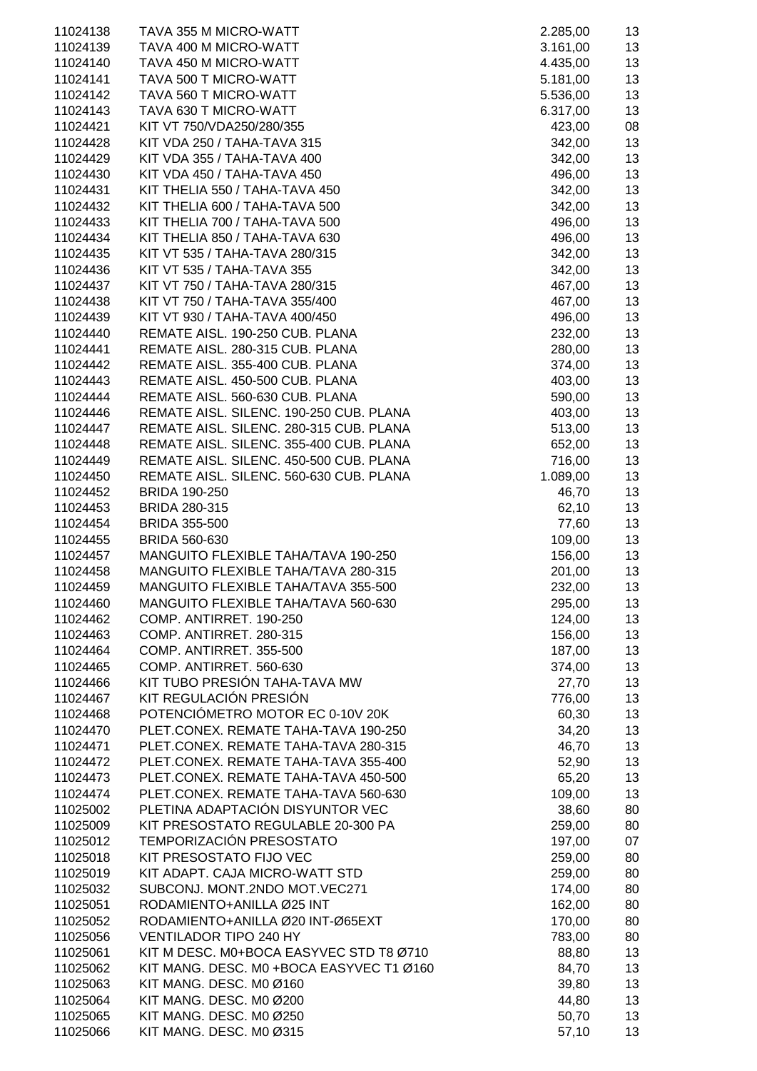| | | | |
|---|---|---|---|
| 11024138 | TAVA 355 M MICRO-WATT | 2.285,00 | 13 |
| 11024139 | TAVA 400 M MICRO-WATT | 3.161,00 | 13 |
| 11024140 | TAVA 450 M MICRO-WATT | 4.435,00 | 13 |
| 11024141 | TAVA 500 T MICRO-WATT | 5.181,00 | 13 |
| 11024142 | TAVA 560 T MICRO-WATT | 5.536,00 | 13 |
| 11024143 | TAVA 630 T MICRO-WATT | 6.317,00 | 13 |
| 11024421 | KIT VT 750/VDA250/280/355 | 423,00 | 08 |
| 11024428 | KIT VDA 250 / TAHA-TAVA 315 | 342,00 | 13 |
| 11024429 | KIT VDA 355 / TAHA-TAVA 400 | 342,00 | 13 |
| 11024430 | KIT VDA 450 / TAHA-TAVA 450 | 496,00 | 13 |
| 11024431 | KIT THELIA 550 / TAHA-TAVA 450 | 342,00 | 13 |
| 11024432 | KIT THELIA 600 / TAHA-TAVA 500 | 342,00 | 13 |
| 11024433 | KIT THELIA 700 / TAHA-TAVA 500 | 496,00 | 13 |
| 11024434 | KIT THELIA 850 / TAHA-TAVA 630 | 496,00 | 13 |
| 11024435 | KIT VT 535 / TAHA-TAVA 280/315 | 342,00 | 13 |
| 11024436 | KIT VT 535 / TAHA-TAVA 355 | 342,00 | 13 |
| 11024437 | KIT VT 750 / TAHA-TAVA 280/315 | 467,00 | 13 |
| 11024438 | KIT VT 750 / TAHA-TAVA 355/400 | 467,00 | 13 |
| 11024439 | KIT VT 930 / TAHA-TAVA 400/450 | 496,00 | 13 |
| 11024440 | REMATE AISL. 190-250 CUB. PLANA | 232,00 | 13 |
| 11024441 | REMATE AISL. 280-315 CUB. PLANA | 280,00 | 13 |
| 11024442 | REMATE AISL. 355-400 CUB. PLANA | 374,00 | 13 |
| 11024443 | REMATE AISL. 450-500 CUB. PLANA | 403,00 | 13 |
| 11024444 | REMATE AISL. 560-630 CUB. PLANA | 590,00 | 13 |
| 11024446 | REMATE AISL. SILENC. 190-250 CUB. PLANA | 403,00 | 13 |
| 11024447 | REMATE AISL. SILENC. 280-315 CUB. PLANA | 513,00 | 13 |
| 11024448 | REMATE AISL. SILENC. 355-400 CUB. PLANA | 652,00 | 13 |
| 11024449 | REMATE AISL. SILENC. 450-500 CUB. PLANA | 716,00 | 13 |
| 11024450 | REMATE AISL. SILENC. 560-630 CUB. PLANA | 1.089,00 | 13 |
| 11024452 | BRIDA 190-250 | 46,70 | 13 |
| 11024453 | BRIDA 280-315 | 62,10 | 13 |
| 11024454 | BRIDA 355-500 | 77,60 | 13 |
| 11024455 | BRIDA 560-630 | 109,00 | 13 |
| 11024457 | MANGUITO FLEXIBLE TAHA/TAVA 190-250 | 156,00 | 13 |
| 11024458 | MANGUITO FLEXIBLE TAHA/TAVA 280-315 | 201,00 | 13 |
| 11024459 | MANGUITO FLEXIBLE TAHA/TAVA 355-500 | 232,00 | 13 |
| 11024460 | MANGUITO FLEXIBLE TAHA/TAVA 560-630 | 295,00 | 13 |
| 11024462 | COMP. ANTIRRET. 190-250 | 124,00 | 13 |
| 11024463 | COMP. ANTIRRET. 280-315 | 156,00 | 13 |
| 11024464 | COMP. ANTIRRET. 355-500 | 187,00 | 13 |
| 11024465 | COMP. ANTIRRET. 560-630 | 374,00 | 13 |
| 11024466 | KIT TUBO PRESIÓN TAHA-TAVA MW | 27,70 | 13 |
| 11024467 | KIT REGULACIÓN PRESIÓN | 776,00 | 13 |
| 11024468 | POTENCIÓMETRO MOTOR EC 0-10V 20K | 60,30 | 13 |
| 11024470 | PLET.CONEX. REMATE TAHA-TAVA 190-250 | 34,20 | 13 |
| 11024471 | PLET.CONEX. REMATE TAHA-TAVA 280-315 | 46,70 | 13 |
| 11024472 | PLET.CONEX. REMATE TAHA-TAVA 355-400 | 52,90 | 13 |
| 11024473 | PLET.CONEX. REMATE TAHA-TAVA 450-500 | 65,20 | 13 |
| 11024474 | PLET.CONEX. REMATE TAHA-TAVA 560-630 | 109,00 | 13 |
| 11025002 | PLETINA ADAPTACIÓN DISYUNTOR VEC | 38,60 | 80 |
| 11025009 | KIT PRESOSTATO REGULABLE 20-300 PA | 259,00 | 80 |
| 11025012 | TEMPORIZACIÓN PRESOSTATO | 197,00 | 07 |
| 11025018 | KIT PRESOSTATO FIJO VEC | 259,00 | 80 |
| 11025019 | KIT ADAPT. CAJA MICRO-WATT STD | 259,00 | 80 |
| 11025032 | SUBCONJ. MONT.2NDO MOT.VEC271 | 174,00 | 80 |
| 11025051 | RODAMIENTO+ANILLA Ø25 INT | 162,00 | 80 |
| 11025052 | RODAMIENTO+ANILLA Ø20 INT-Ø65EXT | 170,00 | 80 |
| 11025056 | VENTILADOR TIPO 240 HY | 783,00 | 80 |
| 11025061 | KIT M DESC. M0+BOCA EASYVEC STD T8 Ø710 | 88,80 | 13 |
| 11025062 | KIT MANG. DESC. M0 +BOCA EASYVEC T1 Ø160 | 84,70 | 13 |
| 11025063 | KIT MANG. DESC. M0 Ø160 | 39,80 | 13 |
| 11025064 | KIT MANG. DESC. M0 Ø200 | 44,80 | 13 |
| 11025065 | KIT MANG. DESC. M0 Ø250 | 50,70 | 13 |
| 11025066 | KIT MANG. DESC. M0 Ø315 | 57,10 | 13 |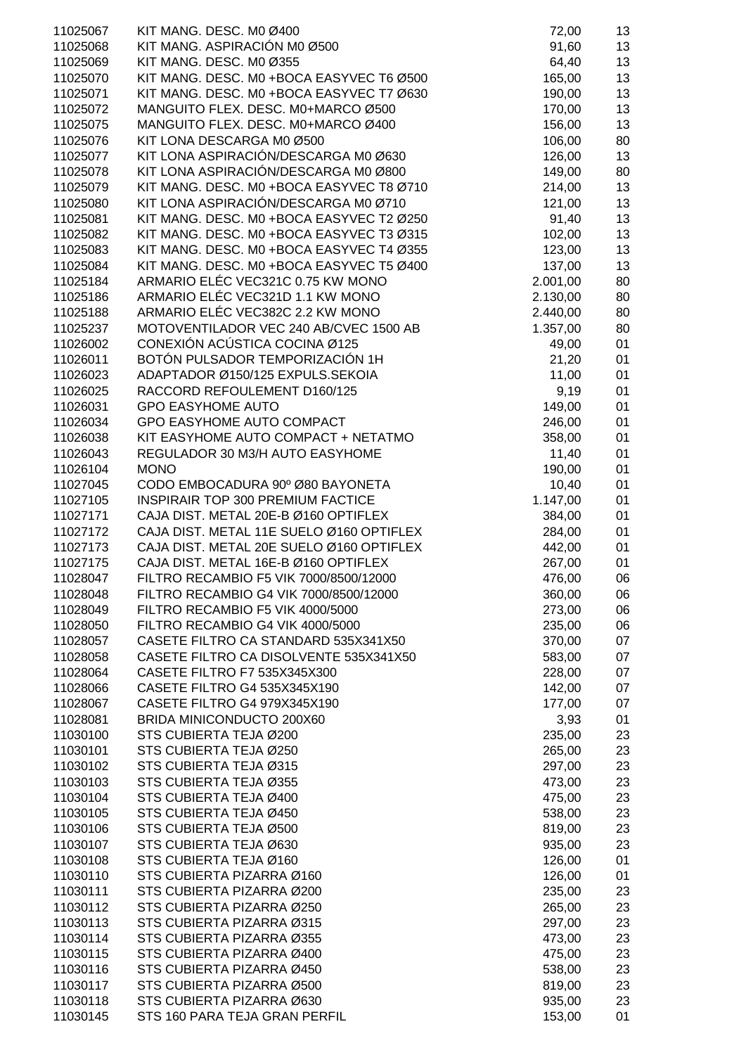| | | | |
|---|---|---|---|
| 11025067 | KIT MANG. DESC. M0 Ø400 | 72,00 | 13 |
| 11025068 | KIT MANG. ASPIRACIÓN M0 Ø500 | 91,60 | 13 |
| 11025069 | KIT MANG. DESC. M0 Ø355 | 64,40 | 13 |
| 11025070 | KIT MANG. DESC. M0 +BOCA EASYVEC T6 Ø500 | 165,00 | 13 |
| 11025071 | KIT MANG. DESC. M0 +BOCA EASYVEC T7 Ø630 | 190,00 | 13 |
| 11025072 | MANGUITO FLEX. DESC. M0+MARCO Ø500 | 170,00 | 13 |
| 11025075 | MANGUITO FLEX. DESC. M0+MARCO Ø400 | 156,00 | 13 |
| 11025076 | KIT LONA DESCARGA M0 Ø500 | 106,00 | 80 |
| 11025077 | KIT LONA ASPIRACIÓN/DESCARGA M0 Ø630 | 126,00 | 13 |
| 11025078 | KIT LONA ASPIRACIÓN/DESCARGA M0 Ø800 | 149,00 | 80 |
| 11025079 | KIT MANG. DESC. M0 +BOCA EASYVEC T8 Ø710 | 214,00 | 13 |
| 11025080 | KIT LONA ASPIRACIÓN/DESCARGA M0 Ø710 | 121,00 | 13 |
| 11025081 | KIT MANG. DESC. M0 +BOCA EASYVEC T2 Ø250 | 91,40 | 13 |
| 11025082 | KIT MANG. DESC. M0 +BOCA EASYVEC T3 Ø315 | 102,00 | 13 |
| 11025083 | KIT MANG. DESC. M0 +BOCA EASYVEC T4 Ø355 | 123,00 | 13 |
| 11025084 | KIT MANG. DESC. M0 +BOCA EASYVEC T5 Ø400 | 137,00 | 13 |
| 11025184 | ARMARIO ELÉC VEC321C 0.75 KW MONO | 2.001,00 | 80 |
| 11025186 | ARMARIO ELÉC VEC321D 1.1 KW MONO | 2.130,00 | 80 |
| 11025188 | ARMARIO ELÉC VEC382C 2.2 KW MONO | 2.440,00 | 80 |
| 11025237 | MOTOVENTILADOR VEC 240 AB/CVEC 1500 AB | 1.357,00 | 80 |
| 11026002 | CONEXIÓN ACÚSTICA COCINA Ø125 | 49,00 | 01 |
| 11026011 | BOTÓN PULSADOR TEMPORIZACIÓN 1H | 21,20 | 01 |
| 11026023 | ADAPTADOR Ø150/125 EXPULS.SEKOIA | 11,00 | 01 |
| 11026025 | RACCORD REFOULEMENT D160/125 | 9,19 | 01 |
| 11026031 | GPO EASYHOME AUTO | 149,00 | 01 |
| 11026034 | GPO EASYHOME AUTO COMPACT | 246,00 | 01 |
| 11026038 | KIT EASYHOME AUTO COMPACT + NETATMO | 358,00 | 01 |
| 11026043 | REGULADOR 30 M3/H AUTO EASYHOME | 11,40 | 01 |
| 11026104 | MONO | 190,00 | 01 |
| 11027045 | CODO EMBOCADURA 90º Ø80 BAYONETA | 10,40 | 01 |
| 11027105 | INSPIRAIR TOP 300 PREMIUM FACTICE | 1.147,00 | 01 |
| 11027171 | CAJA DIST. METAL 20E-B Ø160 OPTIFLEX | 384,00 | 01 |
| 11027172 | CAJA DIST. METAL 11E SUELO Ø160 OPTIFLEX | 284,00 | 01 |
| 11027173 | CAJA DIST. METAL 20E SUELO Ø160 OPTIFLEX | 442,00 | 01 |
| 11027175 | CAJA DIST. METAL 16E-B Ø160 OPTIFLEX | 267,00 | 01 |
| 11028047 | FILTRO RECAMBIO F5 VIK 7000/8500/12000 | 476,00 | 06 |
| 11028048 | FILTRO RECAMBIO G4 VIK 7000/8500/12000 | 360,00 | 06 |
| 11028049 | FILTRO RECAMBIO F5 VIK 4000/5000 | 273,00 | 06 |
| 11028050 | FILTRO RECAMBIO G4 VIK 4000/5000 | 235,00 | 06 |
| 11028057 | CASETE FILTRO CA STANDARD 535X341X50 | 370,00 | 07 |
| 11028058 | CASETE FILTRO CA DISOLVENTE 535X341X50 | 583,00 | 07 |
| 11028064 | CASETE FILTRO F7 535X345X300 | 228,00 | 07 |
| 11028066 | CASETE FILTRO G4 535X345X190 | 142,00 | 07 |
| 11028067 | CASETE FILTRO G4 979X345X190 | 177,00 | 07 |
| 11028081 | BRIDA MINICONDUCTO 200X60 | 3,93 | 01 |
| 11030100 | STS CUBIERTA TEJA Ø200 | 235,00 | 23 |
| 11030101 | STS CUBIERTA TEJA Ø250 | 265,00 | 23 |
| 11030102 | STS CUBIERTA TEJA Ø315 | 297,00 | 23 |
| 11030103 | STS CUBIERTA TEJA Ø355 | 473,00 | 23 |
| 11030104 | STS CUBIERTA TEJA Ø400 | 475,00 | 23 |
| 11030105 | STS CUBIERTA TEJA Ø450 | 538,00 | 23 |
| 11030106 | STS CUBIERTA TEJA Ø500 | 819,00 | 23 |
| 11030107 | STS CUBIERTA TEJA Ø630 | 935,00 | 23 |
| 11030108 | STS CUBIERTA TEJA Ø160 | 126,00 | 01 |
| 11030110 | STS CUBIERTA PIZARRA Ø160 | 126,00 | 01 |
| 11030111 | STS CUBIERTA PIZARRA Ø200 | 235,00 | 23 |
| 11030112 | STS CUBIERTA PIZARRA Ø250 | 265,00 | 23 |
| 11030113 | STS CUBIERTA PIZARRA Ø315 | 297,00 | 23 |
| 11030114 | STS CUBIERTA PIZARRA Ø355 | 473,00 | 23 |
| 11030115 | STS CUBIERTA PIZARRA Ø400 | 475,00 | 23 |
| 11030116 | STS CUBIERTA PIZARRA Ø450 | 538,00 | 23 |
| 11030117 | STS CUBIERTA PIZARRA Ø500 | 819,00 | 23 |
| 11030118 | STS CUBIERTA PIZARRA Ø630 | 935,00 | 23 |
| 11030145 | STS 160 PARA TEJA GRAN PERFIL | 153,00 | 01 |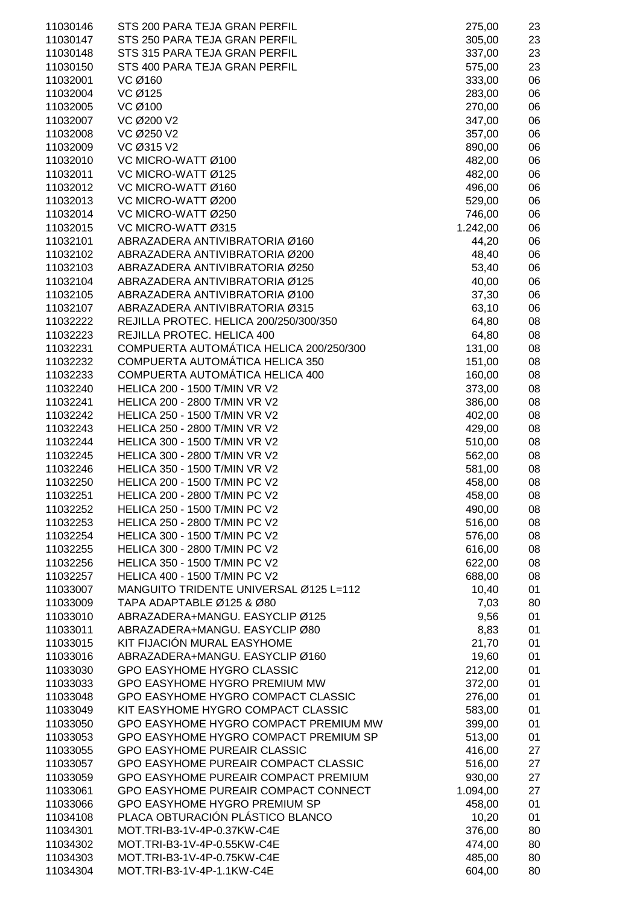| | | | |
|---|---|---|---|
| 11030146 | STS 200 PARA TEJA GRAN PERFIL | 275,00 | 23 |
| 11030147 | STS 250 PARA TEJA GRAN PERFIL | 305,00 | 23 |
| 11030148 | STS 315 PARA TEJA GRAN PERFIL | 337,00 | 23 |
| 11030150 | STS 400 PARA TEJA GRAN PERFIL | 575,00 | 23 |
| 11032001 | VC Ø160 | 333,00 | 06 |
| 11032004 | VC Ø125 | 283,00 | 06 |
| 11032005 | VC Ø100 | 270,00 | 06 |
| 11032007 | VC Ø200 V2 | 347,00 | 06 |
| 11032008 | VC Ø250 V2 | 357,00 | 06 |
| 11032009 | VC Ø315 V2 | 890,00 | 06 |
| 11032010 | VC MICRO-WATT Ø100 | 482,00 | 06 |
| 11032011 | VC MICRO-WATT Ø125 | 482,00 | 06 |
| 11032012 | VC MICRO-WATT Ø160 | 496,00 | 06 |
| 11032013 | VC MICRO-WATT Ø200 | 529,00 | 06 |
| 11032014 | VC MICRO-WATT Ø250 | 746,00 | 06 |
| 11032015 | VC MICRO-WATT Ø315 | 1.242,00 | 06 |
| 11032101 | ABRAZADERA ANTIVIBRATORIA Ø160 | 44,20 | 06 |
| 11032102 | ABRAZADERA ANTIVIBRATORIA Ø200 | 48,40 | 06 |
| 11032103 | ABRAZADERA ANTIVIBRATORIA Ø250 | 53,40 | 06 |
| 11032104 | ABRAZADERA ANTIVIBRATORIA Ø125 | 40,00 | 06 |
| 11032105 | ABRAZADERA ANTIVIBRATORIA Ø100 | 37,30 | 06 |
| 11032107 | ABRAZADERA ANTIVIBRATORIA Ø315 | 63,10 | 06 |
| 11032222 | REJILLA PROTEC. HELICA 200/250/300/350 | 64,80 | 08 |
| 11032223 | REJILLA PROTEC. HELICA 400 | 64,80 | 08 |
| 11032231 | COMPUERTA AUTOMÁTICA HELICA 200/250/300 | 131,00 | 08 |
| 11032232 | COMPUERTA AUTOMÁTICA HELICA 350 | 151,00 | 08 |
| 11032233 | COMPUERTA AUTOMÁTICA HELICA 400 | 160,00 | 08 |
| 11032240 | HELICA 200 - 1500 T/MIN VR V2 | 373,00 | 08 |
| 11032241 | HELICA 200 - 2800 T/MIN VR V2 | 386,00 | 08 |
| 11032242 | HELICA 250 - 1500 T/MIN VR V2 | 402,00 | 08 |
| 11032243 | HELICA 250 - 2800 T/MIN VR V2 | 429,00 | 08 |
| 11032244 | HELICA 300 - 1500 T/MIN VR V2 | 510,00 | 08 |
| 11032245 | HELICA 300 - 2800 T/MIN VR V2 | 562,00 | 08 |
| 11032246 | HELICA 350 - 1500 T/MIN VR V2 | 581,00 | 08 |
| 11032250 | HELICA 200 - 1500 T/MIN PC V2 | 458,00 | 08 |
| 11032251 | HELICA 200 - 2800 T/MIN PC V2 | 458,00 | 08 |
| 11032252 | HELICA 250 - 1500 T/MIN PC V2 | 490,00 | 08 |
| 11032253 | HELICA 250 - 2800 T/MIN PC V2 | 516,00 | 08 |
| 11032254 | HELICA 300 - 1500 T/MIN PC V2 | 576,00 | 08 |
| 11032255 | HELICA 300 - 2800 T/MIN PC V2 | 616,00 | 08 |
| 11032256 | HELICA 350 - 1500 T/MIN PC V2 | 622,00 | 08 |
| 11032257 | HELICA 400 - 1500 T/MIN PC V2 | 688,00 | 08 |
| 11033007 | MANGUITO TRIDENTE UNIVERSAL Ø125 L=112 | 10,40 | 01 |
| 11033009 | TAPA ADAPTABLE Ø125 & Ø80 | 7,03 | 80 |
| 11033010 | ABRAZADERA+MANGU. EASYCLIP Ø125 | 9,56 | 01 |
| 11033011 | ABRAZADERA+MANGU. EASYCLIP Ø80 | 8,83 | 01 |
| 11033015 | KIT FIJACIÓN MURAL EASYHOME | 21,70 | 01 |
| 11033016 | ABRAZADERA+MANGU. EASYCLIP Ø160 | 19,60 | 01 |
| 11033030 | GPO EASYHOME HYGRO CLASSIC | 212,00 | 01 |
| 11033033 | GPO EASYHOME HYGRO PREMIUM MW | 372,00 | 01 |
| 11033048 | GPO EASYHOME HYGRO COMPACT CLASSIC | 276,00 | 01 |
| 11033049 | KIT EASYHOME HYGRO COMPACT CLASSIC | 583,00 | 01 |
| 11033050 | GPO EASYHOME HYGRO COMPACT PREMIUM MW | 399,00 | 01 |
| 11033053 | GPO EASYHOME HYGRO COMPACT PREMIUM SP | 513,00 | 01 |
| 11033055 | GPO EASYHOME PUREAIR CLASSIC | 416,00 | 27 |
| 11033057 | GPO EASYHOME PUREAIR COMPACT CLASSIC | 516,00 | 27 |
| 11033059 | GPO EASYHOME PUREAIR COMPACT PREMIUM | 930,00 | 27 |
| 11033061 | GPO EASYHOME PUREAIR COMPACT CONNECT | 1.094,00 | 27 |
| 11033066 | GPO EASYHOME HYGRO PREMIUM SP | 458,00 | 01 |
| 11034108 | PLACA OBTURACIÓN PLÁSTICO BLANCO | 10,20 | 01 |
| 11034301 | MOT.TRI-B3-1V-4P-0.37KW-C4E | 376,00 | 80 |
| 11034302 | MOT.TRI-B3-1V-4P-0.55KW-C4E | 474,00 | 80 |
| 11034303 | MOT.TRI-B3-1V-4P-0.75KW-C4E | 485,00 | 80 |
| 11034304 | MOT.TRI-B3-1V-4P-1.1KW-C4E | 604,00 | 80 |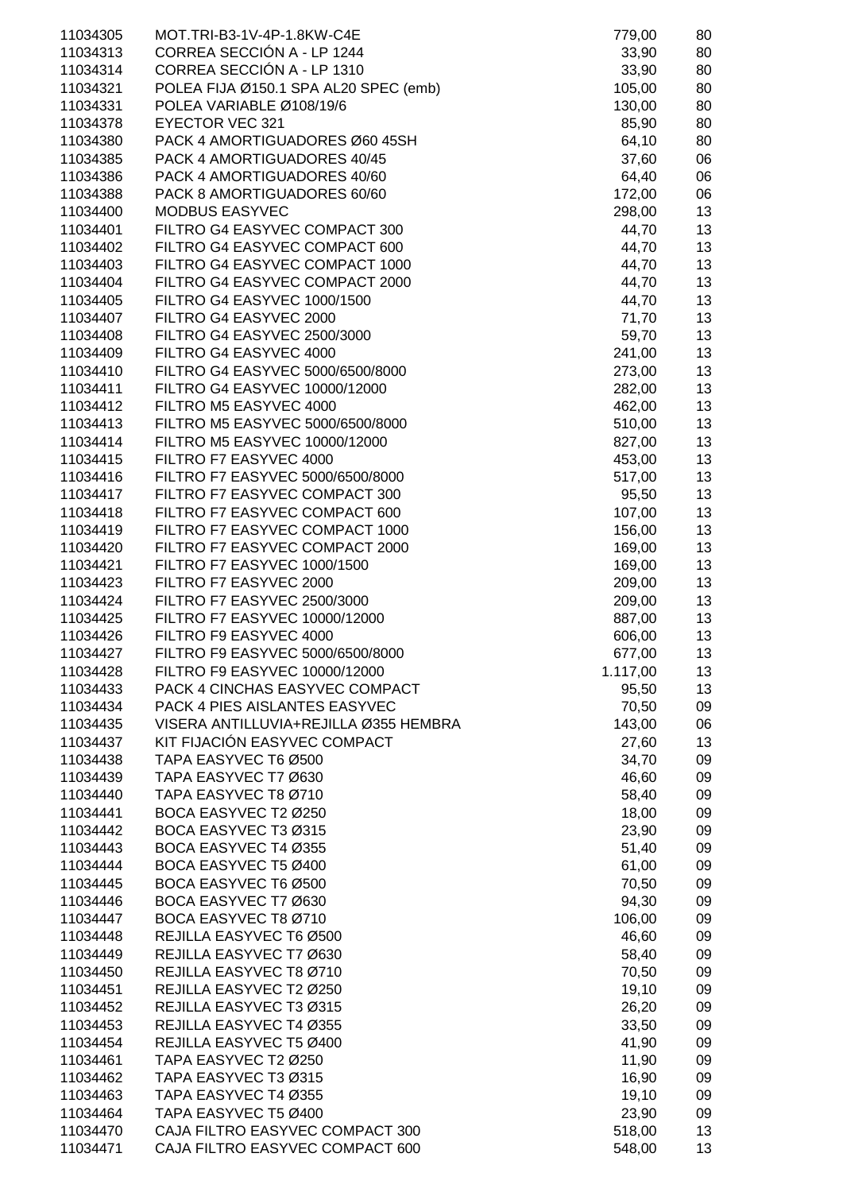| | | | |
|---|---|---|---|
| 11034305 | MOT.TRI-B3-1V-4P-1.8KW-C4E | 779,00 | 80 |
| 11034313 | CORREA SECCIÓN A - LP 1244 | 33,90 | 80 |
| 11034314 | CORREA SECCIÓN A - LP 1310 | 33,90 | 80 |
| 11034321 | POLEA FIJA Ø150.1 SPA AL20 SPEC (emb) | 105,00 | 80 |
| 11034331 | POLEA VARIABLE Ø108/19/6 | 130,00 | 80 |
| 11034378 | EYECTOR VEC 321 | 85,90 | 80 |
| 11034380 | PACK 4 AMORTIGUADORES Ø60 45SH | 64,10 | 80 |
| 11034385 | PACK 4 AMORTIGUADORES 40/45 | 37,60 | 06 |
| 11034386 | PACK 4 AMORTIGUADORES 40/60 | 64,40 | 06 |
| 11034388 | PACK 8 AMORTIGUADORES 60/60 | 172,00 | 06 |
| 11034400 | MODBUS EASYVEC | 298,00 | 13 |
| 11034401 | FILTRO G4 EASYVEC COMPACT 300 | 44,70 | 13 |
| 11034402 | FILTRO G4 EASYVEC COMPACT 600 | 44,70 | 13 |
| 11034403 | FILTRO G4 EASYVEC COMPACT 1000 | 44,70 | 13 |
| 11034404 | FILTRO G4 EASYVEC COMPACT 2000 | 44,70 | 13 |
| 11034405 | FILTRO G4 EASYVEC 1000/1500 | 44,70 | 13 |
| 11034407 | FILTRO G4 EASYVEC 2000 | 71,70 | 13 |
| 11034408 | FILTRO G4 EASYVEC 2500/3000 | 59,70 | 13 |
| 11034409 | FILTRO G4 EASYVEC 4000 | 241,00 | 13 |
| 11034410 | FILTRO G4 EASYVEC 5000/6500/8000 | 273,00 | 13 |
| 11034411 | FILTRO G4 EASYVEC 10000/12000 | 282,00 | 13 |
| 11034412 | FILTRO M5 EASYVEC 4000 | 462,00 | 13 |
| 11034413 | FILTRO M5 EASYVEC 5000/6500/8000 | 510,00 | 13 |
| 11034414 | FILTRO M5 EASYVEC 10000/12000 | 827,00 | 13 |
| 11034415 | FILTRO F7 EASYVEC 4000 | 453,00 | 13 |
| 11034416 | FILTRO F7 EASYVEC 5000/6500/8000 | 517,00 | 13 |
| 11034417 | FILTRO F7 EASYVEC COMPACT 300 | 95,50 | 13 |
| 11034418 | FILTRO F7 EASYVEC COMPACT 600 | 107,00 | 13 |
| 11034419 | FILTRO F7 EASYVEC COMPACT 1000 | 156,00 | 13 |
| 11034420 | FILTRO F7 EASYVEC COMPACT 2000 | 169,00 | 13 |
| 11034421 | FILTRO F7 EASYVEC 1000/1500 | 169,00 | 13 |
| 11034423 | FILTRO F7 EASYVEC 2000 | 209,00 | 13 |
| 11034424 | FILTRO F7 EASYVEC 2500/3000 | 209,00 | 13 |
| 11034425 | FILTRO F7 EASYVEC 10000/12000 | 887,00 | 13 |
| 11034426 | FILTRO F9 EASYVEC 4000 | 606,00 | 13 |
| 11034427 | FILTRO F9 EASYVEC 5000/6500/8000 | 677,00 | 13 |
| 11034428 | FILTRO F9 EASYVEC 10000/12000 | 1.117,00 | 13 |
| 11034433 | PACK 4 CINCHAS EASYVEC COMPACT | 95,50 | 13 |
| 11034434 | PACK 4 PIES AISLANTES EASYVEC | 70,50 | 09 |
| 11034435 | VISERA ANTILLUVIA+REJILLA Ø355 HEMBRA | 143,00 | 06 |
| 11034437 | KIT FIJACIÓN EASYVEC COMPACT | 27,60 | 13 |
| 11034438 | TAPA EASYVEC T6 Ø500 | 34,70 | 09 |
| 11034439 | TAPA EASYVEC T7 Ø630 | 46,60 | 09 |
| 11034440 | TAPA EASYVEC T8 Ø710 | 58,40 | 09 |
| 11034441 | BOCA EASYVEC T2 Ø250 | 18,00 | 09 |
| 11034442 | BOCA EASYVEC T3 Ø315 | 23,90 | 09 |
| 11034443 | BOCA EASYVEC T4 Ø355 | 51,40 | 09 |
| 11034444 | BOCA EASYVEC T5 Ø400 | 61,00 | 09 |
| 11034445 | BOCA EASYVEC T6 Ø500 | 70,50 | 09 |
| 11034446 | BOCA EASYVEC T7 Ø630 | 94,30 | 09 |
| 11034447 | BOCA EASYVEC T8 Ø710 | 106,00 | 09 |
| 11034448 | REJILLA EASYVEC T6 Ø500 | 46,60 | 09 |
| 11034449 | REJILLA EASYVEC T7 Ø630 | 58,40 | 09 |
| 11034450 | REJILLA EASYVEC T8 Ø710 | 70,50 | 09 |
| 11034451 | REJILLA EASYVEC T2 Ø250 | 19,10 | 09 |
| 11034452 | REJILLA EASYVEC T3 Ø315 | 26,20 | 09 |
| 11034453 | REJILLA EASYVEC T4 Ø355 | 33,50 | 09 |
| 11034454 | REJILLA EASYVEC T5 Ø400 | 41,90 | 09 |
| 11034461 | TAPA EASYVEC T2 Ø250 | 11,90 | 09 |
| 11034462 | TAPA EASYVEC T3 Ø315 | 16,90 | 09 |
| 11034463 | TAPA EASYVEC T4 Ø355 | 19,10 | 09 |
| 11034464 | TAPA EASYVEC T5 Ø400 | 23,90 | 09 |
| 11034470 | CAJA FILTRO EASYVEC COMPACT 300 | 518,00 | 13 |
| 11034471 | CAJA FILTRO EASYVEC COMPACT 600 | 548,00 | 13 |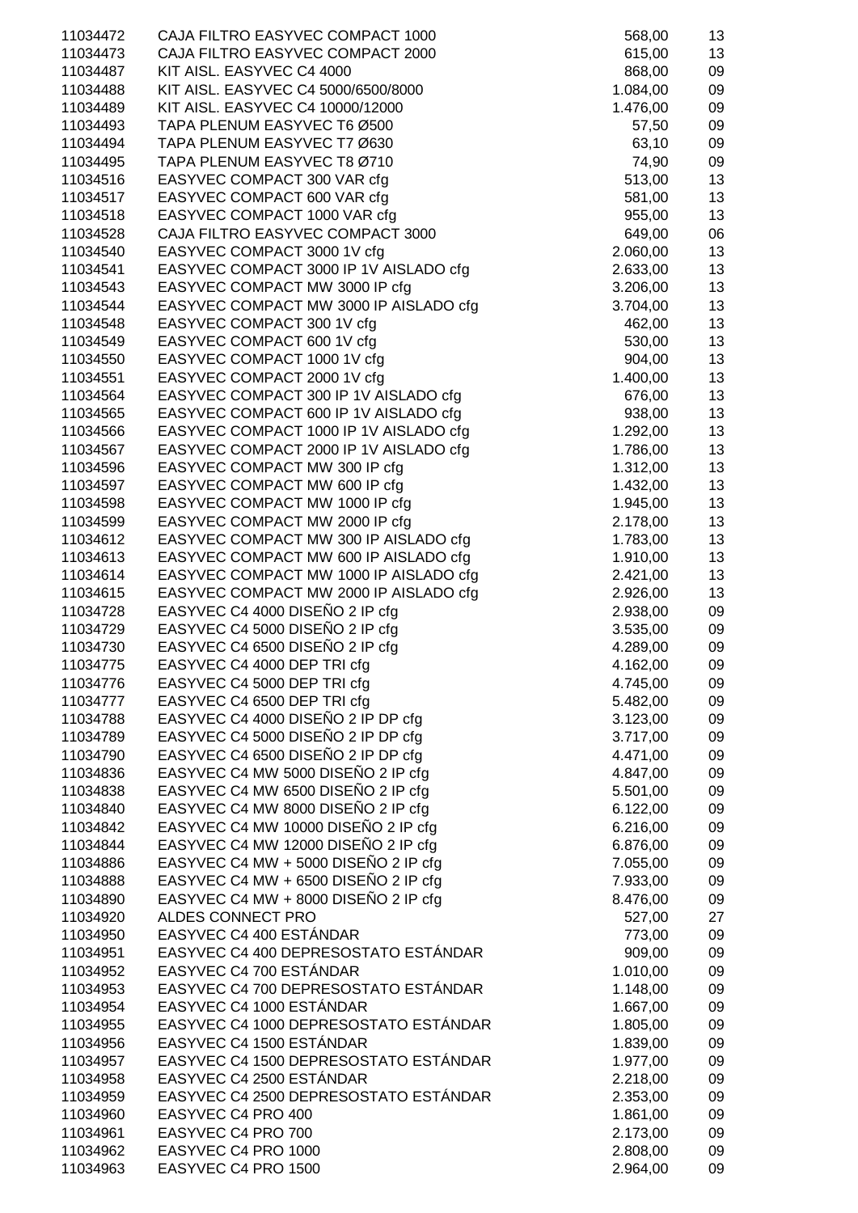| | | | |
|---|---|---|---|
| 11034472 | CAJA FILTRO EASYVEC COMPACT 1000 | 568,00 | 13 |
| 11034473 | CAJA FILTRO EASYVEC COMPACT 2000 | 615,00 | 13 |
| 11034487 | KIT AISL. EASYVEC C4 4000 | 868,00 | 09 |
| 11034488 | KIT AISL. EASYVEC C4 5000/6500/8000 | 1.084,00 | 09 |
| 11034489 | KIT AISL. EASYVEC C4 10000/12000 | 1.476,00 | 09 |
| 11034493 | TAPA PLENUM EASYVEC T6 Ø500 | 57,50 | 09 |
| 11034494 | TAPA PLENUM EASYVEC T7 Ø630 | 63,10 | 09 |
| 11034495 | TAPA PLENUM EASYVEC T8 Ø710 | 74,90 | 09 |
| 11034516 | EASYVEC COMPACT 300 VAR cfg | 513,00 | 13 |
| 11034517 | EASYVEC COMPACT 600 VAR cfg | 581,00 | 13 |
| 11034518 | EASYVEC COMPACT 1000 VAR cfg | 955,00 | 13 |
| 11034528 | CAJA FILTRO EASYVEC COMPACT 3000 | 649,00 | 06 |
| 11034540 | EASYVEC COMPACT 3000 1V cfg | 2.060,00 | 13 |
| 11034541 | EASYVEC COMPACT 3000 IP 1V AISLADO cfg | 2.633,00 | 13 |
| 11034543 | EASYVEC COMPACT MW 3000 IP cfg | 3.206,00 | 13 |
| 11034544 | EASYVEC COMPACT MW 3000 IP AISLADO cfg | 3.704,00 | 13 |
| 11034548 | EASYVEC COMPACT 300 1V cfg | 462,00 | 13 |
| 11034549 | EASYVEC COMPACT 600 1V cfg | 530,00 | 13 |
| 11034550 | EASYVEC COMPACT 1000 1V cfg | 904,00 | 13 |
| 11034551 | EASYVEC COMPACT 2000 1V cfg | 1.400,00 | 13 |
| 11034564 | EASYVEC COMPACT 300 IP 1V AISLADO cfg | 676,00 | 13 |
| 11034565 | EASYVEC COMPACT 600 IP 1V AISLADO cfg | 938,00 | 13 |
| 11034566 | EASYVEC COMPACT 1000 IP 1V AISLADO cfg | 1.292,00 | 13 |
| 11034567 | EASYVEC COMPACT 2000 IP 1V AISLADO cfg | 1.786,00 | 13 |
| 11034596 | EASYVEC COMPACT MW 300 IP cfg | 1.312,00 | 13 |
| 11034597 | EASYVEC COMPACT MW 600 IP cfg | 1.432,00 | 13 |
| 11034598 | EASYVEC COMPACT MW 1000 IP cfg | 1.945,00 | 13 |
| 11034599 | EASYVEC COMPACT MW 2000 IP cfg | 2.178,00 | 13 |
| 11034612 | EASYVEC COMPACT MW 300 IP AISLADO cfg | 1.783,00 | 13 |
| 11034613 | EASYVEC COMPACT MW 600 IP AISLADO cfg | 1.910,00 | 13 |
| 11034614 | EASYVEC COMPACT MW 1000 IP AISLADO cfg | 2.421,00 | 13 |
| 11034615 | EASYVEC COMPACT MW 2000 IP AISLADO cfg | 2.926,00 | 13 |
| 11034728 | EASYVEC C4 4000 DISEÑO 2 IP cfg | 2.938,00 | 09 |
| 11034729 | EASYVEC C4 5000 DISEÑO 2 IP cfg | 3.535,00 | 09 |
| 11034730 | EASYVEC C4 6500 DISEÑO 2 IP cfg | 4.289,00 | 09 |
| 11034775 | EASYVEC C4 4000 DEP TRI cfg | 4.162,00 | 09 |
| 11034776 | EASYVEC C4 5000 DEP TRI cfg | 4.745,00 | 09 |
| 11034777 | EASYVEC C4 6500 DEP TRI cfg | 5.482,00 | 09 |
| 11034788 | EASYVEC C4 4000 DISEÑO 2 IP DP cfg | 3.123,00 | 09 |
| 11034789 | EASYVEC C4 5000 DISEÑO 2 IP DP cfg | 3.717,00 | 09 |
| 11034790 | EASYVEC C4 6500 DISEÑO 2 IP DP cfg | 4.471,00 | 09 |
| 11034836 | EASYVEC C4 MW 5000 DISEÑO 2 IP cfg | 4.847,00 | 09 |
| 11034838 | EASYVEC C4 MW 6500 DISEÑO 2 IP cfg | 5.501,00 | 09 |
| 11034840 | EASYVEC C4 MW 8000 DISEÑO 2 IP cfg | 6.122,00 | 09 |
| 11034842 | EASYVEC C4 MW 10000 DISEÑO 2 IP cfg | 6.216,00 | 09 |
| 11034844 | EASYVEC C4 MW 12000 DISEÑO 2 IP cfg | 6.876,00 | 09 |
| 11034886 | EASYVEC C4 MW + 5000 DISEÑO 2 IP cfg | 7.055,00 | 09 |
| 11034888 | EASYVEC C4 MW + 6500 DISEÑO 2 IP cfg | 7.933,00 | 09 |
| 11034890 | EASYVEC C4 MW + 8000 DISEÑO 2 IP cfg | 8.476,00 | 09 |
| 11034920 | ALDES CONNECT PRO | 527,00 | 27 |
| 11034950 | EASYVEC C4 400 ESTÁNDAR | 773,00 | 09 |
| 11034951 | EASYVEC C4 400 DEPRESOSTATO ESTÁNDAR | 909,00 | 09 |
| 11034952 | EASYVEC C4 700 ESTÁNDAR | 1.010,00 | 09 |
| 11034953 | EASYVEC C4 700 DEPRESOSTATO ESTÁNDAR | 1.148,00 | 09 |
| 11034954 | EASYVEC C4 1000 ESTÁNDAR | 1.667,00 | 09 |
| 11034955 | EASYVEC C4 1000 DEPRESOSTATO ESTÁNDAR | 1.805,00 | 09 |
| 11034956 | EASYVEC C4 1500 ESTÁNDAR | 1.839,00 | 09 |
| 11034957 | EASYVEC C4 1500 DEPRESOSTATO ESTÁNDAR | 1.977,00 | 09 |
| 11034958 | EASYVEC C4 2500 ESTÁNDAR | 2.218,00 | 09 |
| 11034959 | EASYVEC C4 2500 DEPRESOSTATO ESTÁNDAR | 2.353,00 | 09 |
| 11034960 | EASYVEC C4 PRO 400 | 1.861,00 | 09 |
| 11034961 | EASYVEC C4 PRO 700 | 2.173,00 | 09 |
| 11034962 | EASYVEC C4 PRO 1000 | 2.808,00 | 09 |
| 11034963 | EASYVEC C4 PRO 1500 | 2.964,00 | 09 |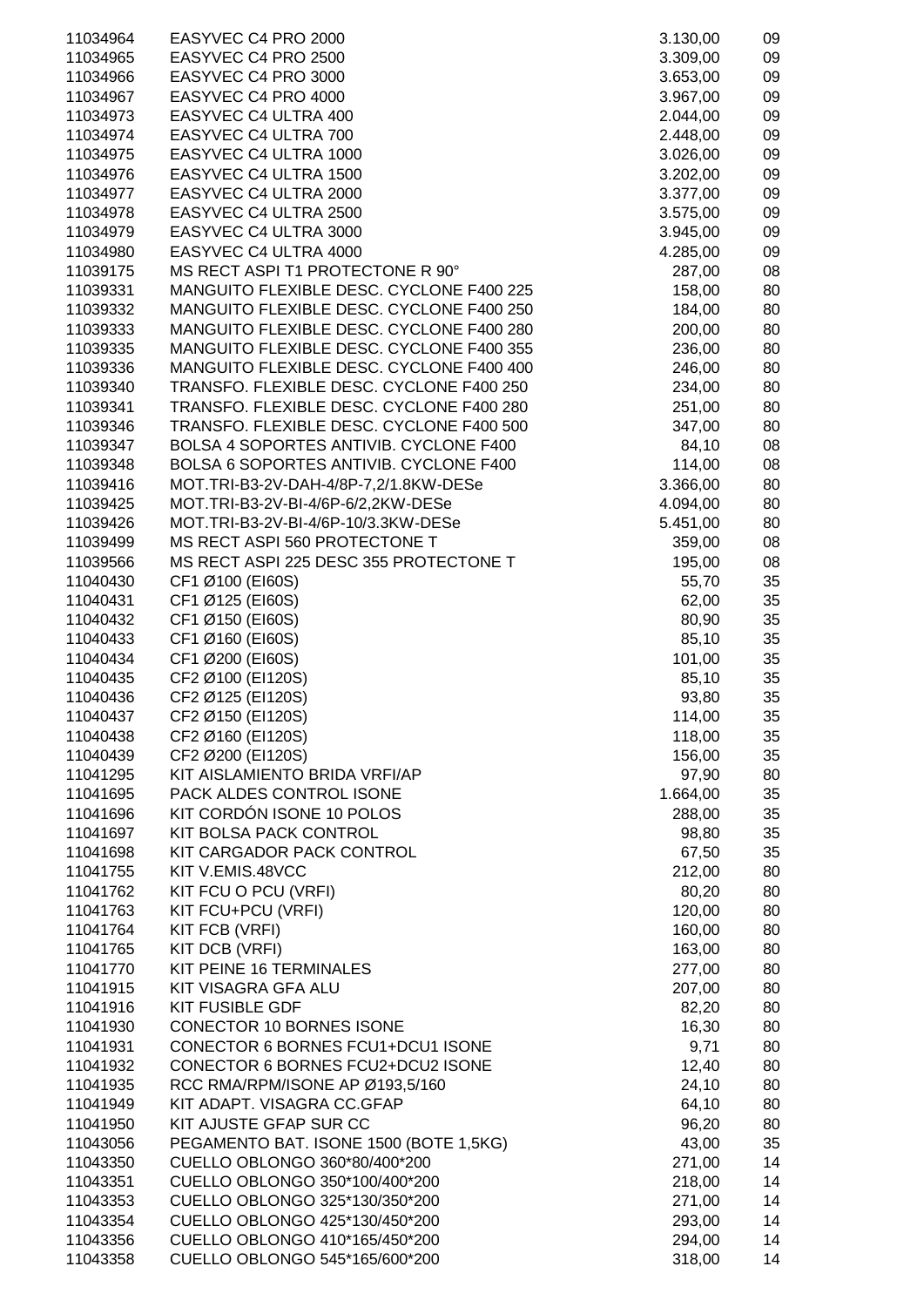| | | | |
|---|---|---|---|
| 11034964 | EASYVEC C4 PRO 2000 | 3.130,00 | 09 |
| 11034965 | EASYVEC C4 PRO 2500 | 3.309,00 | 09 |
| 11034966 | EASYVEC C4 PRO 3000 | 3.653,00 | 09 |
| 11034967 | EASYVEC C4 PRO 4000 | 3.967,00 | 09 |
| 11034973 | EASYVEC C4 ULTRA 400 | 2.044,00 | 09 |
| 11034974 | EASYVEC C4 ULTRA 700 | 2.448,00 | 09 |
| 11034975 | EASYVEC C4 ULTRA 1000 | 3.026,00 | 09 |
| 11034976 | EASYVEC C4 ULTRA 1500 | 3.202,00 | 09 |
| 11034977 | EASYVEC C4 ULTRA 2000 | 3.377,00 | 09 |
| 11034978 | EASYVEC C4 ULTRA 2500 | 3.575,00 | 09 |
| 11034979 | EASYVEC C4 ULTRA 3000 | 3.945,00 | 09 |
| 11034980 | EASYVEC C4 ULTRA 4000 | 4.285,00 | 09 |
| 11039175 | MS RECT ASPI T1 PROTECTONE R 90° | 287,00 | 08 |
| 11039331 | MANGUITO FLEXIBLE DESC. CYCLONE F400 225 | 158,00 | 80 |
| 11039332 | MANGUITO FLEXIBLE DESC. CYCLONE F400 250 | 184,00 | 80 |
| 11039333 | MANGUITO FLEXIBLE DESC. CYCLONE F400 280 | 200,00 | 80 |
| 11039335 | MANGUITO FLEXIBLE DESC. CYCLONE F400 355 | 236,00 | 80 |
| 11039336 | MANGUITO FLEXIBLE DESC. CYCLONE F400 400 | 246,00 | 80 |
| 11039340 | TRANSFO. FLEXIBLE DESC. CYCLONE F400 250 | 234,00 | 80 |
| 11039341 | TRANSFO. FLEXIBLE DESC. CYCLONE F400 280 | 251,00 | 80 |
| 11039346 | TRANSFO. FLEXIBLE DESC. CYCLONE F400 500 | 347,00 | 80 |
| 11039347 | BOLSA 4 SOPORTES ANTIVIB. CYCLONE F400 | 84,10 | 08 |
| 11039348 | BOLSA 6 SOPORTES ANTIVIB. CYCLONE F400 | 114,00 | 08 |
| 11039416 | MOT.TRI-B3-2V-DAH-4/8P-7,2/1.8KW-DESe | 3.366,00 | 80 |
| 11039425 | MOT.TRI-B3-2V-BI-4/6P-6/2,2KW-DESe | 4.094,00 | 80 |
| 11039426 | MOT.TRI-B3-2V-BI-4/6P-10/3.3KW-DESe | 5.451,00 | 80 |
| 11039499 | MS RECT ASPI 560 PROTECTONE T | 359,00 | 08 |
| 11039566 | MS RECT ASPI 225 DESC 355 PROTECTONE T | 195,00 | 08 |
| 11040430 | CF1 Ø100 (EI60S) | 55,70 | 35 |
| 11040431 | CF1 Ø125 (EI60S) | 62,00 | 35 |
| 11040432 | CF1 Ø150 (EI60S) | 80,90 | 35 |
| 11040433 | CF1 Ø160 (EI60S) | 85,10 | 35 |
| 11040434 | CF1 Ø200 (EI60S) | 101,00 | 35 |
| 11040435 | CF2 Ø100 (EI120S) | 85,10 | 35 |
| 11040436 | CF2 Ø125 (EI120S) | 93,80 | 35 |
| 11040437 | CF2 Ø150 (EI120S) | 114,00 | 35 |
| 11040438 | CF2 Ø160 (EI120S) | 118,00 | 35 |
| 11040439 | CF2 Ø200 (EI120S) | 156,00 | 35 |
| 11041295 | KIT AISLAMIENTO BRIDA VRFI/AP | 97,90 | 80 |
| 11041695 | PACK ALDES CONTROL ISONE | 1.664,00 | 35 |
| 11041696 | KIT CORDÓN ISONE 10 POLOS | 288,00 | 35 |
| 11041697 | KIT BOLSA PACK CONTROL | 98,80 | 35 |
| 11041698 | KIT CARGADOR PACK CONTROL | 67,50 | 35 |
| 11041755 | KIT V.EMIS.48VCC | 212,00 | 80 |
| 11041762 | KIT FCU O PCU (VRFI) | 80,20 | 80 |
| 11041763 | KIT FCU+PCU (VRFI) | 120,00 | 80 |
| 11041764 | KIT FCB (VRFI) | 160,00 | 80 |
| 11041765 | KIT DCB (VRFI) | 163,00 | 80 |
| 11041770 | KIT PEINE 16 TERMINALES | 277,00 | 80 |
| 11041915 | KIT VISAGRA GFA ALU | 207,00 | 80 |
| 11041916 | KIT FUSIBLE GDF | 82,20 | 80 |
| 11041930 | CONECTOR 10 BORNES ISONE | 16,30 | 80 |
| 11041931 | CONECTOR 6 BORNES FCU1+DCU1 ISONE | 9,71 | 80 |
| 11041932 | CONECTOR 6 BORNES FCU2+DCU2 ISONE | 12,40 | 80 |
| 11041935 | RCC RMA/RPM/ISONE AP Ø193,5/160 | 24,10 | 80 |
| 11041949 | KIT ADAPT. VISAGRA CC.GFAP | 64,10 | 80 |
| 11041950 | KIT AJUSTE GFAP SUR CC | 96,20 | 80 |
| 11043056 | PEGAMENTO BAT. ISONE 1500 (BOTE 1,5KG) | 43,00 | 35 |
| 11043350 | CUELLO OBLONGO 360*80/400*200 | 271,00 | 14 |
| 11043351 | CUELLO OBLONGO 350*100/400*200 | 218,00 | 14 |
| 11043353 | CUELLO OBLONGO 325*130/350*200 | 271,00 | 14 |
| 11043354 | CUELLO OBLONGO 425*130/450*200 | 293,00 | 14 |
| 11043356 | CUELLO OBLONGO 410*165/450*200 | 294,00 | 14 |
| 11043358 | CUELLO OBLONGO 545*165/600*200 | 318,00 | 14 |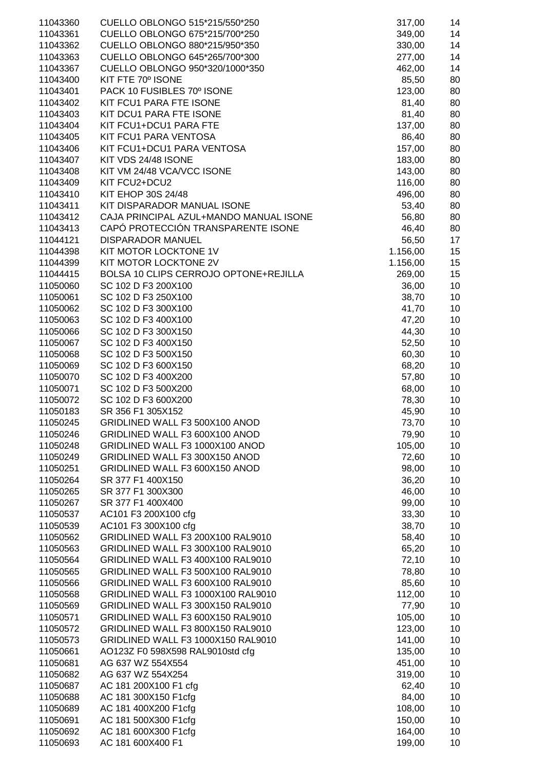| | | | |
|---|---|---|---|
| 11043360 | CUELLO OBLONGO 515*215/550*250 | 317,00 | 14 |
| 11043361 | CUELLO OBLONGO 675*215/700*250 | 349,00 | 14 |
| 11043362 | CUELLO OBLONGO 880*215/950*350 | 330,00 | 14 |
| 11043363 | CUELLO OBLONGO 645*265/700*300 | 277,00 | 14 |
| 11043367 | CUELLO OBLONGO 950*320/1000*350 | 462,00 | 14 |
| 11043400 | KIT FTE 70º ISONE | 85,50 | 80 |
| 11043401 | PACK 10 FUSIBLES 70º ISONE | 123,00 | 80 |
| 11043402 | KIT FCU1 PARA FTE ISONE | 81,40 | 80 |
| 11043403 | KIT DCU1 PARA FTE ISONE | 81,40 | 80 |
| 11043404 | KIT FCU1+DCU1 PARA FTE | 137,00 | 80 |
| 11043405 | KIT FCU1 PARA VENTOSA | 86,40 | 80 |
| 11043406 | KIT FCU1+DCU1 PARA VENTOSA | 157,00 | 80 |
| 11043407 | KIT VDS 24/48 ISONE | 183,00 | 80 |
| 11043408 | KIT VM 24/48 VCA/VCC ISONE | 143,00 | 80 |
| 11043409 | KIT FCU2+DCU2 | 116,00 | 80 |
| 11043410 | KIT EHOP 30S 24/48 | 496,00 | 80 |
| 11043411 | KIT DISPARADOR MANUAL ISONE | 53,40 | 80 |
| 11043412 | CAJA PRINCIPAL AZUL+MANDO MANUAL ISONE | 56,80 | 80 |
| 11043413 | CAPÓ PROTECCIÓN TRANSPARENTE ISONE | 46,40 | 80 |
| 11044121 | DISPARADOR MANUEL | 56,50 | 17 |
| 11044398 | KIT MOTOR LOCKTONE 1V | 1.156,00 | 15 |
| 11044399 | KIT MOTOR LOCKTONE 2V | 1.156,00 | 15 |
| 11044415 | BOLSA 10 CLIPS CERROJO OPTONE+REJILLA | 269,00 | 15 |
| 11050060 | SC 102 D F3 200X100 | 36,00 | 10 |
| 11050061 | SC 102 D F3 250X100 | 38,70 | 10 |
| 11050062 | SC 102 D F3 300X100 | 41,70 | 10 |
| 11050063 | SC 102 D F3 400X100 | 47,20 | 10 |
| 11050066 | SC 102 D F3 300X150 | 44,30 | 10 |
| 11050067 | SC 102 D F3 400X150 | 52,50 | 10 |
| 11050068 | SC 102 D F3 500X150 | 60,30 | 10 |
| 11050069 | SC 102 D F3 600X150 | 68,20 | 10 |
| 11050070 | SC 102 D F3 400X200 | 57,80 | 10 |
| 11050071 | SC 102 D F3 500X200 | 68,00 | 10 |
| 11050072 | SC 102 D F3 600X200 | 78,30 | 10 |
| 11050183 | SR 356 F1 305X152 | 45,90 | 10 |
| 11050245 | GRIDLINED WALL F3 500X100 ANOD | 73,70 | 10 |
| 11050246 | GRIDLINED WALL F3 600X100 ANOD | 79,90 | 10 |
| 11050248 | GRIDLINED WALL F3 1000X100 ANOD | 105,00 | 10 |
| 11050249 | GRIDLINED WALL F3 300X150 ANOD | 72,60 | 10 |
| 11050251 | GRIDLINED WALL F3 600X150 ANOD | 98,00 | 10 |
| 11050264 | SR 377 F1 400X150 | 36,20 | 10 |
| 11050265 | SR 377 F1 300X300 | 46,00 | 10 |
| 11050267 | SR 377 F1 400X400 | 99,00 | 10 |
| 11050537 | AC101 F3 200X100 cfg | 33,30 | 10 |
| 11050539 | AC101 F3 300X100 cfg | 38,70 | 10 |
| 11050562 | GRIDLINED WALL F3 200X100 RAL9010 | 58,40 | 10 |
| 11050563 | GRIDLINED WALL F3 300X100 RAL9010 | 65,20 | 10 |
| 11050564 | GRIDLINED WALL F3 400X100 RAL9010 | 72,10 | 10 |
| 11050565 | GRIDLINED WALL F3 500X100 RAL9010 | 78,80 | 10 |
| 11050566 | GRIDLINED WALL F3 600X100 RAL9010 | 85,60 | 10 |
| 11050568 | GRIDLINED WALL F3 1000X100 RAL9010 | 112,00 | 10 |
| 11050569 | GRIDLINED WALL F3 300X150 RAL9010 | 77,90 | 10 |
| 11050571 | GRIDLINED WALL F3 600X150 RAL9010 | 105,00 | 10 |
| 11050572 | GRIDLINED WALL F3 800X150 RAL9010 | 123,00 | 10 |
| 11050573 | GRIDLINED WALL F3 1000X150 RAL9010 | 141,00 | 10 |
| 11050661 | AO123Z F0 598X598 RAL9010std cfg | 135,00 | 10 |
| 11050681 | AG 637 WZ 554X554 | 451,00 | 10 |
| 11050682 | AG 637 WZ 554X254 | 319,00 | 10 |
| 11050687 | AC 181 200X100 F1 cfg | 62,40 | 10 |
| 11050688 | AC 181 300X150 F1cfg | 84,00 | 10 |
| 11050689 | AC 181 400X200 F1cfg | 108,00 | 10 |
| 11050691 | AC 181 500X300 F1cfg | 150,00 | 10 |
| 11050692 | AC 181 600X300 F1cfg | 164,00 | 10 |
| 11050693 | AC 181 600X400 F1 | 199,00 | 10 |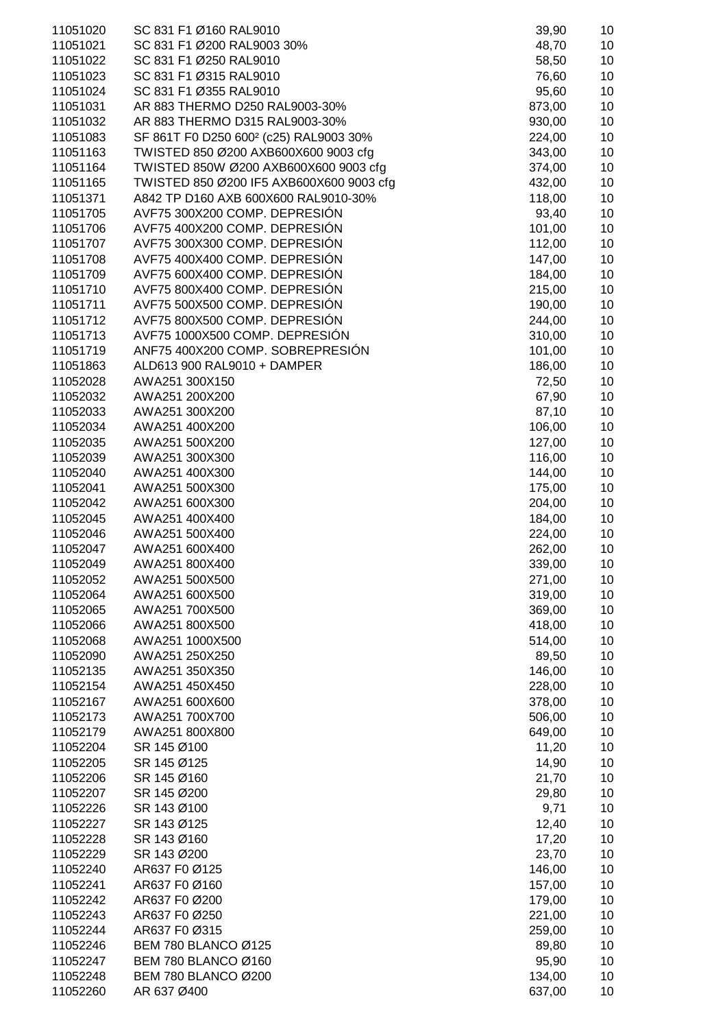| | | | |
|---|---|---|---|
| 11051020 | SC 831 F1 Ø160 RAL9010 | 39,90 | 10 |
| 11051021 | SC 831 F1 Ø200 RAL9003 30% | 48,70 | 10 |
| 11051022 | SC 831 F1 Ø250 RAL9010 | 58,50 | 10 |
| 11051023 | SC 831 F1 Ø315 RAL9010 | 76,60 | 10 |
| 11051024 | SC 831 F1 Ø355 RAL9010 | 95,60 | 10 |
| 11051031 | AR 883 THERMO D250 RAL9003-30% | 873,00 | 10 |
| 11051032 | AR 883 THERMO D315 RAL9003-30% | 930,00 | 10 |
| 11051083 | SF 861T F0 D250 600² (c25) RAL9003 30% | 224,00 | 10 |
| 11051163 | TWISTED 850 Ø200 AXB600X600 9003 cfg | 343,00 | 10 |
| 11051164 | TWISTED 850W Ø200 AXB600X600 9003 cfg | 374,00 | 10 |
| 11051165 | TWISTED 850 Ø200 IF5 AXB600X600 9003 cfg | 432,00 | 10 |
| 11051371 | A842 TP D160 AXB 600X600 RAL9010-30% | 118,00 | 10 |
| 11051705 | AVF75 300X200 COMP. DEPRESIÓN | 93,40 | 10 |
| 11051706 | AVF75 400X200 COMP. DEPRESIÓN | 101,00 | 10 |
| 11051707 | AVF75 300X300 COMP. DEPRESIÓN | 112,00 | 10 |
| 11051708 | AVF75 400X400 COMP. DEPRESIÓN | 147,00 | 10 |
| 11051709 | AVF75 600X400 COMP. DEPRESIÓN | 184,00 | 10 |
| 11051710 | AVF75 800X400 COMP. DEPRESIÓN | 215,00 | 10 |
| 11051711 | AVF75 500X500 COMP. DEPRESIÓN | 190,00 | 10 |
| 11051712 | AVF75 800X500 COMP. DEPRESIÓN | 244,00 | 10 |
| 11051713 | AVF75 1000X500 COMP. DEPRESIÓN | 310,00 | 10 |
| 11051719 | ANF75 400X200 COMP. SOBREPRESIÓN | 101,00 | 10 |
| 11051863 | ALD613 900 RAL9010 + DAMPER | 186,00 | 10 |
| 11052028 | AWA251 300X150 | 72,50 | 10 |
| 11052032 | AWA251 200X200 | 67,90 | 10 |
| 11052033 | AWA251 300X200 | 87,10 | 10 |
| 11052034 | AWA251 400X200 | 106,00 | 10 |
| 11052035 | AWA251 500X200 | 127,00 | 10 |
| 11052039 | AWA251 300X300 | 116,00 | 10 |
| 11052040 | AWA251 400X300 | 144,00 | 10 |
| 11052041 | AWA251 500X300 | 175,00 | 10 |
| 11052042 | AWA251 600X300 | 204,00 | 10 |
| 11052045 | AWA251 400X400 | 184,00 | 10 |
| 11052046 | AWA251 500X400 | 224,00 | 10 |
| 11052047 | AWA251 600X400 | 262,00 | 10 |
| 11052049 | AWA251 800X400 | 339,00 | 10 |
| 11052052 | AWA251 500X500 | 271,00 | 10 |
| 11052064 | AWA251 600X500 | 319,00 | 10 |
| 11052065 | AWA251 700X500 | 369,00 | 10 |
| 11052066 | AWA251 800X500 | 418,00 | 10 |
| 11052068 | AWA251 1000X500 | 514,00 | 10 |
| 11052090 | AWA251 250X250 | 89,50 | 10 |
| 11052135 | AWA251 350X350 | 146,00 | 10 |
| 11052154 | AWA251 450X450 | 228,00 | 10 |
| 11052167 | AWA251 600X600 | 378,00 | 10 |
| 11052173 | AWA251 700X700 | 506,00 | 10 |
| 11052179 | AWA251 800X800 | 649,00 | 10 |
| 11052204 | SR 145 Ø100 | 11,20 | 10 |
| 11052205 | SR 145 Ø125 | 14,90 | 10 |
| 11052206 | SR 145 Ø160 | 21,70 | 10 |
| 11052207 | SR 145 Ø200 | 29,80 | 10 |
| 11052226 | SR 143 Ø100 | 9,71 | 10 |
| 11052227 | SR 143 Ø125 | 12,40 | 10 |
| 11052228 | SR 143 Ø160 | 17,20 | 10 |
| 11052229 | SR 143 Ø200 | 23,70 | 10 |
| 11052240 | AR637 F0 Ø125 | 146,00 | 10 |
| 11052241 | AR637 F0 Ø160 | 157,00 | 10 |
| 11052242 | AR637 F0 Ø200 | 179,00 | 10 |
| 11052243 | AR637 F0 Ø250 | 221,00 | 10 |
| 11052244 | AR637 F0 Ø315 | 259,00 | 10 |
| 11052246 | BEM 780 BLANCO Ø125 | 89,80 | 10 |
| 11052247 | BEM 780 BLANCO Ø160 | 95,90 | 10 |
| 11052248 | BEM 780 BLANCO Ø200 | 134,00 | 10 |
| 11052260 | AR 637 Ø400 | 637,00 | 10 |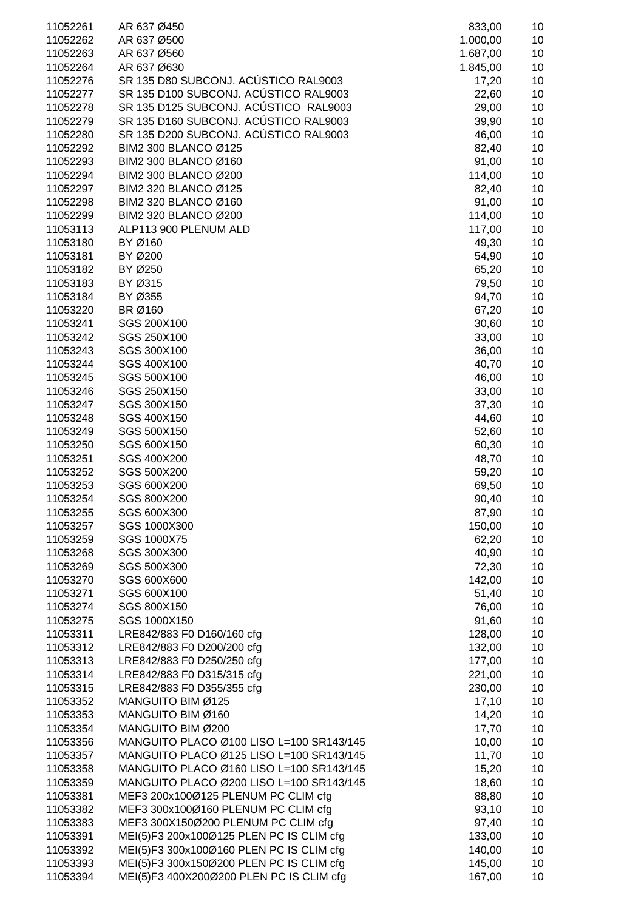| | | | |
|---|---|---|---|
| 11052261 | AR 637 Ø450 | 833,00 | 10 |
| 11052262 | AR 637 Ø500 | 1.000,00 | 10 |
| 11052263 | AR 637 Ø560 | 1.687,00 | 10 |
| 11052264 | AR 637 Ø630 | 1.845,00 | 10 |
| 11052276 | SR 135 D80 SUBCONJ. ACÚSTICO RAL9003 | 17,20 | 10 |
| 11052277 | SR 135 D100 SUBCONJ. ACÚSTICO RAL9003 | 22,60 | 10 |
| 11052278 | SR 135 D125 SUBCONJ. ACÚSTICO RAL9003 | 29,00 | 10 |
| 11052279 | SR 135 D160 SUBCONJ. ACÚSTICO RAL9003 | 39,90 | 10 |
| 11052280 | SR 135 D200 SUBCONJ. ACÚSTICO RAL9003 | 46,00 | 10 |
| 11052292 | BIM2 300 BLANCO Ø125 | 82,40 | 10 |
| 11052293 | BIM2 300 BLANCO Ø160 | 91,00 | 10 |
| 11052294 | BIM2 300 BLANCO Ø200 | 114,00 | 10 |
| 11052297 | BIM2 320 BLANCO Ø125 | 82,40 | 10 |
| 11052298 | BIM2 320 BLANCO Ø160 | 91,00 | 10 |
| 11052299 | BIM2 320 BLANCO Ø200 | 114,00 | 10 |
| 11053113 | ALP113 900 PLENUM ALD | 117,00 | 10 |
| 11053180 | BY Ø160 | 49,30 | 10 |
| 11053181 | BY Ø200 | 54,90 | 10 |
| 11053182 | BY Ø250 | 65,20 | 10 |
| 11053183 | BY Ø315 | 79,50 | 10 |
| 11053184 | BY Ø355 | 94,70 | 10 |
| 11053220 | BR Ø160 | 67,20 | 10 |
| 11053241 | SGS 200X100 | 30,60 | 10 |
| 11053242 | SGS 250X100 | 33,00 | 10 |
| 11053243 | SGS 300X100 | 36,00 | 10 |
| 11053244 | SGS 400X100 | 40,70 | 10 |
| 11053245 | SGS 500X100 | 46,00 | 10 |
| 11053246 | SGS 250X150 | 33,00 | 10 |
| 11053247 | SGS 300X150 | 37,30 | 10 |
| 11053248 | SGS 400X150 | 44,60 | 10 |
| 11053249 | SGS 500X150 | 52,60 | 10 |
| 11053250 | SGS 600X150 | 60,30 | 10 |
| 11053251 | SGS 400X200 | 48,70 | 10 |
| 11053252 | SGS 500X200 | 59,20 | 10 |
| 11053253 | SGS 600X200 | 69,50 | 10 |
| 11053254 | SGS 800X200 | 90,40 | 10 |
| 11053255 | SGS 600X300 | 87,90 | 10 |
| 11053257 | SGS 1000X300 | 150,00 | 10 |
| 11053259 | SGS 1000X75 | 62,20 | 10 |
| 11053268 | SGS 300X300 | 40,90 | 10 |
| 11053269 | SGS 500X300 | 72,30 | 10 |
| 11053270 | SGS 600X600 | 142,00 | 10 |
| 11053271 | SGS 600X100 | 51,40 | 10 |
| 11053274 | SGS 800X150 | 76,00 | 10 |
| 11053275 | SGS 1000X150 | 91,60 | 10 |
| 11053311 | LRE842/883 F0 D160/160 cfg | 128,00 | 10 |
| 11053312 | LRE842/883 F0 D200/200 cfg | 132,00 | 10 |
| 11053313 | LRE842/883 F0 D250/250 cfg | 177,00 | 10 |
| 11053314 | LRE842/883 F0 D315/315 cfg | 221,00 | 10 |
| 11053315 | LRE842/883 F0 D355/355 cfg | 230,00 | 10 |
| 11053352 | MANGUITO BIM Ø125 | 17,10 | 10 |
| 11053353 | MANGUITO BIM Ø160 | 14,20 | 10 |
| 11053354 | MANGUITO BIM Ø200 | 17,70 | 10 |
| 11053356 | MANGUITO PLACO Ø100 LISO L=100 SR143/145 | 10,00 | 10 |
| 11053357 | MANGUITO PLACO Ø125 LISO L=100 SR143/145 | 11,70 | 10 |
| 11053358 | MANGUITO PLACO Ø160 LISO L=100 SR143/145 | 15,20 | 10 |
| 11053359 | MANGUITO PLACO Ø200 LISO L=100 SR143/145 | 18,60 | 10 |
| 11053381 | MEF3 200x100Ø125 PLENUM PC CLIM cfg | 88,80 | 10 |
| 11053382 | MEF3 300x100Ø160 PLENUM PC CLIM cfg | 93,10 | 10 |
| 11053383 | MEF3 300X150Ø200 PLENUM PC CLIM cfg | 97,40 | 10 |
| 11053391 | MEI(5)F3 200x100Ø125 PLEN PC IS CLIM cfg | 133,00 | 10 |
| 11053392 | MEI(5)F3 300x100Ø160 PLEN PC IS CLIM cfg | 140,00 | 10 |
| 11053393 | MEI(5)F3 300x150Ø200 PLEN PC IS CLIM cfg | 145,00 | 10 |
| 11053394 | MEI(5)F3 400X200Ø200 PLEN PC IS CLIM cfg | 167,00 | 10 |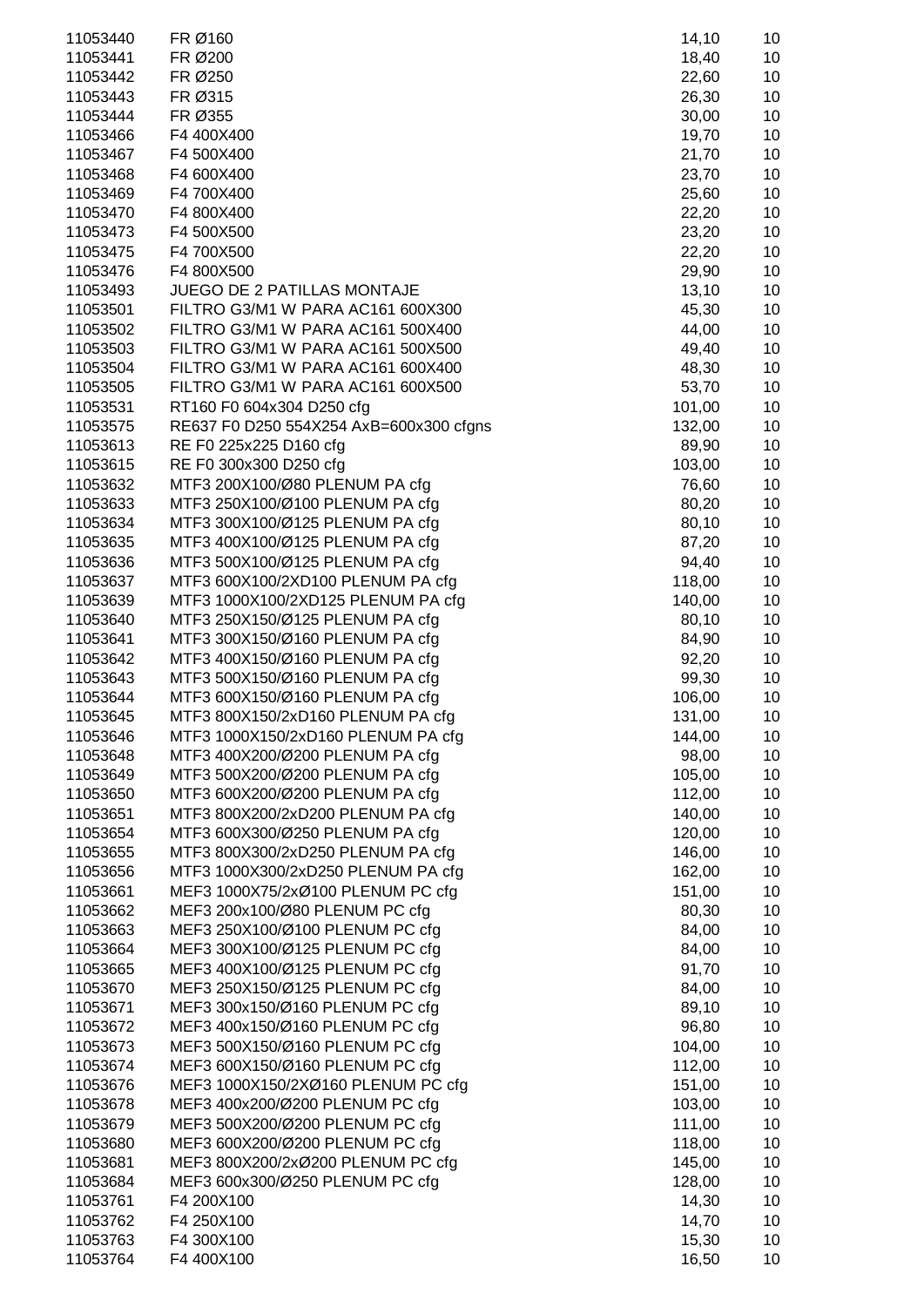| | | | |
|---|---|---|---|
| 11053440 | FR Ø160 | 14,10 | 10 |
| 11053441 | FR Ø200 | 18,40 | 10 |
| 11053442 | FR Ø250 | 22,60 | 10 |
| 11053443 | FR Ø315 | 26,30 | 10 |
| 11053444 | FR Ø355 | 30,00 | 10 |
| 11053466 | F4 400X400 | 19,70 | 10 |
| 11053467 | F4 500X400 | 21,70 | 10 |
| 11053468 | F4 600X400 | 23,70 | 10 |
| 11053469 | F4 700X400 | 25,60 | 10 |
| 11053470 | F4 800X400 | 22,20 | 10 |
| 11053473 | F4 500X500 | 23,20 | 10 |
| 11053475 | F4 700X500 | 22,20 | 10 |
| 11053476 | F4 800X500 | 29,90 | 10 |
| 11053493 | JUEGO DE 2 PATILLAS MONTAJE | 13,10 | 10 |
| 11053501 | FILTRO G3/M1 W PARA AC161 600X300 | 45,30 | 10 |
| 11053502 | FILTRO G3/M1 W PARA AC161 500X400 | 44,00 | 10 |
| 11053503 | FILTRO G3/M1 W PARA AC161 500X500 | 49,40 | 10 |
| 11053504 | FILTRO G3/M1 W PARA AC161 600X400 | 48,30 | 10 |
| 11053505 | FILTRO G3/M1 W PARA AC161 600X500 | 53,70 | 10 |
| 11053531 | RT160 F0 604x304 D250 cfg | 101,00 | 10 |
| 11053575 | RE637 F0 D250 554X254 AxB=600x300 cfgns | 132,00 | 10 |
| 11053613 | RE F0 225x225 D160 cfg | 89,90 | 10 |
| 11053615 | RE F0 300x300 D250 cfg | 103,00 | 10 |
| 11053632 | MTF3 200X100/Ø80 PLENUM PA cfg | 76,60 | 10 |
| 11053633 | MTF3 250X100/Ø100 PLENUM PA cfg | 80,20 | 10 |
| 11053634 | MTF3 300X100/Ø125 PLENUM PA cfg | 80,10 | 10 |
| 11053635 | MTF3 400X100/Ø125 PLENUM PA cfg | 87,20 | 10 |
| 11053636 | MTF3 500X100/Ø125 PLENUM PA cfg | 94,40 | 10 |
| 11053637 | MTF3 600X100/2XD100 PLENUM PA cfg | 118,00 | 10 |
| 11053639 | MTF3 1000X100/2XD125 PLENUM PA cfg | 140,00 | 10 |
| 11053640 | MTF3 250X150/Ø125 PLENUM PA cfg | 80,10 | 10 |
| 11053641 | MTF3 300X150/Ø160 PLENUM PA cfg | 84,90 | 10 |
| 11053642 | MTF3 400X150/Ø160 PLENUM PA cfg | 92,20 | 10 |
| 11053643 | MTF3 500X150/Ø160 PLENUM PA cfg | 99,30 | 10 |
| 11053644 | MTF3 600X150/Ø160 PLENUM PA cfg | 106,00 | 10 |
| 11053645 | MTF3 800X150/2xD160 PLENUM PA cfg | 131,00 | 10 |
| 11053646 | MTF3 1000X150/2xD160 PLENUM PA cfg | 144,00 | 10 |
| 11053648 | MTF3 400X200/Ø200 PLENUM PA cfg | 98,00 | 10 |
| 11053649 | MTF3 500X200/Ø200 PLENUM PA cfg | 105,00 | 10 |
| 11053650 | MTF3 600X200/Ø200 PLENUM PA cfg | 112,00 | 10 |
| 11053651 | MTF3 800X200/2xD200 PLENUM PA cfg | 140,00 | 10 |
| 11053654 | MTF3 600X300/Ø250 PLENUM PA cfg | 120,00 | 10 |
| 11053655 | MTF3 800X300/2xD250 PLENUM PA cfg | 146,00 | 10 |
| 11053656 | MTF3 1000X300/2xD250 PLENUM PA cfg | 162,00 | 10 |
| 11053661 | MEF3 1000X75/2xØ100 PLENUM PC cfg | 151,00 | 10 |
| 11053662 | MEF3 200x100/Ø80 PLENUM PC cfg | 80,30 | 10 |
| 11053663 | MEF3 250X100/Ø100 PLENUM PC cfg | 84,00 | 10 |
| 11053664 | MEF3 300X100/Ø125 PLENUM PC cfg | 84,00 | 10 |
| 11053665 | MEF3 400X100/Ø125 PLENUM PC cfg | 91,70 | 10 |
| 11053670 | MEF3 250X150/Ø125 PLENUM PC cfg | 84,00 | 10 |
| 11053671 | MEF3 300x150/Ø160 PLENUM PC cfg | 89,10 | 10 |
| 11053672 | MEF3 400x150/Ø160 PLENUM PC cfg | 96,80 | 10 |
| 11053673 | MEF3 500X150/Ø160 PLENUM PC cfg | 104,00 | 10 |
| 11053674 | MEF3 600X150/Ø160 PLENUM PC cfg | 112,00 | 10 |
| 11053676 | MEF3 1000X150/2XØ160 PLENUM PC cfg | 151,00 | 10 |
| 11053678 | MEF3 400x200/Ø200 PLENUM PC cfg | 103,00 | 10 |
| 11053679 | MEF3 500X200/Ø200 PLENUM PC cfg | 111,00 | 10 |
| 11053680 | MEF3 600X200/Ø200 PLENUM PC cfg | 118,00 | 10 |
| 11053681 | MEF3 800X200/2xØ200 PLENUM PC cfg | 145,00 | 10 |
| 11053684 | MEF3 600x300/Ø250 PLENUM PC cfg | 128,00 | 10 |
| 11053761 | F4 200X100 | 14,30 | 10 |
| 11053762 | F4 250X100 | 14,70 | 10 |
| 11053763 | F4 300X100 | 15,30 | 10 |
| 11053764 | F4 400X100 | 16,50 | 10 |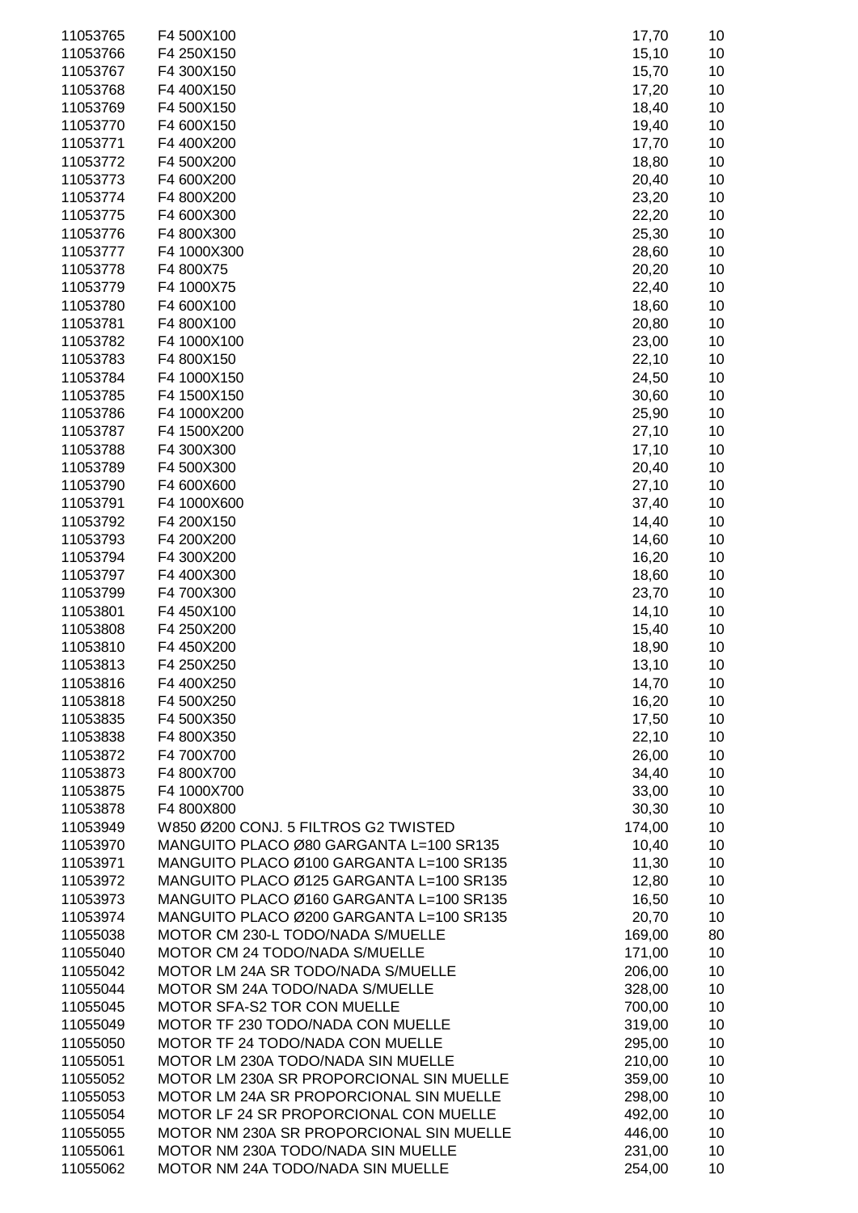| | | | |
|---|---|---|---|
| 11053765 | F4 500X100 | 17,70 | 10 |
| 11053766 | F4 250X150 | 15,10 | 10 |
| 11053767 | F4 300X150 | 15,70 | 10 |
| 11053768 | F4 400X150 | 17,20 | 10 |
| 11053769 | F4 500X150 | 18,40 | 10 |
| 11053770 | F4 600X150 | 19,40 | 10 |
| 11053771 | F4 400X200 | 17,70 | 10 |
| 11053772 | F4 500X200 | 18,80 | 10 |
| 11053773 | F4 600X200 | 20,40 | 10 |
| 11053774 | F4 800X200 | 23,20 | 10 |
| 11053775 | F4 600X300 | 22,20 | 10 |
| 11053776 | F4 800X300 | 25,30 | 10 |
| 11053777 | F4 1000X300 | 28,60 | 10 |
| 11053778 | F4 800X75 | 20,20 | 10 |
| 11053779 | F4 1000X75 | 22,40 | 10 |
| 11053780 | F4 600X100 | 18,60 | 10 |
| 11053781 | F4 800X100 | 20,80 | 10 |
| 11053782 | F4 1000X100 | 23,00 | 10 |
| 11053783 | F4 800X150 | 22,10 | 10 |
| 11053784 | F4 1000X150 | 24,50 | 10 |
| 11053785 | F4 1500X150 | 30,60 | 10 |
| 11053786 | F4 1000X200 | 25,90 | 10 |
| 11053787 | F4 1500X200 | 27,10 | 10 |
| 11053788 | F4 300X300 | 17,10 | 10 |
| 11053789 | F4 500X300 | 20,40 | 10 |
| 11053790 | F4 600X600 | 27,10 | 10 |
| 11053791 | F4 1000X600 | 37,40 | 10 |
| 11053792 | F4 200X150 | 14,40 | 10 |
| 11053793 | F4 200X200 | 14,60 | 10 |
| 11053794 | F4 300X200 | 16,20 | 10 |
| 11053797 | F4 400X300 | 18,60 | 10 |
| 11053799 | F4 700X300 | 23,70 | 10 |
| 11053801 | F4 450X100 | 14,10 | 10 |
| 11053808 | F4 250X200 | 15,40 | 10 |
| 11053810 | F4 450X200 | 18,90 | 10 |
| 11053813 | F4 250X250 | 13,10 | 10 |
| 11053816 | F4 400X250 | 14,70 | 10 |
| 11053818 | F4 500X250 | 16,20 | 10 |
| 11053835 | F4 500X350 | 17,50 | 10 |
| 11053838 | F4 800X350 | 22,10 | 10 |
| 11053872 | F4 700X700 | 26,00 | 10 |
| 11053873 | F4 800X700 | 34,40 | 10 |
| 11053875 | F4 1000X700 | 33,00 | 10 |
| 11053878 | F4 800X800 | 30,30 | 10 |
| 11053949 | W850 Ø200 CONJ. 5 FILTROS G2 TWISTED | 174,00 | 10 |
| 11053970 | MANGUITO PLACO Ø80 GARGANTA L=100 SR135 | 10,40 | 10 |
| 11053971 | MANGUITO PLACO Ø100 GARGANTA L=100 SR135 | 11,30 | 10 |
| 11053972 | MANGUITO PLACO Ø125 GARGANTA L=100 SR135 | 12,80 | 10 |
| 11053973 | MANGUITO PLACO Ø160 GARGANTA L=100 SR135 | 16,50 | 10 |
| 11053974 | MANGUITO PLACO Ø200 GARGANTA L=100 SR135 | 20,70 | 10 |
| 11055038 | MOTOR CM 230-L TODO/NADA S/MUELLE | 169,00 | 80 |
| 11055040 | MOTOR CM 24 TODO/NADA S/MUELLE | 171,00 | 10 |
| 11055042 | MOTOR LM 24A SR TODO/NADA S/MUELLE | 206,00 | 10 |
| 11055044 | MOTOR SM 24A TODO/NADA S/MUELLE | 328,00 | 10 |
| 11055045 | MOTOR SFA-S2 TOR CON MUELLE | 700,00 | 10 |
| 11055049 | MOTOR TF 230 TODO/NADA CON MUELLE | 319,00 | 10 |
| 11055050 | MOTOR TF 24 TODO/NADA CON MUELLE | 295,00 | 10 |
| 11055051 | MOTOR LM 230A TODO/NADA SIN MUELLE | 210,00 | 10 |
| 11055052 | MOTOR LM 230A SR PROPORCIONAL SIN MUELLE | 359,00 | 10 |
| 11055053 | MOTOR LM 24A SR PROPORCIONAL SIN MUELLE | 298,00 | 10 |
| 11055054 | MOTOR LF 24 SR PROPORCIONAL CON MUELLE | 492,00 | 10 |
| 11055055 | MOTOR NM 230A SR PROPORCIONAL SIN MUELLE | 446,00 | 10 |
| 11055061 | MOTOR NM 230A TODO/NADA SIN MUELLE | 231,00 | 10 |
| 11055062 | MOTOR NM 24A TODO/NADA SIN MUELLE | 254,00 | 10 |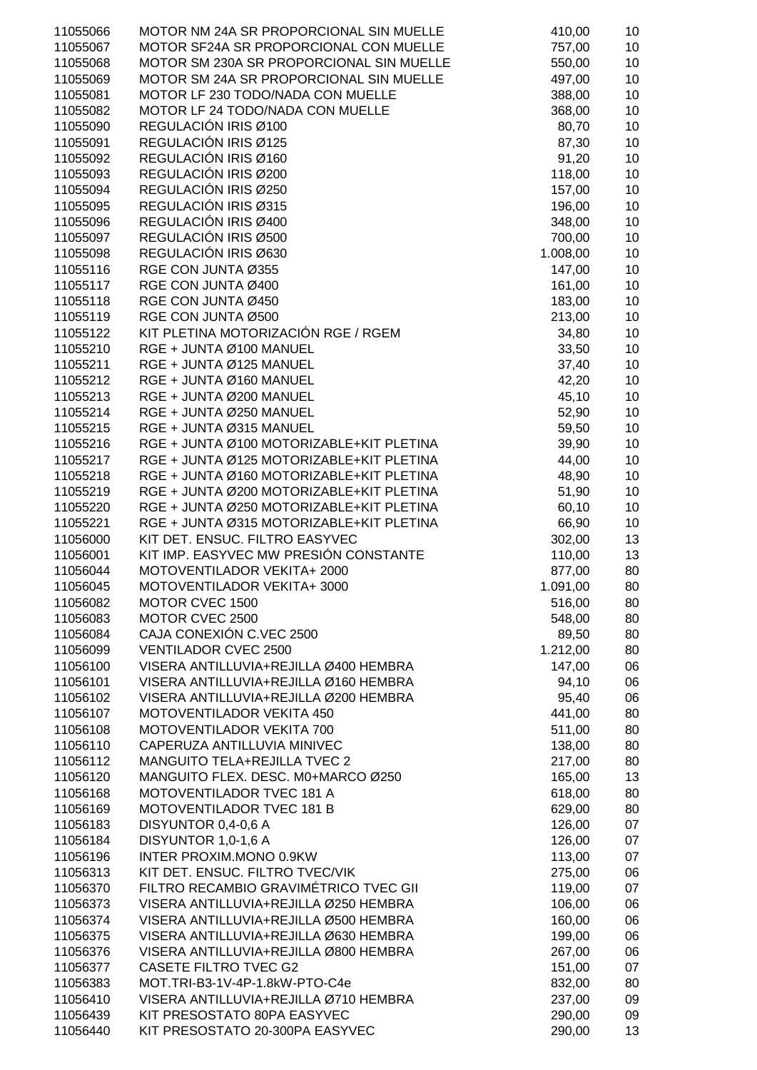| | | | |
|---|---|---|---|
| 11055066 | MOTOR NM 24A SR PROPORCIONAL SIN MUELLE | 410,00 | 10 |
| 11055067 | MOTOR SF24A SR PROPORCIONAL CON MUELLE | 757,00 | 10 |
| 11055068 | MOTOR SM 230A SR PROPORCIONAL SIN MUELLE | 550,00 | 10 |
| 11055069 | MOTOR SM 24A SR PROPORCIONAL SIN MUELLE | 497,00 | 10 |
| 11055081 | MOTOR LF 230 TODO/NADA CON MUELLE | 388,00 | 10 |
| 11055082 | MOTOR LF 24 TODO/NADA CON MUELLE | 368,00 | 10 |
| 11055090 | REGULACIÓN IRIS Ø100 | 80,70 | 10 |
| 11055091 | REGULACIÓN IRIS Ø125 | 87,30 | 10 |
| 11055092 | REGULACIÓN IRIS Ø160 | 91,20 | 10 |
| 11055093 | REGULACIÓN IRIS Ø200 | 118,00 | 10 |
| 11055094 | REGULACIÓN IRIS Ø250 | 157,00 | 10 |
| 11055095 | REGULACIÓN IRIS Ø315 | 196,00 | 10 |
| 11055096 | REGULACIÓN IRIS Ø400 | 348,00 | 10 |
| 11055097 | REGULACIÓN IRIS Ø500 | 700,00 | 10 |
| 11055098 | REGULACIÓN IRIS Ø630 | 1.008,00 | 10 |
| 11055116 | RGE CON JUNTA Ø355 | 147,00 | 10 |
| 11055117 | RGE CON JUNTA Ø400 | 161,00 | 10 |
| 11055118 | RGE CON JUNTA Ø450 | 183,00 | 10 |
| 11055119 | RGE CON JUNTA Ø500 | 213,00 | 10 |
| 11055122 | KIT PLETINA MOTORIZACIÓN RGE / RGEM | 34,80 | 10 |
| 11055210 | RGE + JUNTA Ø100 MANUEL | 33,50 | 10 |
| 11055211 | RGE + JUNTA Ø125 MANUEL | 37,40 | 10 |
| 11055212 | RGE + JUNTA Ø160 MANUEL | 42,20 | 10 |
| 11055213 | RGE + JUNTA Ø200 MANUEL | 45,10 | 10 |
| 11055214 | RGE + JUNTA Ø250 MANUEL | 52,90 | 10 |
| 11055215 | RGE + JUNTA Ø315 MANUEL | 59,50 | 10 |
| 11055216 | RGE + JUNTA Ø100 MOTORIZABLE+KIT PLETINA | 39,90 | 10 |
| 11055217 | RGE + JUNTA Ø125 MOTORIZABLE+KIT PLETINA | 44,00 | 10 |
| 11055218 | RGE + JUNTA Ø160 MOTORIZABLE+KIT PLETINA | 48,90 | 10 |
| 11055219 | RGE + JUNTA Ø200 MOTORIZABLE+KIT PLETINA | 51,90 | 10 |
| 11055220 | RGE + JUNTA Ø250 MOTORIZABLE+KIT PLETINA | 60,10 | 10 |
| 11055221 | RGE + JUNTA Ø315 MOTORIZABLE+KIT PLETINA | 66,90 | 10 |
| 11056000 | KIT DET. ENSUC. FILTRO EASYVEC | 302,00 | 13 |
| 11056001 | KIT IMP. EASYVEC MW PRESIÓN CONSTANTE | 110,00 | 13 |
| 11056044 | MOTOVENTILADOR VEKITA+ 2000 | 877,00 | 80 |
| 11056045 | MOTOVENTILADOR VEKITA+ 3000 | 1.091,00 | 80 |
| 11056082 | MOTOR CVEC 1500 | 516,00 | 80 |
| 11056083 | MOTOR CVEC 2500 | 548,00 | 80 |
| 11056084 | CAJA CONEXIÓN C.VEC 2500 | 89,50 | 80 |
| 11056099 | VENTILADOR CVEC 2500 | 1.212,00 | 80 |
| 11056100 | VISERA ANTILLUVIA+REJILLA Ø400 HEMBRA | 147,00 | 06 |
| 11056101 | VISERA ANTILLUVIA+REJILLA Ø160 HEMBRA | 94,10 | 06 |
| 11056102 | VISERA ANTILLUVIA+REJILLA Ø200 HEMBRA | 95,40 | 06 |
| 11056107 | MOTOVENTILADOR VEKITA 450 | 441,00 | 80 |
| 11056108 | MOTOVENTILADOR VEKITA 700 | 511,00 | 80 |
| 11056110 | CAPERUZA ANTILLUVIA MINIVEC | 138,00 | 80 |
| 11056112 | MANGUITO TELA+REJILLA TVEC 2 | 217,00 | 80 |
| 11056120 | MANGUITO FLEX. DESC. M0+MARCO Ø250 | 165,00 | 13 |
| 11056168 | MOTOVENTILADOR TVEC 181 A | 618,00 | 80 |
| 11056169 | MOTOVENTILADOR TVEC 181 B | 629,00 | 80 |
| 11056183 | DISYUNTOR 0,4-0,6 A | 126,00 | 07 |
| 11056184 | DISYUNTOR 1,0-1,6 A | 126,00 | 07 |
| 11056196 | INTER PROXIM.MONO 0.9KW | 113,00 | 07 |
| 11056313 | KIT DET. ENSUC. FILTRO TVEC/VIK | 275,00 | 06 |
| 11056370 | FILTRO RECAMBIO GRAVIMÉTRICO TVEC GII | 119,00 | 07 |
| 11056373 | VISERA ANTILLUVIA+REJILLA Ø250 HEMBRA | 106,00 | 06 |
| 11056374 | VISERA ANTILLUVIA+REJILLA Ø500 HEMBRA | 160,00 | 06 |
| 11056375 | VISERA ANTILLUVIA+REJILLA Ø630 HEMBRA | 199,00 | 06 |
| 11056376 | VISERA ANTILLUVIA+REJILLA Ø800 HEMBRA | 267,00 | 06 |
| 11056377 | CASETE FILTRO TVEC G2 | 151,00 | 07 |
| 11056383 | MOT.TRI-B3-1V-4P-1.8kW-PTO-C4e | 832,00 | 80 |
| 11056410 | VISERA ANTILLUVIA+REJILLA Ø710 HEMBRA | 237,00 | 09 |
| 11056439 | KIT PRESOSTATO 80PA EASYVEC | 290,00 | 09 |
| 11056440 | KIT PRESOSTATO 20-300PA EASYVEC | 290,00 | 13 |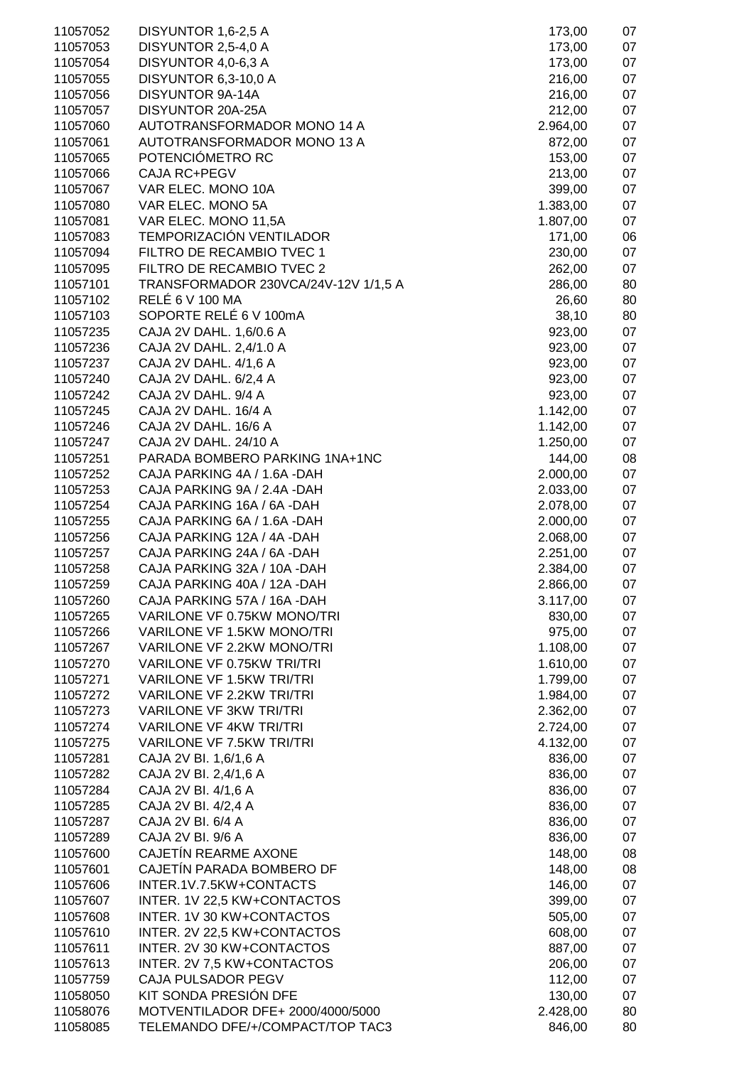| | | | |
|---|---|---|---|
| 11057052 | DISYUNTOR 1,6-2,5 A | 173,00 | 07 |
| 11057053 | DISYUNTOR 2,5-4,0 A | 173,00 | 07 |
| 11057054 | DISYUNTOR 4,0-6,3 A | 173,00 | 07 |
| 11057055 | DISYUNTOR 6,3-10,0 A | 216,00 | 07 |
| 11057056 | DISYUNTOR 9A-14A | 216,00 | 07 |
| 11057057 | DISYUNTOR 20A-25A | 212,00 | 07 |
| 11057060 | AUTOTRANSFORMADOR MONO 14 A | 2.964,00 | 07 |
| 11057061 | AUTOTRANSFORMADOR MONO 13 A | 872,00 | 07 |
| 11057065 | POTENCIÓMETRO RC | 153,00 | 07 |
| 11057066 | CAJA RC+PEGV | 213,00 | 07 |
| 11057067 | VAR ELEC. MONO 10A | 399,00 | 07 |
| 11057080 | VAR ELEC. MONO 5A | 1.383,00 | 07 |
| 11057081 | VAR ELEC. MONO 11,5A | 1.807,00 | 07 |
| 11057083 | TEMPORIZACIÓN VENTILADOR | 171,00 | 06 |
| 11057094 | FILTRO DE RECAMBIO TVEC 1 | 230,00 | 07 |
| 11057095 | FILTRO DE RECAMBIO TVEC 2 | 262,00 | 07 |
| 11057101 | TRANSFORMADOR 230VCA/24V-12V 1/1,5 A | 286,00 | 80 |
| 11057102 | RELÉ 6 V 100 MA | 26,60 | 80 |
| 11057103 | SOPORTE RELÉ 6 V 100mA | 38,10 | 80 |
| 11057235 | CAJA 2V DAHL. 1,6/0.6 A | 923,00 | 07 |
| 11057236 | CAJA 2V DAHL. 2,4/1.0 A | 923,00 | 07 |
| 11057237 | CAJA 2V DAHL. 4/1,6 A | 923,00 | 07 |
| 11057240 | CAJA 2V DAHL. 6/2,4 A | 923,00 | 07 |
| 11057242 | CAJA 2V DAHL. 9/4 A | 923,00 | 07 |
| 11057245 | CAJA 2V DAHL. 16/4 A | 1.142,00 | 07 |
| 11057246 | CAJA 2V DAHL. 16/6 A | 1.142,00 | 07 |
| 11057247 | CAJA 2V DAHL. 24/10 A | 1.250,00 | 07 |
| 11057251 | PARADA BOMBERO PARKING 1NA+1NC | 144,00 | 08 |
| 11057252 | CAJA PARKING 4A / 1.6A -DAH | 2.000,00 | 07 |
| 11057253 | CAJA PARKING 9A / 2.4A -DAH | 2.033,00 | 07 |
| 11057254 | CAJA PARKING 16A / 6A -DAH | 2.078,00 | 07 |
| 11057255 | CAJA PARKING 6A / 1.6A -DAH | 2.000,00 | 07 |
| 11057256 | CAJA PARKING 12A / 4A -DAH | 2.068,00 | 07 |
| 11057257 | CAJA PARKING 24A / 6A -DAH | 2.251,00 | 07 |
| 11057258 | CAJA PARKING 32A / 10A -DAH | 2.384,00 | 07 |
| 11057259 | CAJA PARKING 40A / 12A -DAH | 2.866,00 | 07 |
| 11057260 | CAJA PARKING 57A / 16A -DAH | 3.117,00 | 07 |
| 11057265 | VARILONE VF 0.75KW MONO/TRI | 830,00 | 07 |
| 11057266 | VARILONE VF 1.5KW MONO/TRI | 975,00 | 07 |
| 11057267 | VARILONE VF 2.2KW MONO/TRI | 1.108,00 | 07 |
| 11057270 | VARILONE VF 0.75KW TRI/TRI | 1.610,00 | 07 |
| 11057271 | VARILONE VF 1.5KW TRI/TRI | 1.799,00 | 07 |
| 11057272 | VARILONE VF 2.2KW TRI/TRI | 1.984,00 | 07 |
| 11057273 | VARILONE VF 3KW TRI/TRI | 2.362,00 | 07 |
| 11057274 | VARILONE VF 4KW TRI/TRI | 2.724,00 | 07 |
| 11057275 | VARILONE VF 7.5KW TRI/TRI | 4.132,00 | 07 |
| 11057281 | CAJA 2V BI. 1,6/1,6 A | 836,00 | 07 |
| 11057282 | CAJA 2V BI. 2,4/1,6 A | 836,00 | 07 |
| 11057284 | CAJA 2V BI. 4/1,6 A | 836,00 | 07 |
| 11057285 | CAJA 2V BI. 4/2,4 A | 836,00 | 07 |
| 11057287 | CAJA 2V BI. 6/4 A | 836,00 | 07 |
| 11057289 | CAJA 2V BI. 9/6 A | 836,00 | 07 |
| 11057600 | CAJETÍN REARME AXONE | 148,00 | 08 |
| 11057601 | CAJETÍN PARADA BOMBERO DF | 148,00 | 08 |
| 11057606 | INTER.1V.7.5KW+CONTACTS | 146,00 | 07 |
| 11057607 | INTER. 1V 22,5 KW+CONTACTOS | 399,00 | 07 |
| 11057608 | INTER. 1V 30 KW+CONTACTOS | 505,00 | 07 |
| 11057610 | INTER. 2V 22,5 KW+CONTACTOS | 608,00 | 07 |
| 11057611 | INTER. 2V 30 KW+CONTACTOS | 887,00 | 07 |
| 11057613 | INTER. 2V 7,5 KW+CONTACTOS | 206,00 | 07 |
| 11057759 | CAJA PULSADOR PEGV | 112,00 | 07 |
| 11058050 | KIT SONDA PRESIÓN DFE | 130,00 | 07 |
| 11058076 | MOTVENTILADOR DFE+ 2000/4000/5000 | 2.428,00 | 80 |
| 11058085 | TELEMANDO DFE/+/COMPACT/TOP TAC3 | 846,00 | 80 |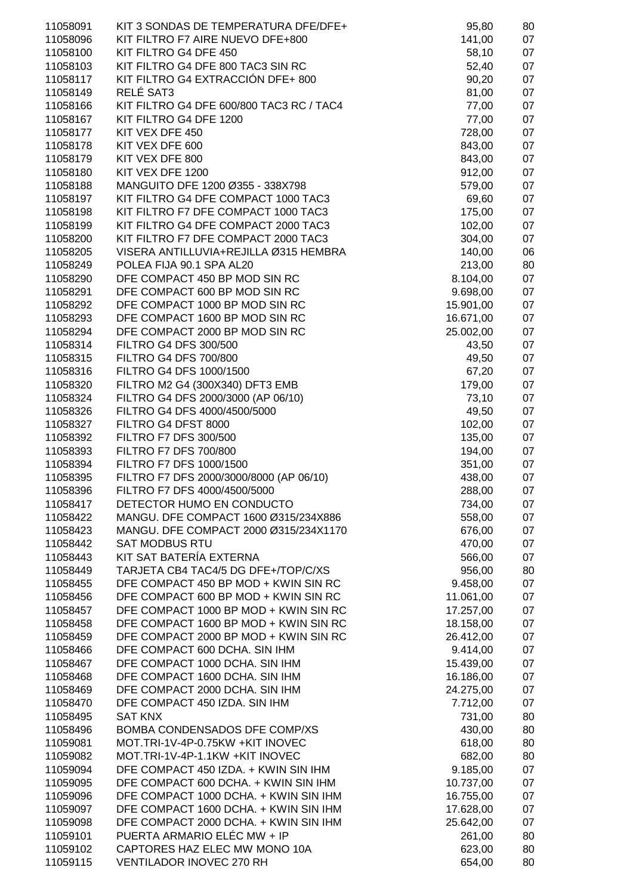| | | | |
|---|---|---|---|
| 11058091 | KIT 3 SONDAS DE TEMPERATURA DFE/DFE+ | 95,80 | 80 |
| 11058096 | KIT FILTRO F7 AIRE NUEVO DFE+800 | 141,00 | 07 |
| 11058100 | KIT FILTRO G4 DFE 450 | 58,10 | 07 |
| 11058103 | KIT FILTRO G4 DFE 800 TAC3 SIN RC | 52,40 | 07 |
| 11058117 | KIT FILTRO G4 EXTRACCIÓN DFE+ 800 | 90,20 | 07 |
| 11058149 | RELÉ SAT3 | 81,00 | 07 |
| 11058166 | KIT FILTRO G4 DFE 600/800 TAC3 RC / TAC4 | 77,00 | 07 |
| 11058167 | KIT FILTRO G4 DFE 1200 | 77,00 | 07 |
| 11058177 | KIT VEX DFE 450 | 728,00 | 07 |
| 11058178 | KIT VEX DFE 600 | 843,00 | 07 |
| 11058179 | KIT VEX DFE 800 | 843,00 | 07 |
| 11058180 | KIT VEX DFE 1200 | 912,00 | 07 |
| 11058188 | MANGUITO DFE 1200 Ø355 - 338X798 | 579,00 | 07 |
| 11058197 | KIT FILTRO G4 DFE COMPACT 1000 TAC3 | 69,60 | 07 |
| 11058198 | KIT FILTRO F7 DFE COMPACT 1000 TAC3 | 175,00 | 07 |
| 11058199 | KIT FILTRO G4 DFE COMPACT 2000 TAC3 | 102,00 | 07 |
| 11058200 | KIT FILTRO F7 DFE COMPACT 2000 TAC3 | 304,00 | 07 |
| 11058205 | VISERA ANTILLUVIA+REJILLA Ø315 HEMBRA | 140,00 | 06 |
| 11058249 | POLEA FIJA 90.1 SPA AL20 | 213,00 | 80 |
| 11058290 | DFE COMPACT 450 BP MOD SIN RC | 8.104,00 | 07 |
| 11058291 | DFE COMPACT 600 BP MOD SIN RC | 9.698,00 | 07 |
| 11058292 | DFE COMPACT 1000 BP MOD SIN RC | 15.901,00 | 07 |
| 11058293 | DFE COMPACT 1600 BP MOD SIN RC | 16.671,00 | 07 |
| 11058294 | DFE COMPACT 2000 BP MOD SIN RC | 25.002,00 | 07 |
| 11058314 | FILTRO G4 DFS 300/500 | 43,50 | 07 |
| 11058315 | FILTRO G4 DFS 700/800 | 49,50 | 07 |
| 11058316 | FILTRO G4 DFS 1000/1500 | 67,20 | 07 |
| 11058320 | FILTRO M2 G4 (300X340) DFT3 EMB | 179,00 | 07 |
| 11058324 | FILTRO G4 DFS 2000/3000 (AP 06/10) | 73,10 | 07 |
| 11058326 | FILTRO G4 DFS 4000/4500/5000 | 49,50 | 07 |
| 11058327 | FILTRO G4 DFST 8000 | 102,00 | 07 |
| 11058392 | FILTRO F7 DFS 300/500 | 135,00 | 07 |
| 11058393 | FILTRO F7 DFS 700/800 | 194,00 | 07 |
| 11058394 | FILTRO F7 DFS 1000/1500 | 351,00 | 07 |
| 11058395 | FILTRO F7 DFS 2000/3000/8000 (AP 06/10) | 438,00 | 07 |
| 11058396 | FILTRO F7 DFS 4000/4500/5000 | 288,00 | 07 |
| 11058417 | DETECTOR HUMO EN CONDUCTO | 734,00 | 07 |
| 11058422 | MANGU. DFE COMPACT 1600 Ø315/234X886 | 558,00 | 07 |
| 11058423 | MANGU. DFE COMPACT 2000 Ø315/234X1170 | 676,00 | 07 |
| 11058442 | SAT MODBUS RTU | 470,00 | 07 |
| 11058443 | KIT SAT BATERÍA EXTERNA | 566,00 | 07 |
| 11058449 | TARJETA CB4 TAC4/5 DG DFE+/TOP/C/XS | 956,00 | 80 |
| 11058455 | DFE COMPACT 450 BP MOD + KWIN SIN RC | 9.458,00 | 07 |
| 11058456 | DFE COMPACT 600 BP MOD + KWIN SIN RC | 11.061,00 | 07 |
| 11058457 | DFE COMPACT 1000 BP MOD + KWIN SIN RC | 17.257,00 | 07 |
| 11058458 | DFE COMPACT 1600 BP MOD + KWIN SIN RC | 18.158,00 | 07 |
| 11058459 | DFE COMPACT 2000 BP MOD + KWIN SIN RC | 26.412,00 | 07 |
| 11058466 | DFE COMPACT 600 DCHA. SIN IHM | 9.414,00 | 07 |
| 11058467 | DFE COMPACT 1000 DCHA. SIN IHM | 15.439,00 | 07 |
| 11058468 | DFE COMPACT 1600 DCHA. SIN IHM | 16.186,00 | 07 |
| 11058469 | DFE COMPACT 2000 DCHA. SIN IHM | 24.275,00 | 07 |
| 11058470 | DFE COMPACT 450 IZDA. SIN IHM | 7.712,00 | 07 |
| 11058495 | SAT KNX | 731,00 | 80 |
| 11058496 | BOMBA CONDENSADOS DFE COMP/XS | 430,00 | 80 |
| 11059081 | MOT.TRI-1V-4P-0.75KW +KIT INOVEC | 618,00 | 80 |
| 11059082 | MOT.TRI-1V-4P-1.1KW +KIT INOVEC | 682,00 | 80 |
| 11059094 | DFE COMPACT 450 IZDA. + KWIN SIN IHM | 9.185,00 | 07 |
| 11059095 | DFE COMPACT 600 DCHA. + KWIN SIN IHM | 10.737,00 | 07 |
| 11059096 | DFE COMPACT 1000 DCHA. + KWIN SIN IHM | 16.755,00 | 07 |
| 11059097 | DFE COMPACT 1600 DCHA. + KWIN SIN IHM | 17.628,00 | 07 |
| 11059098 | DFE COMPACT 2000 DCHA. + KWIN SIN IHM | 25.642,00 | 07 |
| 11059101 | PUERTA ARMARIO ELÉC MW + IP | 261,00 | 80 |
| 11059102 | CAPTORES HAZ ELEC MW MONO 10A | 623,00 | 80 |
| 11059115 | VENTILADOR INOVEC 270 RH | 654,00 | 80 |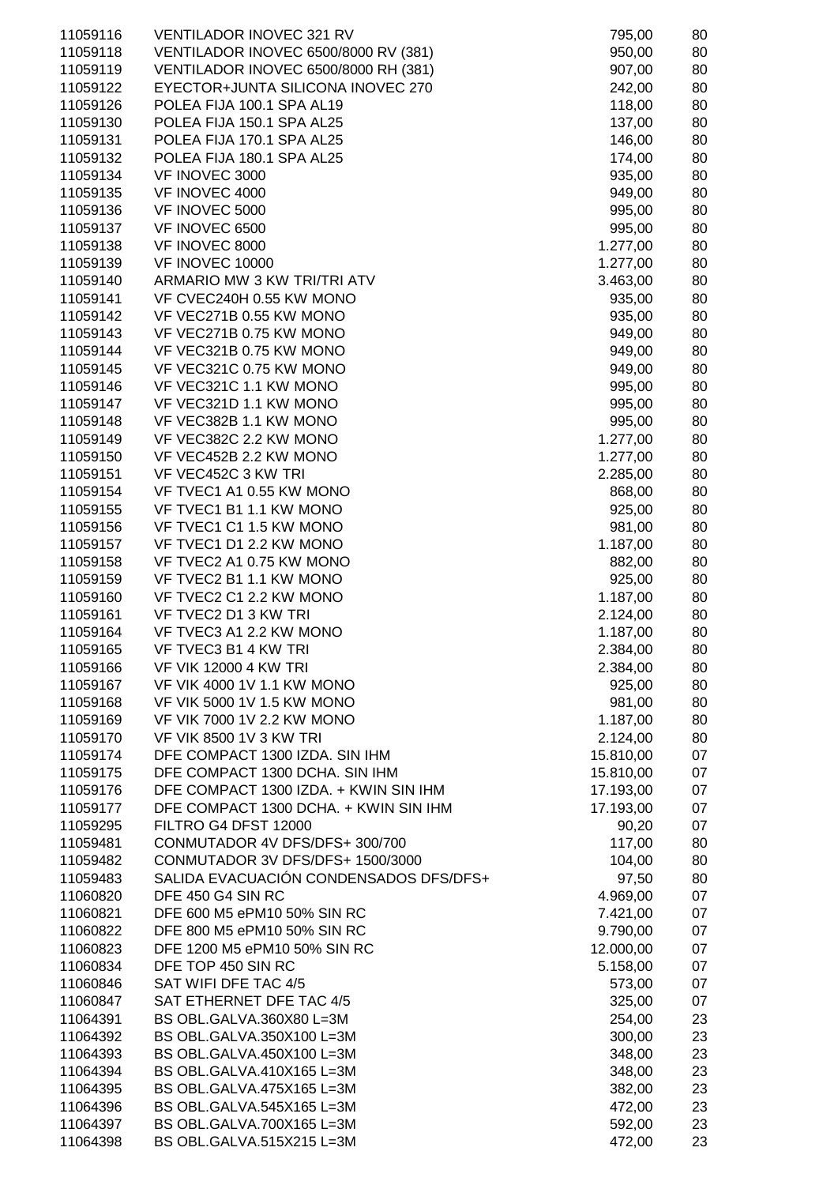| | | | |
|---|---|---|---|
| 11059116 | VENTILADOR INOVEC 321 RV | 795,00 | 80 |
| 11059118 | VENTILADOR INOVEC 6500/8000 RV (381) | 950,00 | 80 |
| 11059119 | VENTILADOR INOVEC 6500/8000 RH (381) | 907,00 | 80 |
| 11059122 | EYECTOR+JUNTA SILICONA INOVEC 270 | 242,00 | 80 |
| 11059126 | POLEA FIJA 100.1 SPA AL19 | 118,00 | 80 |
| 11059130 | POLEA FIJA 150.1 SPA AL25 | 137,00 | 80 |
| 11059131 | POLEA FIJA 170.1 SPA AL25 | 146,00 | 80 |
| 11059132 | POLEA FIJA 180.1 SPA AL25 | 174,00 | 80 |
| 11059134 | VF INOVEC 3000 | 935,00 | 80 |
| 11059135 | VF INOVEC 4000 | 949,00 | 80 |
| 11059136 | VF INOVEC 5000 | 995,00 | 80 |
| 11059137 | VF INOVEC 6500 | 995,00 | 80 |
| 11059138 | VF INOVEC 8000 | 1.277,00 | 80 |
| 11059139 | VF INOVEC 10000 | 1.277,00 | 80 |
| 11059140 | ARMARIO MW 3 KW TRI/TRI ATV | 3.463,00 | 80 |
| 11059141 | VF CVEC240H 0.55 KW MONO | 935,00 | 80 |
| 11059142 | VF VEC271B 0.55 KW MONO | 935,00 | 80 |
| 11059143 | VF VEC271B 0.75 KW MONO | 949,00 | 80 |
| 11059144 | VF VEC321B 0.75 KW MONO | 949,00 | 80 |
| 11059145 | VF VEC321C 0.75 KW MONO | 949,00 | 80 |
| 11059146 | VF VEC321C 1.1 KW MONO | 995,00 | 80 |
| 11059147 | VF VEC321D 1.1 KW MONO | 995,00 | 80 |
| 11059148 | VF VEC382B 1.1 KW MONO | 995,00 | 80 |
| 11059149 | VF VEC382C 2.2 KW MONO | 1.277,00 | 80 |
| 11059150 | VF VEC452B 2.2 KW MONO | 1.277,00 | 80 |
| 11059151 | VF VEC452C 3 KW TRI | 2.285,00 | 80 |
| 11059154 | VF TVEC1 A1 0.55 KW MONO | 868,00 | 80 |
| 11059155 | VF TVEC1 B1 1.1 KW MONO | 925,00 | 80 |
| 11059156 | VF TVEC1 C1 1.5 KW MONO | 981,00 | 80 |
| 11059157 | VF TVEC1 D1 2.2 KW MONO | 1.187,00 | 80 |
| 11059158 | VF TVEC2 A1 0.75 KW MONO | 882,00 | 80 |
| 11059159 | VF TVEC2 B1 1.1 KW MONO | 925,00 | 80 |
| 11059160 | VF TVEC2 C1 2.2 KW MONO | 1.187,00 | 80 |
| 11059161 | VF TVEC2 D1 3 KW TRI | 2.124,00 | 80 |
| 11059164 | VF TVEC3 A1 2.2 KW MONO | 1.187,00 | 80 |
| 11059165 | VF TVEC3 B1 4 KW TRI | 2.384,00 | 80 |
| 11059166 | VF VIK 12000 4 KW TRI | 2.384,00 | 80 |
| 11059167 | VF VIK 4000 1V 1.1 KW MONO | 925,00 | 80 |
| 11059168 | VF VIK 5000 1V 1.5 KW MONO | 981,00 | 80 |
| 11059169 | VF VIK 7000 1V 2.2 KW MONO | 1.187,00 | 80 |
| 11059170 | VF VIK 8500 1V 3 KW TRI | 2.124,00 | 80 |
| 11059174 | DFE COMPACT 1300 IZDA. SIN IHM | 15.810,00 | 07 |
| 11059175 | DFE COMPACT 1300 DCHA. SIN IHM | 15.810,00 | 07 |
| 11059176 | DFE COMPACT 1300 IZDA. + KWIN SIN IHM | 17.193,00 | 07 |
| 11059177 | DFE COMPACT 1300 DCHA. + KWIN SIN IHM | 17.193,00 | 07 |
| 11059295 | FILTRO G4 DFST 12000 | 90,20 | 07 |
| 11059481 | CONMUTADOR 4V DFS/DFS+ 300/700 | 117,00 | 80 |
| 11059482 | CONMUTADOR 3V DFS/DFS+ 1500/3000 | 104,00 | 80 |
| 11059483 | SALIDA EVACUACIÓN CONDENSADOS DFS/DFS+ | 97,50 | 80 |
| 11060820 | DFE 450 G4 SIN RC | 4.969,00 | 07 |
| 11060821 | DFE 600 M5 ePM10 50% SIN RC | 7.421,00 | 07 |
| 11060822 | DFE 800 M5 ePM10 50% SIN RC | 9.790,00 | 07 |
| 11060823 | DFE 1200 M5 ePM10 50% SIN RC | 12.000,00 | 07 |
| 11060834 | DFE TOP 450 SIN RC | 5.158,00 | 07 |
| 11060846 | SAT WIFI DFE TAC 4/5 | 573,00 | 07 |
| 11060847 | SAT ETHERNET DFE TAC 4/5 | 325,00 | 07 |
| 11064391 | BS OBL.GALVA.360X80 L=3M | 254,00 | 23 |
| 11064392 | BS OBL.GALVA.350X100 L=3M | 300,00 | 23 |
| 11064393 | BS OBL.GALVA.450X100 L=3M | 348,00 | 23 |
| 11064394 | BS OBL.GALVA.410X165 L=3M | 348,00 | 23 |
| 11064395 | BS OBL.GALVA.475X165 L=3M | 382,00 | 23 |
| 11064396 | BS OBL.GALVA.545X165 L=3M | 472,00 | 23 |
| 11064397 | BS OBL.GALVA.700X165 L=3M | 592,00 | 23 |
| 11064398 | BS OBL.GALVA.515X215 L=3M | 472,00 | 23 |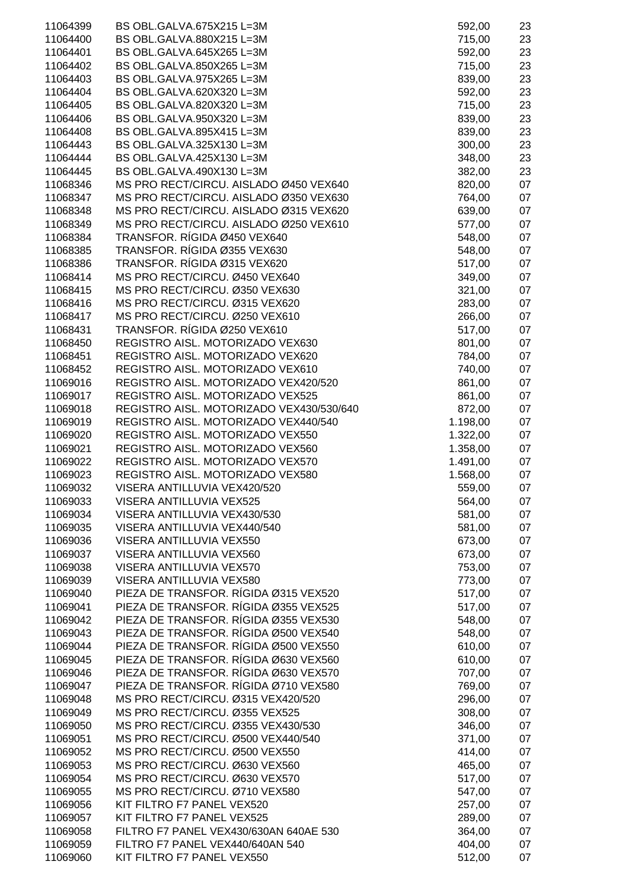| | | | |
|---|---|---|---|
| 11064399 | BS OBL.GALVA.675X215 L=3M | 592,00 | 23 |
| 11064400 | BS OBL.GALVA.880X215 L=3M | 715,00 | 23 |
| 11064401 | BS OBL.GALVA.645X265 L=3M | 592,00 | 23 |
| 11064402 | BS OBL.GALVA.850X265 L=3M | 715,00 | 23 |
| 11064403 | BS OBL.GALVA.975X265 L=3M | 839,00 | 23 |
| 11064404 | BS OBL.GALVA.620X320 L=3M | 592,00 | 23 |
| 11064405 | BS OBL.GALVA.820X320 L=3M | 715,00 | 23 |
| 11064406 | BS OBL.GALVA.950X320 L=3M | 839,00 | 23 |
| 11064408 | BS OBL.GALVA.895X415 L=3M | 839,00 | 23 |
| 11064443 | BS OBL.GALVA.325X130 L=3M | 300,00 | 23 |
| 11064444 | BS OBL.GALVA.425X130 L=3M | 348,00 | 23 |
| 11064445 | BS OBL.GALVA.490X130 L=3M | 382,00 | 23 |
| 11068346 | MS PRO RECT/CIRCU. AISLADO Ø450 VEX640 | 820,00 | 07 |
| 11068347 | MS PRO RECT/CIRCU. AISLADO Ø350 VEX630 | 764,00 | 07 |
| 11068348 | MS PRO RECT/CIRCU. AISLADO Ø315 VEX620 | 639,00 | 07 |
| 11068349 | MS PRO RECT/CIRCU. AISLADO Ø250 VEX610 | 577,00 | 07 |
| 11068384 | TRANSFOR. RÍGIDA Ø450 VEX640 | 548,00 | 07 |
| 11068385 | TRANSFOR. RÍGIDA Ø355 VEX630 | 548,00 | 07 |
| 11068386 | TRANSFOR. RÍGIDA Ø315 VEX620 | 517,00 | 07 |
| 11068414 | MS PRO RECT/CIRCU. Ø450 VEX640 | 349,00 | 07 |
| 11068415 | MS PRO RECT/CIRCU. Ø350 VEX630 | 321,00 | 07 |
| 11068416 | MS PRO RECT/CIRCU. Ø315 VEX620 | 283,00 | 07 |
| 11068417 | MS PRO RECT/CIRCU. Ø250 VEX610 | 266,00 | 07 |
| 11068431 | TRANSFOR. RÍGIDA Ø250 VEX610 | 517,00 | 07 |
| 11068450 | REGISTRO AISL. MOTORIZADO VEX630 | 801,00 | 07 |
| 11068451 | REGISTRO AISL. MOTORIZADO VEX620 | 784,00 | 07 |
| 11068452 | REGISTRO AISL. MOTORIZADO VEX610 | 740,00 | 07 |
| 11069016 | REGISTRO AISL. MOTORIZADO VEX420/520 | 861,00 | 07 |
| 11069017 | REGISTRO AISL. MOTORIZADO VEX525 | 861,00 | 07 |
| 11069018 | REGISTRO AISL. MOTORIZADO VEX430/530/640 | 872,00 | 07 |
| 11069019 | REGISTRO AISL. MOTORIZADO VEX440/540 | 1.198,00 | 07 |
| 11069020 | REGISTRO AISL. MOTORIZADO VEX550 | 1.322,00 | 07 |
| 11069021 | REGISTRO AISL. MOTORIZADO VEX560 | 1.358,00 | 07 |
| 11069022 | REGISTRO AISL. MOTORIZADO VEX570 | 1.491,00 | 07 |
| 11069023 | REGISTRO AISL. MOTORIZADO VEX580 | 1.568,00 | 07 |
| 11069032 | VISERA ANTILLUVIA VEX420/520 | 559,00 | 07 |
| 11069033 | VISERA ANTILLUVIA VEX525 | 564,00 | 07 |
| 11069034 | VISERA ANTILLUVIA VEX430/530 | 581,00 | 07 |
| 11069035 | VISERA ANTILLUVIA VEX440/540 | 581,00 | 07 |
| 11069036 | VISERA ANTILLUVIA VEX550 | 673,00 | 07 |
| 11069037 | VISERA ANTILLUVIA VEX560 | 673,00 | 07 |
| 11069038 | VISERA ANTILLUVIA VEX570 | 753,00 | 07 |
| 11069039 | VISERA ANTILLUVIA VEX580 | 773,00 | 07 |
| 11069040 | PIEZA DE TRANSFOR. RÍGIDA Ø315 VEX520 | 517,00 | 07 |
| 11069041 | PIEZA DE TRANSFOR. RÍGIDA Ø355 VEX525 | 517,00 | 07 |
| 11069042 | PIEZA DE TRANSFOR. RÍGIDA Ø355 VEX530 | 548,00 | 07 |
| 11069043 | PIEZA DE TRANSFOR. RÍGIDA Ø500 VEX540 | 548,00 | 07 |
| 11069044 | PIEZA DE TRANSFOR. RÍGIDA Ø500 VEX550 | 610,00 | 07 |
| 11069045 | PIEZA DE TRANSFOR. RÍGIDA Ø630 VEX560 | 610,00 | 07 |
| 11069046 | PIEZA DE TRANSFOR. RÍGIDA Ø630 VEX570 | 707,00 | 07 |
| 11069047 | PIEZA DE TRANSFOR. RÍGIDA Ø710 VEX580 | 769,00 | 07 |
| 11069048 | MS PRO RECT/CIRCU. Ø315 VEX420/520 | 296,00 | 07 |
| 11069049 | MS PRO RECT/CIRCU. Ø355 VEX525 | 308,00 | 07 |
| 11069050 | MS PRO RECT/CIRCU. Ø355 VEX430/530 | 346,00 | 07 |
| 11069051 | MS PRO RECT/CIRCU. Ø500 VEX440/540 | 371,00 | 07 |
| 11069052 | MS PRO RECT/CIRCU. Ø500 VEX550 | 414,00 | 07 |
| 11069053 | MS PRO RECT/CIRCU. Ø630 VEX560 | 465,00 | 07 |
| 11069054 | MS PRO RECT/CIRCU. Ø630 VEX570 | 517,00 | 07 |
| 11069055 | MS PRO RECT/CIRCU. Ø710 VEX580 | 547,00 | 07 |
| 11069056 | KIT FILTRO F7 PANEL VEX520 | 257,00 | 07 |
| 11069057 | KIT FILTRO F7 PANEL VEX525 | 289,00 | 07 |
| 11069058 | FILTRO F7 PANEL VEX430/630AN 640AE 530 | 364,00 | 07 |
| 11069059 | FILTRO F7 PANEL VEX440/640AN 540 | 404,00 | 07 |
| 11069060 | KIT FILTRO F7 PANEL VEX550 | 512,00 | 07 |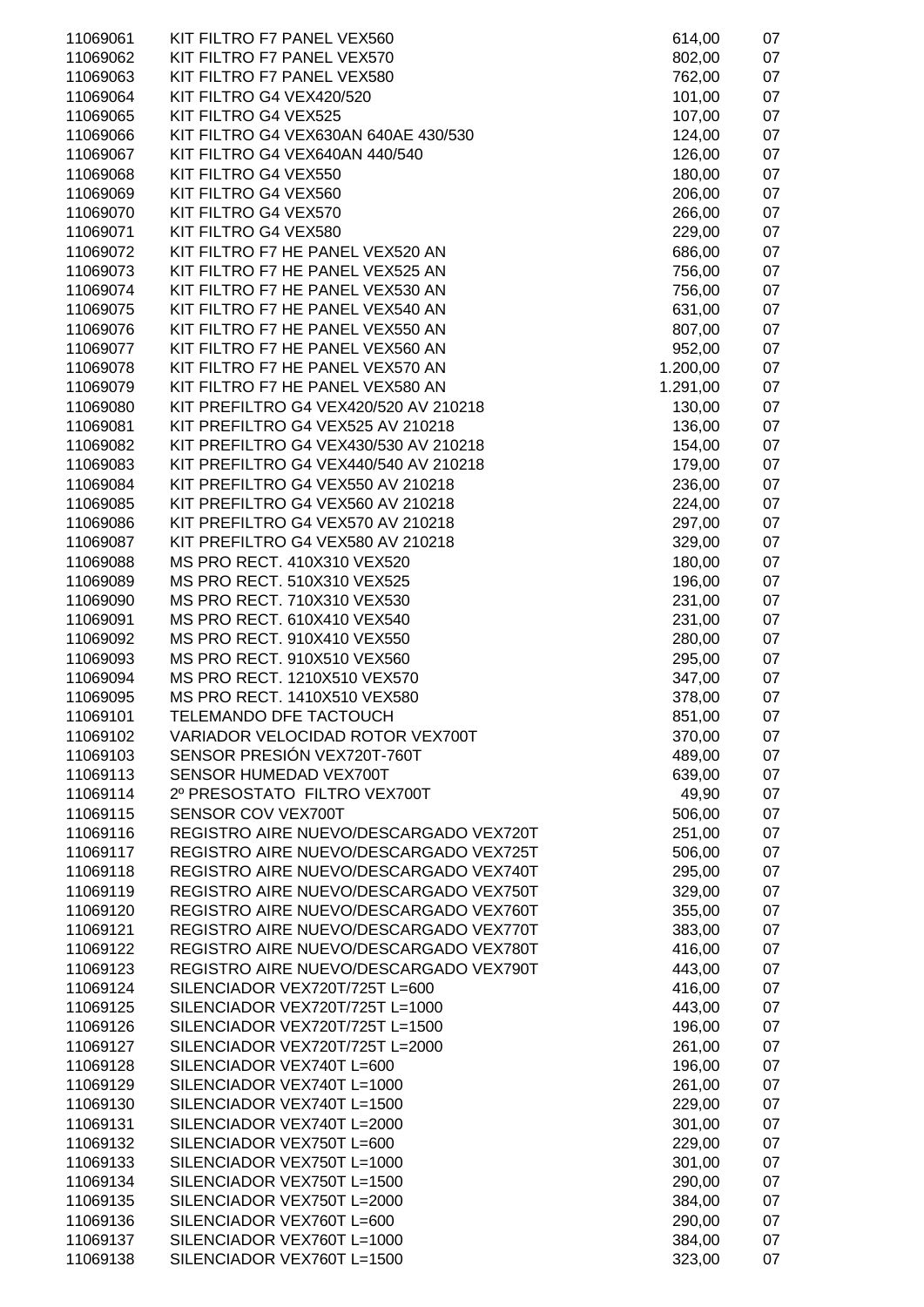| | | | |
|---|---|---|---|
| 11069061 | KIT FILTRO F7 PANEL VEX560 | 614,00 | 07 |
| 11069062 | KIT FILTRO F7 PANEL VEX570 | 802,00 | 07 |
| 11069063 | KIT FILTRO F7 PANEL VEX580 | 762,00 | 07 |
| 11069064 | KIT FILTRO G4 VEX420/520 | 101,00 | 07 |
| 11069065 | KIT FILTRO G4 VEX525 | 107,00 | 07 |
| 11069066 | KIT FILTRO G4 VEX630AN 640AE 430/530 | 124,00 | 07 |
| 11069067 | KIT FILTRO G4 VEX640AN 440/540 | 126,00 | 07 |
| 11069068 | KIT FILTRO G4 VEX550 | 180,00 | 07 |
| 11069069 | KIT FILTRO G4 VEX560 | 206,00 | 07 |
| 11069070 | KIT FILTRO G4 VEX570 | 266,00 | 07 |
| 11069071 | KIT FILTRO G4 VEX580 | 229,00 | 07 |
| 11069072 | KIT FILTRO F7 HE PANEL VEX520 AN | 686,00 | 07 |
| 11069073 | KIT FILTRO F7 HE PANEL VEX525 AN | 756,00 | 07 |
| 11069074 | KIT FILTRO F7 HE PANEL VEX530 AN | 756,00 | 07 |
| 11069075 | KIT FILTRO F7 HE PANEL VEX540 AN | 631,00 | 07 |
| 11069076 | KIT FILTRO F7 HE PANEL VEX550 AN | 807,00 | 07 |
| 11069077 | KIT FILTRO F7 HE PANEL VEX560 AN | 952,00 | 07 |
| 11069078 | KIT FILTRO F7 HE PANEL VEX570 AN | 1.200,00 | 07 |
| 11069079 | KIT FILTRO F7 HE PANEL VEX580 AN | 1.291,00 | 07 |
| 11069080 | KIT PREFILTRO G4 VEX420/520 AV 210218 | 130,00 | 07 |
| 11069081 | KIT PREFILTRO G4 VEX525 AV 210218 | 136,00 | 07 |
| 11069082 | KIT PREFILTRO G4 VEX430/530 AV 210218 | 154,00 | 07 |
| 11069083 | KIT PREFILTRO G4 VEX440/540 AV 210218 | 179,00 | 07 |
| 11069084 | KIT PREFILTRO G4 VEX550 AV 210218 | 236,00 | 07 |
| 11069085 | KIT PREFILTRO G4 VEX560 AV 210218 | 224,00 | 07 |
| 11069086 | KIT PREFILTRO G4 VEX570 AV 210218 | 297,00 | 07 |
| 11069087 | KIT PREFILTRO G4 VEX580 AV 210218 | 329,00 | 07 |
| 11069088 | MS PRO RECT. 410X310 VEX520 | 180,00 | 07 |
| 11069089 | MS PRO RECT. 510X310 VEX525 | 196,00 | 07 |
| 11069090 | MS PRO RECT. 710X310 VEX530 | 231,00 | 07 |
| 11069091 | MS PRO RECT. 610X410 VEX540 | 231,00 | 07 |
| 11069092 | MS PRO RECT. 910X410 VEX550 | 280,00 | 07 |
| 11069093 | MS PRO RECT. 910X510 VEX560 | 295,00 | 07 |
| 11069094 | MS PRO RECT. 1210X510 VEX570 | 347,00 | 07 |
| 11069095 | MS PRO RECT. 1410X510 VEX580 | 378,00 | 07 |
| 11069101 | TELEMANDO DFE TACTOUCH | 851,00 | 07 |
| 11069102 | VARIADOR VELOCIDAD ROTOR VEX700T | 370,00 | 07 |
| 11069103 | SENSOR PRESIÓN VEX720T-760T | 489,00 | 07 |
| 11069113 | SENSOR HUMEDAD VEX700T | 639,00 | 07 |
| 11069114 | 2º PRESOSTATO FILTRO VEX700T | 49,90 | 07 |
| 11069115 | SENSOR COV VEX700T | 506,00 | 07 |
| 11069116 | REGISTRO AIRE NUEVO/DESCARGADO VEX720T | 251,00 | 07 |
| 11069117 | REGISTRO AIRE NUEVO/DESCARGADO VEX725T | 506,00 | 07 |
| 11069118 | REGISTRO AIRE NUEVO/DESCARGADO VEX740T | 295,00 | 07 |
| 11069119 | REGISTRO AIRE NUEVO/DESCARGADO VEX750T | 329,00 | 07 |
| 11069120 | REGISTRO AIRE NUEVO/DESCARGADO VEX760T | 355,00 | 07 |
| 11069121 | REGISTRO AIRE NUEVO/DESCARGADO VEX770T | 383,00 | 07 |
| 11069122 | REGISTRO AIRE NUEVO/DESCARGADO VEX780T | 416,00 | 07 |
| 11069123 | REGISTRO AIRE NUEVO/DESCARGADO VEX790T | 443,00 | 07 |
| 11069124 | SILENCIADOR VEX720T/725T L=600 | 416,00 | 07 |
| 11069125 | SILENCIADOR VEX720T/725T L=1000 | 443,00 | 07 |
| 11069126 | SILENCIADOR VEX720T/725T L=1500 | 196,00 | 07 |
| 11069127 | SILENCIADOR VEX720T/725T L=2000 | 261,00 | 07 |
| 11069128 | SILENCIADOR VEX740T L=600 | 196,00 | 07 |
| 11069129 | SILENCIADOR VEX740T L=1000 | 261,00 | 07 |
| 11069130 | SILENCIADOR VEX740T L=1500 | 229,00 | 07 |
| 11069131 | SILENCIADOR VEX740T L=2000 | 301,00 | 07 |
| 11069132 | SILENCIADOR VEX750T L=600 | 229,00 | 07 |
| 11069133 | SILENCIADOR VEX750T L=1000 | 301,00 | 07 |
| 11069134 | SILENCIADOR VEX750T L=1500 | 290,00 | 07 |
| 11069135 | SILENCIADOR VEX750T L=2000 | 384,00 | 07 |
| 11069136 | SILENCIADOR VEX760T L=600 | 290,00 | 07 |
| 11069137 | SILENCIADOR VEX760T L=1000 | 384,00 | 07 |
| 11069138 | SILENCIADOR VEX760T L=1500 | 323,00 | 07 |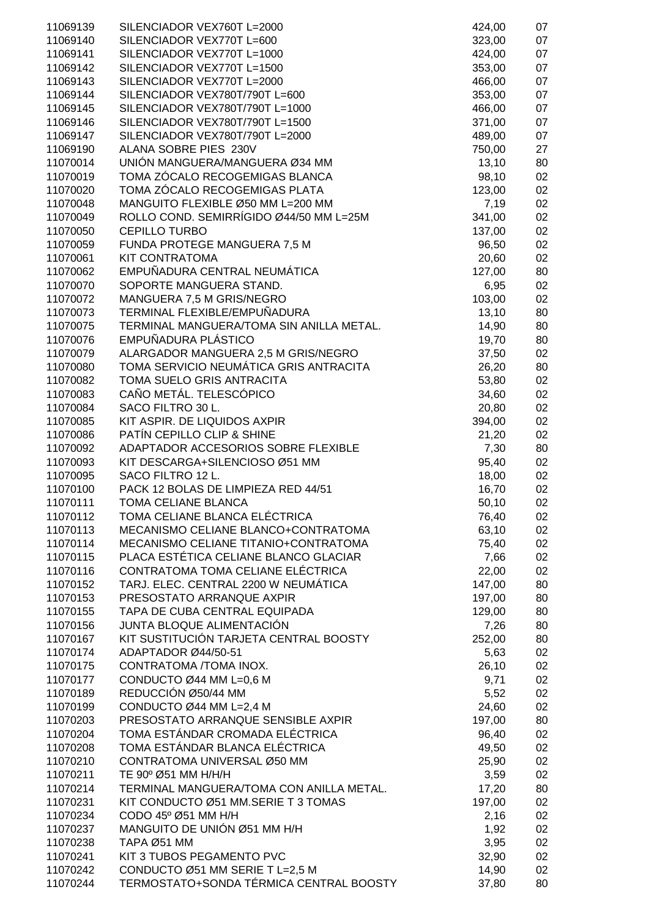| | | | |
|---|---|---|---|
| 11069139 | SILENCIADOR VEX760T L=2000 | 424,00 | 07 |
| 11069140 | SILENCIADOR VEX770T L=600 | 323,00 | 07 |
| 11069141 | SILENCIADOR VEX770T L=1000 | 424,00 | 07 |
| 11069142 | SILENCIADOR VEX770T L=1500 | 353,00 | 07 |
| 11069143 | SILENCIADOR VEX770T L=2000 | 466,00 | 07 |
| 11069144 | SILENCIADOR VEX780T/790T L=600 | 353,00 | 07 |
| 11069145 | SILENCIADOR VEX780T/790T L=1000 | 466,00 | 07 |
| 11069146 | SILENCIADOR VEX780T/790T L=1500 | 371,00 | 07 |
| 11069147 | SILENCIADOR VEX780T/790T L=2000 | 489,00 | 07 |
| 11069190 | ALANA SOBRE PIES 230V | 750,00 | 27 |
| 11070014 | UNIÓN MANGUERA/MANGUERA Ø34 MM | 13,10 | 80 |
| 11070019 | TOMA ZÓCALO RECOGEMIGAS BLANCA | 98,10 | 02 |
| 11070020 | TOMA ZÓCALO RECOGEMIGAS PLATA | 123,00 | 02 |
| 11070048 | MANGUITO FLEXIBLE Ø50 MM L=200 MM | 7,19 | 02 |
| 11070049 | ROLLO COND. SEMIRRÍGIDO Ø44/50 MM L=25M | 341,00 | 02 |
| 11070050 | CEPILLO TURBO | 137,00 | 02 |
| 11070059 | FUNDA PROTEGE MANGUERA 7,5 M | 96,50 | 02 |
| 11070061 | KIT CONTRATOMA | 20,60 | 02 |
| 11070062 | EMPUÑADURA CENTRAL NEUMÁTICA | 127,00 | 80 |
| 11070070 | SOPORTE MANGUERA STAND. | 6,95 | 02 |
| 11070072 | MANGUERA 7,5 M GRIS/NEGRO | 103,00 | 02 |
| 11070073 | TERMINAL FLEXIBLE/EMPUÑADURA | 13,10 | 80 |
| 11070075 | TERMINAL MANGUERA/TOMA SIN ANILLA METAL. | 14,90 | 80 |
| 11070076 | EMPUÑADURA PLÁSTICO | 19,70 | 80 |
| 11070079 | ALARGADOR MANGUERA 2,5 M GRIS/NEGRO | 37,50 | 02 |
| 11070080 | TOMA SERVICIO NEUMÁTICA GRIS ANTRACITA | 26,20 | 80 |
| 11070082 | TOMA SUELO GRIS ANTRACITA | 53,80 | 02 |
| 11070083 | CAÑO METÁL. TELESCÓPICO | 34,60 | 02 |
| 11070084 | SACO FILTRO 30 L. | 20,80 | 02 |
| 11070085 | KIT ASPIR. DE LIQUIDOS AXPIR | 394,00 | 02 |
| 11070086 | PATÍN CEPILLO CLIP & SHINE | 21,20 | 02 |
| 11070092 | ADAPTADOR ACCESORIOS SOBRE FLEXIBLE | 7,30 | 80 |
| 11070093 | KIT DESCARGA+SILENCIOSO Ø51 MM | 95,40 | 02 |
| 11070095 | SACO FILTRO 12 L. | 18,00 | 02 |
| 11070100 | PACK 12 BOLAS DE LIMPIEZA RED 44/51 | 16,70 | 02 |
| 11070111 | TOMA CELIANE BLANCA | 50,10 | 02 |
| 11070112 | TOMA CELIANE BLANCA ELÉCTRICA | 76,40 | 02 |
| 11070113 | MECANISMO CELIANE BLANCO+CONTRATOMA | 63,10 | 02 |
| 11070114 | MECANISMO CELIANE TITANIO+CONTRATOMA | 75,40 | 02 |
| 11070115 | PLACA ESTÉTICA CELIANE BLANCO GLACIAR | 7,66 | 02 |
| 11070116 | CONTRATOMA TOMA CELIANE ELÉCTRICA | 22,00 | 02 |
| 11070152 | TARJ. ELEC. CENTRAL 2200 W NEUMÁTICA | 147,00 | 80 |
| 11070153 | PRESOSTATO ARRANQUE AXPIR | 197,00 | 80 |
| 11070155 | TAPA DE CUBA CENTRAL EQUIPADA | 129,00 | 80 |
| 11070156 | JUNTA BLOQUE ALIMENTACIÓN | 7,26 | 80 |
| 11070167 | KIT SUSTITUCIÓN TARJETA CENTRAL BOOSTY | 252,00 | 80 |
| 11070174 | ADAPTADOR Ø44/50-51 | 5,63 | 02 |
| 11070175 | CONTRATOMA /TOMA INOX. | 26,10 | 02 |
| 11070177 | CONDUCTO Ø44 MM L=0,6 M | 9,71 | 02 |
| 11070189 | REDUCCIÓN Ø50/44 MM | 5,52 | 02 |
| 11070199 | CONDUCTO Ø44 MM L=2,4 M | 24,60 | 02 |
| 11070203 | PRESOSTATO ARRANQUE SENSIBLE AXPIR | 197,00 | 80 |
| 11070204 | TOMA ESTÁNDAR CROMADA ELÉCTRICA | 96,40 | 02 |
| 11070208 | TOMA ESTÁNDAR BLANCA ELÉCTRICA | 49,50 | 02 |
| 11070210 | CONTRATOMA UNIVERSAL Ø50 MM | 25,90 | 02 |
| 11070211 | TE 90º Ø51 MM H/H/H | 3,59 | 02 |
| 11070214 | TERMINAL MANGUERA/TOMA CON ANILLA METAL. | 17,20 | 80 |
| 11070231 | KIT CONDUCTO Ø51 MM.SERIE T 3 TOMAS | 197,00 | 02 |
| 11070234 | CODO 45º Ø51 MM H/H | 2,16 | 02 |
| 11070237 | MANGUITO DE UNIÓN Ø51 MM H/H | 1,92 | 02 |
| 11070238 | TAPA Ø51 MM | 3,95 | 02 |
| 11070241 | KIT 3 TUBOS PEGAMENTO PVC | 32,90 | 02 |
| 11070242 | CONDUCTO Ø51 MM SERIE T L=2,5 M | 14,90 | 02 |
| 11070244 | TERMOSTATO+SONDA TÉRMICA CENTRAL BOOSTY | 37,80 | 80 |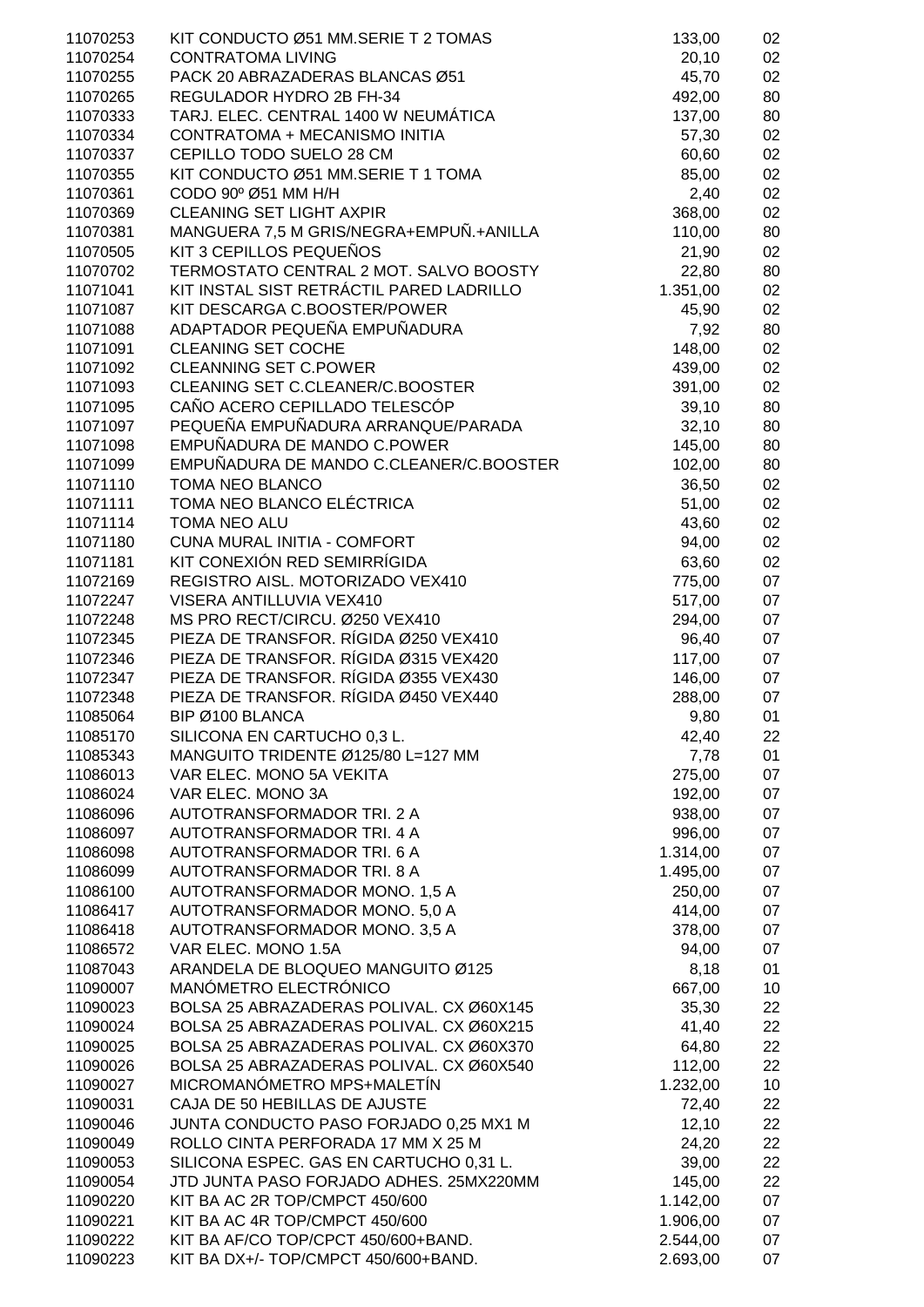| | | | |
|---|---|---|---|
| 11070253 | KIT CONDUCTO Ø51 MM.SERIE T 2 TOMAS | 133,00 | 02 |
| 11070254 | CONTRATOMA LIVING | 20,10 | 02 |
| 11070255 | PACK 20 ABRAZADERAS BLANCAS Ø51 | 45,70 | 02 |
| 11070265 | REGULADOR HYDRO 2B FH-34 | 492,00 | 80 |
| 11070333 | TARJ. ELEC. CENTRAL 1400 W NEUMÁTICA | 137,00 | 80 |
| 11070334 | CONTRATOMA + MECANISMO INITIA | 57,30 | 02 |
| 11070337 | CEPILLO TODO SUELO 28 CM | 60,60 | 02 |
| 11070355 | KIT CONDUCTO Ø51 MM.SERIE T 1 TOMA | 85,00 | 02 |
| 11070361 | CODO 90º Ø51 MM H/H | 2,40 | 02 |
| 11070369 | CLEANING SET LIGHT AXPIR | 368,00 | 02 |
| 11070381 | MANGUERA 7,5 M GRIS/NEGRA+EMPUÑ.+ANILLA | 110,00 | 80 |
| 11070505 | KIT 3 CEPILLOS PEQUEÑOS | 21,90 | 02 |
| 11070702 | TERMOSTATO CENTRAL 2 MOT. SALVO BOOSTY | 22,80 | 80 |
| 11071041 | KIT INSTAL SIST RETRÁCTIL PARED LADRILLO | 1.351,00 | 02 |
| 11071087 | KIT DESCARGA C.BOOSTER/POWER | 45,90 | 02 |
| 11071088 | ADAPTADOR PEQUEÑA EMPUÑADURA | 7,92 | 80 |
| 11071091 | CLEANING SET COCHE | 148,00 | 02 |
| 11071092 | CLEANNING SET C.POWER | 439,00 | 02 |
| 11071093 | CLEANING SET C.CLEANER/C.BOOSTER | 391,00 | 02 |
| 11071095 | CAÑO ACERO CEPILLADO TELESCÓP | 39,10 | 80 |
| 11071097 | PEQUEÑA EMPUÑADURA ARRANQUE/PARADA | 32,10 | 80 |
| 11071098 | EMPUÑADURA DE MANDO C.POWER | 145,00 | 80 |
| 11071099 | EMPUÑADURA DE MANDO C.CLEANER/C.BOOSTER | 102,00 | 80 |
| 11071110 | TOMA NEO BLANCO | 36,50 | 02 |
| 11071111 | TOMA NEO BLANCO ELÉCTRICA | 51,00 | 02 |
| 11071114 | TOMA NEO ALU | 43,60 | 02 |
| 11071180 | CUNA MURAL INITIA - COMFORT | 94,00 | 02 |
| 11071181 | KIT CONEXIÓN RED SEMIRRÍGIDA | 63,60 | 02 |
| 11072169 | REGISTRO AISL. MOTORIZADO VEX410 | 775,00 | 07 |
| 11072247 | VISERA ANTILLUVIA VEX410 | 517,00 | 07 |
| 11072248 | MS PRO RECT/CIRCU. Ø250 VEX410 | 294,00 | 07 |
| 11072345 | PIEZA DE TRANSFOR. RÍGIDA Ø250 VEX410 | 96,40 | 07 |
| 11072346 | PIEZA DE TRANSFOR. RÍGIDA Ø315 VEX420 | 117,00 | 07 |
| 11072347 | PIEZA DE TRANSFOR. RÍGIDA Ø355 VEX430 | 146,00 | 07 |
| 11072348 | PIEZA DE TRANSFOR. RÍGIDA Ø450 VEX440 | 288,00 | 07 |
| 11085064 | BIP Ø100 BLANCA | 9,80 | 01 |
| 11085170 | SILICONA EN CARTUCHO 0,3 L. | 42,40 | 22 |
| 11085343 | MANGUITO TRIDENTE Ø125/80 L=127 MM | 7,78 | 01 |
| 11086013 | VAR ELEC. MONO 5A VEKITA | 275,00 | 07 |
| 11086024 | VAR ELEC. MONO 3A | 192,00 | 07 |
| 11086096 | AUTOTRANSFORMADOR TRI. 2 A | 938,00 | 07 |
| 11086097 | AUTOTRANSFORMADOR TRI. 4 A | 996,00 | 07 |
| 11086098 | AUTOTRANSFORMADOR TRI. 6 A | 1.314,00 | 07 |
| 11086099 | AUTOTRANSFORMADOR TRI. 8 A | 1.495,00 | 07 |
| 11086100 | AUTOTRANSFORMADOR MONO. 1,5 A | 250,00 | 07 |
| 11086417 | AUTOTRANSFORMADOR MONO. 5,0 A | 414,00 | 07 |
| 11086418 | AUTOTRANSFORMADOR MONO. 3,5 A | 378,00 | 07 |
| 11086572 | VAR ELEC. MONO 1.5A | 94,00 | 07 |
| 11087043 | ARANDELA DE BLOQUEO MANGUITO Ø125 | 8,18 | 01 |
| 11090007 | MANÓMETRO ELECTRÓNICO | 667,00 | 10 |
| 11090023 | BOLSA 25 ABRAZADERAS POLIVAL. CX Ø60X145 | 35,30 | 22 |
| 11090024 | BOLSA 25 ABRAZADERAS POLIVAL. CX Ø60X215 | 41,40 | 22 |
| 11090025 | BOLSA 25 ABRAZADERAS POLIVAL. CX Ø60X370 | 64,80 | 22 |
| 11090026 | BOLSA 25 ABRAZADERAS POLIVAL. CX Ø60X540 | 112,00 | 22 |
| 11090027 | MICROMANÓMETRO MPS+MALETÍN | 1.232,00 | 10 |
| 11090031 | CAJA DE 50 HEBILLAS DE AJUSTE | 72,40 | 22 |
| 11090046 | JUNTA CONDUCTO PASO FORJADO 0,25 MX1 M | 12,10 | 22 |
| 11090049 | ROLLO CINTA PERFORADA 17 MM X 25 M | 24,20 | 22 |
| 11090053 | SILICONA ESPEC. GAS EN CARTUCHO 0,31 L. | 39,00 | 22 |
| 11090054 | JTD JUNTA PASO FORJADO ADHES. 25MX220MM | 145,00 | 22 |
| 11090220 | KIT BA AC 2R TOP/CMPCT 450/600 | 1.142,00 | 07 |
| 11090221 | KIT BA AC 4R TOP/CMPCT 450/600 | 1.906,00 | 07 |
| 11090222 | KIT BA AF/CO TOP/CPCT 450/600+BAND. | 2.544,00 | 07 |
| 11090223 | KIT BA DX+/- TOP/CMPCT 450/600+BAND. | 2.693,00 | 07 |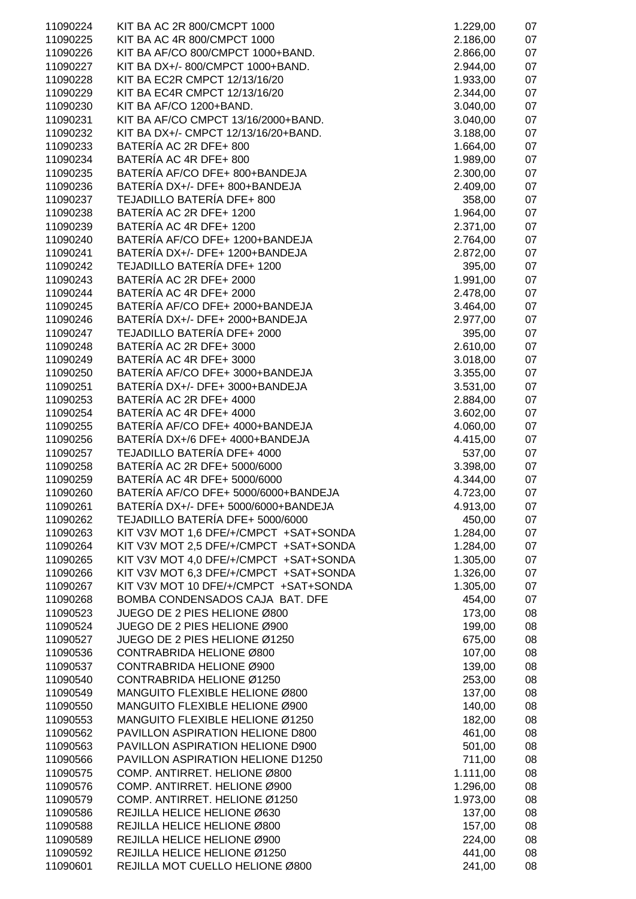| | | | |
|---|---|---|---|
| 11090224 | KIT BA AC 2R 800/CMCPT 1000 | 1.229,00 | 07 |
| 11090225 | KIT BA AC 4R 800/CMPCT 1000 | 2.186,00 | 07 |
| 11090226 | KIT BA AF/CO 800/CMPCT 1000+BAND. | 2.866,00 | 07 |
| 11090227 | KIT BA DX+/- 800/CMPCT 1000+BAND. | 2.944,00 | 07 |
| 11090228 | KIT BA EC2R CMPCT 12/13/16/20 | 1.933,00 | 07 |
| 11090229 | KIT BA EC4R CMPCT 12/13/16/20 | 2.344,00 | 07 |
| 11090230 | KIT BA AF/CO 1200+BAND. | 3.040,00 | 07 |
| 11090231 | KIT BA AF/CO CMPCT 13/16/2000+BAND. | 3.040,00 | 07 |
| 11090232 | KIT BA DX+/- CMPCT 12/13/16/20+BAND. | 3.188,00 | 07 |
| 11090233 | BATERÍA AC 2R DFE+ 800 | 1.664,00 | 07 |
| 11090234 | BATERÍA AC 4R DFE+ 800 | 1.989,00 | 07 |
| 11090235 | BATERÍA AF/CO DFE+ 800+BANDEJA | 2.300,00 | 07 |
| 11090236 | BATERÍA DX+/- DFE+ 800+BANDEJA | 2.409,00 | 07 |
| 11090237 | TEJADILLO BATERÍA DFE+ 800 | 358,00 | 07 |
| 11090238 | BATERÍA AC 2R DFE+ 1200 | 1.964,00 | 07 |
| 11090239 | BATERÍA AC 4R DFE+ 1200 | 2.371,00 | 07 |
| 11090240 | BATERÍA AF/CO DFE+ 1200+BANDEJA | 2.764,00 | 07 |
| 11090241 | BATERÍA DX+/- DFE+ 1200+BANDEJA | 2.872,00 | 07 |
| 11090242 | TEJADILLO BATERÍA DFE+ 1200 | 395,00 | 07 |
| 11090243 | BATERÍA AC 2R DFE+ 2000 | 1.991,00 | 07 |
| 11090244 | BATERÍA AC 4R DFE+ 2000 | 2.478,00 | 07 |
| 11090245 | BATERÍA AF/CO DFE+ 2000+BANDEJA | 3.464,00 | 07 |
| 11090246 | BATERÍA DX+/- DFE+ 2000+BANDEJA | 2.977,00 | 07 |
| 11090247 | TEJADILLO BATERÍA DFE+ 2000 | 395,00 | 07 |
| 11090248 | BATERÍA AC 2R DFE+ 3000 | 2.610,00 | 07 |
| 11090249 | BATERÍA AC 4R DFE+ 3000 | 3.018,00 | 07 |
| 11090250 | BATERÍA AF/CO DFE+ 3000+BANDEJA | 3.355,00 | 07 |
| 11090251 | BATERÍA DX+/- DFE+ 3000+BANDEJA | 3.531,00 | 07 |
| 11090253 | BATERÍA AC 2R DFE+ 4000 | 2.884,00 | 07 |
| 11090254 | BATERÍA AC 4R DFE+ 4000 | 3.602,00 | 07 |
| 11090255 | BATERÍA AF/CO DFE+ 4000+BANDEJA | 4.060,00 | 07 |
| 11090256 | BATERÍA DX+/6 DFE+ 4000+BANDEJA | 4.415,00 | 07 |
| 11090257 | TEJADILLO BATERÍA DFE+ 4000 | 537,00 | 07 |
| 11090258 | BATERÍA AC 2R DFE+ 5000/6000 | 3.398,00 | 07 |
| 11090259 | BATERÍA AC 4R DFE+ 5000/6000 | 4.344,00 | 07 |
| 11090260 | BATERÍA AF/CO DFE+ 5000/6000+BANDEJA | 4.723,00 | 07 |
| 11090261 | BATERÍA DX+/- DFE+ 5000/6000+BANDEJA | 4.913,00 | 07 |
| 11090262 | TEJADILLO BATERÍA DFE+ 5000/6000 | 450,00 | 07 |
| 11090263 | KIT V3V MOT 1,6 DFE/+/CMPCT +SAT+SONDA | 1.284,00 | 07 |
| 11090264 | KIT V3V MOT 2,5 DFE/+/CMPCT +SAT+SONDA | 1.284,00 | 07 |
| 11090265 | KIT V3V MOT 4,0 DFE/+/CMPCT +SAT+SONDA | 1.305,00 | 07 |
| 11090266 | KIT V3V MOT 6,3 DFE/+/CMPCT +SAT+SONDA | 1.326,00 | 07 |
| 11090267 | KIT V3V MOT 10 DFE/+/CMPCT +SAT+SONDA | 1.305,00 | 07 |
| 11090268 | BOMBA CONDENSADOS CAJA BAT. DFE | 454,00 | 07 |
| 11090523 | JUEGO DE 2 PIES HELIONE Ø800 | 173,00 | 08 |
| 11090524 | JUEGO DE 2 PIES HELIONE Ø900 | 199,00 | 08 |
| 11090527 | JUEGO DE 2 PIES HELIONE Ø1250 | 675,00 | 08 |
| 11090536 | CONTRABRIDA HELIONE Ø800 | 107,00 | 08 |
| 11090537 | CONTRABRIDA HELIONE Ø900 | 139,00 | 08 |
| 11090540 | CONTRABRIDA HELIONE Ø1250 | 253,00 | 08 |
| 11090549 | MANGUITO FLEXIBLE HELIONE Ø800 | 137,00 | 08 |
| 11090550 | MANGUITO FLEXIBLE HELIONE Ø900 | 140,00 | 08 |
| 11090553 | MANGUITO FLEXIBLE HELIONE Ø1250 | 182,00 | 08 |
| 11090562 | PAVILLON ASPIRATION HELIONE D800 | 461,00 | 08 |
| 11090563 | PAVILLON ASPIRATION HELIONE D900 | 501,00 | 08 |
| 11090566 | PAVILLON ASPIRATION HELIONE D1250 | 711,00 | 08 |
| 11090575 | COMP. ANTIRRET. HELIONE Ø800 | 1.111,00 | 08 |
| 11090576 | COMP. ANTIRRET. HELIONE Ø900 | 1.296,00 | 08 |
| 11090579 | COMP. ANTIRRET. HELIONE Ø1250 | 1.973,00 | 08 |
| 11090586 | REJILLA HELICE HELIONE Ø630 | 137,00 | 08 |
| 11090588 | REJILLA HELICE HELIONE Ø800 | 157,00 | 08 |
| 11090589 | REJILLA HELICE HELIONE Ø900 | 224,00 | 08 |
| 11090592 | REJILLA HELICE HELIONE Ø1250 | 441,00 | 08 |
| 11090601 | REJILLA MOT CUELLO HELIONE Ø800 | 241,00 | 08 |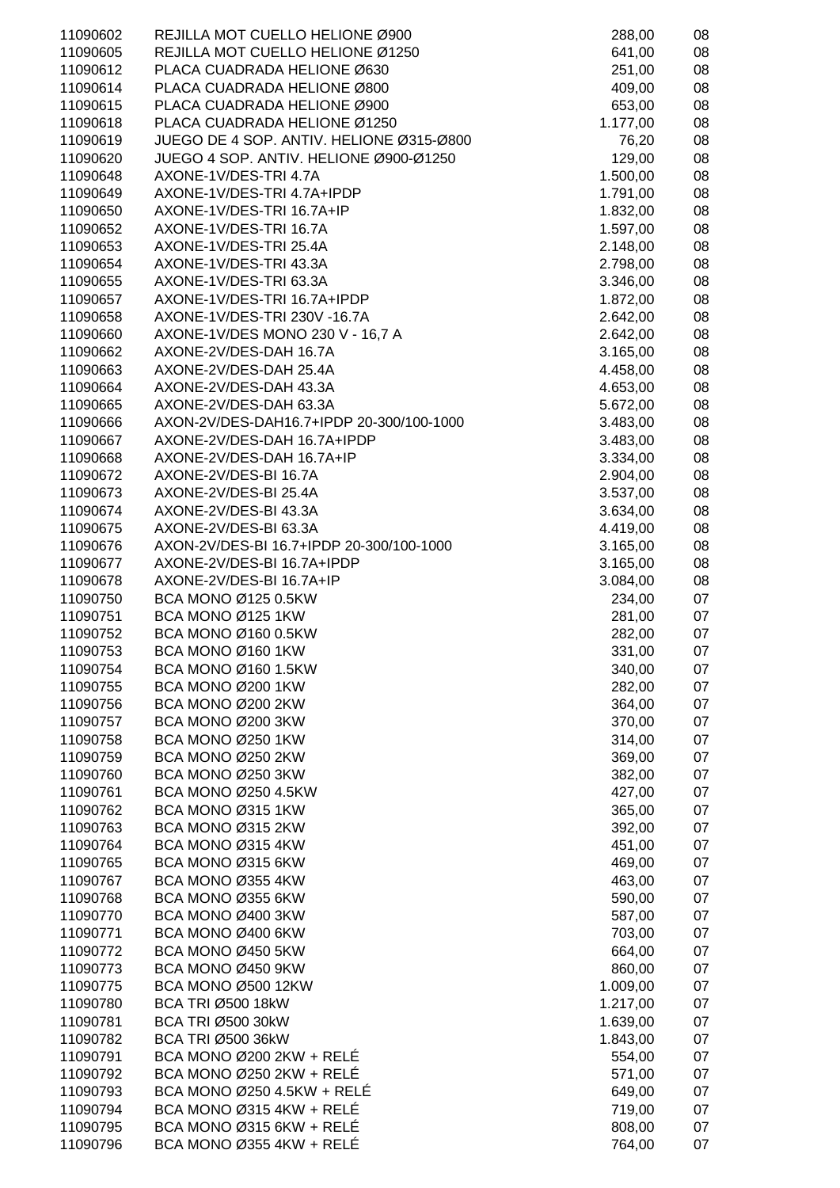| | | | |
|---|---|---|---|
| 11090602 | REJILLA MOT CUELLO HELIONE Ø900 | 288,00 | 08 |
| 11090605 | REJILLA MOT CUELLO HELIONE Ø1250 | 641,00 | 08 |
| 11090612 | PLACA CUADRADA HELIONE Ø630 | 251,00 | 08 |
| 11090614 | PLACA CUADRADA HELIONE Ø800 | 409,00 | 08 |
| 11090615 | PLACA CUADRADA HELIONE Ø900 | 653,00 | 08 |
| 11090618 | PLACA CUADRADA HELIONE Ø1250 | 1.177,00 | 08 |
| 11090619 | JUEGO DE 4 SOP. ANTIV. HELIONE Ø315-Ø800 | 76,20 | 08 |
| 11090620 | JUEGO 4 SOP. ANTIV. HELIONE Ø900-Ø1250 | 129,00 | 08 |
| 11090648 | AXONE-1V/DES-TRI 4.7A | 1.500,00 | 08 |
| 11090649 | AXONE-1V/DES-TRI 4.7A+IPDP | 1.791,00 | 08 |
| 11090650 | AXONE-1V/DES-TRI 16.7A+IP | 1.832,00 | 08 |
| 11090652 | AXONE-1V/DES-TRI 16.7A | 1.597,00 | 08 |
| 11090653 | AXONE-1V/DES-TRI 25.4A | 2.148,00 | 08 |
| 11090654 | AXONE-1V/DES-TRI 43.3A | 2.798,00 | 08 |
| 11090655 | AXONE-1V/DES-TRI 63.3A | 3.346,00 | 08 |
| 11090657 | AXONE-1V/DES-TRI 16.7A+IPDP | 1.872,00 | 08 |
| 11090658 | AXONE-1V/DES-TRI 230V -16.7A | 2.642,00 | 08 |
| 11090660 | AXONE-1V/DES MONO 230 V - 16,7 A | 2.642,00 | 08 |
| 11090662 | AXONE-2V/DES-DAH 16.7A | 3.165,00 | 08 |
| 11090663 | AXONE-2V/DES-DAH 25.4A | 4.458,00 | 08 |
| 11090664 | AXONE-2V/DES-DAH 43.3A | 4.653,00 | 08 |
| 11090665 | AXONE-2V/DES-DAH 63.3A | 5.672,00 | 08 |
| 11090666 | AXON-2V/DES-DAH16.7+IPDP 20-300/100-1000 | 3.483,00 | 08 |
| 11090667 | AXONE-2V/DES-DAH 16.7A+IPDP | 3.483,00 | 08 |
| 11090668 | AXONE-2V/DES-DAH 16.7A+IP | 3.334,00 | 08 |
| 11090672 | AXONE-2V/DES-BI 16.7A | 2.904,00 | 08 |
| 11090673 | AXONE-2V/DES-BI 25.4A | 3.537,00 | 08 |
| 11090674 | AXONE-2V/DES-BI 43.3A | 3.634,00 | 08 |
| 11090675 | AXONE-2V/DES-BI 63.3A | 4.419,00 | 08 |
| 11090676 | AXON-2V/DES-BI 16.7+IPDP 20-300/100-1000 | 3.165,00 | 08 |
| 11090677 | AXONE-2V/DES-BI 16.7A+IPDP | 3.165,00 | 08 |
| 11090678 | AXONE-2V/DES-BI 16.7A+IP | 3.084,00 | 08 |
| 11090750 | BCA MONO Ø125 0.5KW | 234,00 | 07 |
| 11090751 | BCA MONO Ø125 1KW | 281,00 | 07 |
| 11090752 | BCA MONO Ø160 0.5KW | 282,00 | 07 |
| 11090753 | BCA MONO Ø160 1KW | 331,00 | 07 |
| 11090754 | BCA MONO Ø160 1.5KW | 340,00 | 07 |
| 11090755 | BCA MONO Ø200 1KW | 282,00 | 07 |
| 11090756 | BCA MONO Ø200 2KW | 364,00 | 07 |
| 11090757 | BCA MONO Ø200 3KW | 370,00 | 07 |
| 11090758 | BCA MONO Ø250 1KW | 314,00 | 07 |
| 11090759 | BCA MONO Ø250 2KW | 369,00 | 07 |
| 11090760 | BCA MONO Ø250 3KW | 382,00 | 07 |
| 11090761 | BCA MONO Ø250 4.5KW | 427,00 | 07 |
| 11090762 | BCA MONO Ø315 1KW | 365,00 | 07 |
| 11090763 | BCA MONO Ø315 2KW | 392,00 | 07 |
| 11090764 | BCA MONO Ø315 4KW | 451,00 | 07 |
| 11090765 | BCA MONO Ø315 6KW | 469,00 | 07 |
| 11090767 | BCA MONO Ø355 4KW | 463,00 | 07 |
| 11090768 | BCA MONO Ø355 6KW | 590,00 | 07 |
| 11090770 | BCA MONO Ø400 3KW | 587,00 | 07 |
| 11090771 | BCA MONO Ø400 6KW | 703,00 | 07 |
| 11090772 | BCA MONO Ø450 5KW | 664,00 | 07 |
| 11090773 | BCA MONO Ø450 9KW | 860,00 | 07 |
| 11090775 | BCA MONO Ø500 12KW | 1.009,00 | 07 |
| 11090780 | BCA TRI Ø500 18kW | 1.217,00 | 07 |
| 11090781 | BCA TRI Ø500 30kW | 1.639,00 | 07 |
| 11090782 | BCA TRI Ø500 36kW | 1.843,00 | 07 |
| 11090791 | BCA MONO Ø200 2KW + RELÉ | 554,00 | 07 |
| 11090792 | BCA MONO Ø250 2KW + RELÉ | 571,00 | 07 |
| 11090793 | BCA MONO Ø250 4.5KW + RELÉ | 649,00 | 07 |
| 11090794 | BCA MONO Ø315 4KW + RELÉ | 719,00 | 07 |
| 11090795 | BCA MONO Ø315 6KW + RELÉ | 808,00 | 07 |
| 11090796 | BCA MONO Ø355 4KW + RELÉ | 764,00 | 07 |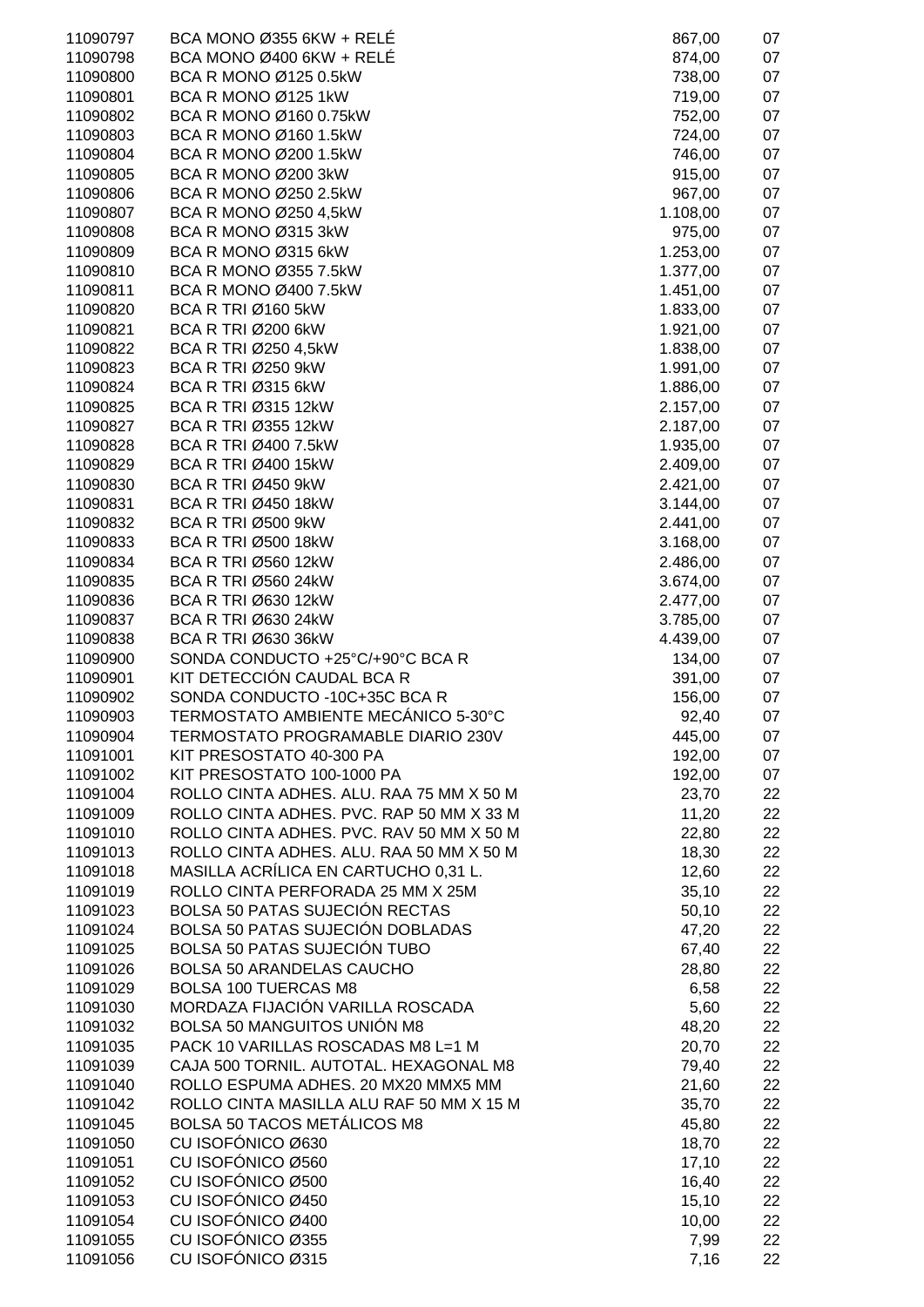| | | | |
|---|---|---|---|
| 11090797 | BCA MONO Ø355 6KW + RELÉ | 867,00 | 07 |
| 11090798 | BCA MONO Ø400 6KW + RELÉ | 874,00 | 07 |
| 11090800 | BCA R MONO Ø125 0.5kW | 738,00 | 07 |
| 11090801 | BCA R MONO Ø125 1kW | 719,00 | 07 |
| 11090802 | BCA R MONO Ø160 0.75kW | 752,00 | 07 |
| 11090803 | BCA R MONO Ø160 1.5kW | 724,00 | 07 |
| 11090804 | BCA R MONO Ø200 1.5kW | 746,00 | 07 |
| 11090805 | BCA R MONO Ø200 3kW | 915,00 | 07 |
| 11090806 | BCA R MONO Ø250 2.5kW | 967,00 | 07 |
| 11090807 | BCA R MONO Ø250 4,5kW | 1.108,00 | 07 |
| 11090808 | BCA R MONO Ø315 3kW | 975,00 | 07 |
| 11090809 | BCA R MONO Ø315 6kW | 1.253,00 | 07 |
| 11090810 | BCA R MONO Ø355 7.5kW | 1.377,00 | 07 |
| 11090811 | BCA R MONO Ø400 7.5kW | 1.451,00 | 07 |
| 11090820 | BCA R TRI Ø160 5kW | 1.833,00 | 07 |
| 11090821 | BCA R TRI Ø200 6kW | 1.921,00 | 07 |
| 11090822 | BCA R TRI Ø250 4,5kW | 1.838,00 | 07 |
| 11090823 | BCA R TRI Ø250 9kW | 1.991,00 | 07 |
| 11090824 | BCA R TRI Ø315 6kW | 1.886,00 | 07 |
| 11090825 | BCA R TRI Ø315 12kW | 2.157,00 | 07 |
| 11090827 | BCA R TRI Ø355 12kW | 2.187,00 | 07 |
| 11090828 | BCA R TRI Ø400 7.5kW | 1.935,00 | 07 |
| 11090829 | BCA R TRI Ø400 15kW | 2.409,00 | 07 |
| 11090830 | BCA R TRI Ø450 9kW | 2.421,00 | 07 |
| 11090831 | BCA R TRI Ø450 18kW | 3.144,00 | 07 |
| 11090832 | BCA R TRI Ø500 9kW | 2.441,00 | 07 |
| 11090833 | BCA R TRI Ø500 18kW | 3.168,00 | 07 |
| 11090834 | BCA R TRI Ø560 12kW | 2.486,00 | 07 |
| 11090835 | BCA R TRI Ø560 24kW | 3.674,00 | 07 |
| 11090836 | BCA R TRI Ø630 12kW | 2.477,00 | 07 |
| 11090837 | BCA R TRI Ø630 24kW | 3.785,00 | 07 |
| 11090838 | BCA R TRI Ø630 36kW | 4.439,00 | 07 |
| 11090900 | SONDA CONDUCTO +25°C/+90°C BCA R | 134,00 | 07 |
| 11090901 | KIT DETECCIÓN CAUDAL BCA R | 391,00 | 07 |
| 11090902 | SONDA CONDUCTO -10C+35C BCA R | 156,00 | 07 |
| 11090903 | TERMOSTATO AMBIENTE MECÁNICO 5-30°C | 92,40 | 07 |
| 11090904 | TERMOSTATO PROGRAMABLE DIARIO 230V | 445,00 | 07 |
| 11091001 | KIT PRESOSTATO 40-300 PA | 192,00 | 07 |
| 11091002 | KIT PRESOSTATO 100-1000 PA | 192,00 | 07 |
| 11091004 | ROLLO CINTA ADHES. ALU. RAA 75 MM X 50 M | 23,70 | 22 |
| 11091009 | ROLLO CINTA ADHES. PVC. RAP 50 MM X 33 M | 11,20 | 22 |
| 11091010 | ROLLO CINTA ADHES. PVC. RAV 50 MM X 50 M | 22,80 | 22 |
| 11091013 | ROLLO CINTA ADHES. ALU. RAA 50 MM X 50 M | 18,30 | 22 |
| 11091018 | MASILLA ACRÍLICA EN CARTUCHO 0,31 L. | 12,60 | 22 |
| 11091019 | ROLLO CINTA PERFORADA 25 MM X 25M | 35,10 | 22 |
| 11091023 | BOLSA 50 PATAS SUJECIÓN RECTAS | 50,10 | 22 |
| 11091024 | BOLSA 50 PATAS SUJECIÓN DOBLADAS | 47,20 | 22 |
| 11091025 | BOLSA 50 PATAS SUJECIÓN TUBO | 67,40 | 22 |
| 11091026 | BOLSA 50 ARANDELAS CAUCHO | 28,80 | 22 |
| 11091029 | BOLSA 100 TUERCAS M8 | 6,58 | 22 |
| 11091030 | MORDAZA FIJACIÓN VARILLA ROSCADA | 5,60 | 22 |
| 11091032 | BOLSA 50 MANGUITOS UNIÓN M8 | 48,20 | 22 |
| 11091035 | PACK 10 VARILLAS ROSCADAS M8 L=1 M | 20,70 | 22 |
| 11091039 | CAJA 500 TORNIL. AUTOTAL. HEXAGONAL M8 | 79,40 | 22 |
| 11091040 | ROLLO ESPUMA ADHES. 20 MX20 MMX5 MM | 21,60 | 22 |
| 11091042 | ROLLO CINTA MASILLA ALU RAF 50 MM X 15 M | 35,70 | 22 |
| 11091045 | BOLSA 50 TACOS METÁLICOS M8 | 45,80 | 22 |
| 11091050 | CU ISOFÓNICO Ø630 | 18,70 | 22 |
| 11091051 | CU ISOFÓNICO Ø560 | 17,10 | 22 |
| 11091052 | CU ISOFÓNICO Ø500 | 16,40 | 22 |
| 11091053 | CU ISOFÓNICO Ø450 | 15,10 | 22 |
| 11091054 | CU ISOFÓNICO Ø400 | 10,00 | 22 |
| 11091055 | CU ISOFÓNICO Ø355 | 7,99 | 22 |
| 11091056 | CU ISOFÓNICO Ø315 | 7,16 | 22 |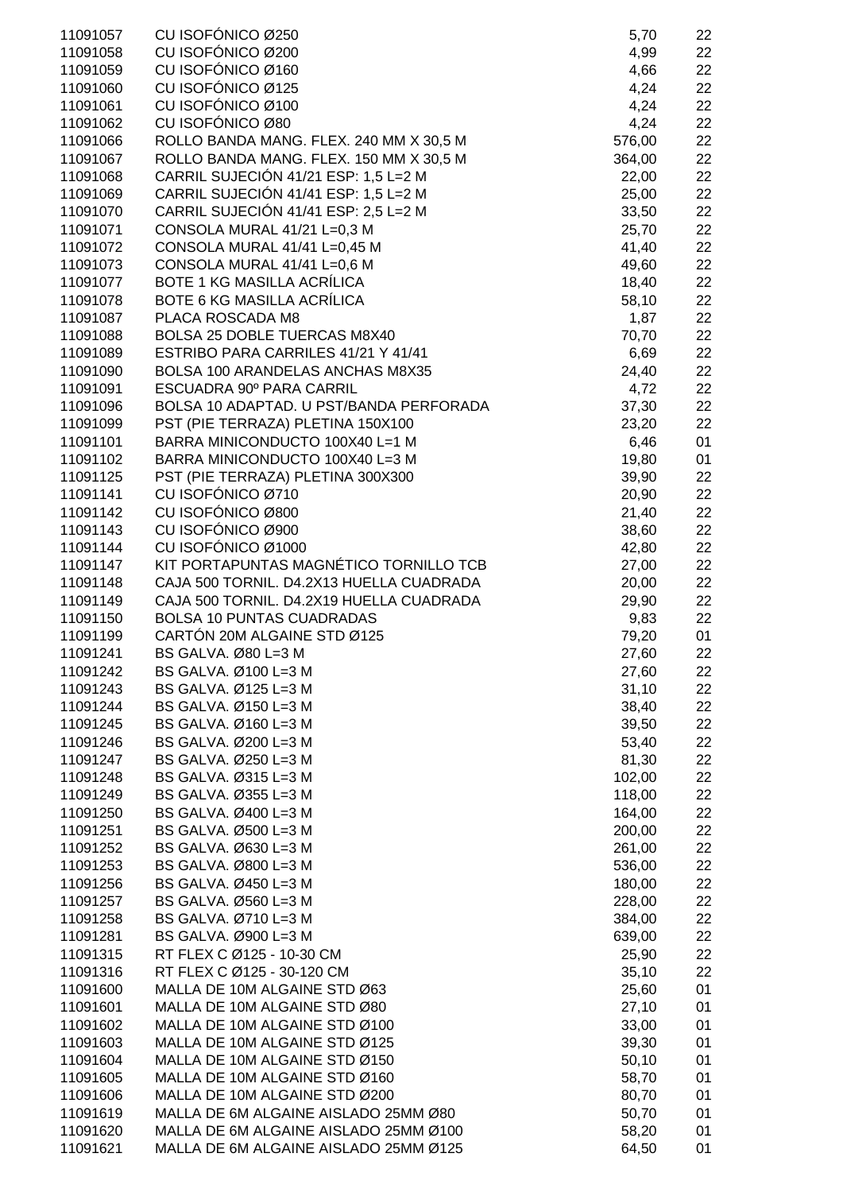| | | | |
|---|---|---|---|
| 11091057 | CU ISOFÓNICO Ø250 | 5,70 | 22 |
| 11091058 | CU ISOFÓNICO Ø200 | 4,99 | 22 |
| 11091059 | CU ISOFÓNICO Ø160 | 4,66 | 22 |
| 11091060 | CU ISOFÓNICO Ø125 | 4,24 | 22 |
| 11091061 | CU ISOFÓNICO Ø100 | 4,24 | 22 |
| 11091062 | CU ISOFÓNICO Ø80 | 4,24 | 22 |
| 11091066 | ROLLO BANDA MANG. FLEX. 240 MM X 30,5 M | 576,00 | 22 |
| 11091067 | ROLLO BANDA MANG. FLEX. 150 MM X 30,5 M | 364,00 | 22 |
| 11091068 | CARRIL SUJECIÓN 41/21 ESP: 1,5 L=2 M | 22,00 | 22 |
| 11091069 | CARRIL SUJECIÓN 41/41 ESP: 1,5 L=2 M | 25,00 | 22 |
| 11091070 | CARRIL SUJECIÓN 41/41 ESP: 2,5 L=2 M | 33,50 | 22 |
| 11091071 | CONSOLA MURAL 41/21 L=0,3 M | 25,70 | 22 |
| 11091072 | CONSOLA MURAL 41/41 L=0,45 M | 41,40 | 22 |
| 11091073 | CONSOLA MURAL 41/41 L=0,6 M | 49,60 | 22 |
| 11091077 | BOTE 1 KG MASILLA ACRÍLICA | 18,40 | 22 |
| 11091078 | BOTE 6 KG MASILLA ACRÍLICA | 58,10 | 22 |
| 11091087 | PLACA ROSCADA M8 | 1,87 | 22 |
| 11091088 | BOLSA 25 DOBLE TUERCAS M8X40 | 70,70 | 22 |
| 11091089 | ESTRIBO PARA CARRILES 41/21 Y 41/41 | 6,69 | 22 |
| 11091090 | BOLSA 100 ARANDELAS ANCHAS M8X35 | 24,40 | 22 |
| 11091091 | ESCUADRA 90º PARA CARRIL | 4,72 | 22 |
| 11091096 | BOLSA 10 ADAPTAD. U PST/BANDA PERFORADA | 37,30 | 22 |
| 11091099 | PST (PIE TERRAZA) PLETINA 150X100 | 23,20 | 22 |
| 11091101 | BARRA MINICONDUCTO 100X40 L=1 M | 6,46 | 01 |
| 11091102 | BARRA MINICONDUCTO 100X40 L=3 M | 19,80 | 01 |
| 11091125 | PST (PIE TERRAZA) PLETINA 300X300 | 39,90 | 22 |
| 11091141 | CU ISOFÓNICO Ø710 | 20,90 | 22 |
| 11091142 | CU ISOFÓNICO Ø800 | 21,40 | 22 |
| 11091143 | CU ISOFÓNICO Ø900 | 38,60 | 22 |
| 11091144 | CU ISOFÓNICO Ø1000 | 42,80 | 22 |
| 11091147 | KIT PORTAPUNTAS MAGNÉTICO TORNILLO TCB | 27,00 | 22 |
| 11091148 | CAJA 500 TORNIL. D4.2X13 HUELLA CUADRADA | 20,00 | 22 |
| 11091149 | CAJA 500 TORNIL. D4.2X19 HUELLA CUADRADA | 29,90 | 22 |
| 11091150 | BOLSA 10 PUNTAS CUADRADAS | 9,83 | 22 |
| 11091199 | CARTÓN 20M ALGAINE STD Ø125 | 79,20 | 01 |
| 11091241 | BS GALVA. Ø80 L=3 M | 27,60 | 22 |
| 11091242 | BS GALVA. Ø100 L=3 M | 27,60 | 22 |
| 11091243 | BS GALVA. Ø125 L=3 M | 31,10 | 22 |
| 11091244 | BS GALVA. Ø150 L=3 M | 38,40 | 22 |
| 11091245 | BS GALVA. Ø160 L=3 M | 39,50 | 22 |
| 11091246 | BS GALVA. Ø200 L=3 M | 53,40 | 22 |
| 11091247 | BS GALVA. Ø250 L=3 M | 81,30 | 22 |
| 11091248 | BS GALVA. Ø315 L=3 M | 102,00 | 22 |
| 11091249 | BS GALVA. Ø355 L=3 M | 118,00 | 22 |
| 11091250 | BS GALVA. Ø400 L=3 M | 164,00 | 22 |
| 11091251 | BS GALVA. Ø500 L=3 M | 200,00 | 22 |
| 11091252 | BS GALVA. Ø630 L=3 M | 261,00 | 22 |
| 11091253 | BS GALVA. Ø800 L=3 M | 536,00 | 22 |
| 11091256 | BS GALVA. Ø450 L=3 M | 180,00 | 22 |
| 11091257 | BS GALVA. Ø560 L=3 M | 228,00 | 22 |
| 11091258 | BS GALVA. Ø710 L=3 M | 384,00 | 22 |
| 11091281 | BS GALVA. Ø900 L=3 M | 639,00 | 22 |
| 11091315 | RT FLEX C Ø125 - 10-30 CM | 25,90 | 22 |
| 11091316 | RT FLEX C Ø125 - 30-120 CM | 35,10 | 22 |
| 11091600 | MALLA DE 10M ALGAINE STD Ø63 | 25,60 | 01 |
| 11091601 | MALLA DE 10M ALGAINE STD Ø80 | 27,10 | 01 |
| 11091602 | MALLA DE 10M ALGAINE STD Ø100 | 33,00 | 01 |
| 11091603 | MALLA DE 10M ALGAINE STD Ø125 | 39,30 | 01 |
| 11091604 | MALLA DE 10M ALGAINE STD Ø150 | 50,10 | 01 |
| 11091605 | MALLA DE 10M ALGAINE STD Ø160 | 58,70 | 01 |
| 11091606 | MALLA DE 10M ALGAINE STD Ø200 | 80,70 | 01 |
| 11091619 | MALLA DE 6M ALGAINE AISLADO 25MM Ø80 | 50,70 | 01 |
| 11091620 | MALLA DE 6M ALGAINE AISLADO 25MM Ø100 | 58,20 | 01 |
| 11091621 | MALLA DE 6M ALGAINE AISLADO 25MM Ø125 | 64,50 | 01 |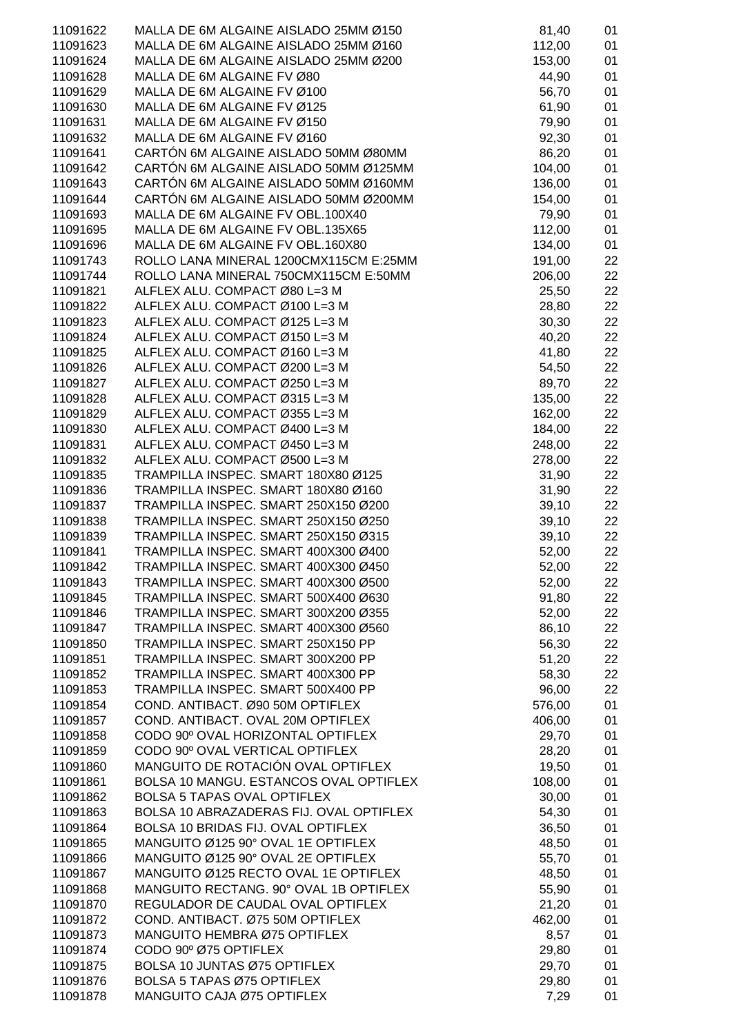| | | | |
|---|---|---|---|
| 11091622 | MALLA DE 6M ALGAINE AISLADO 25MM Ø150 | 81,40 | 01 |
| 11091623 | MALLA DE 6M ALGAINE AISLADO 25MM Ø160 | 112,00 | 01 |
| 11091624 | MALLA DE 6M ALGAINE AISLADO 25MM Ø200 | 153,00 | 01 |
| 11091628 | MALLA DE 6M ALGAINE FV Ø80 | 44,90 | 01 |
| 11091629 | MALLA DE 6M ALGAINE FV Ø100 | 56,70 | 01 |
| 11091630 | MALLA DE 6M ALGAINE FV Ø125 | 61,90 | 01 |
| 11091631 | MALLA DE 6M ALGAINE FV Ø150 | 79,90 | 01 |
| 11091632 | MALLA DE 6M ALGAINE FV Ø160 | 92,30 | 01 |
| 11091641 | CARTÓN 6M ALGAINE AISLADO 50MM Ø80MM | 86,20 | 01 |
| 11091642 | CARTÓN 6M ALGAINE AISLADO 50MM Ø125MM | 104,00 | 01 |
| 11091643 | CARTÓN 6M ALGAINE AISLADO 50MM Ø160MM | 136,00 | 01 |
| 11091644 | CARTÓN 6M ALGAINE AISLADO 50MM Ø200MM | 154,00 | 01 |
| 11091693 | MALLA DE 6M ALGAINE FV OBL.100X40 | 79,90 | 01 |
| 11091695 | MALLA DE 6M ALGAINE FV OBL.135X65 | 112,00 | 01 |
| 11091696 | MALLA DE 6M ALGAINE FV OBL.160X80 | 134,00 | 01 |
| 11091743 | ROLLO LANA MINERAL 1200CMX115CM E:25MM | 191,00 | 22 |
| 11091744 | ROLLO LANA MINERAL 750CMX115CM E:50MM | 206,00 | 22 |
| 11091821 | ALFLEX ALU. COMPACT Ø80 L=3 M | 25,50 | 22 |
| 11091822 | ALFLEX ALU. COMPACT Ø100 L=3 M | 28,80 | 22 |
| 11091823 | ALFLEX ALU. COMPACT Ø125 L=3 M | 30,30 | 22 |
| 11091824 | ALFLEX ALU. COMPACT Ø150 L=3 M | 40,20 | 22 |
| 11091825 | ALFLEX ALU. COMPACT Ø160 L=3 M | 41,80 | 22 |
| 11091826 | ALFLEX ALU. COMPACT Ø200 L=3 M | 54,50 | 22 |
| 11091827 | ALFLEX ALU. COMPACT Ø250 L=3 M | 89,70 | 22 |
| 11091828 | ALFLEX ALU. COMPACT Ø315 L=3 M | 135,00 | 22 |
| 11091829 | ALFLEX ALU. COMPACT Ø355 L=3 M | 162,00 | 22 |
| 11091830 | ALFLEX ALU. COMPACT Ø400 L=3 M | 184,00 | 22 |
| 11091831 | ALFLEX ALU. COMPACT Ø450 L=3 M | 248,00 | 22 |
| 11091832 | ALFLEX ALU. COMPACT Ø500 L=3 M | 278,00 | 22 |
| 11091835 | TRAMPILLA INSPEC. SMART 180X80 Ø125 | 31,90 | 22 |
| 11091836 | TRAMPILLA INSPEC. SMART 180X80 Ø160 | 31,90 | 22 |
| 11091837 | TRAMPILLA INSPEC. SMART 250X150 Ø200 | 39,10 | 22 |
| 11091838 | TRAMPILLA INSPEC. SMART 250X150 Ø250 | 39,10 | 22 |
| 11091839 | TRAMPILLA INSPEC. SMART 250X150 Ø315 | 39,10 | 22 |
| 11091841 | TRAMPILLA INSPEC. SMART 400X300 Ø400 | 52,00 | 22 |
| 11091842 | TRAMPILLA INSPEC. SMART 400X300 Ø450 | 52,00 | 22 |
| 11091843 | TRAMPILLA INSPEC. SMART 400X300 Ø500 | 52,00 | 22 |
| 11091845 | TRAMPILLA INSPEC. SMART 500X400 Ø630 | 91,80 | 22 |
| 11091846 | TRAMPILLA INSPEC. SMART 300X200 Ø355 | 52,00 | 22 |
| 11091847 | TRAMPILLA INSPEC. SMART 400X300 Ø560 | 86,10 | 22 |
| 11091850 | TRAMPILLA INSPEC. SMART 250X150 PP | 56,30 | 22 |
| 11091851 | TRAMPILLA INSPEC. SMART 300X200 PP | 51,20 | 22 |
| 11091852 | TRAMPILLA INSPEC. SMART 400X300 PP | 58,30 | 22 |
| 11091853 | TRAMPILLA INSPEC. SMART 500X400 PP | 96,00 | 22 |
| 11091854 | COND. ANTIBACT. Ø90 50M OPTIFLEX | 576,00 | 01 |
| 11091857 | COND. ANTIBACT. OVAL 20M OPTIFLEX | 406,00 | 01 |
| 11091858 | CODO 90º OVAL HORIZONTAL OPTIFLEX | 29,70 | 01 |
| 11091859 | CODO 90º OVAL VERTICAL OPTIFLEX | 28,20 | 01 |
| 11091860 | MANGUITO DE ROTACIÓN OVAL OPTIFLEX | 19,50 | 01 |
| 11091861 | BOLSA 10 MANGU. ESTANCOS OVAL OPTIFLEX | 108,00 | 01 |
| 11091862 | BOLSA 5 TAPAS OVAL OPTIFLEX | 30,00 | 01 |
| 11091863 | BOLSA 10 ABRAZADERAS FIJ. OVAL OPTIFLEX | 54,30 | 01 |
| 11091864 | BOLSA 10 BRIDAS FIJ. OVAL OPTIFLEX | 36,50 | 01 |
| 11091865 | MANGUITO Ø125 90° OVAL 1E OPTIFLEX | 48,50 | 01 |
| 11091866 | MANGUITO Ø125 90° OVAL 2E OPTIFLEX | 55,70 | 01 |
| 11091867 | MANGUITO Ø125 RECTO OVAL 1E OPTIFLEX | 48,50 | 01 |
| 11091868 | MANGUITO RECTANG. 90° OVAL 1B OPTIFLEX | 55,90 | 01 |
| 11091870 | REGULADOR DE CAUDAL OVAL OPTIFLEX | 21,20 | 01 |
| 11091872 | COND. ANTIBACT. Ø75 50M OPTIFLEX | 462,00 | 01 |
| 11091873 | MANGUITO HEMBRA Ø75 OPTIFLEX | 8,57 | 01 |
| 11091874 | CODO 90º Ø75 OPTIFLEX | 29,80 | 01 |
| 11091875 | BOLSA 10 JUNTAS Ø75 OPTIFLEX | 29,70 | 01 |
| 11091876 | BOLSA 5 TAPAS Ø75 OPTIFLEX | 29,80 | 01 |
| 11091878 | MANGUITO CAJA Ø75 OPTIFLEX | 7,29 | 01 |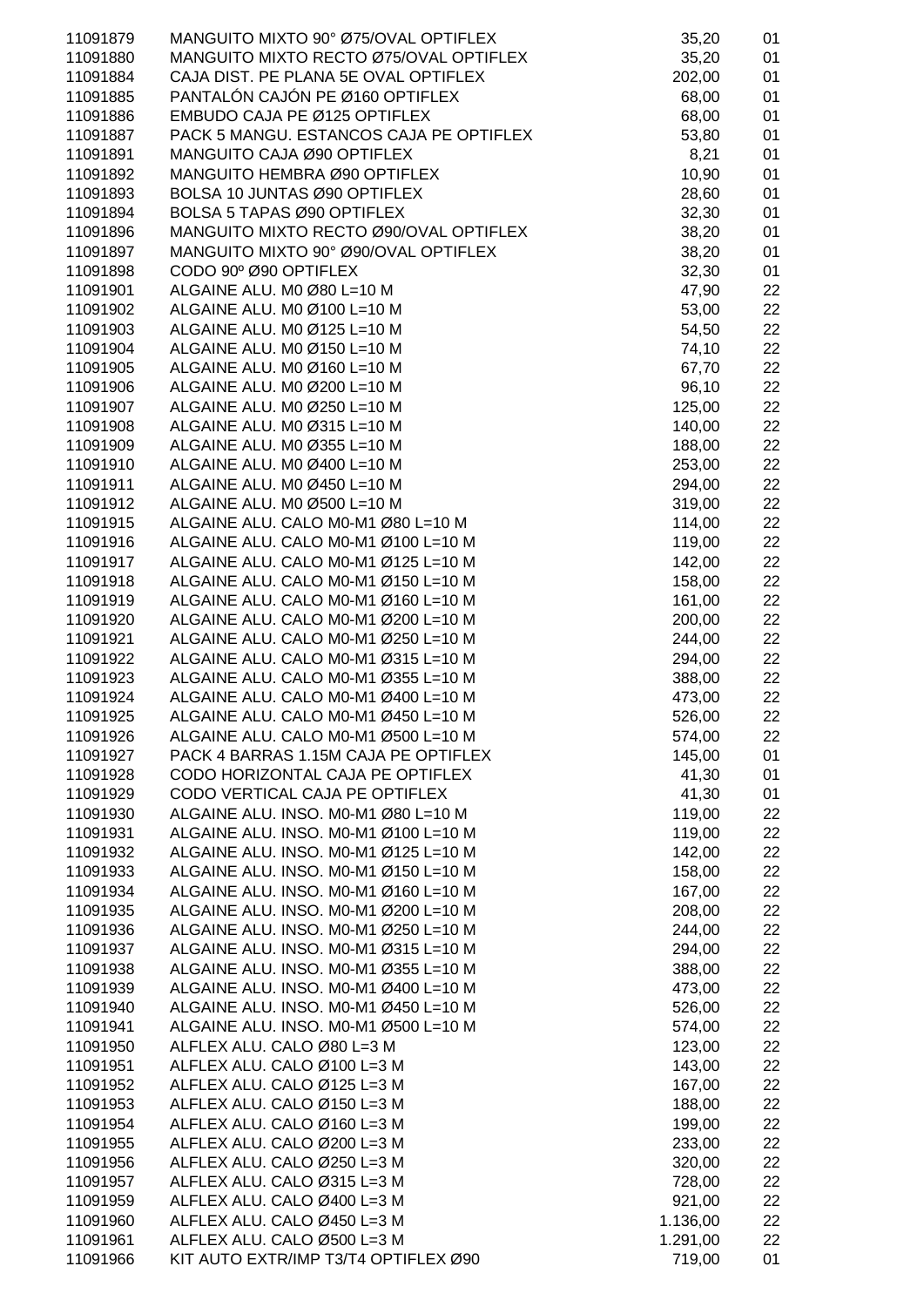| | | | |
|---|---|---|---|
| 11091879 | MANGUITO MIXTO 90° Ø75/OVAL OPTIFLEX | 35,20 | 01 |
| 11091880 | MANGUITO MIXTO RECTO Ø75/OVAL OPTIFLEX | 35,20 | 01 |
| 11091884 | CAJA DIST. PE PLANA 5E OVAL OPTIFLEX | 202,00 | 01 |
| 11091885 | PANTALÓN CAJÓN PE Ø160 OPTIFLEX | 68,00 | 01 |
| 11091886 | EMBUDO CAJA PE Ø125 OPTIFLEX | 68,00 | 01 |
| 11091887 | PACK 5 MANGU. ESTANCOS CAJA PE OPTIFLEX | 53,80 | 01 |
| 11091891 | MANGUITO CAJA Ø90 OPTIFLEX | 8,21 | 01 |
| 11091892 | MANGUITO HEMBRA Ø90 OPTIFLEX | 10,90 | 01 |
| 11091893 | BOLSA 10 JUNTAS Ø90 OPTIFLEX | 28,60 | 01 |
| 11091894 | BOLSA 5 TAPAS Ø90 OPTIFLEX | 32,30 | 01 |
| 11091896 | MANGUITO MIXTO RECTO Ø90/OVAL OPTIFLEX | 38,20 | 01 |
| 11091897 | MANGUITO MIXTO 90° Ø90/OVAL OPTIFLEX | 38,20 | 01 |
| 11091898 | CODO 90º Ø90 OPTIFLEX | 32,30 | 01 |
| 11091901 | ALGAINE ALU. M0 Ø80 L=10 M | 47,90 | 22 |
| 11091902 | ALGAINE ALU. M0 Ø100 L=10 M | 53,00 | 22 |
| 11091903 | ALGAINE ALU. M0 Ø125 L=10 M | 54,50 | 22 |
| 11091904 | ALGAINE ALU. M0 Ø150 L=10 M | 74,10 | 22 |
| 11091905 | ALGAINE ALU. M0 Ø160 L=10 M | 67,70 | 22 |
| 11091906 | ALGAINE ALU. M0 Ø200 L=10 M | 96,10 | 22 |
| 11091907 | ALGAINE ALU. M0 Ø250 L=10 M | 125,00 | 22 |
| 11091908 | ALGAINE ALU. M0 Ø315 L=10 M | 140,00 | 22 |
| 11091909 | ALGAINE ALU. M0 Ø355 L=10 M | 188,00 | 22 |
| 11091910 | ALGAINE ALU. M0 Ø400 L=10 M | 253,00 | 22 |
| 11091911 | ALGAINE ALU. M0 Ø450 L=10 M | 294,00 | 22 |
| 11091912 | ALGAINE ALU. M0 Ø500 L=10 M | 319,00 | 22 |
| 11091915 | ALGAINE ALU. CALO M0-M1 Ø80 L=10 M | 114,00 | 22 |
| 11091916 | ALGAINE ALU. CALO M0-M1 Ø100 L=10 M | 119,00 | 22 |
| 11091917 | ALGAINE ALU. CALO M0-M1 Ø125 L=10 M | 142,00 | 22 |
| 11091918 | ALGAINE ALU. CALO M0-M1 Ø150 L=10 M | 158,00 | 22 |
| 11091919 | ALGAINE ALU. CALO M0-M1 Ø160 L=10 M | 161,00 | 22 |
| 11091920 | ALGAINE ALU. CALO M0-M1 Ø200 L=10 M | 200,00 | 22 |
| 11091921 | ALGAINE ALU. CALO M0-M1 Ø250 L=10 M | 244,00 | 22 |
| 11091922 | ALGAINE ALU. CALO M0-M1 Ø315 L=10 M | 294,00 | 22 |
| 11091923 | ALGAINE ALU. CALO M0-M1 Ø355 L=10 M | 388,00 | 22 |
| 11091924 | ALGAINE ALU. CALO M0-M1 Ø400 L=10 M | 473,00 | 22 |
| 11091925 | ALGAINE ALU. CALO M0-M1 Ø450 L=10 M | 526,00 | 22 |
| 11091926 | ALGAINE ALU. CALO M0-M1 Ø500 L=10 M | 574,00 | 22 |
| 11091927 | PACK 4 BARRAS 1.15M CAJA PE OPTIFLEX | 145,00 | 01 |
| 11091928 | CODO HORIZONTAL CAJA PE OPTIFLEX | 41,30 | 01 |
| 11091929 | CODO VERTICAL CAJA PE OPTIFLEX | 41,30 | 01 |
| 11091930 | ALGAINE ALU. INSO. M0-M1 Ø80 L=10 M | 119,00 | 22 |
| 11091931 | ALGAINE ALU. INSO. M0-M1 Ø100 L=10 M | 119,00 | 22 |
| 11091932 | ALGAINE ALU. INSO. M0-M1 Ø125 L=10 M | 142,00 | 22 |
| 11091933 | ALGAINE ALU. INSO. M0-M1 Ø150 L=10 M | 158,00 | 22 |
| 11091934 | ALGAINE ALU. INSO. M0-M1 Ø160 L=10 M | 167,00 | 22 |
| 11091935 | ALGAINE ALU. INSO. M0-M1 Ø200 L=10 M | 208,00 | 22 |
| 11091936 | ALGAINE ALU. INSO. M0-M1 Ø250 L=10 M | 244,00 | 22 |
| 11091937 | ALGAINE ALU. INSO. M0-M1 Ø315 L=10 M | 294,00 | 22 |
| 11091938 | ALGAINE ALU. INSO. M0-M1 Ø355 L=10 M | 388,00 | 22 |
| 11091939 | ALGAINE ALU. INSO. M0-M1 Ø400 L=10 M | 473,00 | 22 |
| 11091940 | ALGAINE ALU. INSO. M0-M1 Ø450 L=10 M | 526,00 | 22 |
| 11091941 | ALGAINE ALU. INSO. M0-M1 Ø500 L=10 M | 574,00 | 22 |
| 11091950 | ALFLEX ALU. CALO Ø80 L=3 M | 123,00 | 22 |
| 11091951 | ALFLEX ALU. CALO Ø100 L=3 M | 143,00 | 22 |
| 11091952 | ALFLEX ALU. CALO Ø125 L=3 M | 167,00 | 22 |
| 11091953 | ALFLEX ALU. CALO Ø150 L=3 M | 188,00 | 22 |
| 11091954 | ALFLEX ALU. CALO Ø160 L=3 M | 199,00 | 22 |
| 11091955 | ALFLEX ALU. CALO Ø200 L=3 M | 233,00 | 22 |
| 11091956 | ALFLEX ALU. CALO Ø250 L=3 M | 320,00 | 22 |
| 11091957 | ALFLEX ALU. CALO Ø315 L=3 M | 728,00 | 22 |
| 11091959 | ALFLEX ALU. CALO Ø400 L=3 M | 921,00 | 22 |
| 11091960 | ALFLEX ALU. CALO Ø450 L=3 M | 1.136,00 | 22 |
| 11091961 | ALFLEX ALU. CALO Ø500 L=3 M | 1.291,00 | 22 |
| 11091966 | KIT AUTO EXTR/IMP T3/T4 OPTIFLEX Ø90 | 719,00 | 01 |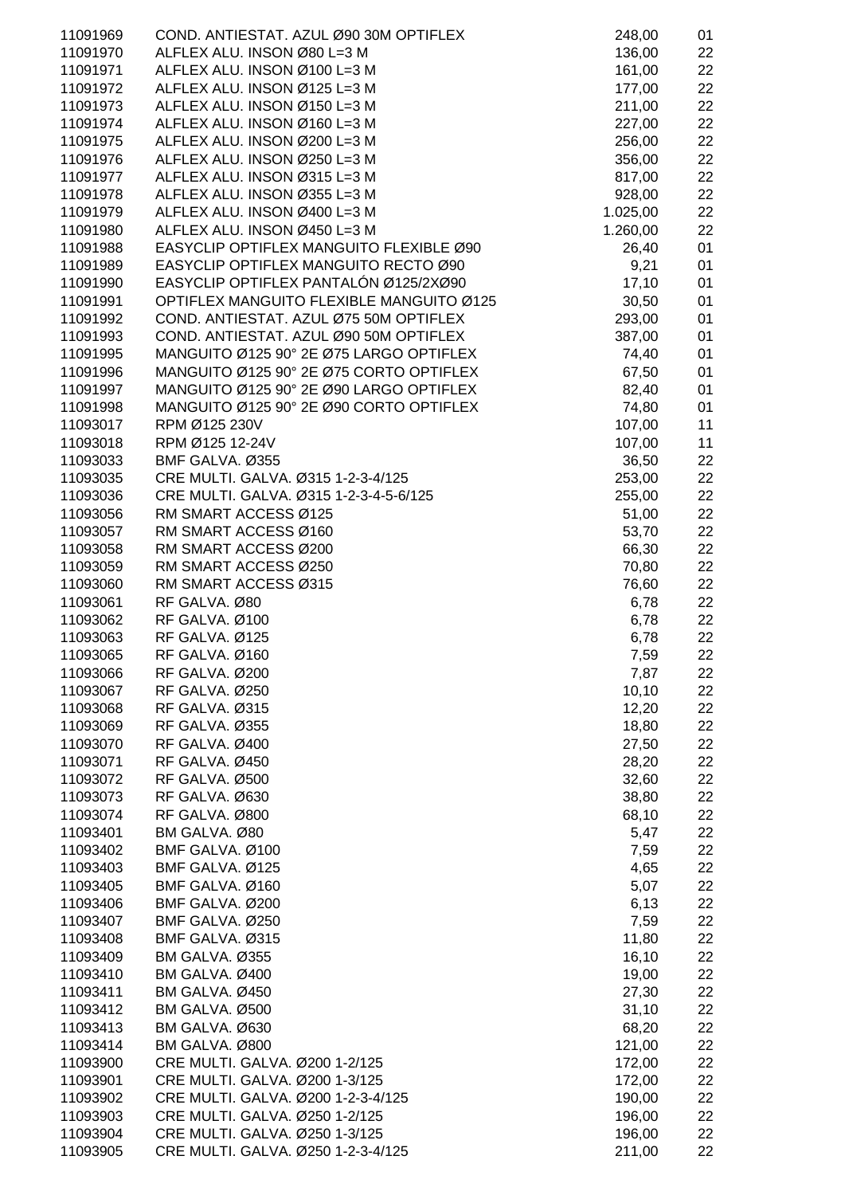| | | | |
|---|---|---|---|
| 11091969 | COND. ANTIESTAT. AZUL Ø90 30M OPTIFLEX | 248,00 | 01 |
| 11091970 | ALFLEX ALU. INSON Ø80 L=3 M | 136,00 | 22 |
| 11091971 | ALFLEX ALU. INSON Ø100 L=3 M | 161,00 | 22 |
| 11091972 | ALFLEX ALU. INSON Ø125 L=3 M | 177,00 | 22 |
| 11091973 | ALFLEX ALU. INSON Ø150 L=3 M | 211,00 | 22 |
| 11091974 | ALFLEX ALU. INSON Ø160 L=3 M | 227,00 | 22 |
| 11091975 | ALFLEX ALU. INSON Ø200 L=3 M | 256,00 | 22 |
| 11091976 | ALFLEX ALU. INSON Ø250 L=3 M | 356,00 | 22 |
| 11091977 | ALFLEX ALU. INSON Ø315 L=3 M | 817,00 | 22 |
| 11091978 | ALFLEX ALU. INSON Ø355 L=3 M | 928,00 | 22 |
| 11091979 | ALFLEX ALU. INSON Ø400 L=3 M | 1.025,00 | 22 |
| 11091980 | ALFLEX ALU. INSON Ø450 L=3 M | 1.260,00 | 22 |
| 11091988 | EASYCLIP OPTIFLEX MANGUITO FLEXIBLE Ø90 | 26,40 | 01 |
| 11091989 | EASYCLIP OPTIFLEX MANGUITO RECTO Ø90 | 9,21 | 01 |
| 11091990 | EASYCLIP OPTIFLEX PANTALÓN Ø125/2XØ90 | 17,10 | 01 |
| 11091991 | OPTIFLEX MANGUITO FLEXIBLE MANGUITO Ø125 | 30,50 | 01 |
| 11091992 | COND. ANTIESTAT. AZUL Ø75 50M OPTIFLEX | 293,00 | 01 |
| 11091993 | COND. ANTIESTAT. AZUL Ø90 50M OPTIFLEX | 387,00 | 01 |
| 11091995 | MANGUITO Ø125 90° 2E Ø75 LARGO OPTIFLEX | 74,40 | 01 |
| 11091996 | MANGUITO Ø125 90° 2E Ø75 CORTO OPTIFLEX | 67,50 | 01 |
| 11091997 | MANGUITO Ø125 90° 2E Ø90 LARGO OPTIFLEX | 82,40 | 01 |
| 11091998 | MANGUITO Ø125 90° 2E Ø90 CORTO OPTIFLEX | 74,80 | 01 |
| 11093017 | RPM Ø125 230V | 107,00 | 11 |
| 11093018 | RPM Ø125 12-24V | 107,00 | 11 |
| 11093033 | BMF GALVA. Ø355 | 36,50 | 22 |
| 11093035 | CRE MULTI. GALVA. Ø315 1-2-3-4/125 | 253,00 | 22 |
| 11093036 | CRE MULTI. GALVA. Ø315 1-2-3-4-5-6/125 | 255,00 | 22 |
| 11093056 | RM SMART ACCESS Ø125 | 51,00 | 22 |
| 11093057 | RM SMART ACCESS Ø160 | 53,70 | 22 |
| 11093058 | RM SMART ACCESS Ø200 | 66,30 | 22 |
| 11093059 | RM SMART ACCESS Ø250 | 70,80 | 22 |
| 11093060 | RM SMART ACCESS Ø315 | 76,60 | 22 |
| 11093061 | RF GALVA. Ø80 | 6,78 | 22 |
| 11093062 | RF GALVA. Ø100 | 6,78 | 22 |
| 11093063 | RF GALVA. Ø125 | 6,78 | 22 |
| 11093065 | RF GALVA. Ø160 | 7,59 | 22 |
| 11093066 | RF GALVA. Ø200 | 7,87 | 22 |
| 11093067 | RF GALVA. Ø250 | 10,10 | 22 |
| 11093068 | RF GALVA. Ø315 | 12,20 | 22 |
| 11093069 | RF GALVA. Ø355 | 18,80 | 22 |
| 11093070 | RF GALVA. Ø400 | 27,50 | 22 |
| 11093071 | RF GALVA. Ø450 | 28,20 | 22 |
| 11093072 | RF GALVA. Ø500 | 32,60 | 22 |
| 11093073 | RF GALVA. Ø630 | 38,80 | 22 |
| 11093074 | RF GALVA. Ø800 | 68,10 | 22 |
| 11093401 | BM GALVA. Ø80 | 5,47 | 22 |
| 11093402 | BMF GALVA. Ø100 | 7,59 | 22 |
| 11093403 | BMF GALVA. Ø125 | 4,65 | 22 |
| 11093405 | BMF GALVA. Ø160 | 5,07 | 22 |
| 11093406 | BMF GALVA. Ø200 | 6,13 | 22 |
| 11093407 | BMF GALVA. Ø250 | 7,59 | 22 |
| 11093408 | BMF GALVA. Ø315 | 11,80 | 22 |
| 11093409 | BM GALVA. Ø355 | 16,10 | 22 |
| 11093410 | BM GALVA. Ø400 | 19,00 | 22 |
| 11093411 | BM GALVA. Ø450 | 27,30 | 22 |
| 11093412 | BM GALVA. Ø500 | 31,10 | 22 |
| 11093413 | BM GALVA. Ø630 | 68,20 | 22 |
| 11093414 | BM GALVA. Ø800 | 121,00 | 22 |
| 11093900 | CRE MULTI. GALVA. Ø200 1-2/125 | 172,00 | 22 |
| 11093901 | CRE MULTI. GALVA. Ø200 1-3/125 | 172,00 | 22 |
| 11093902 | CRE MULTI. GALVA. Ø200 1-2-3-4/125 | 190,00 | 22 |
| 11093903 | CRE MULTI. GALVA. Ø250 1-2/125 | 196,00 | 22 |
| 11093904 | CRE MULTI. GALVA. Ø250 1-3/125 | 196,00 | 22 |
| 11093905 | CRE MULTI. GALVA. Ø250 1-2-3-4/125 | 211,00 | 22 |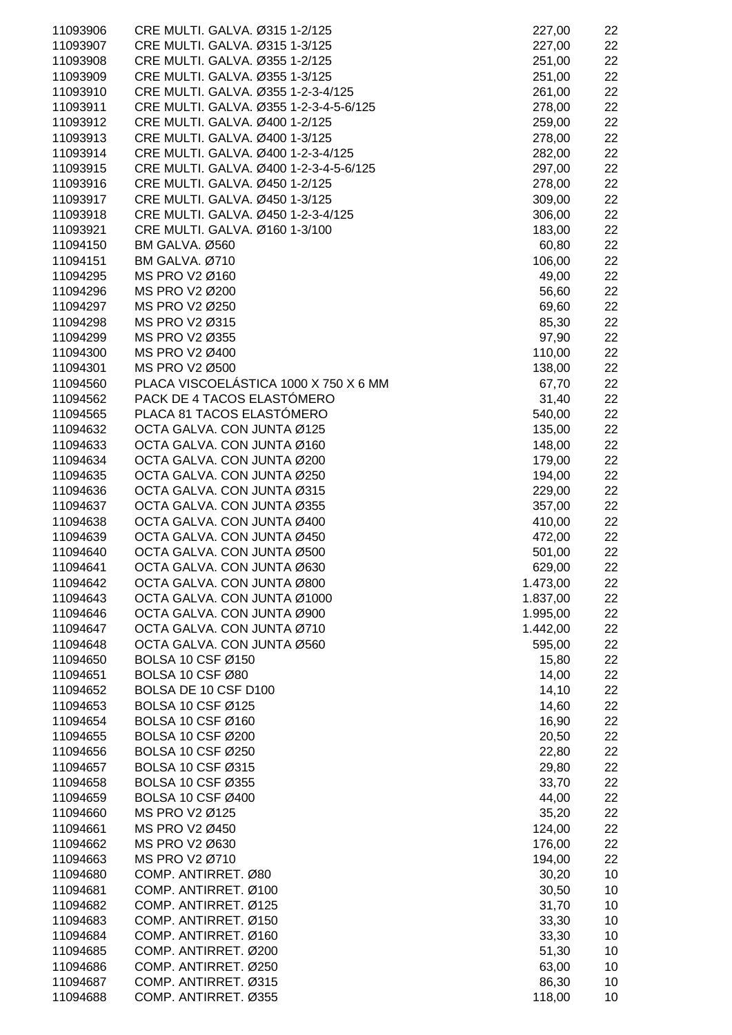| | | | |
|---|---|---|---|
| 11093906 | CRE MULTI. GALVA. Ø315 1-2/125 | 227,00 | 22 |
| 11093907 | CRE MULTI. GALVA. Ø315 1-3/125 | 227,00 | 22 |
| 11093908 | CRE MULTI. GALVA. Ø355 1-2/125 | 251,00 | 22 |
| 11093909 | CRE MULTI. GALVA. Ø355 1-3/125 | 251,00 | 22 |
| 11093910 | CRE MULTI. GALVA. Ø355 1-2-3-4/125 | 261,00 | 22 |
| 11093911 | CRE MULTI. GALVA. Ø355 1-2-3-4-5-6/125 | 278,00 | 22 |
| 11093912 | CRE MULTI. GALVA. Ø400 1-2/125 | 259,00 | 22 |
| 11093913 | CRE MULTI. GALVA. Ø400 1-3/125 | 278,00 | 22 |
| 11093914 | CRE MULTI. GALVA. Ø400 1-2-3-4/125 | 282,00 | 22 |
| 11093915 | CRE MULTI. GALVA. Ø400 1-2-3-4-5-6/125 | 297,00 | 22 |
| 11093916 | CRE MULTI. GALVA. Ø450 1-2/125 | 278,00 | 22 |
| 11093917 | CRE MULTI. GALVA. Ø450 1-3/125 | 309,00 | 22 |
| 11093918 | CRE MULTI. GALVA. Ø450 1-2-3-4/125 | 306,00 | 22 |
| 11093921 | CRE MULTI. GALVA. Ø160 1-3/100 | 183,00 | 22 |
| 11094150 | BM GALVA. Ø560 | 60,80 | 22 |
| 11094151 | BM GALVA. Ø710 | 106,00 | 22 |
| 11094295 | MS PRO V2 Ø160 | 49,00 | 22 |
| 11094296 | MS PRO V2 Ø200 | 56,60 | 22 |
| 11094297 | MS PRO V2 Ø250 | 69,60 | 22 |
| 11094298 | MS PRO V2 Ø315 | 85,30 | 22 |
| 11094299 | MS PRO V2 Ø355 | 97,90 | 22 |
| 11094300 | MS PRO V2 Ø400 | 110,00 | 22 |
| 11094301 | MS PRO V2 Ø500 | 138,00 | 22 |
| 11094560 | PLACA VISCOELÁSTICA 1000 X 750 X 6 MM | 67,70 | 22 |
| 11094562 | PACK DE 4 TACOS ELASTÓMERO | 31,40 | 22 |
| 11094565 | PLACA 81 TACOS ELASTÓMERO | 540,00 | 22 |
| 11094632 | OCTA GALVA. CON JUNTA Ø125 | 135,00 | 22 |
| 11094633 | OCTA GALVA. CON JUNTA Ø160 | 148,00 | 22 |
| 11094634 | OCTA GALVA. CON JUNTA Ø200 | 179,00 | 22 |
| 11094635 | OCTA GALVA. CON JUNTA Ø250 | 194,00 | 22 |
| 11094636 | OCTA GALVA. CON JUNTA Ø315 | 229,00 | 22 |
| 11094637 | OCTA GALVA. CON JUNTA Ø355 | 357,00 | 22 |
| 11094638 | OCTA GALVA. CON JUNTA Ø400 | 410,00 | 22 |
| 11094639 | OCTA GALVA. CON JUNTA Ø450 | 472,00 | 22 |
| 11094640 | OCTA GALVA. CON JUNTA Ø500 | 501,00 | 22 |
| 11094641 | OCTA GALVA. CON JUNTA Ø630 | 629,00 | 22 |
| 11094642 | OCTA GALVA. CON JUNTA Ø800 | 1.473,00 | 22 |
| 11094643 | OCTA GALVA. CON JUNTA Ø1000 | 1.837,00 | 22 |
| 11094646 | OCTA GALVA. CON JUNTA Ø900 | 1.995,00 | 22 |
| 11094647 | OCTA GALVA. CON JUNTA Ø710 | 1.442,00 | 22 |
| 11094648 | OCTA GALVA. CON JUNTA Ø560 | 595,00 | 22 |
| 11094650 | BOLSA 10 CSF Ø150 | 15,80 | 22 |
| 11094651 | BOLSA 10 CSF Ø80 | 14,00 | 22 |
| 11094652 | BOLSA DE 10 CSF D100 | 14,10 | 22 |
| 11094653 | BOLSA 10 CSF Ø125 | 14,60 | 22 |
| 11094654 | BOLSA 10 CSF Ø160 | 16,90 | 22 |
| 11094655 | BOLSA 10 CSF Ø200 | 20,50 | 22 |
| 11094656 | BOLSA 10 CSF Ø250 | 22,80 | 22 |
| 11094657 | BOLSA 10 CSF Ø315 | 29,80 | 22 |
| 11094658 | BOLSA 10 CSF Ø355 | 33,70 | 22 |
| 11094659 | BOLSA 10 CSF Ø400 | 44,00 | 22 |
| 11094660 | MS PRO V2 Ø125 | 35,20 | 22 |
| 11094661 | MS PRO V2 Ø450 | 124,00 | 22 |
| 11094662 | MS PRO V2 Ø630 | 176,00 | 22 |
| 11094663 | MS PRO V2 Ø710 | 194,00 | 22 |
| 11094680 | COMP. ANTIRRET. Ø80 | 30,20 | 10 |
| 11094681 | COMP. ANTIRRET. Ø100 | 30,50 | 10 |
| 11094682 | COMP. ANTIRRET. Ø125 | 31,70 | 10 |
| 11094683 | COMP. ANTIRRET. Ø150 | 33,30 | 10 |
| 11094684 | COMP. ANTIRRET. Ø160 | 33,30 | 10 |
| 11094685 | COMP. ANTIRRET. Ø200 | 51,30 | 10 |
| 11094686 | COMP. ANTIRRET. Ø250 | 63,00 | 10 |
| 11094687 | COMP. ANTIRRET. Ø315 | 86,30 | 10 |
| 11094688 | COMP. ANTIRRET. Ø355 | 118,00 | 10 |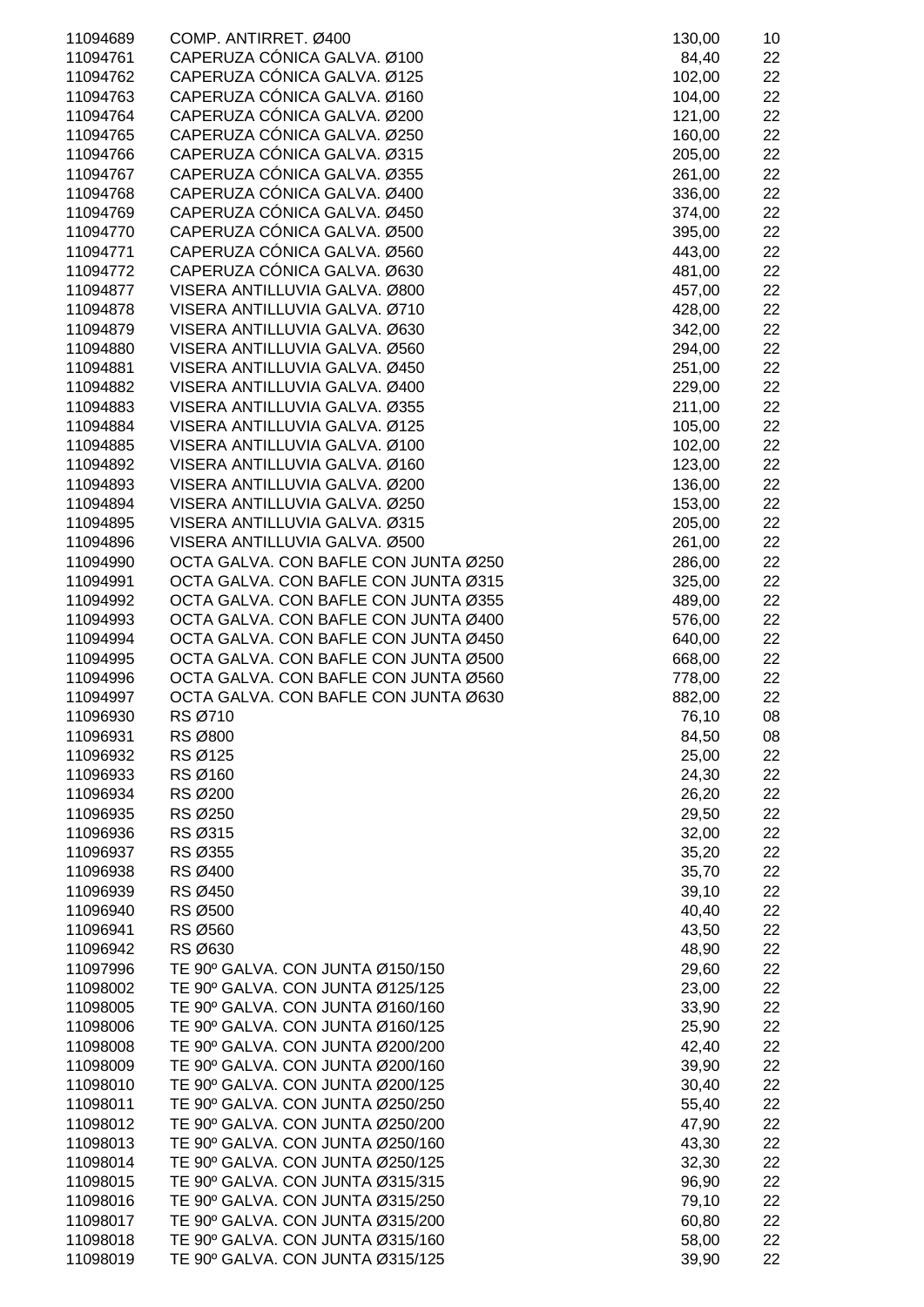| | | | |
|---|---|---|---|
| 11094689 | COMP. ANTIRRET. Ø400 | 130,00 | 10 |
| 11094761 | CAPERUZA CÓNICA GALVA. Ø100 | 84,40 | 22 |
| 11094762 | CAPERUZA CÓNICA GALVA. Ø125 | 102,00 | 22 |
| 11094763 | CAPERUZA CÓNICA GALVA. Ø160 | 104,00 | 22 |
| 11094764 | CAPERUZA CÓNICA GALVA. Ø200 | 121,00 | 22 |
| 11094765 | CAPERUZA CÓNICA GALVA. Ø250 | 160,00 | 22 |
| 11094766 | CAPERUZA CÓNICA GALVA. Ø315 | 205,00 | 22 |
| 11094767 | CAPERUZA CÓNICA GALVA. Ø355 | 261,00 | 22 |
| 11094768 | CAPERUZA CÓNICA GALVA. Ø400 | 336,00 | 22 |
| 11094769 | CAPERUZA CÓNICA GALVA. Ø450 | 374,00 | 22 |
| 11094770 | CAPERUZA CÓNICA GALVA. Ø500 | 395,00 | 22 |
| 11094771 | CAPERUZA CÓNICA GALVA. Ø560 | 443,00 | 22 |
| 11094772 | CAPERUZA CÓNICA GALVA. Ø630 | 481,00 | 22 |
| 11094877 | VISERA ANTILLUVIA GALVA. Ø800 | 457,00 | 22 |
| 11094878 | VISERA ANTILLUVIA GALVA. Ø710 | 428,00 | 22 |
| 11094879 | VISERA ANTILLUVIA GALVA. Ø630 | 342,00 | 22 |
| 11094880 | VISERA ANTILLUVIA GALVA. Ø560 | 294,00 | 22 |
| 11094881 | VISERA ANTILLUVIA GALVA. Ø450 | 251,00 | 22 |
| 11094882 | VISERA ANTILLUVIA GALVA. Ø400 | 229,00 | 22 |
| 11094883 | VISERA ANTILLUVIA GALVA. Ø355 | 211,00 | 22 |
| 11094884 | VISERA ANTILLUVIA GALVA. Ø125 | 105,00 | 22 |
| 11094885 | VISERA ANTILLUVIA GALVA. Ø100 | 102,00 | 22 |
| 11094892 | VISERA ANTILLUVIA GALVA. Ø160 | 123,00 | 22 |
| 11094893 | VISERA ANTILLUVIA GALVA. Ø200 | 136,00 | 22 |
| 11094894 | VISERA ANTILLUVIA GALVA. Ø250 | 153,00 | 22 |
| 11094895 | VISERA ANTILLUVIA GALVA. Ø315 | 205,00 | 22 |
| 11094896 | VISERA ANTILLUVIA GALVA. Ø500 | 261,00 | 22 |
| 11094990 | OCTA GALVA. CON BAFLE CON JUNTA Ø250 | 286,00 | 22 |
| 11094991 | OCTA GALVA. CON BAFLE CON JUNTA Ø315 | 325,00 | 22 |
| 11094992 | OCTA GALVA. CON BAFLE CON JUNTA Ø355 | 489,00 | 22 |
| 11094993 | OCTA GALVA. CON BAFLE CON JUNTA Ø400 | 576,00 | 22 |
| 11094994 | OCTA GALVA. CON BAFLE CON JUNTA Ø450 | 640,00 | 22 |
| 11094995 | OCTA GALVA. CON BAFLE CON JUNTA Ø500 | 668,00 | 22 |
| 11094996 | OCTA GALVA. CON BAFLE CON JUNTA Ø560 | 778,00 | 22 |
| 11094997 | OCTA GALVA. CON BAFLE CON JUNTA Ø630 | 882,00 | 22 |
| 11096930 | RS Ø710 | 76,10 | 08 |
| 11096931 | RS Ø800 | 84,50 | 08 |
| 11096932 | RS Ø125 | 25,00 | 22 |
| 11096933 | RS Ø160 | 24,30 | 22 |
| 11096934 | RS Ø200 | 26,20 | 22 |
| 11096935 | RS Ø250 | 29,50 | 22 |
| 11096936 | RS Ø315 | 32,00 | 22 |
| 11096937 | RS Ø355 | 35,20 | 22 |
| 11096938 | RS Ø400 | 35,70 | 22 |
| 11096939 | RS Ø450 | 39,10 | 22 |
| 11096940 | RS Ø500 | 40,40 | 22 |
| 11096941 | RS Ø560 | 43,50 | 22 |
| 11096942 | RS Ø630 | 48,90 | 22 |
| 11097996 | TE 90º GALVA. CON JUNTA Ø150/150 | 29,60 | 22 |
| 11098002 | TE 90º GALVA. CON JUNTA Ø125/125 | 23,00 | 22 |
| 11098005 | TE 90º GALVA. CON JUNTA Ø160/160 | 33,90 | 22 |
| 11098006 | TE 90º GALVA. CON JUNTA Ø160/125 | 25,90 | 22 |
| 11098008 | TE 90º GALVA. CON JUNTA Ø200/200 | 42,40 | 22 |
| 11098009 | TE 90º GALVA. CON JUNTA Ø200/160 | 39,90 | 22 |
| 11098010 | TE 90º GALVA. CON JUNTA Ø200/125 | 30,40 | 22 |
| 11098011 | TE 90º GALVA. CON JUNTA Ø250/250 | 55,40 | 22 |
| 11098012 | TE 90º GALVA. CON JUNTA Ø250/200 | 47,90 | 22 |
| 11098013 | TE 90º GALVA. CON JUNTA Ø250/160 | 43,30 | 22 |
| 11098014 | TE 90º GALVA. CON JUNTA Ø250/125 | 32,30 | 22 |
| 11098015 | TE 90º GALVA. CON JUNTA Ø315/315 | 96,90 | 22 |
| 11098016 | TE 90º GALVA. CON JUNTA Ø315/250 | 79,10 | 22 |
| 11098017 | TE 90º GALVA. CON JUNTA Ø315/200 | 60,80 | 22 |
| 11098018 | TE 90º GALVA. CON JUNTA Ø315/160 | 58,00 | 22 |
| 11098019 | TE 90º GALVA. CON JUNTA Ø315/125 | 39,90 | 22 |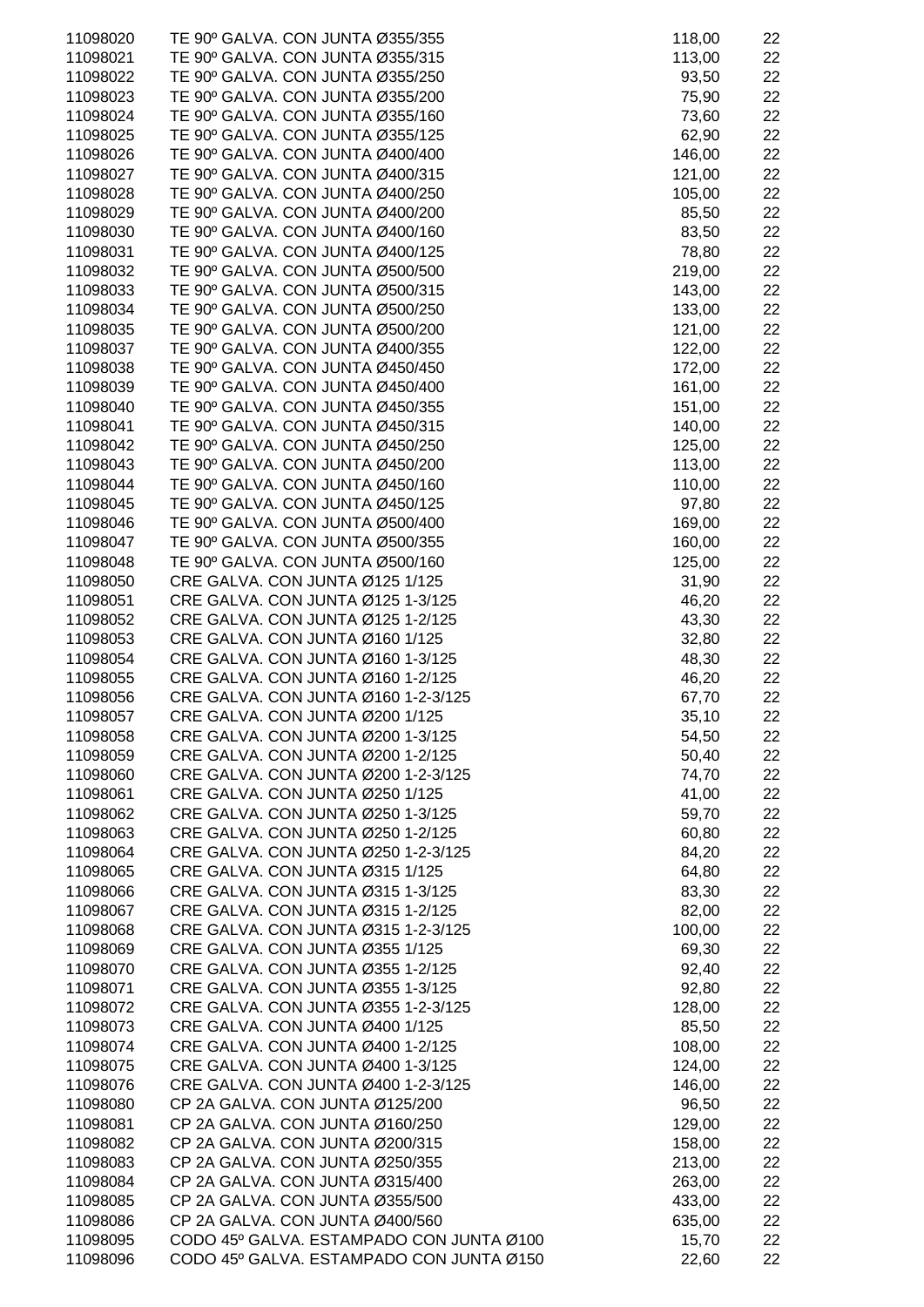| | | | |
|---|---|---|---|
| 11098020 | TE 90º GALVA. CON JUNTA Ø355/355 | 118,00 | 22 |
| 11098021 | TE 90º GALVA. CON JUNTA Ø355/315 | 113,00 | 22 |
| 11098022 | TE 90º GALVA. CON JUNTA Ø355/250 | 93,50 | 22 |
| 11098023 | TE 90º GALVA. CON JUNTA Ø355/200 | 75,90 | 22 |
| 11098024 | TE 90º GALVA. CON JUNTA Ø355/160 | 73,60 | 22 |
| 11098025 | TE 90º GALVA. CON JUNTA Ø355/125 | 62,90 | 22 |
| 11098026 | TE 90º GALVA. CON JUNTA Ø400/400 | 146,00 | 22 |
| 11098027 | TE 90º GALVA. CON JUNTA Ø400/315 | 121,00 | 22 |
| 11098028 | TE 90º GALVA. CON JUNTA Ø400/250 | 105,00 | 22 |
| 11098029 | TE 90º GALVA. CON JUNTA Ø400/200 | 85,50 | 22 |
| 11098030 | TE 90º GALVA. CON JUNTA Ø400/160 | 83,50 | 22 |
| 11098031 | TE 90º GALVA. CON JUNTA Ø400/125 | 78,80 | 22 |
| 11098032 | TE 90º GALVA. CON JUNTA Ø500/500 | 219,00 | 22 |
| 11098033 | TE 90º GALVA. CON JUNTA Ø500/315 | 143,00 | 22 |
| 11098034 | TE 90º GALVA. CON JUNTA Ø500/250 | 133,00 | 22 |
| 11098035 | TE 90º GALVA. CON JUNTA Ø500/200 | 121,00 | 22 |
| 11098037 | TE 90º GALVA. CON JUNTA Ø400/355 | 122,00 | 22 |
| 11098038 | TE 90º GALVA. CON JUNTA Ø450/450 | 172,00 | 22 |
| 11098039 | TE 90º GALVA. CON JUNTA Ø450/400 | 161,00 | 22 |
| 11098040 | TE 90º GALVA. CON JUNTA Ø450/355 | 151,00 | 22 |
| 11098041 | TE 90º GALVA. CON JUNTA Ø450/315 | 140,00 | 22 |
| 11098042 | TE 90º GALVA. CON JUNTA Ø450/250 | 125,00 | 22 |
| 11098043 | TE 90º GALVA. CON JUNTA Ø450/200 | 113,00 | 22 |
| 11098044 | TE 90º GALVA. CON JUNTA Ø450/160 | 110,00 | 22 |
| 11098045 | TE 90º GALVA. CON JUNTA Ø450/125 | 97,80 | 22 |
| 11098046 | TE 90º GALVA. CON JUNTA Ø500/400 | 169,00 | 22 |
| 11098047 | TE 90º GALVA. CON JUNTA Ø500/355 | 160,00 | 22 |
| 11098048 | TE 90º GALVA. CON JUNTA Ø500/160 | 125,00 | 22 |
| 11098050 | CRE GALVA. CON JUNTA Ø125 1/125 | 31,90 | 22 |
| 11098051 | CRE GALVA. CON JUNTA Ø125 1-3/125 | 46,20 | 22 |
| 11098052 | CRE GALVA. CON JUNTA Ø125 1-2/125 | 43,30 | 22 |
| 11098053 | CRE GALVA. CON JUNTA Ø160 1/125 | 32,80 | 22 |
| 11098054 | CRE GALVA. CON JUNTA Ø160 1-3/125 | 48,30 | 22 |
| 11098055 | CRE GALVA. CON JUNTA Ø160 1-2/125 | 46,20 | 22 |
| 11098056 | CRE GALVA. CON JUNTA Ø160 1-2-3/125 | 67,70 | 22 |
| 11098057 | CRE GALVA. CON JUNTA Ø200 1/125 | 35,10 | 22 |
| 11098058 | CRE GALVA. CON JUNTA Ø200 1-3/125 | 54,50 | 22 |
| 11098059 | CRE GALVA. CON JUNTA Ø200 1-2/125 | 50,40 | 22 |
| 11098060 | CRE GALVA. CON JUNTA Ø200 1-2-3/125 | 74,70 | 22 |
| 11098061 | CRE GALVA. CON JUNTA Ø250 1/125 | 41,00 | 22 |
| 11098062 | CRE GALVA. CON JUNTA Ø250 1-3/125 | 59,70 | 22 |
| 11098063 | CRE GALVA. CON JUNTA Ø250 1-2/125 | 60,80 | 22 |
| 11098064 | CRE GALVA. CON JUNTA Ø250 1-2-3/125 | 84,20 | 22 |
| 11098065 | CRE GALVA. CON JUNTA Ø315 1/125 | 64,80 | 22 |
| 11098066 | CRE GALVA. CON JUNTA Ø315 1-3/125 | 83,30 | 22 |
| 11098067 | CRE GALVA. CON JUNTA Ø315 1-2/125 | 82,00 | 22 |
| 11098068 | CRE GALVA. CON JUNTA Ø315 1-2-3/125 | 100,00 | 22 |
| 11098069 | CRE GALVA. CON JUNTA Ø355 1/125 | 69,30 | 22 |
| 11098070 | CRE GALVA. CON JUNTA Ø355 1-2/125 | 92,40 | 22 |
| 11098071 | CRE GALVA. CON JUNTA Ø355 1-3/125 | 92,80 | 22 |
| 11098072 | CRE GALVA. CON JUNTA Ø355 1-2-3/125 | 128,00 | 22 |
| 11098073 | CRE GALVA. CON JUNTA Ø400 1/125 | 85,50 | 22 |
| 11098074 | CRE GALVA. CON JUNTA Ø400 1-2/125 | 108,00 | 22 |
| 11098075 | CRE GALVA. CON JUNTA Ø400 1-3/125 | 124,00 | 22 |
| 11098076 | CRE GALVA. CON JUNTA Ø400 1-2-3/125 | 146,00 | 22 |
| 11098080 | CP 2A GALVA. CON JUNTA Ø125/200 | 96,50 | 22 |
| 11098081 | CP 2A GALVA. CON JUNTA Ø160/250 | 129,00 | 22 |
| 11098082 | CP 2A GALVA. CON JUNTA Ø200/315 | 158,00 | 22 |
| 11098083 | CP 2A GALVA. CON JUNTA Ø250/355 | 213,00 | 22 |
| 11098084 | CP 2A GALVA. CON JUNTA Ø315/400 | 263,00 | 22 |
| 11098085 | CP 2A GALVA. CON JUNTA Ø355/500 | 433,00 | 22 |
| 11098086 | CP 2A GALVA. CON JUNTA Ø400/560 | 635,00 | 22 |
| 11098095 | CODO 45º GALVA. ESTAMPADO CON JUNTA Ø100 | 15,70 | 22 |
| 11098096 | CODO 45º GALVA. ESTAMPADO CON JUNTA Ø150 | 22,60 | 22 |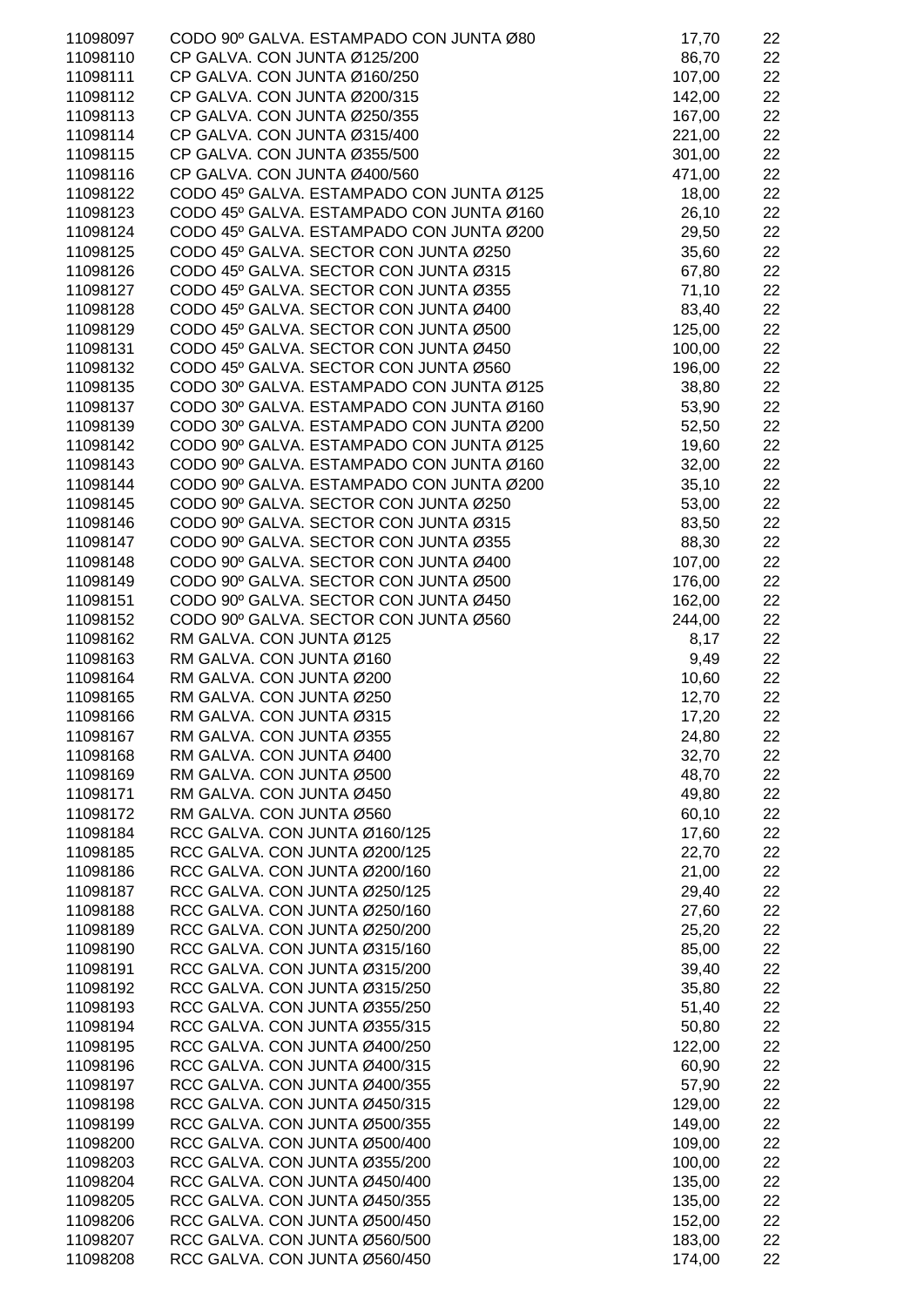| | | | |
|---|---|---|---|
| 11098097 | CODO 90º GALVA. ESTAMPADO CON JUNTA Ø80 | 17,70 | 22 |
| 11098110 | CP GALVA. CON JUNTA Ø125/200 | 86,70 | 22 |
| 11098111 | CP GALVA. CON JUNTA Ø160/250 | 107,00 | 22 |
| 11098112 | CP GALVA. CON JUNTA Ø200/315 | 142,00 | 22 |
| 11098113 | CP GALVA. CON JUNTA Ø250/355 | 167,00 | 22 |
| 11098114 | CP GALVA. CON JUNTA Ø315/400 | 221,00 | 22 |
| 11098115 | CP GALVA. CON JUNTA Ø355/500 | 301,00 | 22 |
| 11098116 | CP GALVA. CON JUNTA Ø400/560 | 471,00 | 22 |
| 11098122 | CODO 45º GALVA. ESTAMPADO CON JUNTA Ø125 | 18,00 | 22 |
| 11098123 | CODO 45º GALVA. ESTAMPADO CON JUNTA Ø160 | 26,10 | 22 |
| 11098124 | CODO 45º GALVA. ESTAMPADO CON JUNTA Ø200 | 29,50 | 22 |
| 11098125 | CODO 45º GALVA. SECTOR CON JUNTA Ø250 | 35,60 | 22 |
| 11098126 | CODO 45º GALVA. SECTOR CON JUNTA Ø315 | 67,80 | 22 |
| 11098127 | CODO 45º GALVA. SECTOR CON JUNTA Ø355 | 71,10 | 22 |
| 11098128 | CODO 45º GALVA. SECTOR CON JUNTA Ø400 | 83,40 | 22 |
| 11098129 | CODO 45º GALVA. SECTOR CON JUNTA Ø500 | 125,00 | 22 |
| 11098131 | CODO 45º GALVA. SECTOR CON JUNTA Ø450 | 100,00 | 22 |
| 11098132 | CODO 45º GALVA. SECTOR CON JUNTA Ø560 | 196,00 | 22 |
| 11098135 | CODO 30º GALVA. ESTAMPADO CON JUNTA Ø125 | 38,80 | 22 |
| 11098137 | CODO 30º GALVA. ESTAMPADO CON JUNTA Ø160 | 53,90 | 22 |
| 11098139 | CODO 30º GALVA. ESTAMPADO CON JUNTA Ø200 | 52,50 | 22 |
| 11098142 | CODO 90º GALVA. ESTAMPADO CON JUNTA Ø125 | 19,60 | 22 |
| 11098143 | CODO 90º GALVA. ESTAMPADO CON JUNTA Ø160 | 32,00 | 22 |
| 11098144 | CODO 90º GALVA. ESTAMPADO CON JUNTA Ø200 | 35,10 | 22 |
| 11098145 | CODO 90º GALVA. SECTOR CON JUNTA Ø250 | 53,00 | 22 |
| 11098146 | CODO 90º GALVA. SECTOR CON JUNTA Ø315 | 83,50 | 22 |
| 11098147 | CODO 90º GALVA. SECTOR CON JUNTA Ø355 | 88,30 | 22 |
| 11098148 | CODO 90º GALVA. SECTOR CON JUNTA Ø400 | 107,00 | 22 |
| 11098149 | CODO 90º GALVA. SECTOR CON JUNTA Ø500 | 176,00 | 22 |
| 11098151 | CODO 90º GALVA. SECTOR CON JUNTA Ø450 | 162,00 | 22 |
| 11098152 | CODO 90º GALVA. SECTOR CON JUNTA Ø560 | 244,00 | 22 |
| 11098162 | RM GALVA. CON JUNTA Ø125 | 8,17 | 22 |
| 11098163 | RM GALVA. CON JUNTA Ø160 | 9,49 | 22 |
| 11098164 | RM GALVA. CON JUNTA Ø200 | 10,60 | 22 |
| 11098165 | RM GALVA. CON JUNTA Ø250 | 12,70 | 22 |
| 11098166 | RM GALVA. CON JUNTA Ø315 | 17,20 | 22 |
| 11098167 | RM GALVA. CON JUNTA Ø355 | 24,80 | 22 |
| 11098168 | RM GALVA. CON JUNTA Ø400 | 32,70 | 22 |
| 11098169 | RM GALVA. CON JUNTA Ø500 | 48,70 | 22 |
| 11098171 | RM GALVA. CON JUNTA Ø450 | 49,80 | 22 |
| 11098172 | RM GALVA. CON JUNTA Ø560 | 60,10 | 22 |
| 11098184 | RCC GALVA. CON JUNTA Ø160/125 | 17,60 | 22 |
| 11098185 | RCC GALVA. CON JUNTA Ø200/125 | 22,70 | 22 |
| 11098186 | RCC GALVA. CON JUNTA Ø200/160 | 21,00 | 22 |
| 11098187 | RCC GALVA. CON JUNTA Ø250/125 | 29,40 | 22 |
| 11098188 | RCC GALVA. CON JUNTA Ø250/160 | 27,60 | 22 |
| 11098189 | RCC GALVA. CON JUNTA Ø250/200 | 25,20 | 22 |
| 11098190 | RCC GALVA. CON JUNTA Ø315/160 | 85,00 | 22 |
| 11098191 | RCC GALVA. CON JUNTA Ø315/200 | 39,40 | 22 |
| 11098192 | RCC GALVA. CON JUNTA Ø315/250 | 35,80 | 22 |
| 11098193 | RCC GALVA. CON JUNTA Ø355/250 | 51,40 | 22 |
| 11098194 | RCC GALVA. CON JUNTA Ø355/315 | 50,80 | 22 |
| 11098195 | RCC GALVA. CON JUNTA Ø400/250 | 122,00 | 22 |
| 11098196 | RCC GALVA. CON JUNTA Ø400/315 | 60,90 | 22 |
| 11098197 | RCC GALVA. CON JUNTA Ø400/355 | 57,90 | 22 |
| 11098198 | RCC GALVA. CON JUNTA Ø450/315 | 129,00 | 22 |
| 11098199 | RCC GALVA. CON JUNTA Ø500/355 | 149,00 | 22 |
| 11098200 | RCC GALVA. CON JUNTA Ø500/400 | 109,00 | 22 |
| 11098203 | RCC GALVA. CON JUNTA Ø355/200 | 100,00 | 22 |
| 11098204 | RCC GALVA. CON JUNTA Ø450/400 | 135,00 | 22 |
| 11098205 | RCC GALVA. CON JUNTA Ø450/355 | 135,00 | 22 |
| 11098206 | RCC GALVA. CON JUNTA Ø500/450 | 152,00 | 22 |
| 11098207 | RCC GALVA. CON JUNTA Ø560/500 | 183,00 | 22 |
| 11098208 | RCC GALVA. CON JUNTA Ø560/450 | 174,00 | 22 |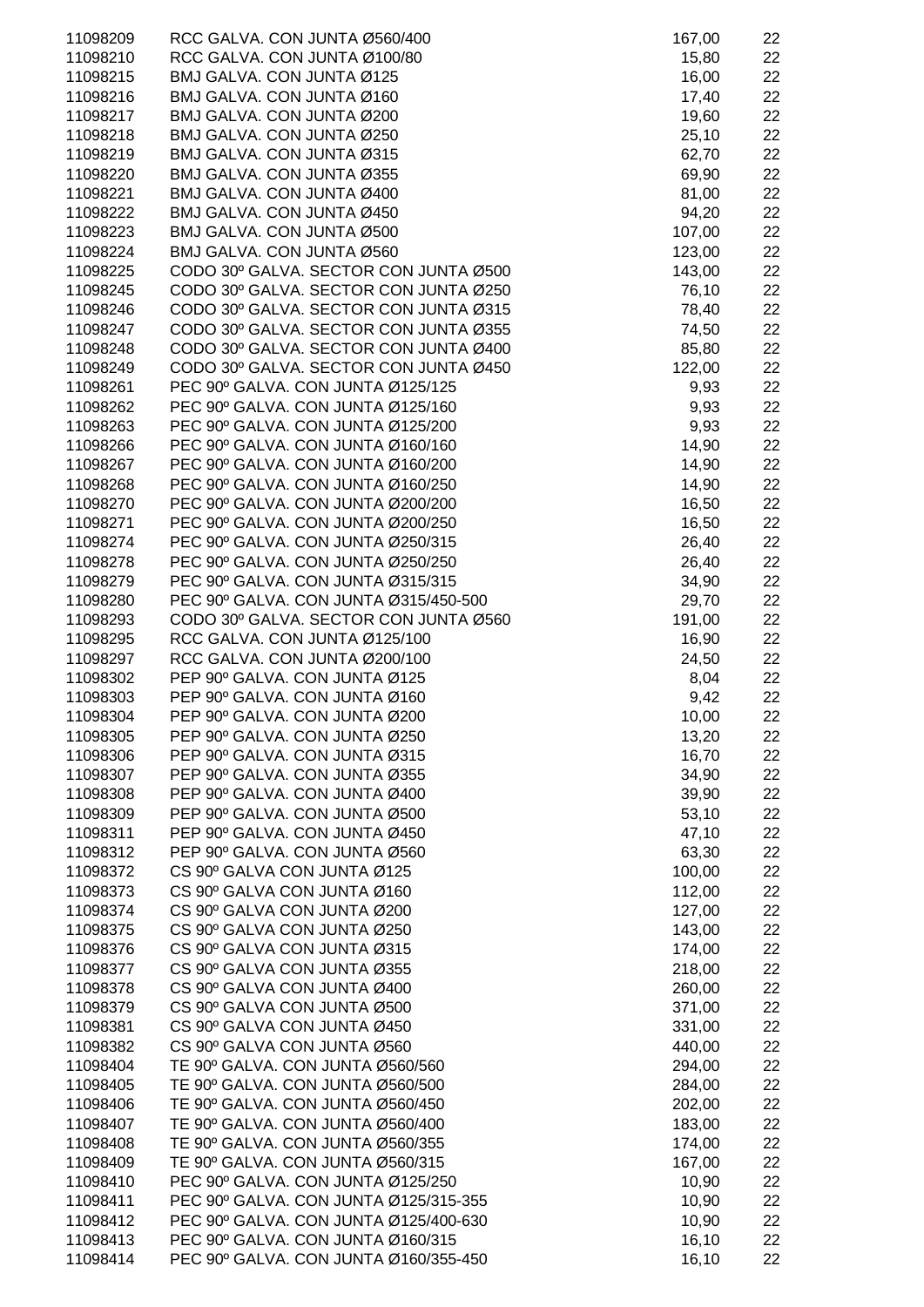| | | | |
|---|---|---|---|
| 11098209 | RCC GALVA. CON JUNTA Ø560/400 | 167,00 | 22 |
| 11098210 | RCC GALVA. CON JUNTA Ø100/80 | 15,80 | 22 |
| 11098215 | BMJ GALVA. CON JUNTA Ø125 | 16,00 | 22 |
| 11098216 | BMJ GALVA. CON JUNTA Ø160 | 17,40 | 22 |
| 11098217 | BMJ GALVA. CON JUNTA Ø200 | 19,60 | 22 |
| 11098218 | BMJ GALVA. CON JUNTA Ø250 | 25,10 | 22 |
| 11098219 | BMJ GALVA. CON JUNTA Ø315 | 62,70 | 22 |
| 11098220 | BMJ GALVA. CON JUNTA Ø355 | 69,90 | 22 |
| 11098221 | BMJ GALVA. CON JUNTA Ø400 | 81,00 | 22 |
| 11098222 | BMJ GALVA. CON JUNTA Ø450 | 94,20 | 22 |
| 11098223 | BMJ GALVA. CON JUNTA Ø500 | 107,00 | 22 |
| 11098224 | BMJ GALVA. CON JUNTA Ø560 | 123,00 | 22 |
| 11098225 | CODO 30º GALVA. SECTOR CON JUNTA Ø500 | 143,00 | 22 |
| 11098245 | CODO 30º GALVA. SECTOR CON JUNTA Ø250 | 76,10 | 22 |
| 11098246 | CODO 30º GALVA. SECTOR CON JUNTA Ø315 | 78,40 | 22 |
| 11098247 | CODO 30º GALVA. SECTOR CON JUNTA Ø355 | 74,50 | 22 |
| 11098248 | CODO 30º GALVA. SECTOR CON JUNTA Ø400 | 85,80 | 22 |
| 11098249 | CODO 30º GALVA. SECTOR CON JUNTA Ø450 | 122,00 | 22 |
| 11098261 | PEC 90º GALVA. CON JUNTA Ø125/125 | 9,93 | 22 |
| 11098262 | PEC 90º GALVA. CON JUNTA Ø125/160 | 9,93 | 22 |
| 11098263 | PEC 90º GALVA. CON JUNTA Ø125/200 | 9,93 | 22 |
| 11098266 | PEC 90º GALVA. CON JUNTA Ø160/160 | 14,90 | 22 |
| 11098267 | PEC 90º GALVA. CON JUNTA Ø160/200 | 14,90 | 22 |
| 11098268 | PEC 90º GALVA. CON JUNTA Ø160/250 | 14,90 | 22 |
| 11098270 | PEC 90º GALVA. CON JUNTA Ø200/200 | 16,50 | 22 |
| 11098271 | PEC 90º GALVA. CON JUNTA Ø200/250 | 16,50 | 22 |
| 11098274 | PEC 90º GALVA. CON JUNTA Ø250/315 | 26,40 | 22 |
| 11098278 | PEC 90º GALVA. CON JUNTA Ø250/250 | 26,40 | 22 |
| 11098279 | PEC 90º GALVA. CON JUNTA Ø315/315 | 34,90 | 22 |
| 11098280 | PEC 90º GALVA. CON JUNTA Ø315/450-500 | 29,70 | 22 |
| 11098293 | CODO 30º GALVA. SECTOR CON JUNTA Ø560 | 191,00 | 22 |
| 11098295 | RCC GALVA. CON JUNTA Ø125/100 | 16,90 | 22 |
| 11098297 | RCC GALVA. CON JUNTA Ø200/100 | 24,50 | 22 |
| 11098302 | PEP 90º GALVA. CON JUNTA Ø125 | 8,04 | 22 |
| 11098303 | PEP 90º GALVA. CON JUNTA Ø160 | 9,42 | 22 |
| 11098304 | PEP 90º GALVA. CON JUNTA Ø200 | 10,00 | 22 |
| 11098305 | PEP 90º GALVA. CON JUNTA Ø250 | 13,20 | 22 |
| 11098306 | PEP 90º GALVA. CON JUNTA Ø315 | 16,70 | 22 |
| 11098307 | PEP 90º GALVA. CON JUNTA Ø355 | 34,90 | 22 |
| 11098308 | PEP 90º GALVA. CON JUNTA Ø400 | 39,90 | 22 |
| 11098309 | PEP 90º GALVA. CON JUNTA Ø500 | 53,10 | 22 |
| 11098311 | PEP 90º GALVA. CON JUNTA Ø450 | 47,10 | 22 |
| 11098312 | PEP 90º GALVA. CON JUNTA Ø560 | 63,30 | 22 |
| 11098372 | CS 90º GALVA CON JUNTA Ø125 | 100,00 | 22 |
| 11098373 | CS 90º GALVA CON JUNTA Ø160 | 112,00 | 22 |
| 11098374 | CS 90º GALVA CON JUNTA Ø200 | 127,00 | 22 |
| 11098375 | CS 90º GALVA CON JUNTA Ø250 | 143,00 | 22 |
| 11098376 | CS 90º GALVA CON JUNTA Ø315 | 174,00 | 22 |
| 11098377 | CS 90º GALVA CON JUNTA Ø355 | 218,00 | 22 |
| 11098378 | CS 90º GALVA CON JUNTA Ø400 | 260,00 | 22 |
| 11098379 | CS 90º GALVA CON JUNTA Ø500 | 371,00 | 22 |
| 11098381 | CS 90º GALVA CON JUNTA Ø450 | 331,00 | 22 |
| 11098382 | CS 90º GALVA CON JUNTA Ø560 | 440,00 | 22 |
| 11098404 | TE 90º GALVA. CON JUNTA Ø560/560 | 294,00 | 22 |
| 11098405 | TE 90º GALVA. CON JUNTA Ø560/500 | 284,00 | 22 |
| 11098406 | TE 90º GALVA. CON JUNTA Ø560/450 | 202,00 | 22 |
| 11098407 | TE 90º GALVA. CON JUNTA Ø560/400 | 183,00 | 22 |
| 11098408 | TE 90º GALVA. CON JUNTA Ø560/355 | 174,00 | 22 |
| 11098409 | TE 90º GALVA. CON JUNTA Ø560/315 | 167,00 | 22 |
| 11098410 | PEC 90º GALVA. CON JUNTA Ø125/250 | 10,90 | 22 |
| 11098411 | PEC 90º GALVA. CON JUNTA Ø125/315-355 | 10,90 | 22 |
| 11098412 | PEC 90º GALVA. CON JUNTA Ø125/400-630 | 10,90 | 22 |
| 11098413 | PEC 90º GALVA. CON JUNTA Ø160/315 | 16,10 | 22 |
| 11098414 | PEC 90º GALVA. CON JUNTA Ø160/355-450 | 16,10 | 22 |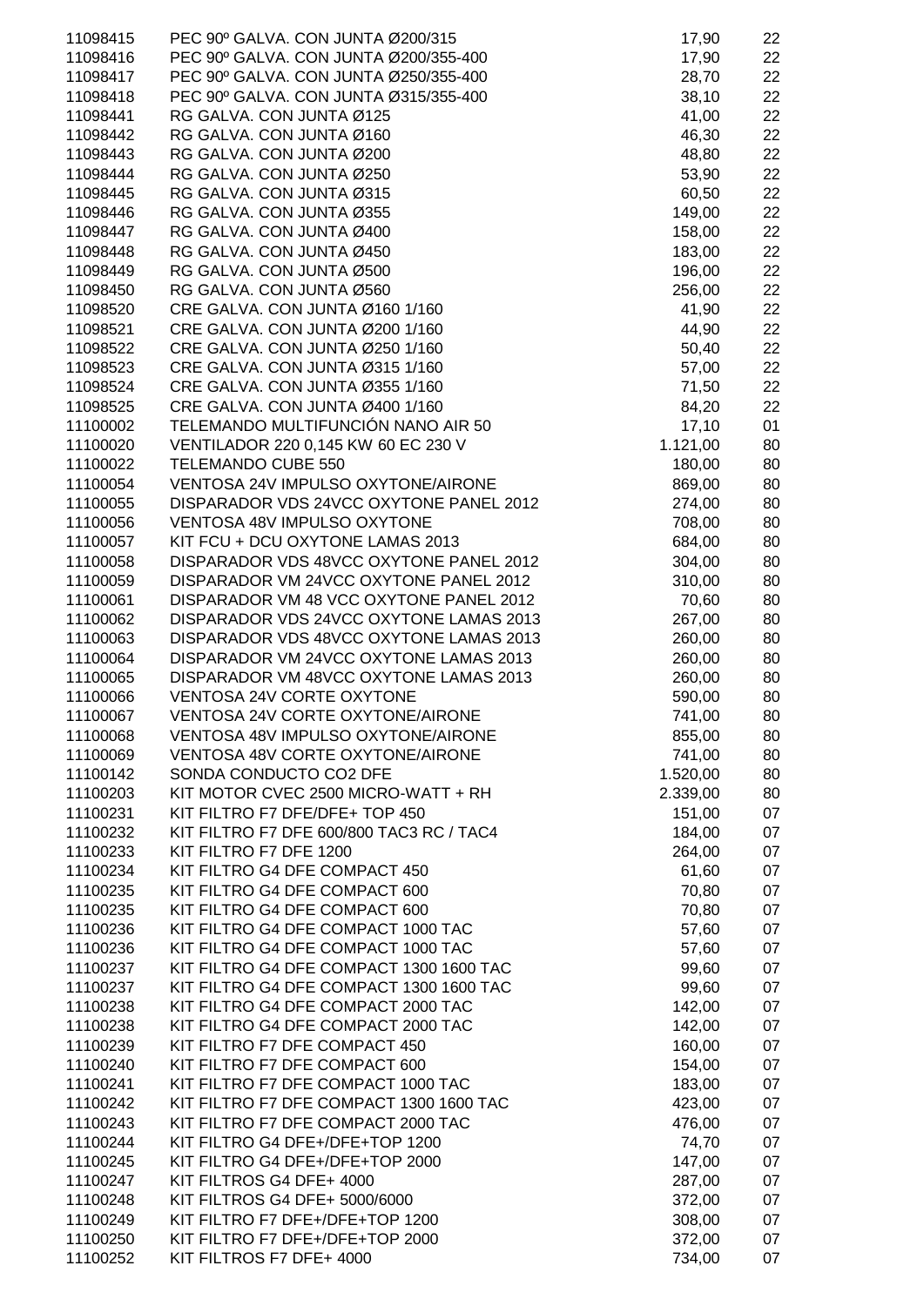| | | | |
|---|---|---|---|
| 11098415 | PEC 90º GALVA. CON JUNTA Ø200/315 | 17,90 | 22 |
| 11098416 | PEC 90º GALVA. CON JUNTA Ø200/355-400 | 17,90 | 22 |
| 11098417 | PEC 90º GALVA. CON JUNTA Ø250/355-400 | 28,70 | 22 |
| 11098418 | PEC 90º GALVA. CON JUNTA Ø315/355-400 | 38,10 | 22 |
| 11098441 | RG GALVA. CON JUNTA Ø125 | 41,00 | 22 |
| 11098442 | RG GALVA. CON JUNTA Ø160 | 46,30 | 22 |
| 11098443 | RG GALVA. CON JUNTA Ø200 | 48,80 | 22 |
| 11098444 | RG GALVA. CON JUNTA Ø250 | 53,90 | 22 |
| 11098445 | RG GALVA. CON JUNTA Ø315 | 60,50 | 22 |
| 11098446 | RG GALVA. CON JUNTA Ø355 | 149,00 | 22 |
| 11098447 | RG GALVA. CON JUNTA Ø400 | 158,00 | 22 |
| 11098448 | RG GALVA. CON JUNTA Ø450 | 183,00 | 22 |
| 11098449 | RG GALVA. CON JUNTA Ø500 | 196,00 | 22 |
| 11098450 | RG GALVA. CON JUNTA Ø560 | 256,00 | 22 |
| 11098520 | CRE GALVA. CON JUNTA Ø160 1/160 | 41,90 | 22 |
| 11098521 | CRE GALVA. CON JUNTA Ø200 1/160 | 44,90 | 22 |
| 11098522 | CRE GALVA. CON JUNTA Ø250 1/160 | 50,40 | 22 |
| 11098523 | CRE GALVA. CON JUNTA Ø315 1/160 | 57,00 | 22 |
| 11098524 | CRE GALVA. CON JUNTA Ø355 1/160 | 71,50 | 22 |
| 11098525 | CRE GALVA. CON JUNTA Ø400 1/160 | 84,20 | 22 |
| 11100002 | TELEMANDO MULTIFUNCIÓN NANO AIR 50 | 17,10 | 01 |
| 11100020 | VENTILADOR 220 0,145 KW 60 EC 230 V | 1.121,00 | 80 |
| 11100022 | TELEMANDO CUBE 550 | 180,00 | 80 |
| 11100054 | VENTOSA 24V IMPULSO OXYTONE/AIRONE | 869,00 | 80 |
| 11100055 | DISPARADOR VDS 24VCC OXYTONE PANEL 2012 | 274,00 | 80 |
| 11100056 | VENTOSA 48V IMPULSO OXYTONE | 708,00 | 80 |
| 11100057 | KIT FCU + DCU OXYTONE LAMAS 2013 | 684,00 | 80 |
| 11100058 | DISPARADOR VDS 48VCC OXYTONE PANEL 2012 | 304,00 | 80 |
| 11100059 | DISPARADOR VM 24VCC OXYTONE PANEL 2012 | 310,00 | 80 |
| 11100061 | DISPARADOR VM 48 VCC OXYTONE PANEL 2012 | 70,60 | 80 |
| 11100062 | DISPARADOR VDS 24VCC OXYTONE LAMAS 2013 | 267,00 | 80 |
| 11100063 | DISPARADOR VDS 48VCC OXYTONE LAMAS 2013 | 260,00 | 80 |
| 11100064 | DISPARADOR VM 24VCC OXYTONE LAMAS 2013 | 260,00 | 80 |
| 11100065 | DISPARADOR VM 48VCC OXYTONE LAMAS 2013 | 260,00 | 80 |
| 11100066 | VENTOSA 24V CORTE OXYTONE | 590,00 | 80 |
| 11100067 | VENTOSA 24V CORTE OXYTONE/AIRONE | 741,00 | 80 |
| 11100068 | VENTOSA 48V IMPULSO OXYTONE/AIRONE | 855,00 | 80 |
| 11100069 | VENTOSA 48V CORTE OXYTONE/AIRONE | 741,00 | 80 |
| 11100142 | SONDA CONDUCTO CO2 DFE | 1.520,00 | 80 |
| 11100203 | KIT MOTOR CVEC 2500 MICRO-WATT + RH | 2.339,00 | 80 |
| 11100231 | KIT FILTRO F7 DFE/DFE+ TOP 450 | 151,00 | 07 |
| 11100232 | KIT FILTRO F7 DFE 600/800 TAC3 RC / TAC4 | 184,00 | 07 |
| 11100233 | KIT FILTRO F7 DFE 1200 | 264,00 | 07 |
| 11100234 | KIT FILTRO G4 DFE COMPACT 450 | 61,60 | 07 |
| 11100235 | KIT FILTRO G4 DFE COMPACT 600 | 70,80 | 07 |
| 11100235 | KIT FILTRO G4 DFE COMPACT 600 | 70,80 | 07 |
| 11100236 | KIT FILTRO G4 DFE COMPACT 1000 TAC | 57,60 | 07 |
| 11100236 | KIT FILTRO G4 DFE COMPACT 1000 TAC | 57,60 | 07 |
| 11100237 | KIT FILTRO G4 DFE COMPACT 1300 1600 TAC | 99,60 | 07 |
| 11100237 | KIT FILTRO G4 DFE COMPACT 1300 1600 TAC | 99,60 | 07 |
| 11100238 | KIT FILTRO G4 DFE COMPACT 2000 TAC | 142,00 | 07 |
| 11100238 | KIT FILTRO G4 DFE COMPACT 2000 TAC | 142,00 | 07 |
| 11100239 | KIT FILTRO F7 DFE COMPACT 450 | 160,00 | 07 |
| 11100240 | KIT FILTRO F7 DFE COMPACT 600 | 154,00 | 07 |
| 11100241 | KIT FILTRO F7 DFE COMPACT 1000 TAC | 183,00 | 07 |
| 11100242 | KIT FILTRO F7 DFE COMPACT 1300 1600 TAC | 423,00 | 07 |
| 11100243 | KIT FILTRO F7 DFE COMPACT 2000 TAC | 476,00 | 07 |
| 11100244 | KIT FILTRO G4 DFE+/DFE+TOP 1200 | 74,70 | 07 |
| 11100245 | KIT FILTRO G4 DFE+/DFE+TOP 2000 | 147,00 | 07 |
| 11100247 | KIT FILTROS G4 DFE+ 4000 | 287,00 | 07 |
| 11100248 | KIT FILTROS G4 DFE+ 5000/6000 | 372,00 | 07 |
| 11100249 | KIT FILTRO F7 DFE+/DFE+TOP 1200 | 308,00 | 07 |
| 11100250 | KIT FILTRO F7 DFE+/DFE+TOP 2000 | 372,00 | 07 |
| 11100252 | KIT FILTROS F7 DFE+ 4000 | 734,00 | 07 |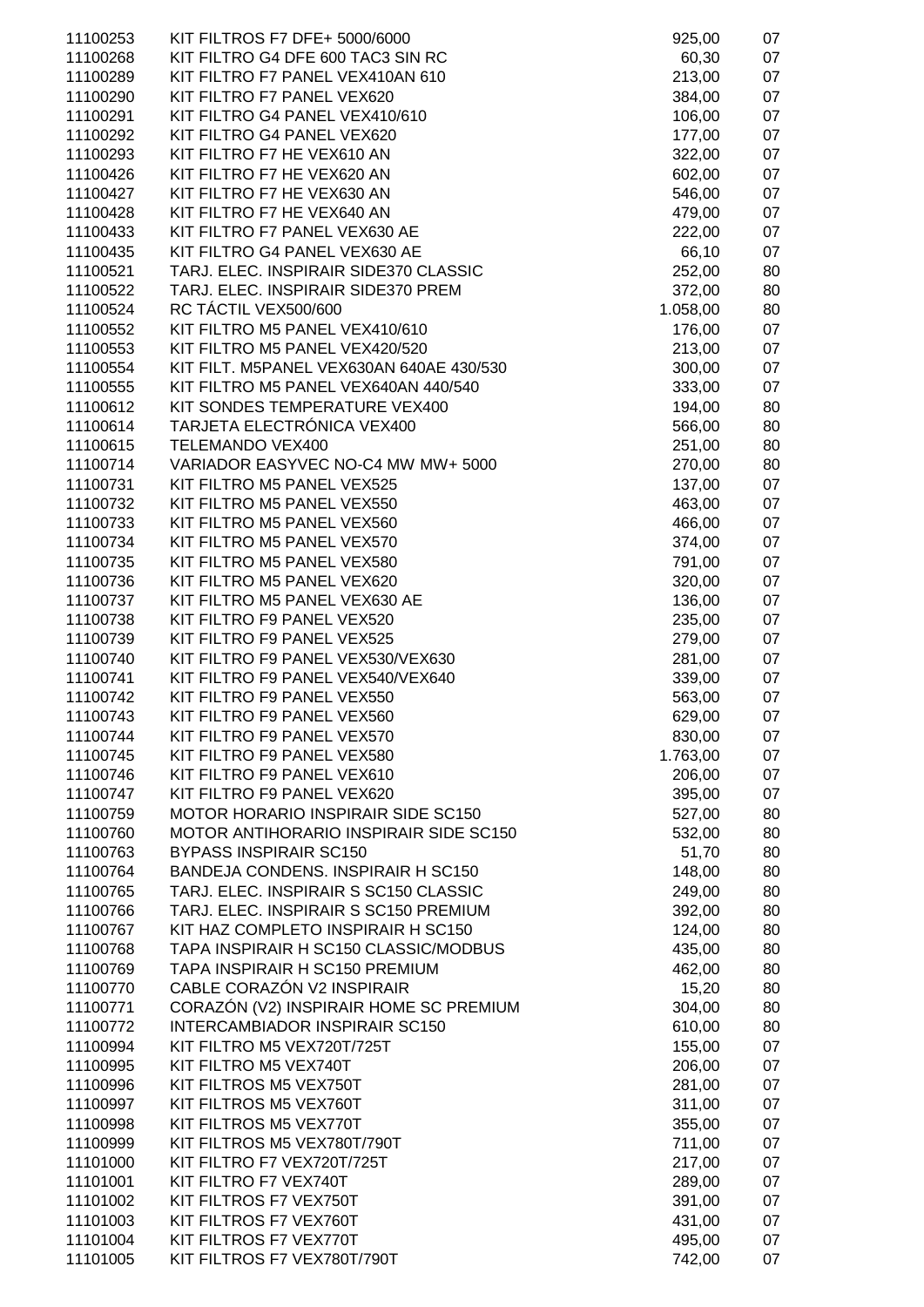| | | | |
|---|---|---|---|
| 11100253 | KIT FILTROS F7 DFE+ 5000/6000 | 925,00 | 07 |
| 11100268 | KIT FILTRO G4 DFE 600 TAC3 SIN RC | 60,30 | 07 |
| 11100289 | KIT FILTRO F7 PANEL VEX410AN 610 | 213,00 | 07 |
| 11100290 | KIT FILTRO F7 PANEL VEX620 | 384,00 | 07 |
| 11100291 | KIT FILTRO G4 PANEL VEX410/610 | 106,00 | 07 |
| 11100292 | KIT FILTRO G4 PANEL VEX620 | 177,00 | 07 |
| 11100293 | KIT FILTRO F7 HE VEX610 AN | 322,00 | 07 |
| 11100426 | KIT FILTRO F7 HE VEX620 AN | 602,00 | 07 |
| 11100427 | KIT FILTRO F7 HE VEX630 AN | 546,00 | 07 |
| 11100428 | KIT FILTRO F7 HE VEX640 AN | 479,00 | 07 |
| 11100433 | KIT FILTRO F7 PANEL VEX630 AE | 222,00 | 07 |
| 11100435 | KIT FILTRO G4 PANEL VEX630 AE | 66,10 | 07 |
| 11100521 | TARJ. ELEC. INSPIRAIR SIDE370 CLASSIC | 252,00 | 80 |
| 11100522 | TARJ. ELEC. INSPIRAIR SIDE370 PREM | 372,00 | 80 |
| 11100524 | RC TÁCTIL VEX500/600 | 1.058,00 | 80 |
| 11100552 | KIT FILTRO M5 PANEL VEX410/610 | 176,00 | 07 |
| 11100553 | KIT FILTRO M5 PANEL VEX420/520 | 213,00 | 07 |
| 11100554 | KIT FILT. M5PANEL VEX630AN 640AE 430/530 | 300,00 | 07 |
| 11100555 | KIT FILTRO M5 PANEL VEX640AN 440/540 | 333,00 | 07 |
| 11100612 | KIT SONDES TEMPERATURE VEX400 | 194,00 | 80 |
| 11100614 | TARJETA ELECTRÓNICA VEX400 | 566,00 | 80 |
| 11100615 | TELEMANDO VEX400 | 251,00 | 80 |
| 11100714 | VARIADOR EASYVEC NO-C4 MW MW+ 5000 | 270,00 | 80 |
| 11100731 | KIT FILTRO M5 PANEL VEX525 | 137,00 | 07 |
| 11100732 | KIT FILTRO M5 PANEL VEX550 | 463,00 | 07 |
| 11100733 | KIT FILTRO M5 PANEL VEX560 | 466,00 | 07 |
| 11100734 | KIT FILTRO M5 PANEL VEX570 | 374,00 | 07 |
| 11100735 | KIT FILTRO M5 PANEL VEX580 | 791,00 | 07 |
| 11100736 | KIT FILTRO M5 PANEL VEX620 | 320,00 | 07 |
| 11100737 | KIT FILTRO M5 PANEL VEX630 AE | 136,00 | 07 |
| 11100738 | KIT FILTRO F9 PANEL VEX520 | 235,00 | 07 |
| 11100739 | KIT FILTRO F9 PANEL VEX525 | 279,00 | 07 |
| 11100740 | KIT FILTRO F9 PANEL VEX530/VEX630 | 281,00 | 07 |
| 11100741 | KIT FILTRO F9 PANEL VEX540/VEX640 | 339,00 | 07 |
| 11100742 | KIT FILTRO F9 PANEL VEX550 | 563,00 | 07 |
| 11100743 | KIT FILTRO F9 PANEL VEX560 | 629,00 | 07 |
| 11100744 | KIT FILTRO F9 PANEL VEX570 | 830,00 | 07 |
| 11100745 | KIT FILTRO F9 PANEL VEX580 | 1.763,00 | 07 |
| 11100746 | KIT FILTRO F9 PANEL VEX610 | 206,00 | 07 |
| 11100747 | KIT FILTRO F9 PANEL VEX620 | 395,00 | 07 |
| 11100759 | MOTOR HORARIO INSPIRAIR SIDE SC150 | 527,00 | 80 |
| 11100760 | MOTOR ANTIHORARIO INSPIRAIR SIDE SC150 | 532,00 | 80 |
| 11100763 | BYPASS INSPIRAIR SC150 | 51,70 | 80 |
| 11100764 | BANDEJA CONDENS. INSPIRAIR H SC150 | 148,00 | 80 |
| 11100765 | TARJ. ELEC. INSPIRAIR S SC150 CLASSIC | 249,00 | 80 |
| 11100766 | TARJ. ELEC. INSPIRAIR S SC150 PREMIUM | 392,00 | 80 |
| 11100767 | KIT HAZ COMPLETO INSPIRAIR H SC150 | 124,00 | 80 |
| 11100768 | TAPA INSPIRAIR H SC150 CLASSIC/MODBUS | 435,00 | 80 |
| 11100769 | TAPA INSPIRAIR H SC150 PREMIUM | 462,00 | 80 |
| 11100770 | CABLE CORAZÓN V2 INSPIRAIR | 15,20 | 80 |
| 11100771 | CORAZÓN (V2) INSPIRAIR HOME SC PREMIUM | 304,00 | 80 |
| 11100772 | INTERCAMBIADOR INSPIRAIR SC150 | 610,00 | 80 |
| 11100994 | KIT FILTRO M5 VEX720T/725T | 155,00 | 07 |
| 11100995 | KIT FILTRO M5 VEX740T | 206,00 | 07 |
| 11100996 | KIT FILTROS M5 VEX750T | 281,00 | 07 |
| 11100997 | KIT FILTROS M5 VEX760T | 311,00 | 07 |
| 11100998 | KIT FILTROS M5 VEX770T | 355,00 | 07 |
| 11100999 | KIT FILTROS M5 VEX780T/790T | 711,00 | 07 |
| 11101000 | KIT FILTRO F7 VEX720T/725T | 217,00 | 07 |
| 11101001 | KIT FILTRO F7 VEX740T | 289,00 | 07 |
| 11101002 | KIT FILTROS F7 VEX750T | 391,00 | 07 |
| 11101003 | KIT FILTROS F7 VEX760T | 431,00 | 07 |
| 11101004 | KIT FILTROS F7 VEX770T | 495,00 | 07 |
| 11101005 | KIT FILTROS F7 VEX780T/790T | 742,00 | 07 |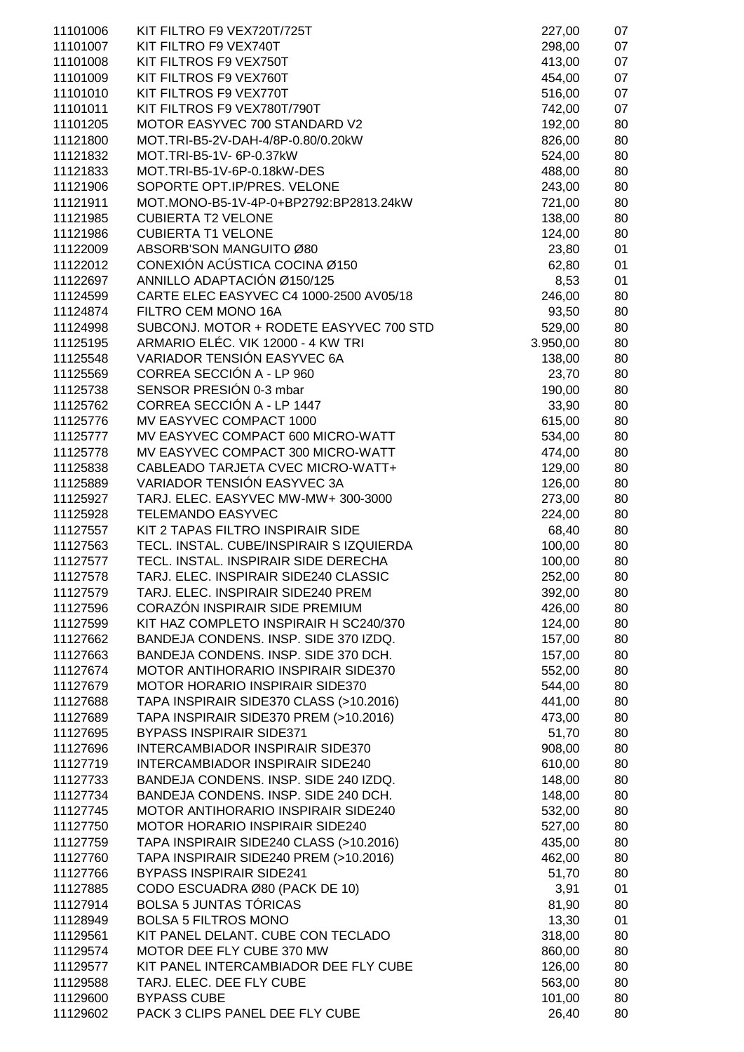| | | | |
|---|---|---|---|
| 11101006 | KIT FILTRO F9 VEX720T/725T | 227,00 | 07 |
| 11101007 | KIT FILTRO F9 VEX740T | 298,00 | 07 |
| 11101008 | KIT FILTROS F9 VEX750T | 413,00 | 07 |
| 11101009 | KIT FILTROS F9 VEX760T | 454,00 | 07 |
| 11101010 | KIT FILTROS F9 VEX770T | 516,00 | 07 |
| 11101011 | KIT FILTROS F9 VEX780T/790T | 742,00 | 07 |
| 11101205 | MOTOR EASYVEC 700 STANDARD V2 | 192,00 | 80 |
| 11121800 | MOT.TRI-B5-2V-DAH-4/8P-0.80/0.20kW | 826,00 | 80 |
| 11121832 | MOT.TRI-B5-1V- 6P-0.37kW | 524,00 | 80 |
| 11121833 | MOT.TRI-B5-1V-6P-0.18kW-DES | 488,00 | 80 |
| 11121906 | SOPORTE OPT.IP/PRES. VELONE | 243,00 | 80 |
| 11121911 | MOT.MONO-B5-1V-4P-0+BP2792:BP2813.24kW | 721,00 | 80 |
| 11121985 | CUBIERTA T2 VELONE | 138,00 | 80 |
| 11121986 | CUBIERTA T1 VELONE | 124,00 | 80 |
| 11122009 | ABSORB'SON MANGUITO Ø80 | 23,80 | 01 |
| 11122012 | CONEXIÓN ACÚSTICA COCINA Ø150 | 62,80 | 01 |
| 11122697 | ANNILLO ADAPTACIÓN Ø150/125 | 8,53 | 01 |
| 11124599 | CARTE ELEC EASYVEC C4 1000-2500 AV05/18 | 246,00 | 80 |
| 11124874 | FILTRO CEM MONO 16A | 93,50 | 80 |
| 11124998 | SUBCONJ. MOTOR + RODETE EASYVEC 700 STD | 529,00 | 80 |
| 11125195 | ARMARIO ELÉC. VIK 12000 - 4 KW TRI | 3.950,00 | 80 |
| 11125548 | VARIADOR TENSIÓN EASYVEC 6A | 138,00 | 80 |
| 11125569 | CORREA SECCIÓN A - LP 960 | 23,70 | 80 |
| 11125738 | SENSOR PRESIÓN 0-3 mbar | 190,00 | 80 |
| 11125762 | CORREA SECCIÓN A - LP 1447 | 33,90 | 80 |
| 11125776 | MV EASYVEC COMPACT 1000 | 615,00 | 80 |
| 11125777 | MV EASYVEC COMPACT 600 MICRO-WATT | 534,00 | 80 |
| 11125778 | MV EASYVEC COMPACT 300 MICRO-WATT | 474,00 | 80 |
| 11125838 | CABLEADO TARJETA CVEC MICRO-WATT+ | 129,00 | 80 |
| 11125889 | VARIADOR TENSIÓN EASYVEC 3A | 126,00 | 80 |
| 11125927 | TARJ. ELEC. EASYVEC MW-MW+ 300-3000 | 273,00 | 80 |
| 11125928 | TELEMANDO EASYVEC | 224,00 | 80 |
| 11127557 | KIT 2 TAPAS FILTRO INSPIRAIR SIDE | 68,40 | 80 |
| 11127563 | TECL. INSTAL. CUBE/INSPIRAIR S IZQUIERDA | 100,00 | 80 |
| 11127577 | TECL. INSTAL. INSPIRAIR SIDE DERECHA | 100,00 | 80 |
| 11127578 | TARJ. ELEC. INSPIRAIR SIDE240 CLASSIC | 252,00 | 80 |
| 11127579 | TARJ. ELEC. INSPIRAIR SIDE240 PREM | 392,00 | 80 |
| 11127596 | CORAZÓN INSPIRAIR SIDE PREMIUM | 426,00 | 80 |
| 11127599 | KIT HAZ COMPLETO INSPIRAIR H SC240/370 | 124,00 | 80 |
| 11127662 | BANDEJA CONDENS. INSP. SIDE 370 IZDQ. | 157,00 | 80 |
| 11127663 | BANDEJA CONDENS. INSP. SIDE 370 DCH. | 157,00 | 80 |
| 11127674 | MOTOR ANTIHORARIO INSPIRAIR SIDE370 | 552,00 | 80 |
| 11127679 | MOTOR HORARIO INSPIRAIR SIDE370 | 544,00 | 80 |
| 11127688 | TAPA INSPIRAIR SIDE370 CLASS (>10.2016) | 441,00 | 80 |
| 11127689 | TAPA INSPIRAIR SIDE370 PREM (>10.2016) | 473,00 | 80 |
| 11127695 | BYPASS INSPIRAIR SIDE371 | 51,70 | 80 |
| 11127696 | INTERCAMBIADOR INSPIRAIR SIDE370 | 908,00 | 80 |
| 11127719 | INTERCAMBIADOR INSPIRAIR SIDE240 | 610,00 | 80 |
| 11127733 | BANDEJA CONDENS. INSP. SIDE 240 IZDQ. | 148,00 | 80 |
| 11127734 | BANDEJA CONDENS. INSP. SIDE 240 DCH. | 148,00 | 80 |
| 11127745 | MOTOR ANTIHORARIO INSPIRAIR SIDE240 | 532,00 | 80 |
| 11127750 | MOTOR HORARIO INSPIRAIR SIDE240 | 527,00 | 80 |
| 11127759 | TAPA INSPIRAIR SIDE240 CLASS (>10.2016) | 435,00 | 80 |
| 11127760 | TAPA INSPIRAIR SIDE240 PREM (>10.2016) | 462,00 | 80 |
| 11127766 | BYPASS INSPIRAIR SIDE241 | 51,70 | 80 |
| 11127885 | CODO ESCUADRA Ø80 (PACK DE 10) | 3,91 | 01 |
| 11127914 | BOLSA 5 JUNTAS TÓRICAS | 81,90 | 80 |
| 11128949 | BOLSA 5 FILTROS MONO | 13,30 | 01 |
| 11129561 | KIT PANEL DELANT. CUBE CON TECLADO | 318,00 | 80 |
| 11129574 | MOTOR DEE FLY CUBE 370 MW | 860,00 | 80 |
| 11129577 | KIT PANEL INTERCAMBIADOR DEE FLY CUBE | 126,00 | 80 |
| 11129588 | TARJ. ELEC. DEE FLY CUBE | 563,00 | 80 |
| 11129600 | BYPASS CUBE | 101,00 | 80 |
| 11129602 | PACK 3 CLIPS PANEL DEE FLY CUBE | 26,40 | 80 |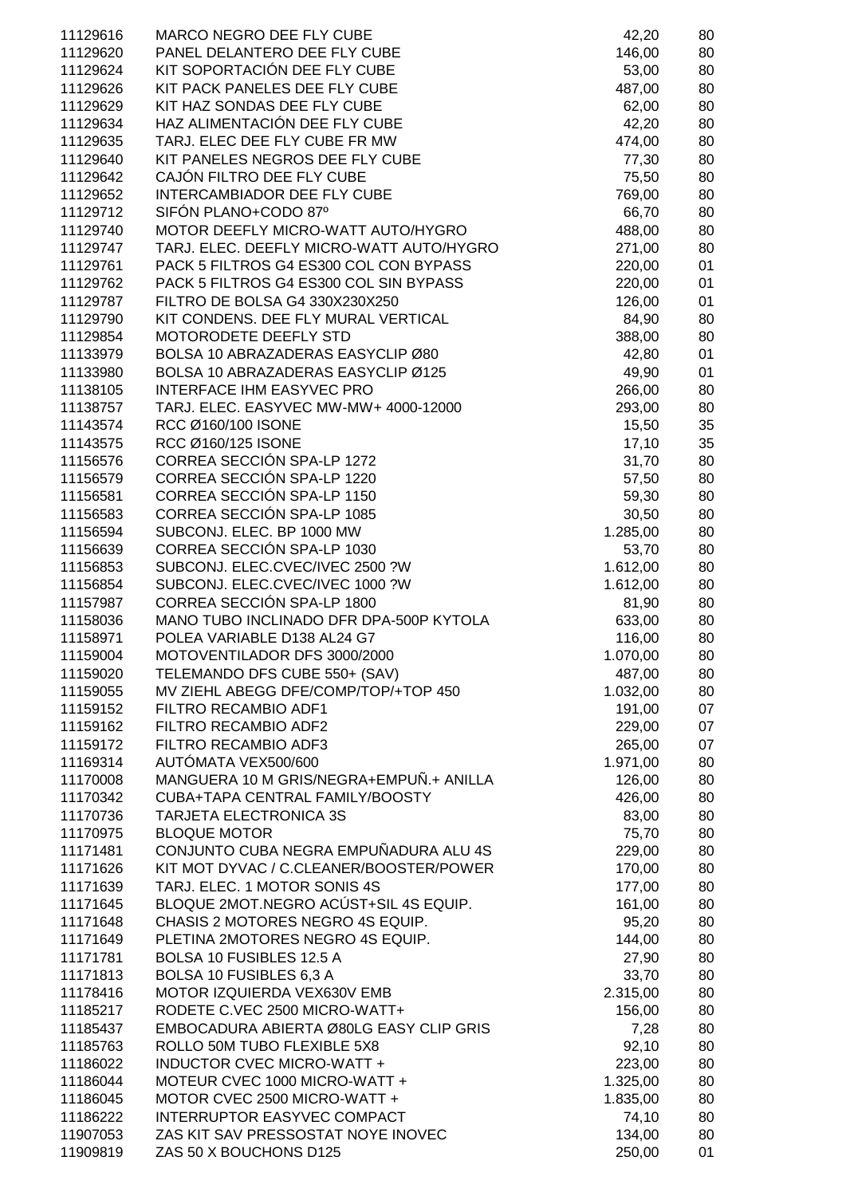| | | | |
|---|---|---|---|
| 11129616 | MARCO NEGRO DEE FLY CUBE | 42,20 | 80 |
| 11129620 | PANEL DELANTERO DEE FLY CUBE | 146,00 | 80 |
| 11129624 | KIT SOPORTACIÓN DEE FLY CUBE | 53,00 | 80 |
| 11129626 | KIT PACK PANELES DEE FLY CUBE | 487,00 | 80 |
| 11129629 | KIT HAZ SONDAS DEE FLY CUBE | 62,00 | 80 |
| 11129634 | HAZ ALIMENTACIÓN DEE FLY CUBE | 42,20 | 80 |
| 11129635 | TARJ. ELEC DEE FLY CUBE FR MW | 474,00 | 80 |
| 11129640 | KIT PANELES NEGROS DEE FLY CUBE | 77,30 | 80 |
| 11129642 | CAJÓN FILTRO DEE FLY CUBE | 75,50 | 80 |
| 11129652 | INTERCAMBIADOR DEE FLY CUBE | 769,00 | 80 |
| 11129712 | SIFÓN PLANO+CODO 87º | 66,70 | 80 |
| 11129740 | MOTOR DEEFLY MICRO-WATT AUTO/HYGRO | 488,00 | 80 |
| 11129747 | TARJ. ELEC. DEEFLY MICRO-WATT AUTO/HYGRO | 271,00 | 80 |
| 11129761 | PACK 5 FILTROS G4 ES300 COL CON BYPASS | 220,00 | 01 |
| 11129762 | PACK 5 FILTROS G4 ES300 COL SIN BYPASS | 220,00 | 01 |
| 11129787 | FILTRO DE BOLSA G4 330X230X250 | 126,00 | 01 |
| 11129790 | KIT CONDENS. DEE FLY MURAL VERTICAL | 84,90 | 80 |
| 11129854 | MOTORODETE DEEFLY STD | 388,00 | 80 |
| 11133979 | BOLSA 10 ABRAZADERAS EASYCLIP Ø80 | 42,80 | 01 |
| 11133980 | BOLSA 10 ABRAZADERAS EASYCLIP Ø125 | 49,90 | 01 |
| 11138105 | INTERFACE IHM EASYVEC PRO | 266,00 | 80 |
| 11138757 | TARJ. ELEC. EASYVEC MW-MW+ 4000-12000 | 293,00 | 80 |
| 11143574 | RCC Ø160/100 ISONE | 15,50 | 35 |
| 11143575 | RCC Ø160/125 ISONE | 17,10 | 35 |
| 11156576 | CORREA SECCIÓN SPA-LP 1272 | 31,70 | 80 |
| 11156579 | CORREA SECCIÓN SPA-LP 1220 | 57,50 | 80 |
| 11156581 | CORREA SECCIÓN SPA-LP 1150 | 59,30 | 80 |
| 11156583 | CORREA SECCIÓN SPA-LP 1085 | 30,50 | 80 |
| 11156594 | SUBCONJ. ELEC. BP 1000 MW | 1.285,00 | 80 |
| 11156639 | CORREA SECCIÓN SPA-LP 1030 | 53,70 | 80 |
| 11156853 | SUBCONJ. ELEC.CVEC/IVEC 2500 ?W | 1.612,00 | 80 |
| 11156854 | SUBCONJ. ELEC.CVEC/IVEC 1000 ?W | 1.612,00 | 80 |
| 11157987 | CORREA SECCIÓN SPA-LP 1800 | 81,90 | 80 |
| 11158036 | MANO TUBO INCLINADO DFR DPA-500P KYTOLA | 633,00 | 80 |
| 11158971 | POLEA VARIABLE D138 AL24 G7 | 116,00 | 80 |
| 11159004 | MOTOVENTILADOR DFS 3000/2000 | 1.070,00 | 80 |
| 11159020 | TELEMANDO DFS CUBE 550+ (SAV) | 487,00 | 80 |
| 11159055 | MV ZIEHL ABEGG DFE/COMP/TOP/+TOP 450 | 1.032,00 | 80 |
| 11159152 | FILTRO RECAMBIO ADF1 | 191,00 | 07 |
| 11159162 | FILTRO RECAMBIO ADF2 | 229,00 | 07 |
| 11159172 | FILTRO RECAMBIO ADF3 | 265,00 | 07 |
| 11169314 | AUTÓMATA VEX500/600 | 1.971,00 | 80 |
| 11170008 | MANGUERA 10 M GRIS/NEGRA+EMPUÑ.+ ANILLA | 126,00 | 80 |
| 11170342 | CUBA+TAPA CENTRAL FAMILY/BOOSTY | 426,00 | 80 |
| 11170736 | TARJETA ELECTRONICA 3S | 83,00 | 80 |
| 11170975 | BLOQUE MOTOR | 75,70 | 80 |
| 11171481 | CONJUNTO CUBA NEGRA EMPUÑADURA ALU 4S | 229,00 | 80 |
| 11171626 | KIT MOT DYVAC / C.CLEANER/BOOSTER/POWER | 170,00 | 80 |
| 11171639 | TARJ. ELEC. 1 MOTOR SONIS 4S | 177,00 | 80 |
| 11171645 | BLOQUE 2MOT.NEGRO ACÚST+SIL 4S EQUIP. | 161,00 | 80 |
| 11171648 | CHASIS 2 MOTORES NEGRO 4S EQUIP. | 95,20 | 80 |
| 11171649 | PLETINA 2MOTORES NEGRO 4S EQUIP. | 144,00 | 80 |
| 11171781 | BOLSA 10 FUSIBLES 12.5 A | 27,90 | 80 |
| 11171813 | BOLSA 10 FUSIBLES 6,3 A | 33,70 | 80 |
| 11178416 | MOTOR IZQUIERDA VEX630V EMB | 2.315,00 | 80 |
| 11185217 | RODETE C.VEC 2500 MICRO-WATT+ | 156,00 | 80 |
| 11185437 | EMBOCADURA ABIERTA Ø80LG EASY CLIP GRIS | 7,28 | 80 |
| 11185763 | ROLLO 50M TUBO FLEXIBLE 5X8 | 92,10 | 80 |
| 11186022 | INDUCTOR CVEC MICRO-WATT + | 223,00 | 80 |
| 11186044 | MOTEUR CVEC 1000 MICRO-WATT + | 1.325,00 | 80 |
| 11186045 | MOTOR CVEC 2500 MICRO-WATT + | 1.835,00 | 80 |
| 11186222 | INTERRUPTOR EASYVEC COMPACT | 74,10 | 80 |
| 11907053 | ZAS KIT SAV PRESSOSTAT NOYE INOVEC | 134,00 | 80 |
| 11909819 | ZAS 50 X BOUCHONS D125 | 250,00 | 01 |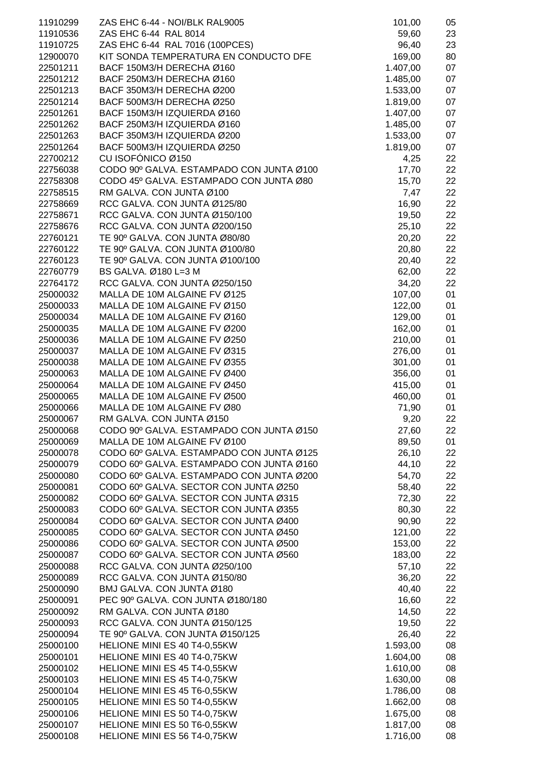| | | | |
|---|---|---|---|
| 11910299 | ZAS EHC 6-44 - NOI/BLK RAL9005 | 101,00 | 05 |
| 11910536 | ZAS EHC 6-44 RAL 8014 | 59,60 | 23 |
| 11910725 | ZAS EHC 6-44 RAL 7016 (100PCES) | 96,40 | 23 |
| 12900070 | KIT SONDA TEMPERATURA EN CONDUCTO DFE | 169,00 | 80 |
| 22501211 | BACF 150M3/H DERECHA Ø160 | 1.407,00 | 07 |
| 22501212 | BACF 250M3/H DERECHA Ø160 | 1.485,00 | 07 |
| 22501213 | BACF 350M3/H DERECHA Ø200 | 1.533,00 | 07 |
| 22501214 | BACF 500M3/H DERECHA Ø250 | 1.819,00 | 07 |
| 22501261 | BACF 150M3/H IZQUIERDA Ø160 | 1.407,00 | 07 |
| 22501262 | BACF 250M3/H IZQUIERDA Ø160 | 1.485,00 | 07 |
| 22501263 | BACF 350M3/H IZQUIERDA Ø200 | 1.533,00 | 07 |
| 22501264 | BACF 500M3/H IZQUIERDA Ø250 | 1.819,00 | 07 |
| 22700212 | CU ISOFÓNICO Ø150 | 4,25 | 22 |
| 22756038 | CODO 90º GALVA. ESTAMPADO CON JUNTA Ø100 | 17,70 | 22 |
| 22758308 | CODO 45º GALVA. ESTAMPADO CON JUNTA Ø80 | 15,70 | 22 |
| 22758515 | RM GALVA. CON JUNTA Ø100 | 7,47 | 22 |
| 22758669 | RCC GALVA. CON JUNTA Ø125/80 | 16,90 | 22 |
| 22758671 | RCC GALVA. CON JUNTA Ø150/100 | 19,50 | 22 |
| 22758676 | RCC GALVA. CON JUNTA Ø200/150 | 25,10 | 22 |
| 22760121 | TE 90º GALVA. CON JUNTA Ø80/80 | 20,20 | 22 |
| 22760122 | TE 90º GALVA. CON JUNTA Ø100/80 | 20,80 | 22 |
| 22760123 | TE 90º GALVA. CON JUNTA Ø100/100 | 20,40 | 22 |
| 22760779 | BS GALVA. Ø180 L=3 M | 62,00 | 22 |
| 22764172 | RCC GALVA. CON JUNTA Ø250/150 | 34,20 | 22 |
| 25000032 | MALLA DE 10M ALGAINE FV Ø125 | 107,00 | 01 |
| 25000033 | MALLA DE 10M ALGAINE FV Ø150 | 122,00 | 01 |
| 25000034 | MALLA DE 10M ALGAINE FV Ø160 | 129,00 | 01 |
| 25000035 | MALLA DE 10M ALGAINE FV Ø200 | 162,00 | 01 |
| 25000036 | MALLA DE 10M ALGAINE FV Ø250 | 210,00 | 01 |
| 25000037 | MALLA DE 10M ALGAINE FV Ø315 | 276,00 | 01 |
| 25000038 | MALLA DE 10M ALGAINE FV Ø355 | 301,00 | 01 |
| 25000063 | MALLA DE 10M ALGAINE FV Ø400 | 356,00 | 01 |
| 25000064 | MALLA DE 10M ALGAINE FV Ø450 | 415,00 | 01 |
| 25000065 | MALLA DE 10M ALGAINE FV Ø500 | 460,00 | 01 |
| 25000066 | MALLA DE 10M ALGAINE FV Ø80 | 71,90 | 01 |
| 25000067 | RM GALVA. CON JUNTA Ø150 | 9,20 | 22 |
| 25000068 | CODO 90º GALVA. ESTAMPADO CON JUNTA Ø150 | 27,60 | 22 |
| 25000069 | MALLA DE 10M ALGAINE FV Ø100 | 89,50 | 01 |
| 25000078 | CODO 60º GALVA. ESTAMPADO CON JUNTA Ø125 | 26,10 | 22 |
| 25000079 | CODO 60º GALVA. ESTAMPADO CON JUNTA Ø160 | 44,10 | 22 |
| 25000080 | CODO 60º GALVA. ESTAMPADO CON JUNTA Ø200 | 54,70 | 22 |
| 25000081 | CODO 60º GALVA. SECTOR CON JUNTA Ø250 | 58,40 | 22 |
| 25000082 | CODO 60º GALVA. SECTOR CON JUNTA Ø315 | 72,30 | 22 |
| 25000083 | CODO 60º GALVA. SECTOR CON JUNTA Ø355 | 80,30 | 22 |
| 25000084 | CODO 60º GALVA. SECTOR CON JUNTA Ø400 | 90,90 | 22 |
| 25000085 | CODO 60º GALVA. SECTOR CON JUNTA Ø450 | 121,00 | 22 |
| 25000086 | CODO 60º GALVA. SECTOR CON JUNTA Ø500 | 153,00 | 22 |
| 25000087 | CODO 60º GALVA. SECTOR CON JUNTA Ø560 | 183,00 | 22 |
| 25000088 | RCC GALVA. CON JUNTA Ø250/100 | 57,10 | 22 |
| 25000089 | RCC GALVA. CON JUNTA Ø150/80 | 36,20 | 22 |
| 25000090 | BMJ GALVA. CON JUNTA Ø180 | 40,40 | 22 |
| 25000091 | PEC 90º GALVA. CON JUNTA Ø180/180 | 16,60 | 22 |
| 25000092 | RM GALVA. CON JUNTA Ø180 | 14,50 | 22 |
| 25000093 | RCC GALVA. CON JUNTA Ø150/125 | 19,50 | 22 |
| 25000094 | TE 90º GALVA. CON JUNTA Ø150/125 | 26,40 | 22 |
| 25000100 | HELIONE MINI ES 40 T4-0,55KW | 1.593,00 | 08 |
| 25000101 | HELIONE MINI ES 40 T4-0,75KW | 1.604,00 | 08 |
| 25000102 | HELIONE MINI ES 45 T4-0,55KW | 1.610,00 | 08 |
| 25000103 | HELIONE MINI ES 45 T4-0,75KW | 1.630,00 | 08 |
| 25000104 | HELIONE MINI ES 45 T6-0,55KW | 1.786,00 | 08 |
| 25000105 | HELIONE MINI ES 50 T4-0,55KW | 1.662,00 | 08 |
| 25000106 | HELIONE MINI ES 50 T4-0,75KW | 1.675,00 | 08 |
| 25000107 | HELIONE MINI ES 50 T6-0,55KW | 1.817,00 | 08 |
| 25000108 | HELIONE MINI ES 56 T4-0,75KW | 1.716,00 | 08 |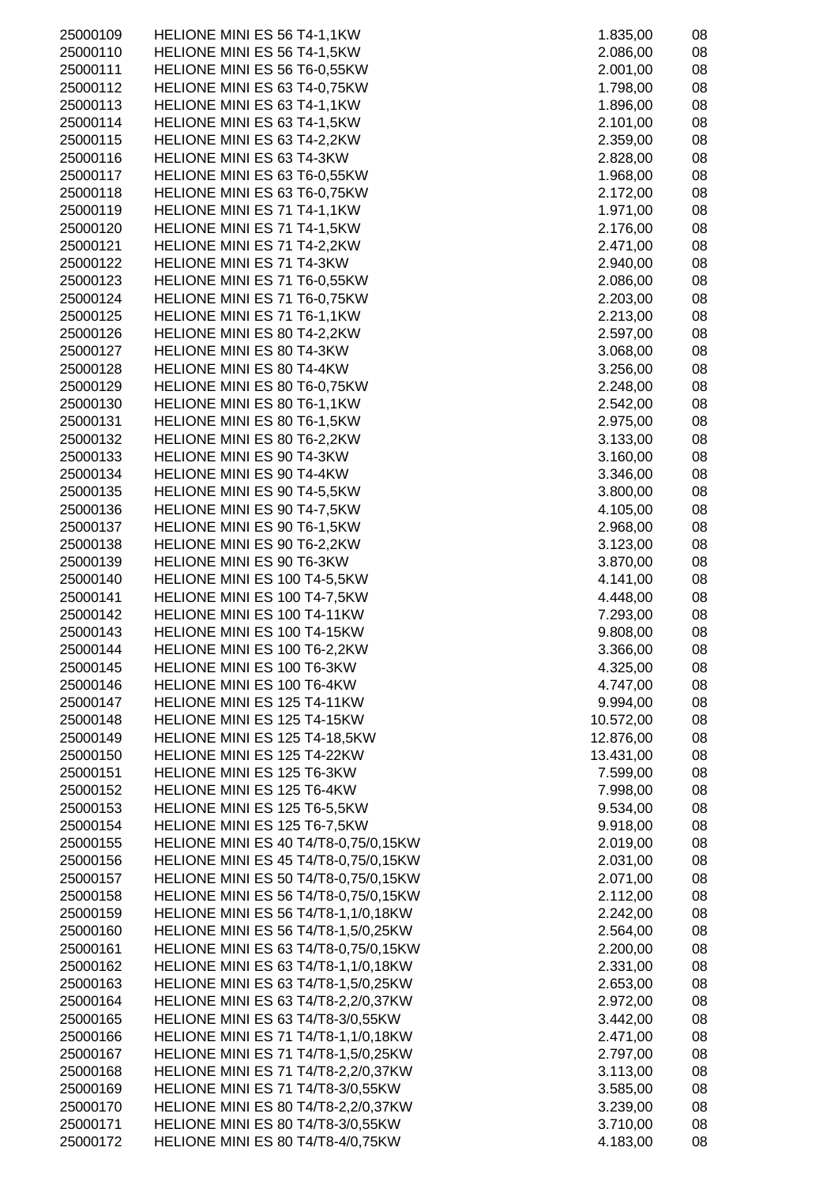| | | | |
|---|---|---|---|
| 25000109 | HELIONE MINI ES 56 T4-1,1KW | 1.835,00 | 08 |
| 25000110 | HELIONE MINI ES 56 T4-1,5KW | 2.086,00 | 08 |
| 25000111 | HELIONE MINI ES 56 T6-0,55KW | 2.001,00 | 08 |
| 25000112 | HELIONE MINI ES 63 T4-0,75KW | 1.798,00 | 08 |
| 25000113 | HELIONE MINI ES 63 T4-1,1KW | 1.896,00 | 08 |
| 25000114 | HELIONE MINI ES 63 T4-1,5KW | 2.101,00 | 08 |
| 25000115 | HELIONE MINI ES 63 T4-2,2KW | 2.359,00 | 08 |
| 25000116 | HELIONE MINI ES 63 T4-3KW | 2.828,00 | 08 |
| 25000117 | HELIONE MINI ES 63 T6-0,55KW | 1.968,00 | 08 |
| 25000118 | HELIONE MINI ES 63 T6-0,75KW | 2.172,00 | 08 |
| 25000119 | HELIONE MINI ES 71 T4-1,1KW | 1.971,00 | 08 |
| 25000120 | HELIONE MINI ES 71 T4-1,5KW | 2.176,00 | 08 |
| 25000121 | HELIONE MINI ES 71 T4-2,2KW | 2.471,00 | 08 |
| 25000122 | HELIONE MINI ES 71 T4-3KW | 2.940,00 | 08 |
| 25000123 | HELIONE MINI ES 71 T6-0,55KW | 2.086,00 | 08 |
| 25000124 | HELIONE MINI ES 71 T6-0,75KW | 2.203,00 | 08 |
| 25000125 | HELIONE MINI ES 71 T6-1,1KW | 2.213,00 | 08 |
| 25000126 | HELIONE MINI ES 80 T4-2,2KW | 2.597,00 | 08 |
| 25000127 | HELIONE MINI ES 80 T4-3KW | 3.068,00 | 08 |
| 25000128 | HELIONE MINI ES 80 T4-4KW | 3.256,00 | 08 |
| 25000129 | HELIONE MINI ES 80 T6-0,75KW | 2.248,00 | 08 |
| 25000130 | HELIONE MINI ES 80 T6-1,1KW | 2.542,00 | 08 |
| 25000131 | HELIONE MINI ES 80 T6-1,5KW | 2.975,00 | 08 |
| 25000132 | HELIONE MINI ES 80 T6-2,2KW | 3.133,00 | 08 |
| 25000133 | HELIONE MINI ES 90 T4-3KW | 3.160,00 | 08 |
| 25000134 | HELIONE MINI ES 90 T4-4KW | 3.346,00 | 08 |
| 25000135 | HELIONE MINI ES 90 T4-5,5KW | 3.800,00 | 08 |
| 25000136 | HELIONE MINI ES 90 T4-7,5KW | 4.105,00 | 08 |
| 25000137 | HELIONE MINI ES 90 T6-1,5KW | 2.968,00 | 08 |
| 25000138 | HELIONE MINI ES 90 T6-2,2KW | 3.123,00 | 08 |
| 25000139 | HELIONE MINI ES 90 T6-3KW | 3.870,00 | 08 |
| 25000140 | HELIONE MINI ES 100 T4-5,5KW | 4.141,00 | 08 |
| 25000141 | HELIONE MINI ES 100 T4-7,5KW | 4.448,00 | 08 |
| 25000142 | HELIONE MINI ES 100 T4-11KW | 7.293,00 | 08 |
| 25000143 | HELIONE MINI ES 100 T4-15KW | 9.808,00 | 08 |
| 25000144 | HELIONE MINI ES 100 T6-2,2KW | 3.366,00 | 08 |
| 25000145 | HELIONE MINI ES 100 T6-3KW | 4.325,00 | 08 |
| 25000146 | HELIONE MINI ES 100 T6-4KW | 4.747,00 | 08 |
| 25000147 | HELIONE MINI ES 125 T4-11KW | 9.994,00 | 08 |
| 25000148 | HELIONE MINI ES 125 T4-15KW | 10.572,00 | 08 |
| 25000149 | HELIONE MINI ES 125 T4-18,5KW | 12.876,00 | 08 |
| 25000150 | HELIONE MINI ES 125 T4-22KW | 13.431,00 | 08 |
| 25000151 | HELIONE MINI ES 125 T6-3KW | 7.599,00 | 08 |
| 25000152 | HELIONE MINI ES 125 T6-4KW | 7.998,00 | 08 |
| 25000153 | HELIONE MINI ES 125 T6-5,5KW | 9.534,00 | 08 |
| 25000154 | HELIONE MINI ES 125 T6-7,5KW | 9.918,00 | 08 |
| 25000155 | HELIONE MINI ES 40 T4/T8-0,75/0,15KW | 2.019,00 | 08 |
| 25000156 | HELIONE MINI ES 45 T4/T8-0,75/0,15KW | 2.031,00 | 08 |
| 25000157 | HELIONE MINI ES 50 T4/T8-0,75/0,15KW | 2.071,00 | 08 |
| 25000158 | HELIONE MINI ES 56 T4/T8-0,75/0,15KW | 2.112,00 | 08 |
| 25000159 | HELIONE MINI ES 56 T4/T8-1,1/0,18KW | 2.242,00 | 08 |
| 25000160 | HELIONE MINI ES 56 T4/T8-1,5/0,25KW | 2.564,00 | 08 |
| 25000161 | HELIONE MINI ES 63 T4/T8-0,75/0,15KW | 2.200,00 | 08 |
| 25000162 | HELIONE MINI ES 63 T4/T8-1,1/0,18KW | 2.331,00 | 08 |
| 25000163 | HELIONE MINI ES 63 T4/T8-1,5/0,25KW | 2.653,00 | 08 |
| 25000164 | HELIONE MINI ES 63 T4/T8-2,2/0,37KW | 2.972,00 | 08 |
| 25000165 | HELIONE MINI ES 63 T4/T8-3/0,55KW | 3.442,00 | 08 |
| 25000166 | HELIONE MINI ES 71 T4/T8-1,1/0,18KW | 2.471,00 | 08 |
| 25000167 | HELIONE MINI ES 71 T4/T8-1,5/0,25KW | 2.797,00 | 08 |
| 25000168 | HELIONE MINI ES 71 T4/T8-2,2/0,37KW | 3.113,00 | 08 |
| 25000169 | HELIONE MINI ES 71 T4/T8-3/0,55KW | 3.585,00 | 08 |
| 25000170 | HELIONE MINI ES 80 T4/T8-2,2/0,37KW | 3.239,00 | 08 |
| 25000171 | HELIONE MINI ES 80 T4/T8-3/0,55KW | 3.710,00 | 08 |
| 25000172 | HELIONE MINI ES 80 T4/T8-4/0,75KW | 4.183,00 | 08 |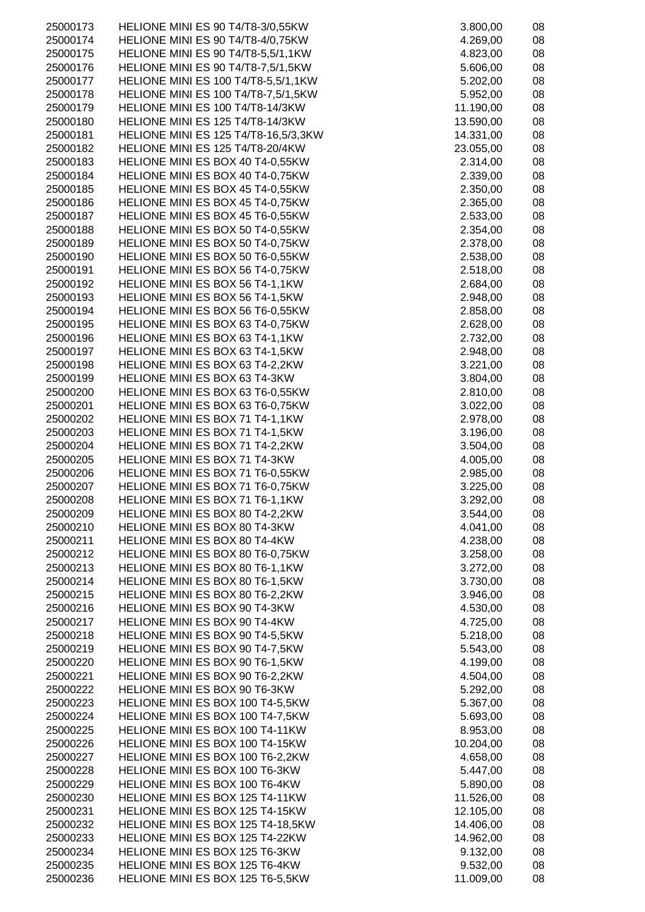| | | | |
|---|---|---|---|
| 25000173 | HELIONE MINI ES 90 T4/T8-3/0,55KW | 3.800,00 | 08 |
| 25000174 | HELIONE MINI ES 90 T4/T8-4/0,75KW | 4.269,00 | 08 |
| 25000175 | HELIONE MINI ES 90 T4/T8-5,5/1,1KW | 4.823,00 | 08 |
| 25000176 | HELIONE MINI ES 90 T4/T8-7,5/1,5KW | 5.606,00 | 08 |
| 25000177 | HELIONE MINI ES 100 T4/T8-5,5/1,1KW | 5.202,00 | 08 |
| 25000178 | HELIONE MINI ES 100 T4/T8-7,5/1,5KW | 5.952,00 | 08 |
| 25000179 | HELIONE MINI ES 100 T4/T8-14/3KW | 11.190,00 | 08 |
| 25000180 | HELIONE MINI ES 125 T4/T8-14/3KW | 13.590,00 | 08 |
| 25000181 | HELIONE MINI ES 125 T4/T8-16,5/3,3KW | 14.331,00 | 08 |
| 25000182 | HELIONE MINI ES 125 T4/T8-20/4KW | 23.055,00 | 08 |
| 25000183 | HELIONE MINI ES BOX 40 T4-0,55KW | 2.314,00 | 08 |
| 25000184 | HELIONE MINI ES BOX 40 T4-0,75KW | 2.339,00 | 08 |
| 25000185 | HELIONE MINI ES BOX 45 T4-0,55KW | 2.350,00 | 08 |
| 25000186 | HELIONE MINI ES BOX 45 T4-0,75KW | 2.365,00 | 08 |
| 25000187 | HELIONE MINI ES BOX 45 T6-0,55KW | 2.533,00 | 08 |
| 25000188 | HELIONE MINI ES BOX 50 T4-0,55KW | 2.354,00 | 08 |
| 25000189 | HELIONE MINI ES BOX 50 T4-0,75KW | 2.378,00 | 08 |
| 25000190 | HELIONE MINI ES BOX 50 T6-0,55KW | 2.538,00 | 08 |
| 25000191 | HELIONE MINI ES BOX 56 T4-0,75KW | 2.518,00 | 08 |
| 25000192 | HELIONE MINI ES BOX 56 T4-1,1KW | 2.684,00 | 08 |
| 25000193 | HELIONE MINI ES BOX 56 T4-1,5KW | 2.948,00 | 08 |
| 25000194 | HELIONE MINI ES BOX 56 T6-0,55KW | 2.858,00 | 08 |
| 25000195 | HELIONE MINI ES BOX 63 T4-0,75KW | 2.628,00 | 08 |
| 25000196 | HELIONE MINI ES BOX 63 T4-1,1KW | 2.732,00 | 08 |
| 25000197 | HELIONE MINI ES BOX 63 T4-1,5KW | 2.948,00 | 08 |
| 25000198 | HELIONE MINI ES BOX 63 T4-2,2KW | 3.221,00 | 08 |
| 25000199 | HELIONE MINI ES BOX 63 T4-3KW | 3.804,00 | 08 |
| 25000200 | HELIONE MINI ES BOX 63 T6-0,55KW | 2.810,00 | 08 |
| 25000201 | HELIONE MINI ES BOX 63 T6-0,75KW | 3.022,00 | 08 |
| 25000202 | HELIONE MINI ES BOX 71 T4-1,1KW | 2.978,00 | 08 |
| 25000203 | HELIONE MINI ES BOX 71 T4-1,5KW | 3.196,00 | 08 |
| 25000204 | HELIONE MINI ES BOX 71 T4-2,2KW | 3.504,00 | 08 |
| 25000205 | HELIONE MINI ES BOX 71 T4-3KW | 4.005,00 | 08 |
| 25000206 | HELIONE MINI ES BOX 71 T6-0,55KW | 2.985,00 | 08 |
| 25000207 | HELIONE MINI ES BOX 71 T6-0,75KW | 3.225,00 | 08 |
| 25000208 | HELIONE MINI ES BOX 71 T6-1,1KW | 3.292,00 | 08 |
| 25000209 | HELIONE MINI ES BOX 80 T4-2,2KW | 3.544,00 | 08 |
| 25000210 | HELIONE MINI ES BOX 80 T4-3KW | 4.041,00 | 08 |
| 25000211 | HELIONE MINI ES BOX 80 T4-4KW | 4.238,00 | 08 |
| 25000212 | HELIONE MINI ES BOX 80 T6-0,75KW | 3.258,00 | 08 |
| 25000213 | HELIONE MINI ES BOX 80 T6-1,1KW | 3.272,00 | 08 |
| 25000214 | HELIONE MINI ES BOX 80 T6-1,5KW | 3.730,00 | 08 |
| 25000215 | HELIONE MINI ES BOX 80 T6-2,2KW | 3.946,00 | 08 |
| 25000216 | HELIONE MINI ES BOX 90 T4-3KW | 4.530,00 | 08 |
| 25000217 | HELIONE MINI ES BOX 90 T4-4KW | 4.725,00 | 08 |
| 25000218 | HELIONE MINI ES BOX 90 T4-5,5KW | 5.218,00 | 08 |
| 25000219 | HELIONE MINI ES BOX 90 T4-7,5KW | 5.543,00 | 08 |
| 25000220 | HELIONE MINI ES BOX 90 T6-1,5KW | 4.199,00 | 08 |
| 25000221 | HELIONE MINI ES BOX 90 T6-2,2KW | 4.504,00 | 08 |
| 25000222 | HELIONE MINI ES BOX 90 T6-3KW | 5.292,00 | 08 |
| 25000223 | HELIONE MINI ES BOX 100 T4-5,5KW | 5.367,00 | 08 |
| 25000224 | HELIONE MINI ES BOX 100 T4-7,5KW | 5.693,00 | 08 |
| 25000225 | HELIONE MINI ES BOX 100 T4-11KW | 8.953,00 | 08 |
| 25000226 | HELIONE MINI ES BOX 100 T4-15KW | 10.204,00 | 08 |
| 25000227 | HELIONE MINI ES BOX 100 T6-2,2KW | 4.658,00 | 08 |
| 25000228 | HELIONE MINI ES BOX 100 T6-3KW | 5.447,00 | 08 |
| 25000229 | HELIONE MINI ES BOX 100 T6-4KW | 5.890,00 | 08 |
| 25000230 | HELIONE MINI ES BOX 125 T4-11KW | 11.526,00 | 08 |
| 25000231 | HELIONE MINI ES BOX 125 T4-15KW | 12.105,00 | 08 |
| 25000232 | HELIONE MINI ES BOX 125 T4-18,5KW | 14.406,00 | 08 |
| 25000233 | HELIONE MINI ES BOX 125 T4-22KW | 14.962,00 | 08 |
| 25000234 | HELIONE MINI ES BOX 125 T6-3KW | 9.132,00 | 08 |
| 25000235 | HELIONE MINI ES BOX 125 T6-4KW | 9.532,00 | 08 |
| 25000236 | HELIONE MINI ES BOX 125 T6-5,5KW | 11.009,00 | 08 |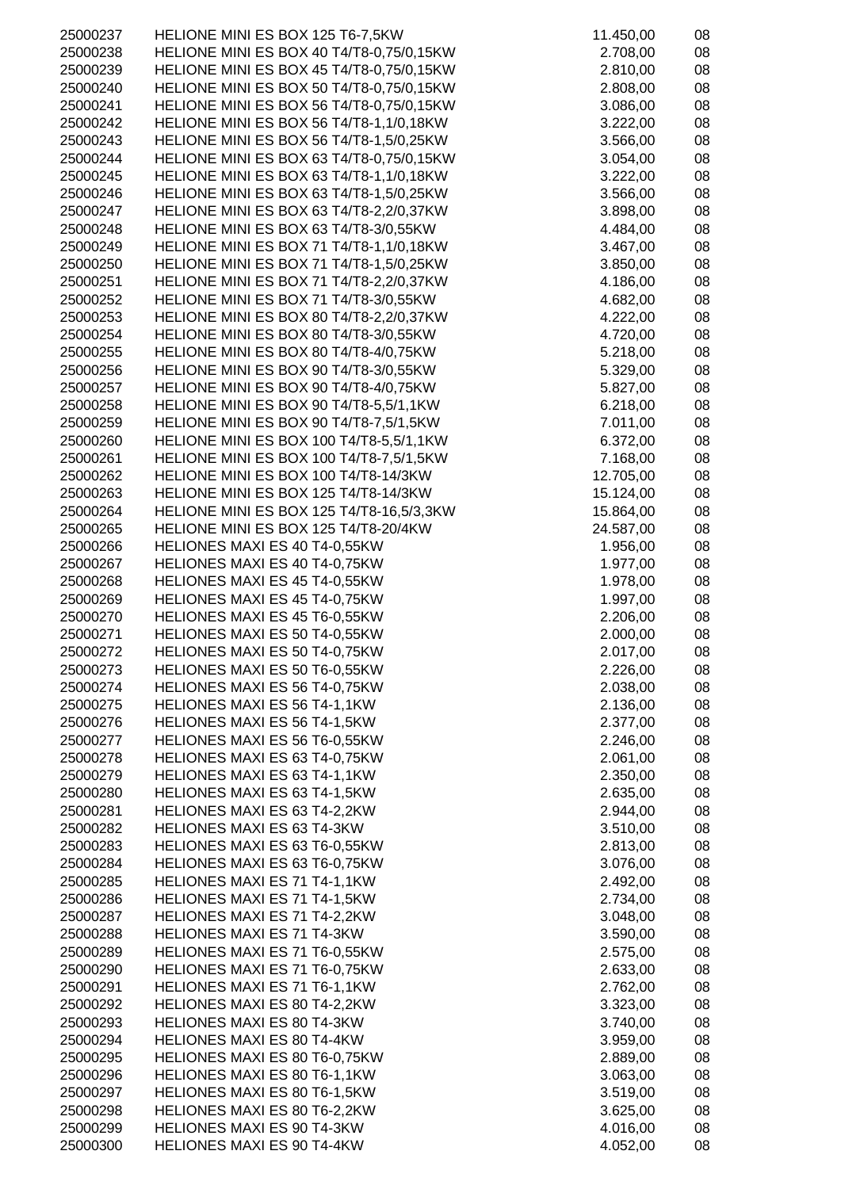| | | | |
|---|---|---|---|
| 25000237 | HELIONE MINI ES BOX 125 T6-7,5KW | 11.450,00 | 08 |
| 25000238 | HELIONE MINI ES BOX 40 T4/T8-0,75/0,15KW | 2.708,00 | 08 |
| 25000239 | HELIONE MINI ES BOX 45 T4/T8-0,75/0,15KW | 2.810,00 | 08 |
| 25000240 | HELIONE MINI ES BOX 50 T4/T8-0,75/0,15KW | 2.808,00 | 08 |
| 25000241 | HELIONE MINI ES BOX 56 T4/T8-0,75/0,15KW | 3.086,00 | 08 |
| 25000242 | HELIONE MINI ES BOX 56 T4/T8-1,1/0,18KW | 3.222,00 | 08 |
| 25000243 | HELIONE MINI ES BOX 56 T4/T8-1,5/0,25KW | 3.566,00 | 08 |
| 25000244 | HELIONE MINI ES BOX 63 T4/T8-0,75/0,15KW | 3.054,00 | 08 |
| 25000245 | HELIONE MINI ES BOX 63 T4/T8-1,1/0,18KW | 3.222,00 | 08 |
| 25000246 | HELIONE MINI ES BOX 63 T4/T8-1,5/0,25KW | 3.566,00 | 08 |
| 25000247 | HELIONE MINI ES BOX 63 T4/T8-2,2/0,37KW | 3.898,00 | 08 |
| 25000248 | HELIONE MINI ES BOX 63 T4/T8-3/0,55KW | 4.484,00 | 08 |
| 25000249 | HELIONE MINI ES BOX 71 T4/T8-1,1/0,18KW | 3.467,00 | 08 |
| 25000250 | HELIONE MINI ES BOX 71 T4/T8-1,5/0,25KW | 3.850,00 | 08 |
| 25000251 | HELIONE MINI ES BOX 71 T4/T8-2,2/0,37KW | 4.186,00 | 08 |
| 25000252 | HELIONE MINI ES BOX 71 T4/T8-3/0,55KW | 4.682,00 | 08 |
| 25000253 | HELIONE MINI ES BOX 80 T4/T8-2,2/0,37KW | 4.222,00 | 08 |
| 25000254 | HELIONE MINI ES BOX 80 T4/T8-3/0,55KW | 4.720,00 | 08 |
| 25000255 | HELIONE MINI ES BOX 80 T4/T8-4/0,75KW | 5.218,00 | 08 |
| 25000256 | HELIONE MINI ES BOX 90 T4/T8-3/0,55KW | 5.329,00 | 08 |
| 25000257 | HELIONE MINI ES BOX 90 T4/T8-4/0,75KW | 5.827,00 | 08 |
| 25000258 | HELIONE MINI ES BOX 90 T4/T8-5,5/1,1KW | 6.218,00 | 08 |
| 25000259 | HELIONE MINI ES BOX 90 T4/T8-7,5/1,5KW | 7.011,00 | 08 |
| 25000260 | HELIONE MINI ES BOX 100 T4/T8-5,5/1,1KW | 6.372,00 | 08 |
| 25000261 | HELIONE MINI ES BOX 100 T4/T8-7,5/1,5KW | 7.168,00 | 08 |
| 25000262 | HELIONE MINI ES BOX 100 T4/T8-14/3KW | 12.705,00 | 08 |
| 25000263 | HELIONE MINI ES BOX 125 T4/T8-14/3KW | 15.124,00 | 08 |
| 25000264 | HELIONE MINI ES BOX 125 T4/T8-16,5/3,3KW | 15.864,00 | 08 |
| 25000265 | HELIONE MINI ES BOX 125 T4/T8-20/4KW | 24.587,00 | 08 |
| 25000266 | HELIONES MAXI ES 40 T4-0,55KW | 1.956,00 | 08 |
| 25000267 | HELIONES MAXI ES 40 T4-0,75KW | 1.977,00 | 08 |
| 25000268 | HELIONES MAXI ES 45 T4-0,55KW | 1.978,00 | 08 |
| 25000269 | HELIONES MAXI ES 45 T4-0,75KW | 1.997,00 | 08 |
| 25000270 | HELIONES MAXI ES 45 T6-0,55KW | 2.206,00 | 08 |
| 25000271 | HELIONES MAXI ES 50 T4-0,55KW | 2.000,00 | 08 |
| 25000272 | HELIONES MAXI ES 50 T4-0,75KW | 2.017,00 | 08 |
| 25000273 | HELIONES MAXI ES 50 T6-0,55KW | 2.226,00 | 08 |
| 25000274 | HELIONES MAXI ES 56 T4-0,75KW | 2.038,00 | 08 |
| 25000275 | HELIONES MAXI ES 56 T4-1,1KW | 2.136,00 | 08 |
| 25000276 | HELIONES MAXI ES 56 T4-1,5KW | 2.377,00 | 08 |
| 25000277 | HELIONES MAXI ES 56 T6-0,55KW | 2.246,00 | 08 |
| 25000278 | HELIONES MAXI ES 63 T4-0,75KW | 2.061,00 | 08 |
| 25000279 | HELIONES MAXI ES 63 T4-1,1KW | 2.350,00 | 08 |
| 25000280 | HELIONES MAXI ES 63 T4-1,5KW | 2.635,00 | 08 |
| 25000281 | HELIONES MAXI ES 63 T4-2,2KW | 2.944,00 | 08 |
| 25000282 | HELIONES MAXI ES 63 T4-3KW | 3.510,00 | 08 |
| 25000283 | HELIONES MAXI ES 63 T6-0,55KW | 2.813,00 | 08 |
| 25000284 | HELIONES MAXI ES 63 T6-0,75KW | 3.076,00 | 08 |
| 25000285 | HELIONES MAXI ES 71 T4-1,1KW | 2.492,00 | 08 |
| 25000286 | HELIONES MAXI ES 71 T4-1,5KW | 2.734,00 | 08 |
| 25000287 | HELIONES MAXI ES 71 T4-2,2KW | 3.048,00 | 08 |
| 25000288 | HELIONES MAXI ES 71 T4-3KW | 3.590,00 | 08 |
| 25000289 | HELIONES MAXI ES 71 T6-0,55KW | 2.575,00 | 08 |
| 25000290 | HELIONES MAXI ES 71 T6-0,75KW | 2.633,00 | 08 |
| 25000291 | HELIONES MAXI ES 71 T6-1,1KW | 2.762,00 | 08 |
| 25000292 | HELIONES MAXI ES 80 T4-2,2KW | 3.323,00 | 08 |
| 25000293 | HELIONES MAXI ES 80 T4-3KW | 3.740,00 | 08 |
| 25000294 | HELIONES MAXI ES 80 T4-4KW | 3.959,00 | 08 |
| 25000295 | HELIONES MAXI ES 80 T6-0,75KW | 2.889,00 | 08 |
| 25000296 | HELIONES MAXI ES 80 T6-1,1KW | 3.063,00 | 08 |
| 25000297 | HELIONES MAXI ES 80 T6-1,5KW | 3.519,00 | 08 |
| 25000298 | HELIONES MAXI ES 80 T6-2,2KW | 3.625,00 | 08 |
| 25000299 | HELIONES MAXI ES 90 T4-3KW | 4.016,00 | 08 |
| 25000300 | HELIONES MAXI ES 90 T4-4KW | 4.052,00 | 08 |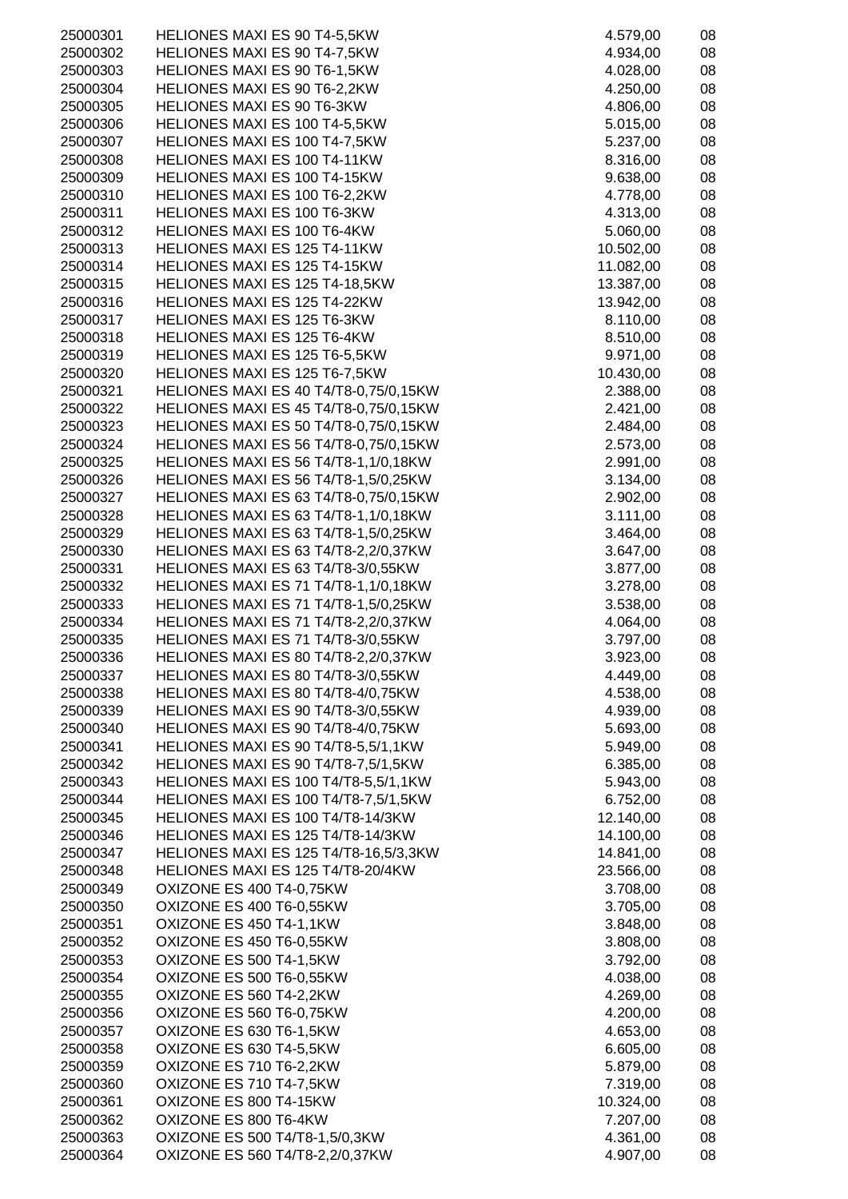| | | | |
|---|---|---|---|
| 25000301 | HELIONES MAXI ES 90 T4-5,5KW | 4.579,00 | 08 |
| 25000302 | HELIONES MAXI ES 90 T4-7,5KW | 4.934,00 | 08 |
| 25000303 | HELIONES MAXI ES 90 T6-1,5KW | 4.028,00 | 08 |
| 25000304 | HELIONES MAXI ES 90 T6-2,2KW | 4.250,00 | 08 |
| 25000305 | HELIONES MAXI ES 90 T6-3KW | 4.806,00 | 08 |
| 25000306 | HELIONES MAXI ES 100 T4-5,5KW | 5.015,00 | 08 |
| 25000307 | HELIONES MAXI ES 100 T4-7,5KW | 5.237,00 | 08 |
| 25000308 | HELIONES MAXI ES 100 T4-11KW | 8.316,00 | 08 |
| 25000309 | HELIONES MAXI ES 100 T4-15KW | 9.638,00 | 08 |
| 25000310 | HELIONES MAXI ES 100 T6-2,2KW | 4.778,00 | 08 |
| 25000311 | HELIONES MAXI ES 100 T6-3KW | 4.313,00 | 08 |
| 25000312 | HELIONES MAXI ES 100 T6-4KW | 5.060,00 | 08 |
| 25000313 | HELIONES MAXI ES 125 T4-11KW | 10.502,00 | 08 |
| 25000314 | HELIONES MAXI ES 125 T4-15KW | 11.082,00 | 08 |
| 25000315 | HELIONES MAXI ES 125 T4-18,5KW | 13.387,00 | 08 |
| 25000316 | HELIONES MAXI ES 125 T4-22KW | 13.942,00 | 08 |
| 25000317 | HELIONES MAXI ES 125 T6-3KW | 8.110,00 | 08 |
| 25000318 | HELIONES MAXI ES 125 T6-4KW | 8.510,00 | 08 |
| 25000319 | HELIONES MAXI ES 125 T6-5,5KW | 9.971,00 | 08 |
| 25000320 | HELIONES MAXI ES 125 T6-7,5KW | 10.430,00 | 08 |
| 25000321 | HELIONES MAXI ES 40 T4/T8-0,75/0,15KW | 2.388,00 | 08 |
| 25000322 | HELIONES MAXI ES 45 T4/T8-0,75/0,15KW | 2.421,00 | 08 |
| 25000323 | HELIONES MAXI ES 50 T4/T8-0,75/0,15KW | 2.484,00 | 08 |
| 25000324 | HELIONES MAXI ES 56 T4/T8-0,75/0,15KW | 2.573,00 | 08 |
| 25000325 | HELIONES MAXI ES 56 T4/T8-1,1/0,18KW | 2.991,00 | 08 |
| 25000326 | HELIONES MAXI ES 56 T4/T8-1,5/0,25KW | 3.134,00 | 08 |
| 25000327 | HELIONES MAXI ES 63 T4/T8-0,75/0,15KW | 2.902,00 | 08 |
| 25000328 | HELIONES MAXI ES 63 T4/T8-1,1/0,18KW | 3.111,00 | 08 |
| 25000329 | HELIONES MAXI ES 63 T4/T8-1,5/0,25KW | 3.464,00 | 08 |
| 25000330 | HELIONES MAXI ES 63 T4/T8-2,2/0,37KW | 3.647,00 | 08 |
| 25000331 | HELIONES MAXI ES 63 T4/T8-3/0,55KW | 3.877,00 | 08 |
| 25000332 | HELIONES MAXI ES 71 T4/T8-1,1/0,18KW | 3.278,00 | 08 |
| 25000333 | HELIONES MAXI ES 71 T4/T8-1,5/0,25KW | 3.538,00 | 08 |
| 25000334 | HELIONES MAXI ES 71 T4/T8-2,2/0,37KW | 4.064,00 | 08 |
| 25000335 | HELIONES MAXI ES 71 T4/T8-3/0,55KW | 3.797,00 | 08 |
| 25000336 | HELIONES MAXI ES 80 T4/T8-2,2/0,37KW | 3.923,00 | 08 |
| 25000337 | HELIONES MAXI ES 80 T4/T8-3/0,55KW | 4.449,00 | 08 |
| 25000338 | HELIONES MAXI ES 80 T4/T8-4/0,75KW | 4.538,00 | 08 |
| 25000339 | HELIONES MAXI ES 90 T4/T8-3/0,55KW | 4.939,00 | 08 |
| 25000340 | HELIONES MAXI ES 90 T4/T8-4/0,75KW | 5.693,00 | 08 |
| 25000341 | HELIONES MAXI ES 90 T4/T8-5,5/1,1KW | 5.949,00 | 08 |
| 25000342 | HELIONES MAXI ES 90 T4/T8-7,5/1,5KW | 6.385,00 | 08 |
| 25000343 | HELIONES MAXI ES 100 T4/T8-5,5/1,1KW | 5.943,00 | 08 |
| 25000344 | HELIONES MAXI ES 100 T4/T8-7,5/1,5KW | 6.752,00 | 08 |
| 25000345 | HELIONES MAXI ES 100 T4/T8-14/3KW | 12.140,00 | 08 |
| 25000346 | HELIONES MAXI ES 125 T4/T8-14/3KW | 14.100,00 | 08 |
| 25000347 | HELIONES MAXI ES 125 T4/T8-16,5/3,3KW | 14.841,00 | 08 |
| 25000348 | HELIONES MAXI ES 125 T4/T8-20/4KW | 23.566,00 | 08 |
| 25000349 | OXIZONE ES 400 T4-0,75KW | 3.708,00 | 08 |
| 25000350 | OXIZONE ES 400 T6-0,55KW | 3.705,00 | 08 |
| 25000351 | OXIZONE ES 450 T4-1,1KW | 3.848,00 | 08 |
| 25000352 | OXIZONE ES 450 T6-0,55KW | 3.808,00 | 08 |
| 25000353 | OXIZONE ES 500 T4-1,5KW | 3.792,00 | 08 |
| 25000354 | OXIZONE ES 500 T6-0,55KW | 4.038,00 | 08 |
| 25000355 | OXIZONE ES 560 T4-2,2KW | 4.269,00 | 08 |
| 25000356 | OXIZONE ES 560 T6-0,75KW | 4.200,00 | 08 |
| 25000357 | OXIZONE ES 630 T6-1,5KW | 4.653,00 | 08 |
| 25000358 | OXIZONE ES 630 T4-5,5KW | 6.605,00 | 08 |
| 25000359 | OXIZONE ES 710 T6-2,2KW | 5.879,00 | 08 |
| 25000360 | OXIZONE ES 710 T4-7,5KW | 7.319,00 | 08 |
| 25000361 | OXIZONE ES 800 T4-15KW | 10.324,00 | 08 |
| 25000362 | OXIZONE ES 800 T6-4KW | 7.207,00 | 08 |
| 25000363 | OXIZONE ES 500 T4/T8-1,5/0,3KW | 4.361,00 | 08 |
| 25000364 | OXIZONE ES 560 T4/T8-2,2/0,37KW | 4.907,00 | 08 |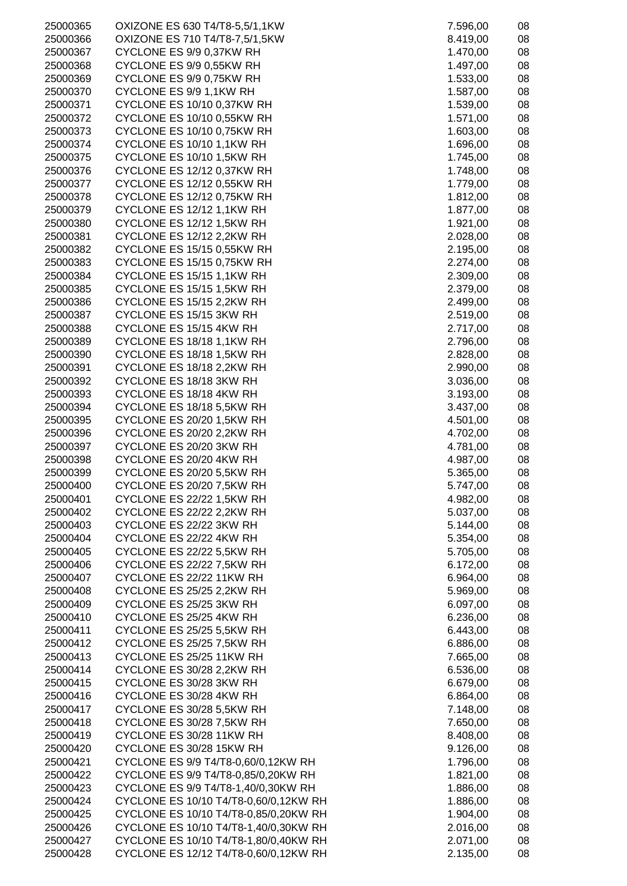| | | | |
|---|---|---|---|
| 25000365 | OXIZONE ES 630 T4/T8-5,5/1,1KW | 7.596,00 | 08 |
| 25000366 | OXIZONE ES 710 T4/T8-7,5/1,5KW | 8.419,00 | 08 |
| 25000367 | CYCLONE ES 9/9 0,37KW RH | 1.470,00 | 08 |
| 25000368 | CYCLONE ES 9/9 0,55KW RH | 1.497,00 | 08 |
| 25000369 | CYCLONE ES 9/9 0,75KW RH | 1.533,00 | 08 |
| 25000370 | CYCLONE ES 9/9 1,1KW RH | 1.587,00 | 08 |
| 25000371 | CYCLONE ES 10/10 0,37KW RH | 1.539,00 | 08 |
| 25000372 | CYCLONE ES 10/10 0,55KW RH | 1.571,00 | 08 |
| 25000373 | CYCLONE ES 10/10 0,75KW RH | 1.603,00 | 08 |
| 25000374 | CYCLONE ES 10/10 1,1KW RH | 1.696,00 | 08 |
| 25000375 | CYCLONE ES 10/10 1,5KW RH | 1.745,00 | 08 |
| 25000376 | CYCLONE ES 12/12 0,37KW RH | 1.748,00 | 08 |
| 25000377 | CYCLONE ES 12/12 0,55KW RH | 1.779,00 | 08 |
| 25000378 | CYCLONE ES 12/12 0,75KW RH | 1.812,00 | 08 |
| 25000379 | CYCLONE ES 12/12 1,1KW RH | 1.877,00 | 08 |
| 25000380 | CYCLONE ES 12/12 1,5KW RH | 1.921,00 | 08 |
| 25000381 | CYCLONE ES 12/12 2,2KW RH | 2.028,00 | 08 |
| 25000382 | CYCLONE ES 15/15 0,55KW RH | 2.195,00 | 08 |
| 25000383 | CYCLONE ES 15/15 0,75KW RH | 2.274,00 | 08 |
| 25000384 | CYCLONE ES 15/15 1,1KW RH | 2.309,00 | 08 |
| 25000385 | CYCLONE ES 15/15 1,5KW RH | 2.379,00 | 08 |
| 25000386 | CYCLONE ES 15/15 2,2KW RH | 2.499,00 | 08 |
| 25000387 | CYCLONE ES 15/15 3KW RH | 2.519,00 | 08 |
| 25000388 | CYCLONE ES 15/15 4KW RH | 2.717,00 | 08 |
| 25000389 | CYCLONE ES 18/18 1,1KW RH | 2.796,00 | 08 |
| 25000390 | CYCLONE ES 18/18 1,5KW RH | 2.828,00 | 08 |
| 25000391 | CYCLONE ES 18/18 2,2KW RH | 2.990,00 | 08 |
| 25000392 | CYCLONE ES 18/18 3KW RH | 3.036,00 | 08 |
| 25000393 | CYCLONE ES 18/18 4KW RH | 3.193,00 | 08 |
| 25000394 | CYCLONE ES 18/18 5,5KW RH | 3.437,00 | 08 |
| 25000395 | CYCLONE ES 20/20 1,5KW RH | 4.501,00 | 08 |
| 25000396 | CYCLONE ES 20/20 2,2KW RH | 4.702,00 | 08 |
| 25000397 | CYCLONE ES 20/20 3KW RH | 4.781,00 | 08 |
| 25000398 | CYCLONE ES 20/20 4KW RH | 4.987,00 | 08 |
| 25000399 | CYCLONE ES 20/20 5,5KW RH | 5.365,00 | 08 |
| 25000400 | CYCLONE ES 20/20 7,5KW RH | 5.747,00 | 08 |
| 25000401 | CYCLONE ES 22/22 1,5KW RH | 4.982,00 | 08 |
| 25000402 | CYCLONE ES 22/22 2,2KW RH | 5.037,00 | 08 |
| 25000403 | CYCLONE ES 22/22 3KW RH | 5.144,00 | 08 |
| 25000404 | CYCLONE ES 22/22 4KW RH | 5.354,00 | 08 |
| 25000405 | CYCLONE ES 22/22 5,5KW RH | 5.705,00 | 08 |
| 25000406 | CYCLONE ES 22/22 7,5KW RH | 6.172,00 | 08 |
| 25000407 | CYCLONE ES 22/22 11KW RH | 6.964,00 | 08 |
| 25000408 | CYCLONE ES 25/25 2,2KW RH | 5.969,00 | 08 |
| 25000409 | CYCLONE ES 25/25 3KW RH | 6.097,00 | 08 |
| 25000410 | CYCLONE ES 25/25 4KW RH | 6.236,00 | 08 |
| 25000411 | CYCLONE ES 25/25 5,5KW RH | 6.443,00 | 08 |
| 25000412 | CYCLONE ES 25/25 7,5KW RH | 6.886,00 | 08 |
| 25000413 | CYCLONE ES 25/25 11KW RH | 7.665,00 | 08 |
| 25000414 | CYCLONE ES 30/28 2,2KW RH | 6.536,00 | 08 |
| 25000415 | CYCLONE ES 30/28 3KW RH | 6.679,00 | 08 |
| 25000416 | CYCLONE ES 30/28 4KW RH | 6.864,00 | 08 |
| 25000417 | CYCLONE ES 30/28 5,5KW RH | 7.148,00 | 08 |
| 25000418 | CYCLONE ES 30/28 7,5KW RH | 7.650,00 | 08 |
| 25000419 | CYCLONE ES 30/28 11KW RH | 8.408,00 | 08 |
| 25000420 | CYCLONE ES 30/28 15KW RH | 9.126,00 | 08 |
| 25000421 | CYCLONE ES 9/9 T4/T8-0,60/0,12KW RH | 1.796,00 | 08 |
| 25000422 | CYCLONE ES 9/9 T4/T8-0,85/0,20KW RH | 1.821,00 | 08 |
| 25000423 | CYCLONE ES 9/9 T4/T8-1,40/0,30KW RH | 1.886,00 | 08 |
| 25000424 | CYCLONE ES 10/10 T4/T8-0,60/0,12KW RH | 1.886,00 | 08 |
| 25000425 | CYCLONE ES 10/10 T4/T8-0,85/0,20KW RH | 1.904,00 | 08 |
| 25000426 | CYCLONE ES 10/10 T4/T8-1,40/0,30KW RH | 2.016,00 | 08 |
| 25000427 | CYCLONE ES 10/10 T4/T8-1,80/0,40KW RH | 2.071,00 | 08 |
| 25000428 | CYCLONE ES 12/12 T4/T8-0,60/0,12KW RH | 2.135,00 | 08 |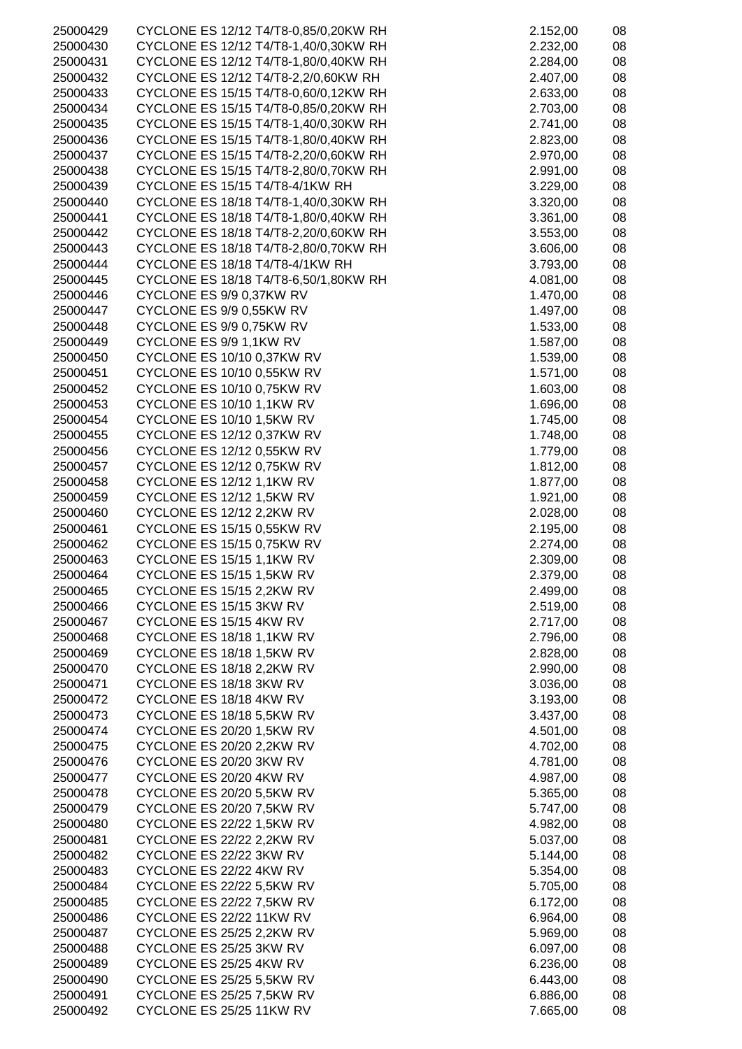| | | | |
|---|---|---|---|
| 25000429 | CYCLONE ES 12/12 T4/T8-0,85/0,20KW RH | 2.152,00 | 08 |
| 25000430 | CYCLONE ES 12/12 T4/T8-1,40/0,30KW RH | 2.232,00 | 08 |
| 25000431 | CYCLONE ES 12/12 T4/T8-1,80/0,40KW RH | 2.284,00 | 08 |
| 25000432 | CYCLONE ES 12/12 T4/T8-2,2/0,60KW RH | 2.407,00 | 08 |
| 25000433 | CYCLONE ES 15/15 T4/T8-0,60/0,12KW RH | 2.633,00 | 08 |
| 25000434 | CYCLONE ES 15/15 T4/T8-0,85/0,20KW RH | 2.703,00 | 08 |
| 25000435 | CYCLONE ES 15/15 T4/T8-1,40/0,30KW RH | 2.741,00 | 08 |
| 25000436 | CYCLONE ES 15/15 T4/T8-1,80/0,40KW RH | 2.823,00 | 08 |
| 25000437 | CYCLONE ES 15/15 T4/T8-2,20/0,60KW RH | 2.970,00 | 08 |
| 25000438 | CYCLONE ES 15/15 T4/T8-2,80/0,70KW RH | 2.991,00 | 08 |
| 25000439 | CYCLONE ES 15/15 T4/T8-4/1KW RH | 3.229,00 | 08 |
| 25000440 | CYCLONE ES 18/18 T4/T8-1,40/0,30KW RH | 3.320,00 | 08 |
| 25000441 | CYCLONE ES 18/18 T4/T8-1,80/0,40KW RH | 3.361,00 | 08 |
| 25000442 | CYCLONE ES 18/18 T4/T8-2,20/0,60KW RH | 3.553,00 | 08 |
| 25000443 | CYCLONE ES 18/18 T4/T8-2,80/0,70KW RH | 3.606,00 | 08 |
| 25000444 | CYCLONE ES 18/18 T4/T8-4/1KW RH | 3.793,00 | 08 |
| 25000445 | CYCLONE ES 18/18 T4/T8-6,50/1,80KW RH | 4.081,00 | 08 |
| 25000446 | CYCLONE ES 9/9 0,37KW RV | 1.470,00 | 08 |
| 25000447 | CYCLONE ES 9/9 0,55KW RV | 1.497,00 | 08 |
| 25000448 | CYCLONE ES 9/9 0,75KW RV | 1.533,00 | 08 |
| 25000449 | CYCLONE ES 9/9 1,1KW RV | 1.587,00 | 08 |
| 25000450 | CYCLONE ES 10/10 0,37KW RV | 1.539,00 | 08 |
| 25000451 | CYCLONE ES 10/10 0,55KW RV | 1.571,00 | 08 |
| 25000452 | CYCLONE ES 10/10 0,75KW RV | 1.603,00 | 08 |
| 25000453 | CYCLONE ES 10/10 1,1KW RV | 1.696,00 | 08 |
| 25000454 | CYCLONE ES 10/10 1,5KW RV | 1.745,00 | 08 |
| 25000455 | CYCLONE ES 12/12 0,37KW RV | 1.748,00 | 08 |
| 25000456 | CYCLONE ES 12/12 0,55KW RV | 1.779,00 | 08 |
| 25000457 | CYCLONE ES 12/12 0,75KW RV | 1.812,00 | 08 |
| 25000458 | CYCLONE ES 12/12 1,1KW RV | 1.877,00 | 08 |
| 25000459 | CYCLONE ES 12/12 1,5KW RV | 1.921,00 | 08 |
| 25000460 | CYCLONE ES 12/12 2,2KW RV | 2.028,00 | 08 |
| 25000461 | CYCLONE ES 15/15 0,55KW RV | 2.195,00 | 08 |
| 25000462 | CYCLONE ES 15/15 0,75KW RV | 2.274,00 | 08 |
| 25000463 | CYCLONE ES 15/15 1,1KW RV | 2.309,00 | 08 |
| 25000464 | CYCLONE ES 15/15 1,5KW RV | 2.379,00 | 08 |
| 25000465 | CYCLONE ES 15/15 2,2KW RV | 2.499,00 | 08 |
| 25000466 | CYCLONE ES 15/15 3KW RV | 2.519,00 | 08 |
| 25000467 | CYCLONE ES 15/15 4KW RV | 2.717,00 | 08 |
| 25000468 | CYCLONE ES 18/18 1,1KW RV | 2.796,00 | 08 |
| 25000469 | CYCLONE ES 18/18 1,5KW RV | 2.828,00 | 08 |
| 25000470 | CYCLONE ES 18/18 2,2KW RV | 2.990,00 | 08 |
| 25000471 | CYCLONE ES 18/18 3KW RV | 3.036,00 | 08 |
| 25000472 | CYCLONE ES 18/18 4KW RV | 3.193,00 | 08 |
| 25000473 | CYCLONE ES 18/18 5,5KW RV | 3.437,00 | 08 |
| 25000474 | CYCLONE ES 20/20 1,5KW RV | 4.501,00 | 08 |
| 25000475 | CYCLONE ES 20/20 2,2KW RV | 4.702,00 | 08 |
| 25000476 | CYCLONE ES 20/20 3KW RV | 4.781,00 | 08 |
| 25000477 | CYCLONE ES 20/20 4KW RV | 4.987,00 | 08 |
| 25000478 | CYCLONE ES 20/20 5,5KW RV | 5.365,00 | 08 |
| 25000479 | CYCLONE ES 20/20 7,5KW RV | 5.747,00 | 08 |
| 25000480 | CYCLONE ES 22/22 1,5KW RV | 4.982,00 | 08 |
| 25000481 | CYCLONE ES 22/22 2,2KW RV | 5.037,00 | 08 |
| 25000482 | CYCLONE ES 22/22 3KW RV | 5.144,00 | 08 |
| 25000483 | CYCLONE ES 22/22 4KW RV | 5.354,00 | 08 |
| 25000484 | CYCLONE ES 22/22 5,5KW RV | 5.705,00 | 08 |
| 25000485 | CYCLONE ES 22/22 7,5KW RV | 6.172,00 | 08 |
| 25000486 | CYCLONE ES 22/22 11KW RV | 6.964,00 | 08 |
| 25000487 | CYCLONE ES 25/25 2,2KW RV | 5.969,00 | 08 |
| 25000488 | CYCLONE ES 25/25 3KW RV | 6.097,00 | 08 |
| 25000489 | CYCLONE ES 25/25 4KW RV | 6.236,00 | 08 |
| 25000490 | CYCLONE ES 25/25 5,5KW RV | 6.443,00 | 08 |
| 25000491 | CYCLONE ES 25/25 7,5KW RV | 6.886,00 | 08 |
| 25000492 | CYCLONE ES 25/25 11KW RV | 7.665,00 | 08 |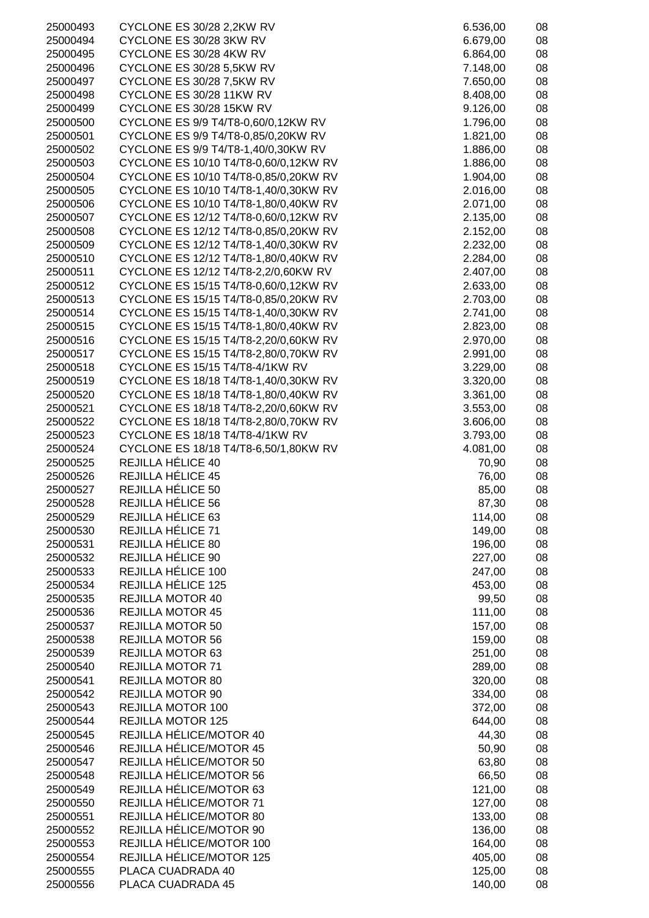| | | | |
|---|---|---|---|
| 25000493 | CYCLONE ES 30/28 2,2KW RV | 6.536,00 | 08 |
| 25000494 | CYCLONE ES 30/28 3KW RV | 6.679,00 | 08 |
| 25000495 | CYCLONE ES 30/28 4KW RV | 6.864,00 | 08 |
| 25000496 | CYCLONE ES 30/28 5,5KW RV | 7.148,00 | 08 |
| 25000497 | CYCLONE ES 30/28 7,5KW RV | 7.650,00 | 08 |
| 25000498 | CYCLONE ES 30/28 11KW RV | 8.408,00 | 08 |
| 25000499 | CYCLONE ES 30/28 15KW RV | 9.126,00 | 08 |
| 25000500 | CYCLONE ES 9/9 T4/T8-0,60/0,12KW RV | 1.796,00 | 08 |
| 25000501 | CYCLONE ES 9/9 T4/T8-0,85/0,20KW RV | 1.821,00 | 08 |
| 25000502 | CYCLONE ES 9/9 T4/T8-1,40/0,30KW RV | 1.886,00 | 08 |
| 25000503 | CYCLONE ES 10/10 T4/T8-0,60/0,12KW RV | 1.886,00 | 08 |
| 25000504 | CYCLONE ES 10/10 T4/T8-0,85/0,20KW RV | 1.904,00 | 08 |
| 25000505 | CYCLONE ES 10/10 T4/T8-1,40/0,30KW RV | 2.016,00 | 08 |
| 25000506 | CYCLONE ES 10/10 T4/T8-1,80/0,40KW RV | 2.071,00 | 08 |
| 25000507 | CYCLONE ES 12/12 T4/T8-0,60/0,12KW RV | 2.135,00 | 08 |
| 25000508 | CYCLONE ES 12/12 T4/T8-0,85/0,20KW RV | 2.152,00 | 08 |
| 25000509 | CYCLONE ES 12/12 T4/T8-1,40/0,30KW RV | 2.232,00 | 08 |
| 25000510 | CYCLONE ES 12/12 T4/T8-1,80/0,40KW RV | 2.284,00 | 08 |
| 25000511 | CYCLONE ES 12/12 T4/T8-2,2/0,60KW RV | 2.407,00 | 08 |
| 25000512 | CYCLONE ES 15/15 T4/T8-0,60/0,12KW RV | 2.633,00 | 08 |
| 25000513 | CYCLONE ES 15/15 T4/T8-0,85/0,20KW RV | 2.703,00 | 08 |
| 25000514 | CYCLONE ES 15/15 T4/T8-1,40/0,30KW RV | 2.741,00 | 08 |
| 25000515 | CYCLONE ES 15/15 T4/T8-1,80/0,40KW RV | 2.823,00 | 08 |
| 25000516 | CYCLONE ES 15/15 T4/T8-2,20/0,60KW RV | 2.970,00 | 08 |
| 25000517 | CYCLONE ES 15/15 T4/T8-2,80/0,70KW RV | 2.991,00 | 08 |
| 25000518 | CYCLONE ES 15/15 T4/T8-4/1KW RV | 3.229,00 | 08 |
| 25000519 | CYCLONE ES 18/18 T4/T8-1,40/0,30KW RV | 3.320,00 | 08 |
| 25000520 | CYCLONE ES 18/18 T4/T8-1,80/0,40KW RV | 3.361,00 | 08 |
| 25000521 | CYCLONE ES 18/18 T4/T8-2,20/0,60KW RV | 3.553,00 | 08 |
| 25000522 | CYCLONE ES 18/18 T4/T8-2,80/0,70KW RV | 3.606,00 | 08 |
| 25000523 | CYCLONE ES 18/18 T4/T8-4/1KW RV | 3.793,00 | 08 |
| 25000524 | CYCLONE ES 18/18 T4/T8-6,50/1,80KW RV | 4.081,00 | 08 |
| 25000525 | REJILLA HÉLICE 40 | 70,90 | 08 |
| 25000526 | REJILLA HÉLICE 45 | 76,00 | 08 |
| 25000527 | REJILLA HÉLICE 50 | 85,00 | 08 |
| 25000528 | REJILLA HÉLICE 56 | 87,30 | 08 |
| 25000529 | REJILLA HÉLICE 63 | 114,00 | 08 |
| 25000530 | REJILLA HÉLICE 71 | 149,00 | 08 |
| 25000531 | REJILLA HÉLICE 80 | 196,00 | 08 |
| 25000532 | REJILLA HÉLICE 90 | 227,00 | 08 |
| 25000533 | REJILLA HÉLICE 100 | 247,00 | 08 |
| 25000534 | REJILLA HÉLICE 125 | 453,00 | 08 |
| 25000535 | REJILLA MOTOR 40 | 99,50 | 08 |
| 25000536 | REJILLA MOTOR 45 | 111,00 | 08 |
| 25000537 | REJILLA MOTOR 50 | 157,00 | 08 |
| 25000538 | REJILLA MOTOR 56 | 159,00 | 08 |
| 25000539 | REJILLA MOTOR 63 | 251,00 | 08 |
| 25000540 | REJILLA MOTOR 71 | 289,00 | 08 |
| 25000541 | REJILLA MOTOR 80 | 320,00 | 08 |
| 25000542 | REJILLA MOTOR 90 | 334,00 | 08 |
| 25000543 | REJILLA MOTOR 100 | 372,00 | 08 |
| 25000544 | REJILLA MOTOR 125 | 644,00 | 08 |
| 25000545 | REJILLA HÉLICE/MOTOR 40 | 44,30 | 08 |
| 25000546 | REJILLA HÉLICE/MOTOR 45 | 50,90 | 08 |
| 25000547 | REJILLA HÉLICE/MOTOR 50 | 63,80 | 08 |
| 25000548 | REJILLA HÉLICE/MOTOR 56 | 66,50 | 08 |
| 25000549 | REJILLA HÉLICE/MOTOR 63 | 121,00 | 08 |
| 25000550 | REJILLA HÉLICE/MOTOR 71 | 127,00 | 08 |
| 25000551 | REJILLA HÉLICE/MOTOR 80 | 133,00 | 08 |
| 25000552 | REJILLA HÉLICE/MOTOR 90 | 136,00 | 08 |
| 25000553 | REJILLA HÉLICE/MOTOR 100 | 164,00 | 08 |
| 25000554 | REJILLA HÉLICE/MOTOR 125 | 405,00 | 08 |
| 25000555 | PLACA CUADRADA 40 | 125,00 | 08 |
| 25000556 | PLACA CUADRADA 45 | 140,00 | 08 |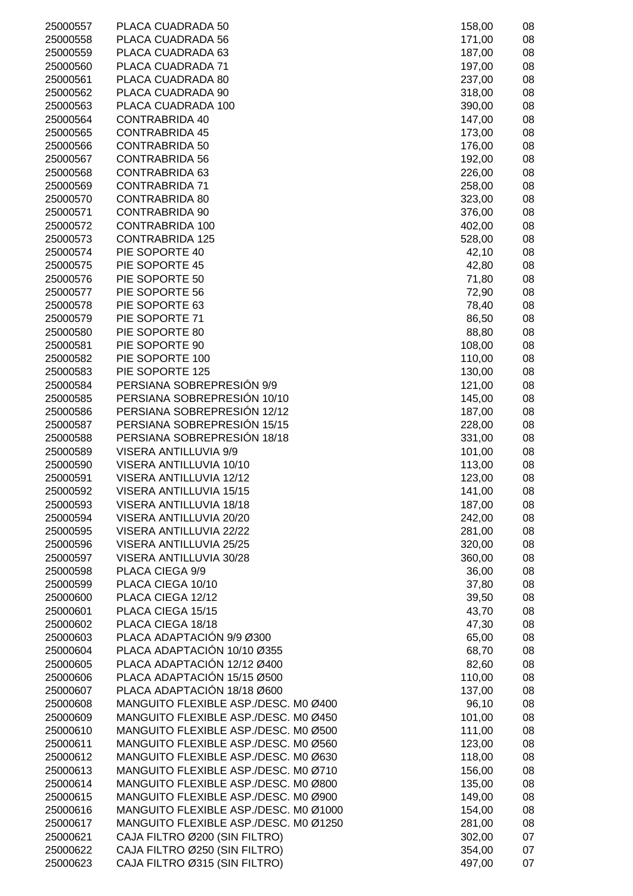| | | | |
|---|---|---|---|
| 25000557 | PLACA CUADRADA 50 | 158,00 | 08 |
| 25000558 | PLACA CUADRADA 56 | 171,00 | 08 |
| 25000559 | PLACA CUADRADA 63 | 187,00 | 08 |
| 25000560 | PLACA CUADRADA 71 | 197,00 | 08 |
| 25000561 | PLACA CUADRADA 80 | 237,00 | 08 |
| 25000562 | PLACA CUADRADA 90 | 318,00 | 08 |
| 25000563 | PLACA CUADRADA 100 | 390,00 | 08 |
| 25000564 | CONTRABRIDA 40 | 147,00 | 08 |
| 25000565 | CONTRABRIDA 45 | 173,00 | 08 |
| 25000566 | CONTRABRIDA 50 | 176,00 | 08 |
| 25000567 | CONTRABRIDA 56 | 192,00 | 08 |
| 25000568 | CONTRABRIDA 63 | 226,00 | 08 |
| 25000569 | CONTRABRIDA 71 | 258,00 | 08 |
| 25000570 | CONTRABRIDA 80 | 323,00 | 08 |
| 25000571 | CONTRABRIDA 90 | 376,00 | 08 |
| 25000572 | CONTRABRIDA 100 | 402,00 | 08 |
| 25000573 | CONTRABRIDA 125 | 528,00 | 08 |
| 25000574 | PIE SOPORTE 40 | 42,10 | 08 |
| 25000575 | PIE SOPORTE 45 | 42,80 | 08 |
| 25000576 | PIE SOPORTE 50 | 71,80 | 08 |
| 25000577 | PIE SOPORTE 56 | 72,90 | 08 |
| 25000578 | PIE SOPORTE 63 | 78,40 | 08 |
| 25000579 | PIE SOPORTE 71 | 86,50 | 08 |
| 25000580 | PIE SOPORTE 80 | 88,80 | 08 |
| 25000581 | PIE SOPORTE 90 | 108,00 | 08 |
| 25000582 | PIE SOPORTE 100 | 110,00 | 08 |
| 25000583 | PIE SOPORTE 125 | 130,00 | 08 |
| 25000584 | PERSIANA SOBREPRESIÓN 9/9 | 121,00 | 08 |
| 25000585 | PERSIANA SOBREPRESIÓN 10/10 | 145,00 | 08 |
| 25000586 | PERSIANA SOBREPRESIÓN 12/12 | 187,00 | 08 |
| 25000587 | PERSIANA SOBREPRESIÓN 15/15 | 228,00 | 08 |
| 25000588 | PERSIANA SOBREPRESIÓN 18/18 | 331,00 | 08 |
| 25000589 | VISERA ANTILLUVIA 9/9 | 101,00 | 08 |
| 25000590 | VISERA ANTILLUVIA 10/10 | 113,00 | 08 |
| 25000591 | VISERA ANTILLUVIA 12/12 | 123,00 | 08 |
| 25000592 | VISERA ANTILLUVIA 15/15 | 141,00 | 08 |
| 25000593 | VISERA ANTILLUVIA 18/18 | 187,00 | 08 |
| 25000594 | VISERA ANTILLUVIA 20/20 | 242,00 | 08 |
| 25000595 | VISERA ANTILLUVIA 22/22 | 281,00 | 08 |
| 25000596 | VISERA ANTILLUVIA 25/25 | 320,00 | 08 |
| 25000597 | VISERA ANTILLUVIA 30/28 | 360,00 | 08 |
| 25000598 | PLACA CIEGA 9/9 | 36,00 | 08 |
| 25000599 | PLACA CIEGA 10/10 | 37,80 | 08 |
| 25000600 | PLACA CIEGA 12/12 | 39,50 | 08 |
| 25000601 | PLACA CIEGA 15/15 | 43,70 | 08 |
| 25000602 | PLACA CIEGA 18/18 | 47,30 | 08 |
| 25000603 | PLACA ADAPTACIÓN 9/9 Ø300 | 65,00 | 08 |
| 25000604 | PLACA ADAPTACIÓN 10/10 Ø355 | 68,70 | 08 |
| 25000605 | PLACA ADAPTACIÓN 12/12 Ø400 | 82,60 | 08 |
| 25000606 | PLACA ADAPTACIÓN 15/15 Ø500 | 110,00 | 08 |
| 25000607 | PLACA ADAPTACIÓN 18/18 Ø600 | 137,00 | 08 |
| 25000608 | MANGUITO FLEXIBLE ASP./DESC. M0 Ø400 | 96,10 | 08 |
| 25000609 | MANGUITO FLEXIBLE ASP./DESC. M0 Ø450 | 101,00 | 08 |
| 25000610 | MANGUITO FLEXIBLE ASP./DESC. M0 Ø500 | 111,00 | 08 |
| 25000611 | MANGUITO FLEXIBLE ASP./DESC. M0 Ø560 | 123,00 | 08 |
| 25000612 | MANGUITO FLEXIBLE ASP./DESC. M0 Ø630 | 118,00 | 08 |
| 25000613 | MANGUITO FLEXIBLE ASP./DESC. M0 Ø710 | 156,00 | 08 |
| 25000614 | MANGUITO FLEXIBLE ASP./DESC. M0 Ø800 | 135,00 | 08 |
| 25000615 | MANGUITO FLEXIBLE ASP./DESC. M0 Ø900 | 149,00 | 08 |
| 25000616 | MANGUITO FLEXIBLE ASP./DESC. M0 Ø1000 | 154,00 | 08 |
| 25000617 | MANGUITO FLEXIBLE ASP./DESC. M0 Ø1250 | 281,00 | 08 |
| 25000621 | CAJA FILTRO Ø200 (SIN FILTRO) | 302,00 | 07 |
| 25000622 | CAJA FILTRO Ø250 (SIN FILTRO) | 354,00 | 07 |
| 25000623 | CAJA FILTRO Ø315 (SIN FILTRO) | 497,00 | 07 |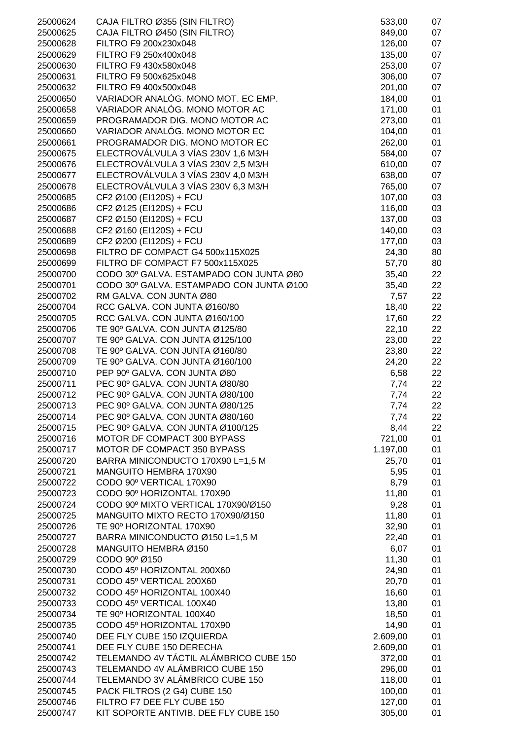| | | | |
|---|---|---|---|
| 25000624 | CAJA FILTRO Ø355 (SIN FILTRO) | 533,00 | 07 |
| 25000625 | CAJA FILTRO Ø450 (SIN FILTRO) | 849,00 | 07 |
| 25000628 | FILTRO F9 200x230x048 | 126,00 | 07 |
| 25000629 | FILTRO F9 250x400x048 | 135,00 | 07 |
| 25000630 | FILTRO F9 430x580x048 | 253,00 | 07 |
| 25000631 | FILTRO F9 500x625x048 | 306,00 | 07 |
| 25000632 | FILTRO F9 400x500x048 | 201,00 | 07 |
| 25000650 | VARIADOR ANALÓG. MONO MOT. EC EMP. | 184,00 | 01 |
| 25000658 | VARIADOR ANALÓG. MONO MOTOR AC | 171,00 | 01 |
| 25000659 | PROGRAMADOR DIG. MONO MOTOR AC | 273,00 | 01 |
| 25000660 | VARIADOR ANALÓG. MONO MOTOR EC | 104,00 | 01 |
| 25000661 | PROGRAMADOR DIG. MONO MOTOR EC | 262,00 | 01 |
| 25000675 | ELECTROVÁLVULA 3 VÍAS 230V 1,6 M3/H | 584,00 | 07 |
| 25000676 | ELECTROVÁLVULA 3 VÍAS 230V 2,5 M3/H | 610,00 | 07 |
| 25000677 | ELECTROVÁLVULA 3 VÍAS 230V 4,0 M3/H | 638,00 | 07 |
| 25000678 | ELECTROVÁLVULA 3 VÍAS 230V 6,3 M3/H | 765,00 | 07 |
| 25000685 | CF2 Ø100 (EI120S) + FCU | 107,00 | 03 |
| 25000686 | CF2 Ø125 (EI120S) + FCU | 116,00 | 03 |
| 25000687 | CF2 Ø150 (EI120S) + FCU | 137,00 | 03 |
| 25000688 | CF2 Ø160 (EI120S) + FCU | 140,00 | 03 |
| 25000689 | CF2 Ø200 (EI120S) + FCU | 177,00 | 03 |
| 25000698 | FILTRO DF COMPACT G4 500x115X025 | 24,30 | 80 |
| 25000699 | FILTRO DF COMPACT F7 500x115X025 | 57,70 | 80 |
| 25000700 | CODO 30º GALVA. ESTAMPADO CON JUNTA Ø80 | 35,40 | 22 |
| 25000701 | CODO 30º GALVA. ESTAMPADO CON JUNTA Ø100 | 35,40 | 22 |
| 25000702 | RM GALVA. CON JUNTA Ø80 | 7,57 | 22 |
| 25000704 | RCC GALVA. CON JUNTA Ø160/80 | 18,40 | 22 |
| 25000705 | RCC GALVA. CON JUNTA Ø160/100 | 17,60 | 22 |
| 25000706 | TE 90º GALVA. CON JUNTA Ø125/80 | 22,10 | 22 |
| 25000707 | TE 90º GALVA. CON JUNTA Ø125/100 | 23,00 | 22 |
| 25000708 | TE 90º GALVA. CON JUNTA Ø160/80 | 23,80 | 22 |
| 25000709 | TE 90º GALVA. CON JUNTA Ø160/100 | 24,20 | 22 |
| 25000710 | PEP 90º GALVA. CON JUNTA Ø80 | 6,58 | 22 |
| 25000711 | PEC 90º GALVA. CON JUNTA Ø80/80 | 7,74 | 22 |
| 25000712 | PEC 90º GALVA. CON JUNTA Ø80/100 | 7,74 | 22 |
| 25000713 | PEC 90º GALVA. CON JUNTA Ø80/125 | 7,74 | 22 |
| 25000714 | PEC 90º GALVA. CON JUNTA Ø80/160 | 7,74 | 22 |
| 25000715 | PEC 90º GALVA. CON JUNTA Ø100/125 | 8,44 | 22 |
| 25000716 | MOTOR DF COMPACT 300 BYPASS | 721,00 | 01 |
| 25000717 | MOTOR DF COMPACT 350 BYPASS | 1.197,00 | 01 |
| 25000720 | BARRA MINICONDUCTO 170X90 L=1,5 M | 25,70 | 01 |
| 25000721 | MANGUITO HEMBRA 170X90 | 5,95 | 01 |
| 25000722 | CODO 90º VERTICAL 170X90 | 8,79 | 01 |
| 25000723 | CODO 90º HORIZONTAL 170X90 | 11,80 | 01 |
| 25000724 | CODO 90º MIXTO VERTICAL 170X90/Ø150 | 9,28 | 01 |
| 25000725 | MANGUITO MIXTO RECTO 170X90/Ø150 | 11,80 | 01 |
| 25000726 | TE 90º HORIZONTAL 170X90 | 32,90 | 01 |
| 25000727 | BARRA MINICONDUCTO Ø150 L=1,5 M | 22,40 | 01 |
| 25000728 | MANGUITO HEMBRA Ø150 | 6,07 | 01 |
| 25000729 | CODO 90º Ø150 | 11,30 | 01 |
| 25000730 | CODO 45º HORIZONTAL 200X60 | 24,90 | 01 |
| 25000731 | CODO 45º VERTICAL 200X60 | 20,70 | 01 |
| 25000732 | CODO 45º HORIZONTAL 100X40 | 16,60 | 01 |
| 25000733 | CODO 45º VERTICAL 100X40 | 13,80 | 01 |
| 25000734 | TE 90º HORIZONTAL 100X40 | 18,50 | 01 |
| 25000735 | CODO 45º HORIZONTAL 170X90 | 14,90 | 01 |
| 25000740 | DEE FLY CUBE 150 IZQUIERDA | 2.609,00 | 01 |
| 25000741 | DEE FLY CUBE 150 DERECHA | 2.609,00 | 01 |
| 25000742 | TELEMANDO 4V TÁCTIL ALÁMBRICO CUBE 150 | 372,00 | 01 |
| 25000743 | TELEMANDO 4V ALÁMBRICO CUBE 150 | 296,00 | 01 |
| 25000744 | TELEMANDO 3V ALÁMBRICO CUBE 150 | 118,00 | 01 |
| 25000745 | PACK FILTROS (2 G4) CUBE 150 | 100,00 | 01 |
| 25000746 | FILTRO F7 DEE FLY CUBE 150 | 127,00 | 01 |
| 25000747 | KIT SOPORTE ANTIVIB. DEE FLY CUBE 150 | 305,00 | 01 |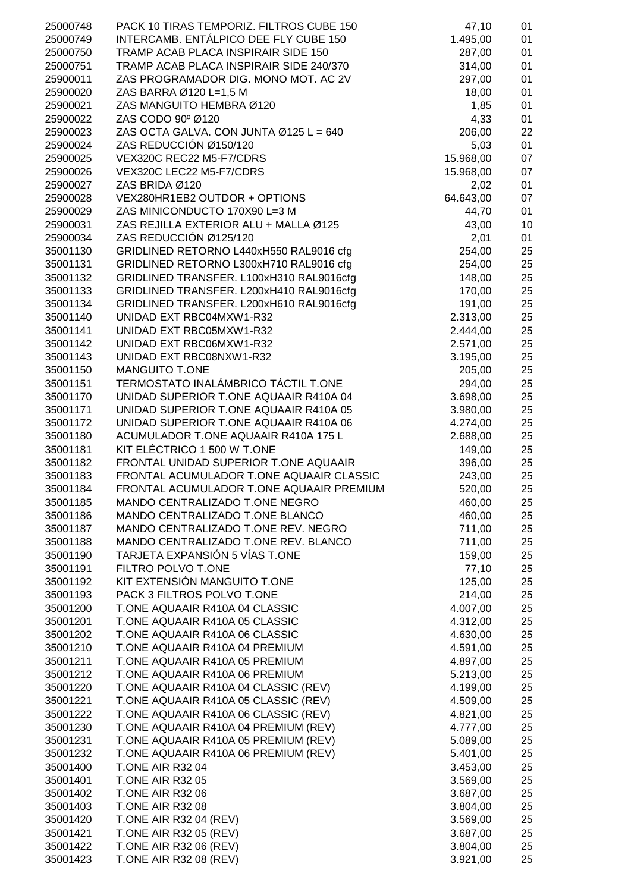| | | | |
|---|---|---|---|
| 25000748 | PACK 10 TIRAS TEMPORIZ. FILTROS CUBE 150 | 47,10 | 01 |
| 25000749 | INTERCAMB. ENTÁLPICO DEE FLY CUBE 150 | 1.495,00 | 01 |
| 25000750 | TRAMP ACAB PLACA INSPIRAIR SIDE 150 | 287,00 | 01 |
| 25000751 | TRAMP ACAB PLACA INSPIRAIR SIDE 240/370 | 314,00 | 01 |
| 25900011 | ZAS PROGRAMADOR DIG. MONO MOT. AC 2V | 297,00 | 01 |
| 25900020 | ZAS BARRA Ø120 L=1,5 M | 18,00 | 01 |
| 25900021 | ZAS MANGUITO HEMBRA Ø120 | 1,85 | 01 |
| 25900022 | ZAS CODO 90º Ø120 | 4,33 | 01 |
| 25900023 | ZAS OCTA GALVA. CON JUNTA Ø125 L = 640 | 206,00 | 22 |
| 25900024 | ZAS REDUCCIÓN Ø150/120 | 5,03 | 01 |
| 25900025 | VEX320C REC22 M5-F7/CDRS | 15.968,00 | 07 |
| 25900026 | VEX320C LEC22 M5-F7/CDRS | 15.968,00 | 07 |
| 25900027 | ZAS BRIDA Ø120 | 2,02 | 01 |
| 25900028 | VEX280HR1EB2 OUTDOR + OPTIONS | 64.643,00 | 07 |
| 25900029 | ZAS MINICONDUCTO 170X90 L=3 M | 44,70 | 01 |
| 25900031 | ZAS REJILLA EXTERIOR ALU + MALLA Ø125 | 43,00 | 10 |
| 25900034 | ZAS REDUCCIÓN Ø125/120 | 2,01 | 01 |
| 35001130 | GRIDLINED RETORNO L440xH550 RAL9016 cfg | 254,00 | 25 |
| 35001131 | GRIDLINED RETORNO L300xH710 RAL9016 cfg | 254,00 | 25 |
| 35001132 | GRIDLINED TRANSFER. L100xH310 RAL9016cfg | 148,00 | 25 |
| 35001133 | GRIDLINED TRANSFER. L200xH410 RAL9016cfg | 170,00 | 25 |
| 35001134 | GRIDLINED TRANSFER. L200xH610 RAL9016cfg | 191,00 | 25 |
| 35001140 | UNIDAD EXT RBC04MXW1-R32 | 2.313,00 | 25 |
| 35001141 | UNIDAD EXT RBC05MXW1-R32 | 2.444,00 | 25 |
| 35001142 | UNIDAD EXT RBC06MXW1-R32 | 2.571,00 | 25 |
| 35001143 | UNIDAD EXT RBC08NXW1-R32 | 3.195,00 | 25 |
| 35001150 | MANGUITO T.ONE | 205,00 | 25 |
| 35001151 | TERMOSTATO INALÁMBRICO TÁCTIL T.ONE | 294,00 | 25 |
| 35001170 | UNIDAD SUPERIOR T.ONE AQUAAIR R410A 04 | 3.698,00 | 25 |
| 35001171 | UNIDAD SUPERIOR T.ONE AQUAAIR R410A 05 | 3.980,00 | 25 |
| 35001172 | UNIDAD SUPERIOR T.ONE AQUAAIR R410A 06 | 4.274,00 | 25 |
| 35001180 | ACUMULADOR T.ONE AQUAAIR R410A 175 L | 2.688,00 | 25 |
| 35001181 | KIT ELÉCTRICO 1 500 W T.ONE | 149,00 | 25 |
| 35001182 | FRONTAL UNIDAD SUPERIOR T.ONE AQUAAIR | 396,00 | 25 |
| 35001183 | FRONTAL ACUMULADOR T.ONE AQUAAIR CLASSIC | 243,00 | 25 |
| 35001184 | FRONTAL ACUMULADOR T.ONE AQUAAIR PREMIUM | 520,00 | 25 |
| 35001185 | MANDO CENTRALIZADO T.ONE NEGRO | 460,00 | 25 |
| 35001186 | MANDO CENTRALIZADO T.ONE BLANCO | 460,00 | 25 |
| 35001187 | MANDO CENTRALIZADO T.ONE REV. NEGRO | 711,00 | 25 |
| 35001188 | MANDO CENTRALIZADO T.ONE REV. BLANCO | 711,00 | 25 |
| 35001190 | TARJETA EXPANSIÓN 5 VÍAS T.ONE | 159,00 | 25 |
| 35001191 | FILTRO POLVO T.ONE | 77,10 | 25 |
| 35001192 | KIT EXTENSIÓN MANGUITO T.ONE | 125,00 | 25 |
| 35001193 | PACK 3 FILTROS POLVO T.ONE | 214,00 | 25 |
| 35001200 | T.ONE AQUAAIR R410A 04 CLASSIC | 4.007,00 | 25 |
| 35001201 | T.ONE AQUAAIR R410A 05 CLASSIC | 4.312,00 | 25 |
| 35001202 | T.ONE AQUAAIR R410A 06 CLASSIC | 4.630,00 | 25 |
| 35001210 | T.ONE AQUAAIR R410A 04 PREMIUM | 4.591,00 | 25 |
| 35001211 | T.ONE AQUAAIR R410A 05 PREMIUM | 4.897,00 | 25 |
| 35001212 | T.ONE AQUAAIR R410A 06 PREMIUM | 5.213,00 | 25 |
| 35001220 | T.ONE AQUAAIR R410A 04 CLASSIC (REV) | 4.199,00 | 25 |
| 35001221 | T.ONE AQUAAIR R410A 05 CLASSIC (REV) | 4.509,00 | 25 |
| 35001222 | T.ONE AQUAAIR R410A 06 CLASSIC (REV) | 4.821,00 | 25 |
| 35001230 | T.ONE AQUAAIR R410A 04 PREMIUM (REV) | 4.777,00 | 25 |
| 35001231 | T.ONE AQUAAIR R410A 05 PREMIUM (REV) | 5.089,00 | 25 |
| 35001232 | T.ONE AQUAAIR R410A 06 PREMIUM (REV) | 5.401,00 | 25 |
| 35001400 | T.ONE AIR R32 04 | 3.453,00 | 25 |
| 35001401 | T.ONE AIR R32 05 | 3.569,00 | 25 |
| 35001402 | T.ONE AIR R32 06 | 3.687,00 | 25 |
| 35001403 | T.ONE AIR R32 08 | 3.804,00 | 25 |
| 35001420 | T.ONE AIR R32 04 (REV) | 3.569,00 | 25 |
| 35001421 | T.ONE AIR R32 05 (REV) | 3.687,00 | 25 |
| 35001422 | T.ONE AIR R32 06 (REV) | 3.804,00 | 25 |
| 35001423 | T.ONE AIR R32 08 (REV) | 3.921,00 | 25 |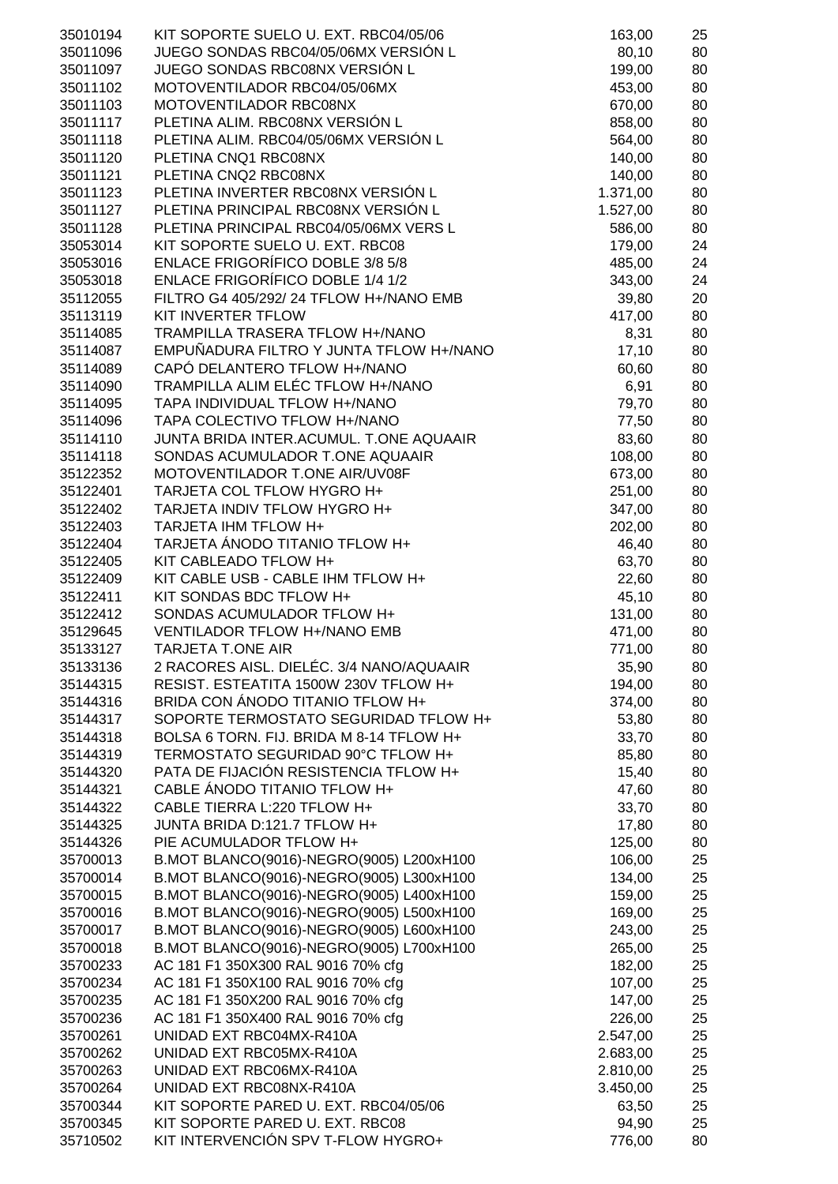| | | | |
|---|---|---|---|
| 35010194 | KIT SOPORTE SUELO U. EXT. RBC04/05/06 | 163,00 | 25 |
| 35011096 | JUEGO SONDAS RBC04/05/06MX VERSIÓN L | 80,10 | 80 |
| 35011097 | JUEGO SONDAS RBC08NX VERSIÓN L | 199,00 | 80 |
| 35011102 | MOTOVENTILADOR RBC04/05/06MX | 453,00 | 80 |
| 35011103 | MOTOVENTILADOR RBC08NX | 670,00 | 80 |
| 35011117 | PLETINA ALIM. RBC08NX VERSIÓN L | 858,00 | 80 |
| 35011118 | PLETINA ALIM. RBC04/05/06MX VERSIÓN L | 564,00 | 80 |
| 35011120 | PLETINA CNQ1 RBC08NX | 140,00 | 80 |
| 35011121 | PLETINA CNQ2 RBC08NX | 140,00 | 80 |
| 35011123 | PLETINA INVERTER RBC08NX VERSIÓN L | 1.371,00 | 80 |
| 35011127 | PLETINA PRINCIPAL RBC08NX VERSIÓN L | 1.527,00 | 80 |
| 35011128 | PLETINA PRINCIPAL RBC04/05/06MX VERS L | 586,00 | 80 |
| 35053014 | KIT SOPORTE SUELO U. EXT. RBC08 | 179,00 | 24 |
| 35053016 | ENLACE FRIGORÍFICO DOBLE 3/8 5/8 | 485,00 | 24 |
| 35053018 | ENLACE FRIGORÍFICO DOBLE 1/4 1/2 | 343,00 | 24 |
| 35112055 | FILTRO G4 405/292/ 24 TFLOW H+/NANO EMB | 39,80 | 20 |
| 35113119 | KIT INVERTER TFLOW | 417,00 | 80 |
| 35114085 | TRAMPILLA TRASERA TFLOW H+/NANO | 8,31 | 80 |
| 35114087 | EMPUÑADURA FILTRO Y JUNTA TFLOW H+/NANO | 17,10 | 80 |
| 35114089 | CAPÓ DELANTERO TFLOW H+/NANO | 60,60 | 80 |
| 35114090 | TRAMPILLA ALIM ELÉC TFLOW H+/NANO | 6,91 | 80 |
| 35114095 | TAPA INDIVIDUAL TFLOW H+/NANO | 79,70 | 80 |
| 35114096 | TAPA COLECTIVO TFLOW H+/NANO | 77,50 | 80 |
| 35114110 | JUNTA BRIDA INTER.ACUMUL. T.ONE AQUAAIR | 83,60 | 80 |
| 35114118 | SONDAS ACUMULADOR T.ONE AQUAAIR | 108,00 | 80 |
| 35122352 | MOTOVENTILADOR T.ONE AIR/UV08F | 673,00 | 80 |
| 35122401 | TARJETA COL TFLOW HYGRO H+ | 251,00 | 80 |
| 35122402 | TARJETA INDIV TFLOW HYGRO H+ | 347,00 | 80 |
| 35122403 | TARJETA IHM TFLOW H+ | 202,00 | 80 |
| 35122404 | TARJETA ÁNODO TITANIO TFLOW H+ | 46,40 | 80 |
| 35122405 | KIT CABLEADO TFLOW H+ | 63,70 | 80 |
| 35122409 | KIT CABLE USB - CABLE IHM TFLOW H+ | 22,60 | 80 |
| 35122411 | KIT SONDAS BDC TFLOW H+ | 45,10 | 80 |
| 35122412 | SONDAS ACUMULADOR TFLOW H+ | 131,00 | 80 |
| 35129645 | VENTILADOR TFLOW H+/NANO EMB | 471,00 | 80 |
| 35133127 | TARJETA T.ONE AIR | 771,00 | 80 |
| 35133136 | 2 RACORES AISL. DIELÉC. 3/4 NANO/AQUAAIR | 35,90 | 80 |
| 35144315 | RESIST. ESTEATITA 1500W 230V TFLOW H+ | 194,00 | 80 |
| 35144316 | BRIDA CON ÁNODO TITANIO TFLOW H+ | 374,00 | 80 |
| 35144317 | SOPORTE TERMOSTATO SEGURIDAD TFLOW H+ | 53,80 | 80 |
| 35144318 | BOLSA 6 TORN. FIJ. BRIDA M 8-14 TFLOW H+ | 33,70 | 80 |
| 35144319 | TERMOSTATO SEGURIDAD 90°C TFLOW H+ | 85,80 | 80 |
| 35144320 | PATA DE FIJACIÓN RESISTENCIA TFLOW H+ | 15,40 | 80 |
| 35144321 | CABLE ÁNODO TITANIO TFLOW H+ | 47,60 | 80 |
| 35144322 | CABLE TIERRA L:220 TFLOW H+ | 33,70 | 80 |
| 35144325 | JUNTA BRIDA D:121.7 TFLOW H+ | 17,80 | 80 |
| 35144326 | PIE ACUMULADOR TFLOW H+ | 125,00 | 80 |
| 35700013 | B.MOT BLANCO(9016)-NEGRO(9005) L200xH100 | 106,00 | 25 |
| 35700014 | B.MOT BLANCO(9016)-NEGRO(9005) L300xH100 | 134,00 | 25 |
| 35700015 | B.MOT BLANCO(9016)-NEGRO(9005) L400xH100 | 159,00 | 25 |
| 35700016 | B.MOT BLANCO(9016)-NEGRO(9005) L500xH100 | 169,00 | 25 |
| 35700017 | B.MOT BLANCO(9016)-NEGRO(9005) L600xH100 | 243,00 | 25 |
| 35700018 | B.MOT BLANCO(9016)-NEGRO(9005) L700xH100 | 265,00 | 25 |
| 35700233 | AC 181 F1 350X300 RAL 9016 70% cfg | 182,00 | 25 |
| 35700234 | AC 181 F1 350X100 RAL 9016 70% cfg | 107,00 | 25 |
| 35700235 | AC 181 F1 350X200 RAL 9016 70% cfg | 147,00 | 25 |
| 35700236 | AC 181 F1 350X400 RAL 9016 70% cfg | 226,00 | 25 |
| 35700261 | UNIDAD EXT RBC04MX-R410A | 2.547,00 | 25 |
| 35700262 | UNIDAD EXT RBC05MX-R410A | 2.683,00 | 25 |
| 35700263 | UNIDAD EXT RBC06MX-R410A | 2.810,00 | 25 |
| 35700264 | UNIDAD EXT RBC08NX-R410A | 3.450,00 | 25 |
| 35700344 | KIT SOPORTE PARED U. EXT. RBC04/05/06 | 63,50 | 25 |
| 35700345 | KIT SOPORTE PARED U. EXT. RBC08 | 94,90 | 25 |
| 35710502 | KIT INTERVENCIÓN SPV T-FLOW HYGRO+ | 776,00 | 80 |